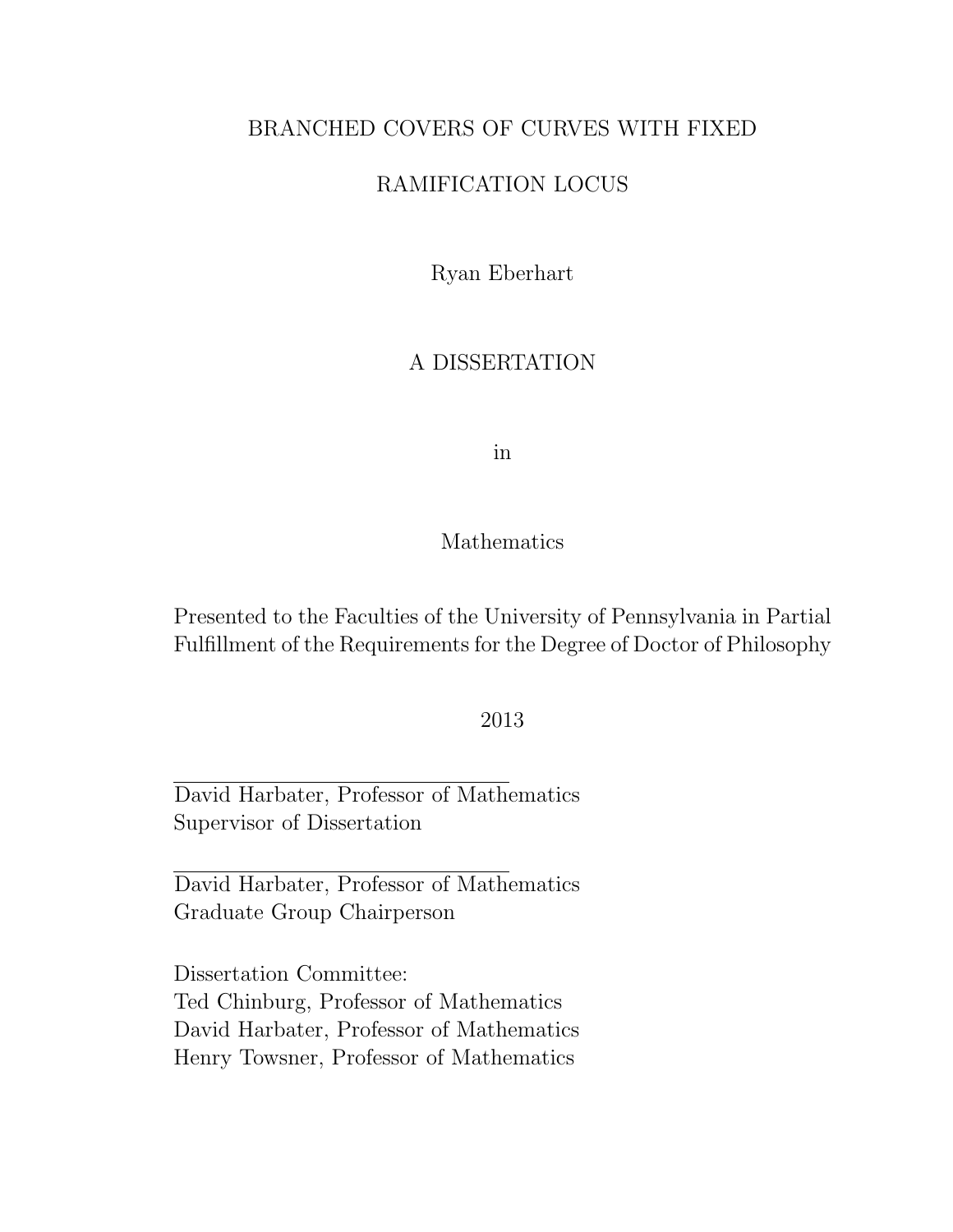# BRANCHED COVERS OF CURVES WITH FIXED RAMIFICATION LOCUS

Ryan Eberhart

A DISSERTATION

in

Mathematics

Presented to the Faculties of the University of Pennsylvania in Partial Fulfillment of the Requirements for the Degree of Doctor of Philosophy

2013

David Harbater, Professor of Mathematics
Supervisor of Dissertation

David Harbater, Professor of Mathematics
Graduate Group Chairperson

Dissertation Committee:
Ted Chinburg, Professor of Mathematics
David Harbater, Professor of Mathematics
Henry Towsner, Professor of Mathematics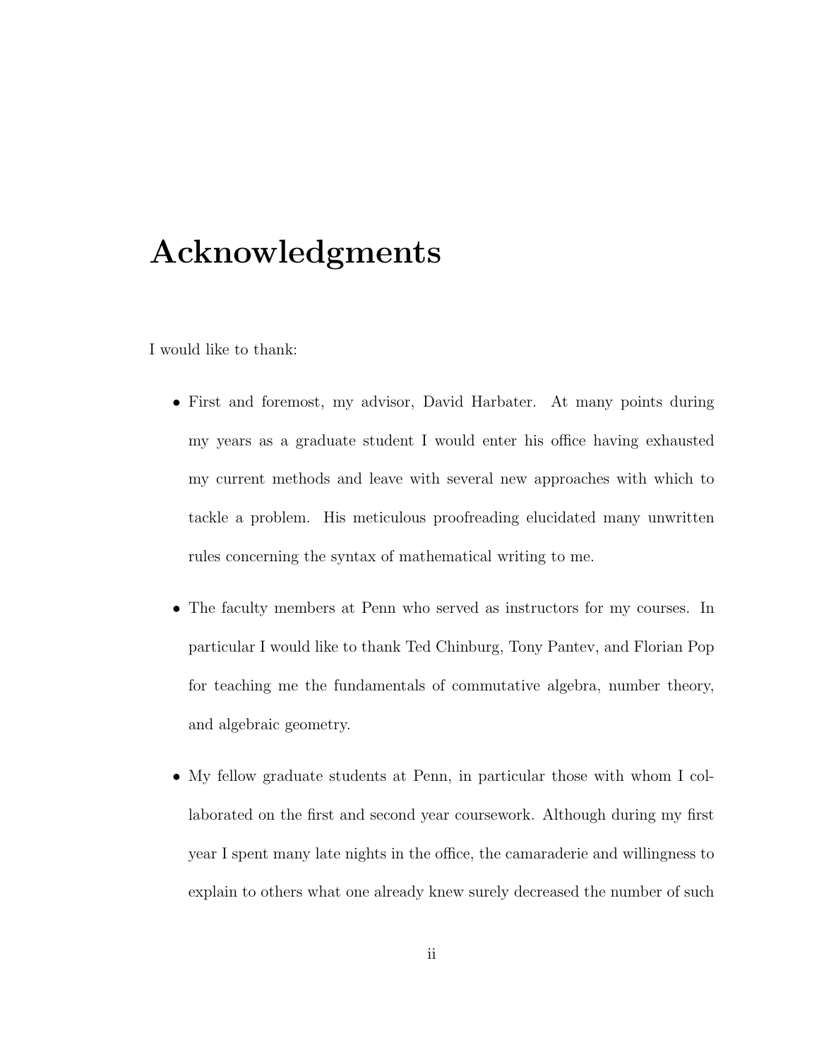# Acknowledgments

I would like to thank:

- First and foremost, my advisor, David Harbater. At many points during my years as a graduate student I would enter his office having exhausted my current methods and leave with several new approaches with which to tackle a problem. His meticulous proofreading elucidated many unwritten rules concerning the syntax of mathematical writing to me.

- The faculty members at Penn who served as instructors for my courses. In particular I would like to thank Ted Chinburg, Tony Pantev, and Florian Pop for teaching me the fundamentals of commutative algebra, number theory, and algebraic geometry.

- My fellow graduate students at Penn, in particular those with whom I collaborated on the first and second year coursework. Although during my first year I spent many late nights in the office, the camaraderie and willingness to explain to others what one already knew surely decreased the number of such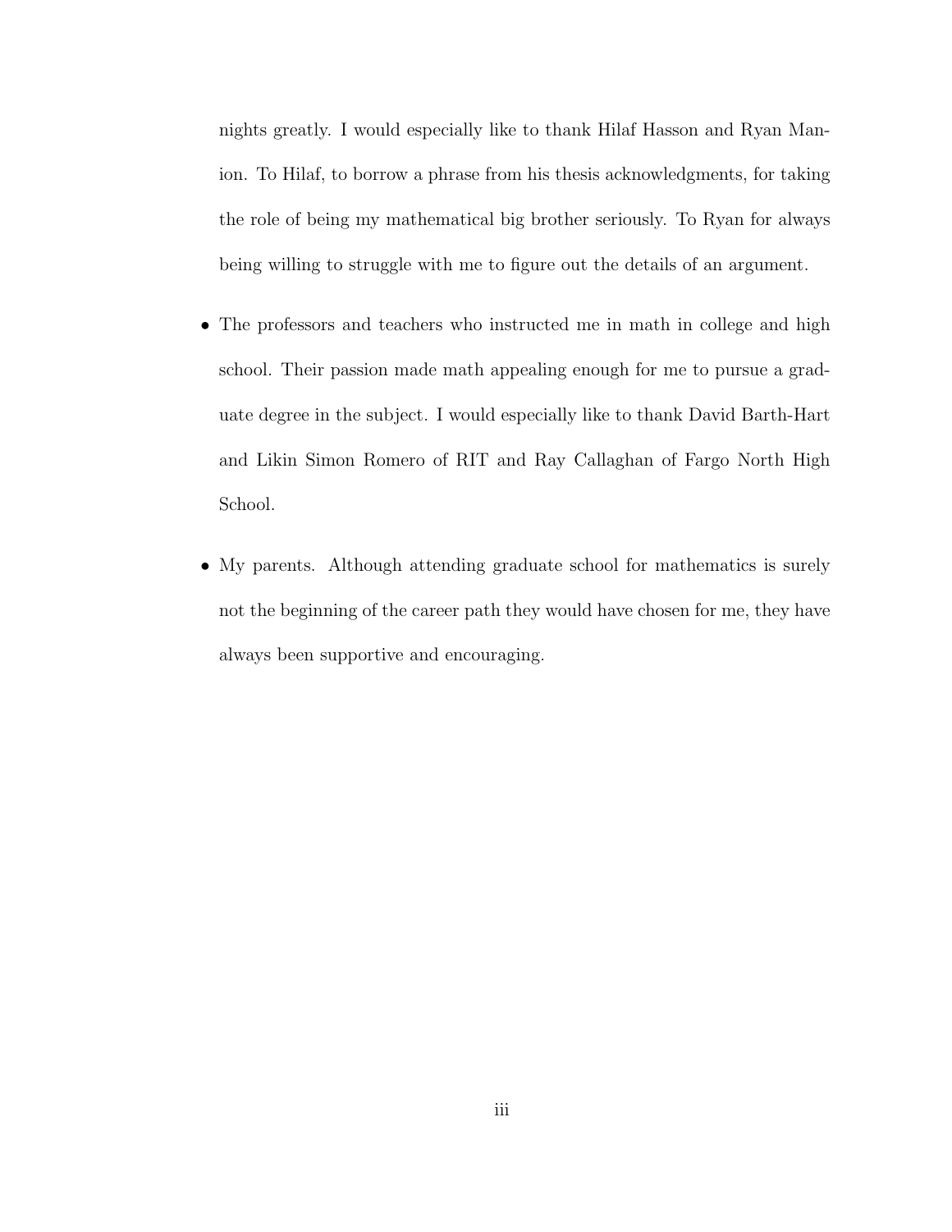nights greatly. I would especially like to thank Hilaf Hasson and Ryan Manion. To Hilaf, to borrow a phrase from his thesis acknowledgments, for taking the role of being my mathematical big brother seriously. To Ryan for always being willing to struggle with me to figure out the details of an argument.

- The professors and teachers who instructed me in math in college and high school. Their passion made math appealing enough for me to pursue a graduate degree in the subject. I would especially like to thank David Barth-Hart and Likin Simon Romero of RIT and Ray Callaghan of Fargo North High School.

- My parents. Although attending graduate school for mathematics is surely not the beginning of the career path they would have chosen for me, they have always been supportive and encouraging.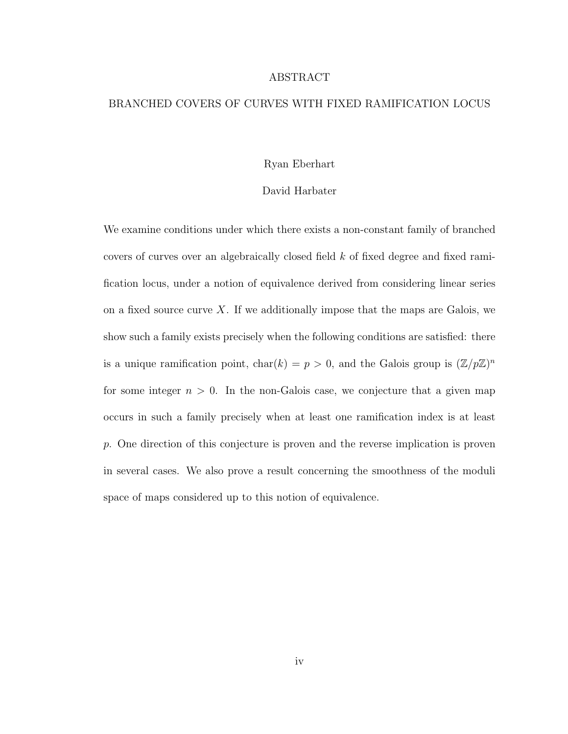# ABSTRACT

## BRANCHED COVERS OF CURVES WITH FIXED RAMIFICATION LOCUS

Ryan Eberhart

David Harbater

We examine conditions under which there exists a non-constant family of branched covers of curves over an algebraically closed field $k$ of fixed degree and fixed ramification locus, under a notion of equivalence derived from considering linear series on a fixed source curve $X$. If we additionally impose that the maps are Galois, we show such a family exists precisely when the following conditions are satisfied: there is a unique ramification point, $\text{char}(k) = p > 0$, and the Galois group is $(\mathbb{Z}/p\mathbb{Z})^n$ for some integer $n > 0$. In the non-Galois case, we conjecture that a given map occurs in such a family precisely when at least one ramification index is at least $p$. One direction of this conjecture is proven and the reverse implication is proven in several cases. We also prove a result concerning the smoothness of the moduli space of maps considered up to this notion of equivalence.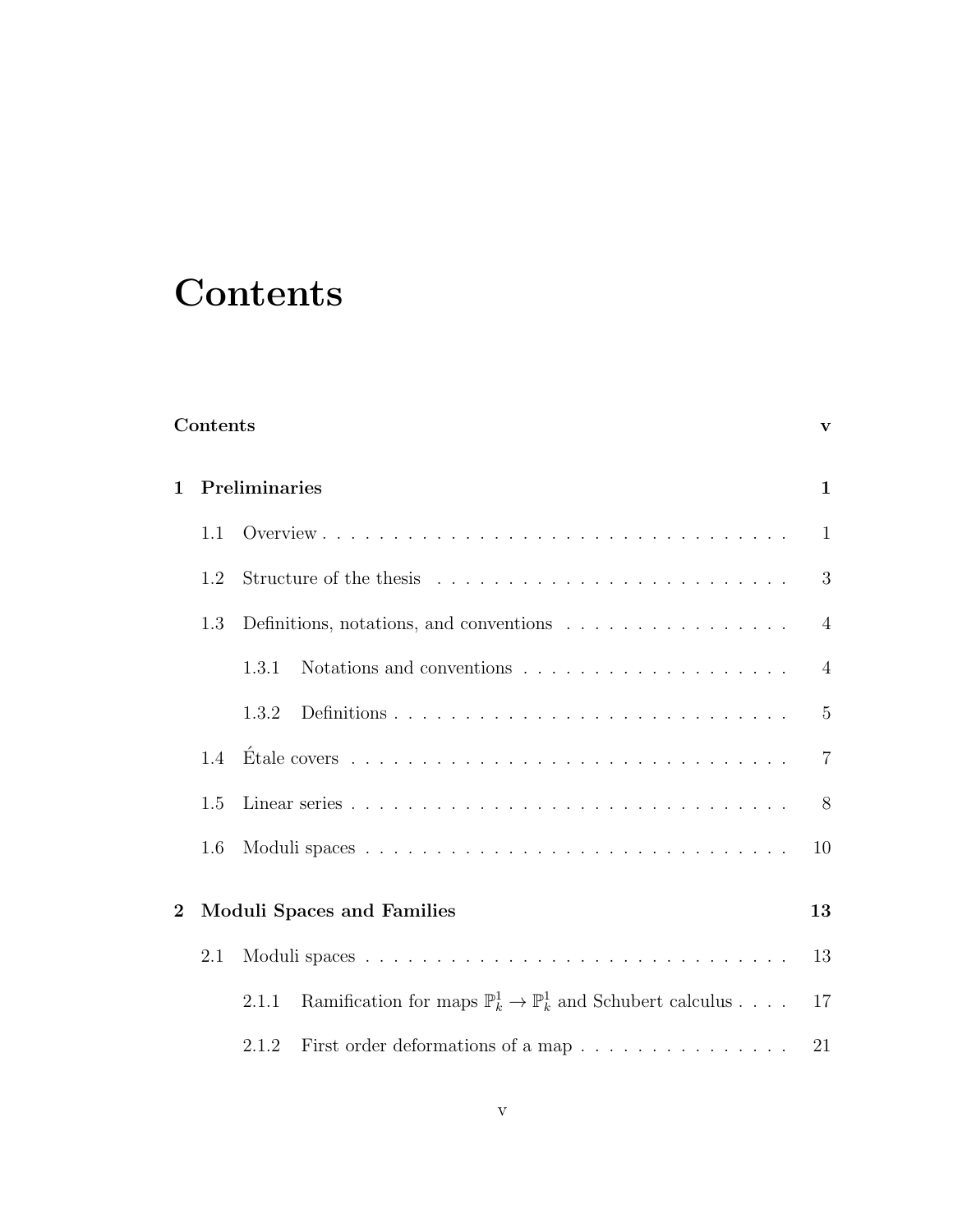# Contents

**Contents** **v**

**1 Preliminaries** **1**

- 1.1 Overview . . . . . . . . . . . . . . . . . . . . . . . . . . . . . . . . . 1
- 1.2 Structure of the thesis . . . . . . . . . . . . . . . . . . . . . . . . . 3
- 1.3 Definitions, notations, and conventions . . . . . . . . . . . . . . . . 4
  - 1.3.1 Notations and conventions . . . . . . . . . . . . . . . . . . . 4
  - 1.3.2 Definitions . . . . . . . . . . . . . . . . . . . . . . . . . . . . 5
- 1.4 Étale covers . . . . . . . . . . . . . . . . . . . . . . . . . . . . . . . 7
- 1.5 Linear series . . . . . . . . . . . . . . . . . . . . . . . . . . . . . . . 8
- 1.6 Moduli spaces . . . . . . . . . . . . . . . . . . . . . . . . . . . . . . 10

**2 Moduli Spaces and Families** **13**

- 2.1 Moduli spaces . . . . . . . . . . . . . . . . . . . . . . . . . . . . . . 13
  - 2.1.1 Ramification for maps $\mathbb{P}^1_k \to \mathbb{P}^1_k$ and Schubert calculus . . . . 17
  - 2.1.2 First order deformations of a map . . . . . . . . . . . . . . . 21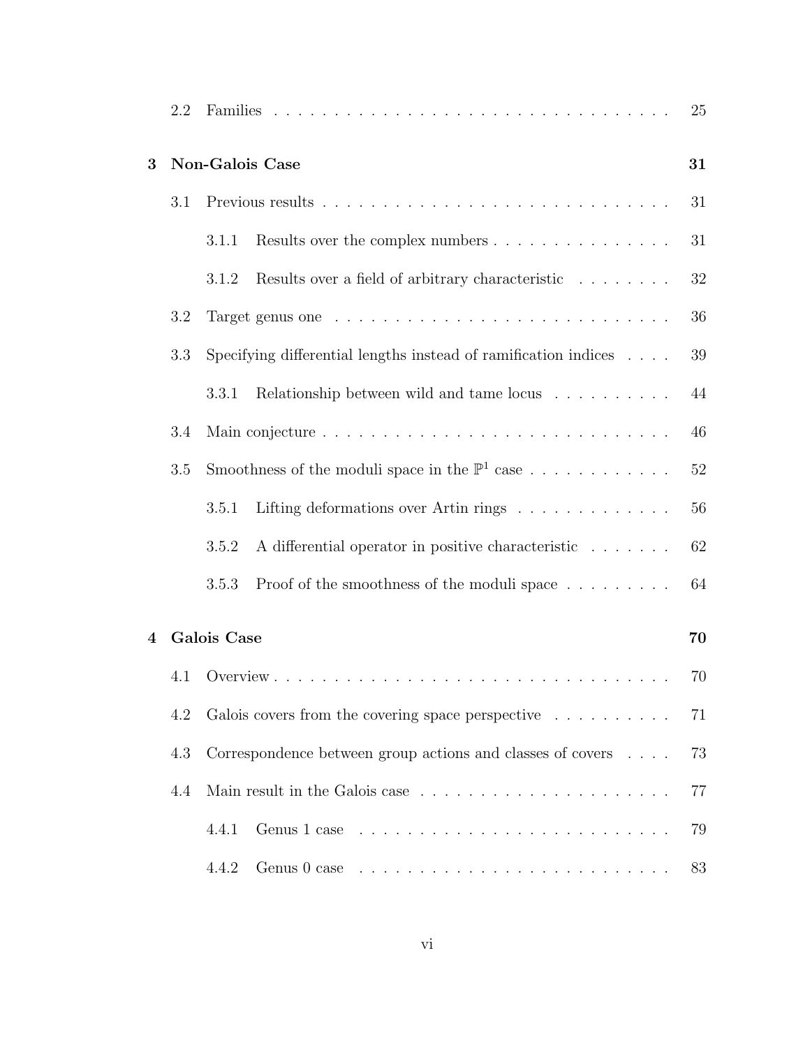2.2 Families . . . . . . . . . . . . . . . . . . . . . . . . . . . . . . . 25

**3 Non-Galois Case** **31**

3.1 Previous results . . . . . . . . . . . . . . . . . . . . . . . . . . . . . 31

3.1.1 Results over the complex numbers . . . . . . . . . . . . . . . . 31

3.1.2 Results over a field of arbitrary characteristic . . . . . . . . 32

3.2 Target genus one . . . . . . . . . . . . . . . . . . . . . . . . . . . . 36

3.3 Specifying differential lengths instead of ramification indices . . . . 39

3.3.1 Relationship between wild and tame locus . . . . . . . . . . 44

3.4 Main conjecture . . . . . . . . . . . . . . . . . . . . . . . . . . . . . 46

3.5 Smoothness of the moduli space in the $\mathbb{P}^1$ case . . . . . . . . . . . . 52

3.5.1 Lifting deformations over Artin rings . . . . . . . . . . . . . 56

3.5.2 A differential operator in positive characteristic . . . . . . . 62

3.5.3 Proof of the smoothness of the moduli space . . . . . . . . . 64

**4 Galois Case** **70**

4.1 Overview . . . . . . . . . . . . . . . . . . . . . . . . . . . . . . . . . 70

4.2 Galois covers from the covering space perspective . . . . . . . . . . 71

4.3 Correspondence between group actions and classes of covers . . . . 73

4.4 Main result in the Galois case . . . . . . . . . . . . . . . . . . . . . 77

4.4.1 Genus 1 case . . . . . . . . . . . . . . . . . . . . . . . . . . 79

4.4.2 Genus 0 case . . . . . . . . . . . . . . . . . . . . . . . . . . 83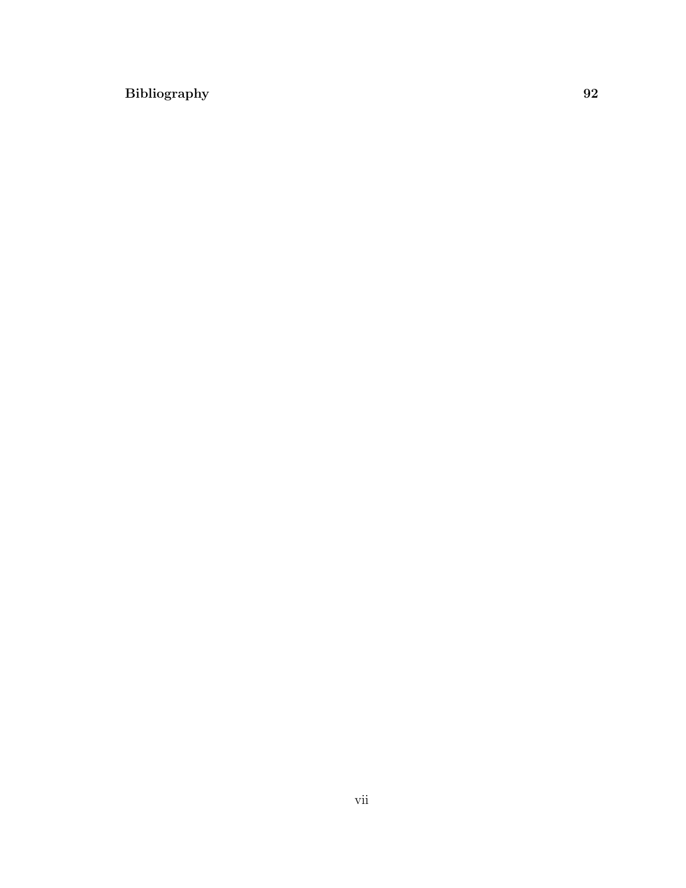**Bibliography** **92**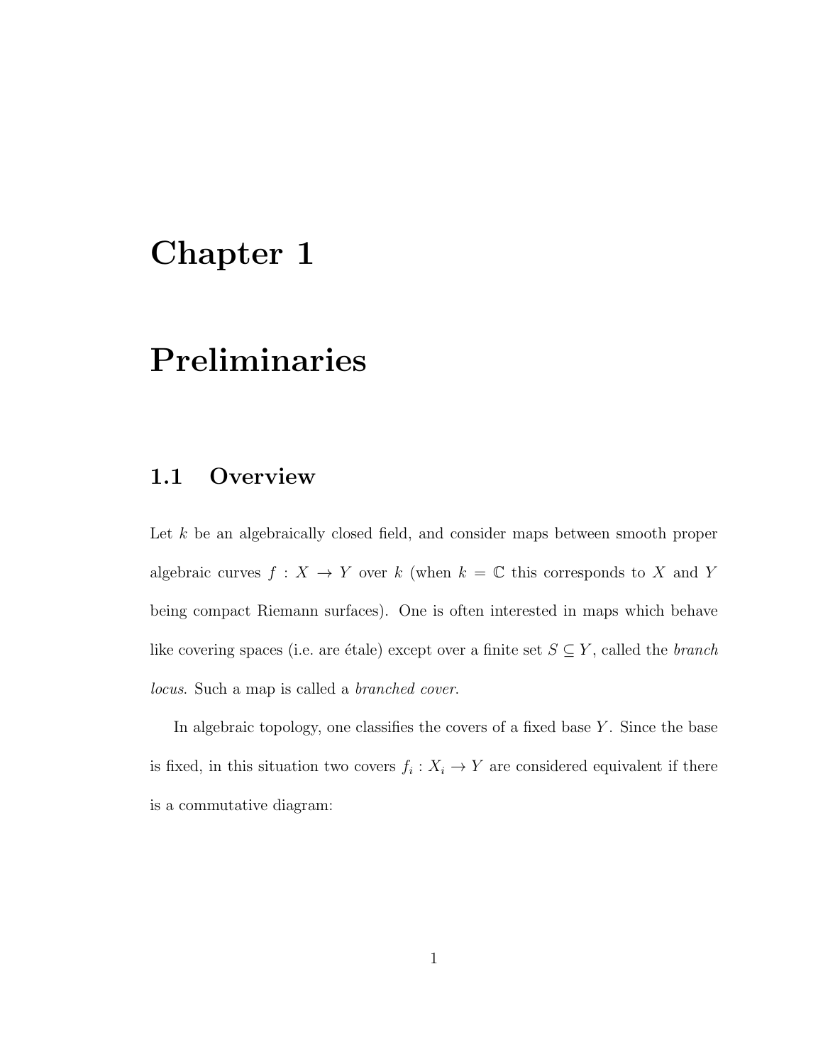# Chapter 1

# Preliminaries

## 1.1 Overview

Let $k$ be an algebraically closed field, and consider maps between smooth proper algebraic curves $f : X \to Y$ over $k$ (when $k = \mathbb{C}$ this corresponds to $X$ and $Y$ being compact Riemann surfaces). One is often interested in maps which behave like covering spaces (i.e. are étale) except over a finite set $S \subseteq Y$, called the *branch locus*. Such a map is called a *branched cover*.

In algebraic topology, one classifies the covers of a fixed base $Y$. Since the base is fixed, in this situation two covers $f_i : X_i \to Y$ are considered equivalent if there is a commutative diagram: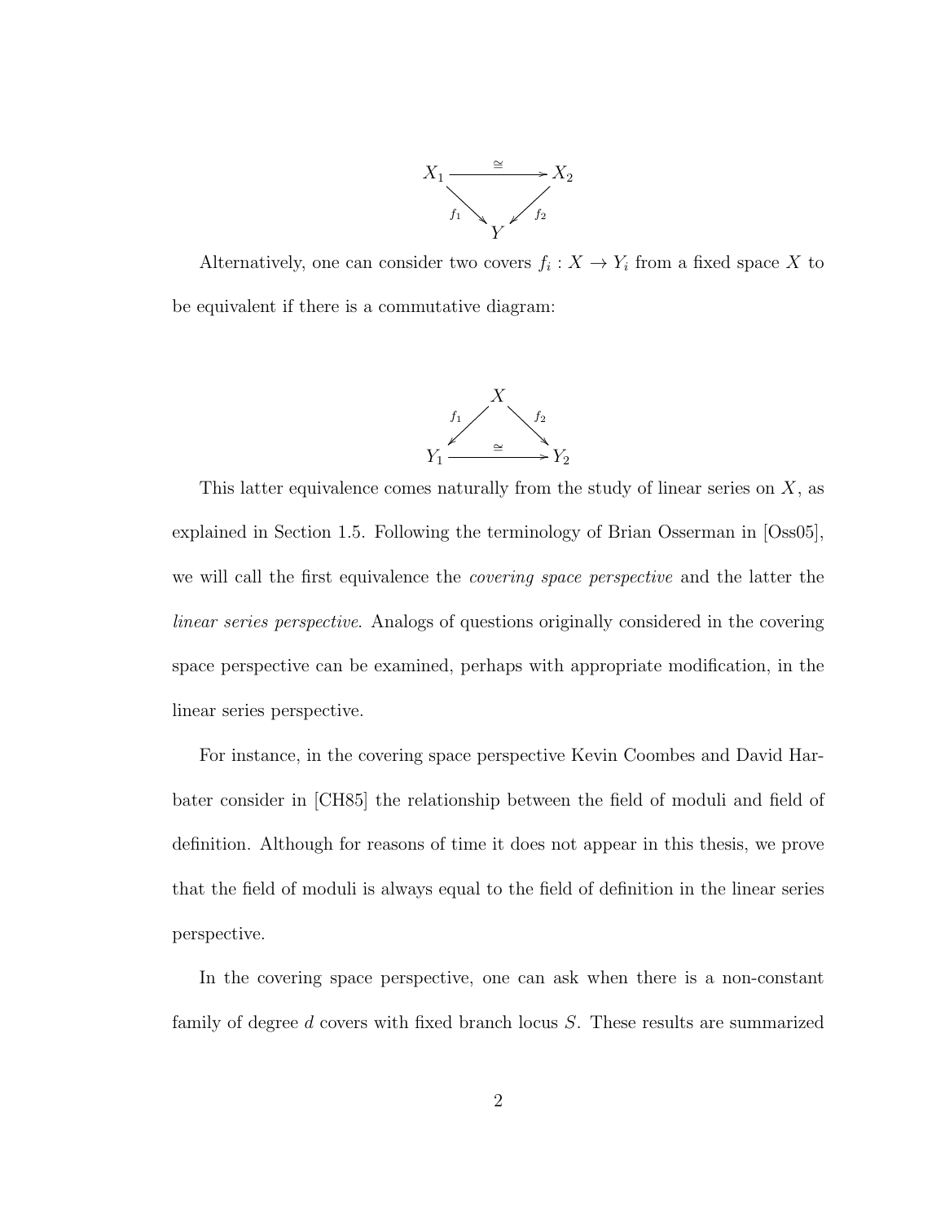$$
\begin{array}{ccc}
X_1 & \xrightarrow{\cong} & X_2 \\
& {\scriptstyle f_1} \searrow \quad \swarrow {\scriptstyle f_2} & \\
& Y &
\end{array}
$$

Alternatively, one can consider two covers $f_i : X \to Y_i$ from a fixed space $X$ to be equivalent if there is a commutative diagram:

$$
\begin{array}{ccc}
& X & \\
& {\scriptstyle f_1} \swarrow \quad \searrow {\scriptstyle f_2} & \\
Y_1 & \xrightarrow{\cong} & Y_2
\end{array}
$$

This latter equivalence comes naturally from the study of linear series on $X$, as explained in Section 1.5. Following the terminology of Brian Osserman in [Oss05], we will call the first equivalence the *covering space perspective* and the latter the *linear series perspective*. Analogs of questions originally considered in the covering space perspective can be examined, perhaps with appropriate modification, in the linear series perspective.

For instance, in the covering space perspective Kevin Coombes and David Harbater consider in [CH85] the relationship between the field of moduli and field of definition. Although for reasons of time it does not appear in this thesis, we prove that the field of moduli is always equal to the field of definition in the linear series perspective.

In the covering space perspective, one can ask when there is a non-constant family of degree $d$ covers with fixed branch locus $S$. These results are summarized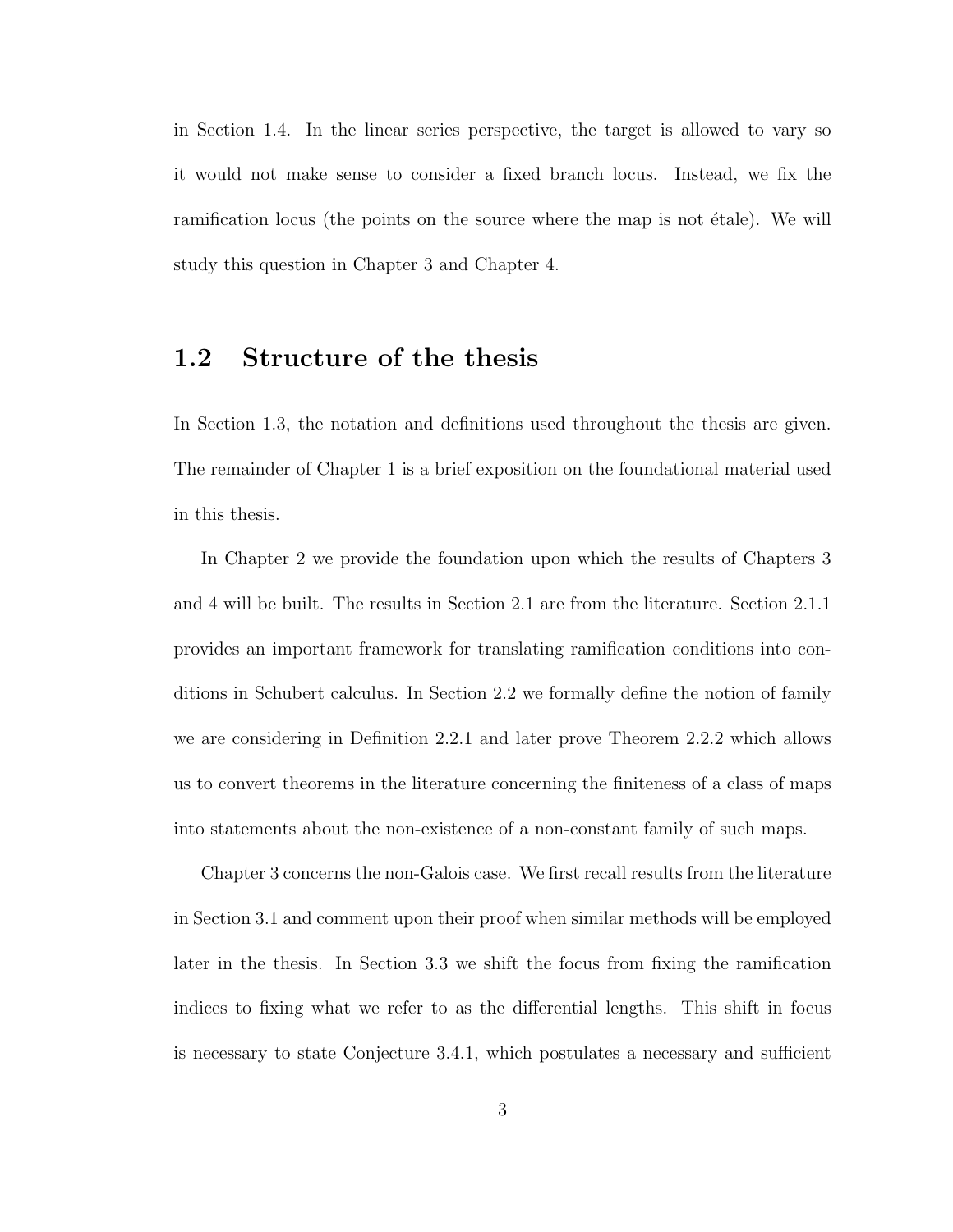in Section 1.4. In the linear series perspective, the target is allowed to vary so it would not make sense to consider a fixed branch locus. Instead, we fix the ramification locus (the points on the source where the map is not étale). We will study this question in Chapter 3 and Chapter 4.

## 1.2 Structure of the thesis

In Section 1.3, the notation and definitions used throughout the thesis are given. The remainder of Chapter 1 is a brief exposition on the foundational material used in this thesis.

In Chapter 2 we provide the foundation upon which the results of Chapters 3 and 4 will be built. The results in Section 2.1 are from the literature. Section 2.1.1 provides an important framework for translating ramification conditions into conditions in Schubert calculus. In Section 2.2 we formally define the notion of family we are considering in Definition 2.2.1 and later prove Theorem 2.2.2 which allows us to convert theorems in the literature concerning the finiteness of a class of maps into statements about the non-existence of a non-constant family of such maps.

Chapter 3 concerns the non-Galois case. We first recall results from the literature in Section 3.1 and comment upon their proof when similar methods will be employed later in the thesis. In Section 3.3 we shift the focus from fixing the ramification indices to fixing what we refer to as the differential lengths. This shift in focus is necessary to state Conjecture 3.4.1, which postulates a necessary and sufficient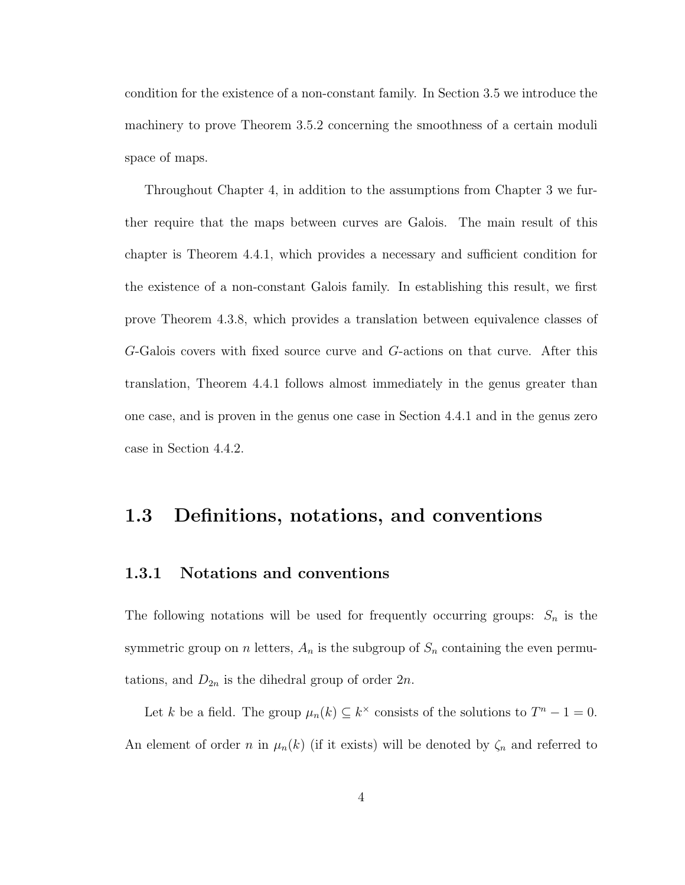condition for the existence of a non-constant family. In Section 3.5 we introduce the machinery to prove Theorem 3.5.2 concerning the smoothness of a certain moduli space of maps.

Throughout Chapter 4, in addition to the assumptions from Chapter 3 we further require that the maps between curves are Galois. The main result of this chapter is Theorem 4.4.1, which provides a necessary and sufficient condition for the existence of a non-constant Galois family. In establishing this result, we first prove Theorem 4.3.8, which provides a translation between equivalence classes of $G$-Galois covers with fixed source curve and $G$-actions on that curve. After this translation, Theorem 4.4.1 follows almost immediately in the genus greater than one case, and is proven in the genus one case in Section 4.4.1 and in the genus zero case in Section 4.4.2.

## 1.3 Definitions, notations, and conventions

### 1.3.1 Notations and conventions

The following notations will be used for frequently occurring groups: $S_n$ is the symmetric group on $n$ letters, $A_n$ is the subgroup of $S_n$ containing the even permutations, and $D_{2n}$ is the dihedral group of order $2n$.

Let $k$ be a field. The group $\mu_n(k) \subseteq k^\times$ consists of the solutions to $T^n - 1 = 0$. An element of order $n$ in $\mu_n(k)$ (if it exists) will be denoted by $\zeta_n$ and referred to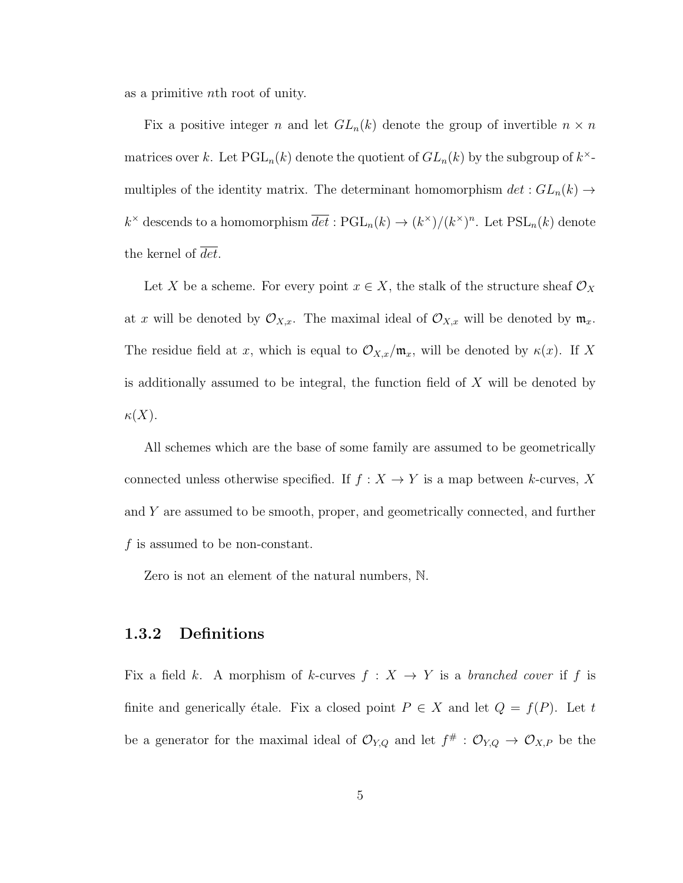as a primitive $n$th root of unity.

Fix a positive integer $n$ and let $GL_n(k)$ denote the group of invertible $n \times n$ matrices over $k$. Let $\mathrm{PGL}_n(k)$ denote the quotient of $GL_n(k)$ by the subgroup of $k^\times$-multiples of the identity matrix. The determinant homomorphism $det : GL_n(k) \to k^\times$ descends to a homomorphism $\overline{det} : \mathrm{PGL}_n(k) \to (k^\times)/(k^\times)^n$. Let $\mathrm{PSL}_n(k)$ denote the kernel of $\overline{det}$.

Let $X$ be a scheme. For every point $x \in X$, the stalk of the structure sheaf $\mathcal{O}_X$ at $x$ will be denoted by $\mathcal{O}_{X,x}$. The maximal ideal of $\mathcal{O}_{X,x}$ will be denoted by $\mathfrak{m}_x$. The residue field at $x$, which is equal to $\mathcal{O}_{X,x}/\mathfrak{m}_x$, will be denoted by $\kappa(x)$. If $X$ is additionally assumed to be integral, the function field of $X$ will be denoted by $\kappa(X)$.

All schemes which are the base of some family are assumed to be geometrically connected unless otherwise specified. If $f : X \to Y$ is a map between $k$-curves, $X$ and $Y$ are assumed to be smooth, proper, and geometrically connected, and further $f$ is assumed to be non-constant.

Zero is not an element of the natural numbers, $\mathbb{N}$.

### 1.3.2 Definitions

Fix a field $k$. A morphism of $k$-curves $f : X \to Y$ is a *branched cover* if $f$ is finite and generically étale. Fix a closed point $P \in X$ and let $Q = f(P)$. Let $t$ be a generator for the maximal ideal of $\mathcal{O}_{Y,Q}$ and let $f^\# : \mathcal{O}_{Y,Q} \to \mathcal{O}_{X,P}$ be the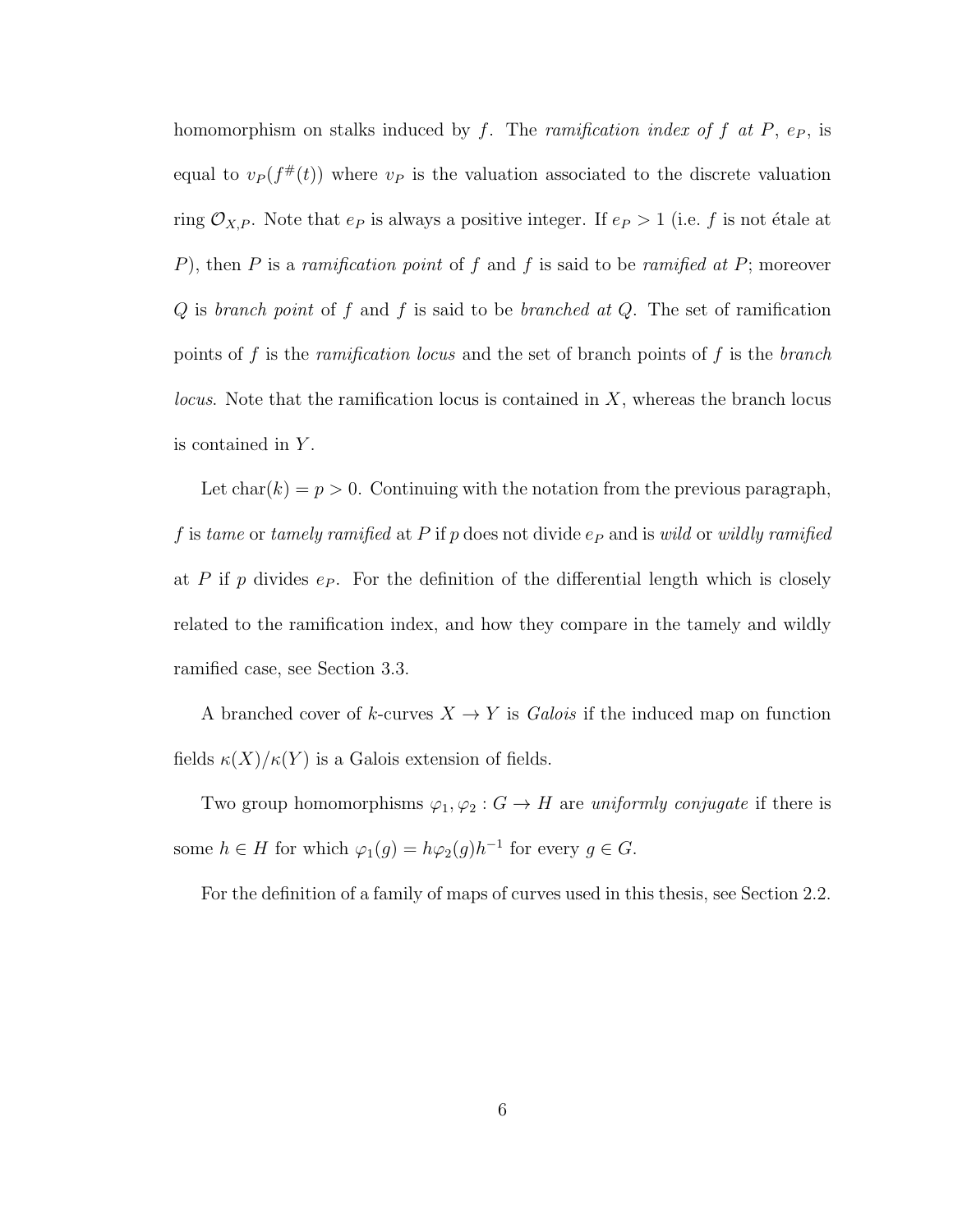homomorphism on stalks induced by $f$. The *ramification index of $f$ at $P$*, $e_P$, is equal to $v_P(f^{\#}(t))$ where $v_P$ is the valuation associated to the discrete valuation ring $\mathcal{O}_{X,P}$. Note that $e_P$ is always a positive integer. If $e_P > 1$ (i.e. $f$ is not étale at $P$), then $P$ is a *ramification point* of $f$ and $f$ is said to be *ramified at $P$*; moreover $Q$ is *branch point* of $f$ and $f$ is said to be *branched at $Q$*. The set of ramification points of $f$ is the *ramification locus* and the set of branch points of $f$ is the *branch locus*. Note that the ramification locus is contained in $X$, whereas the branch locus is contained in $Y$.

Let $\mathrm{char}(k) = p > 0$. Continuing with the notation from the previous paragraph, $f$ is *tame* or *tamely ramified* at $P$ if $p$ does not divide $e_P$ and is *wild* or *wildly ramified* at $P$ if $p$ divides $e_P$. For the definition of the differential length which is closely related to the ramification index, and how they compare in the tamely and wildly ramified case, see Section 3.3.

A branched cover of $k$-curves $X \to Y$ is *Galois* if the induced map on function fields $\kappa(X)/\kappa(Y)$ is a Galois extension of fields.

Two group homomorphisms $\varphi_1, \varphi_2 : G \to H$ are *uniformly conjugate* if there is some $h \in H$ for which $\varphi_1(g) = h\varphi_2(g)h^{-1}$ for every $g \in G$.

For the definition of a family of maps of curves used in this thesis, see Section 2.2.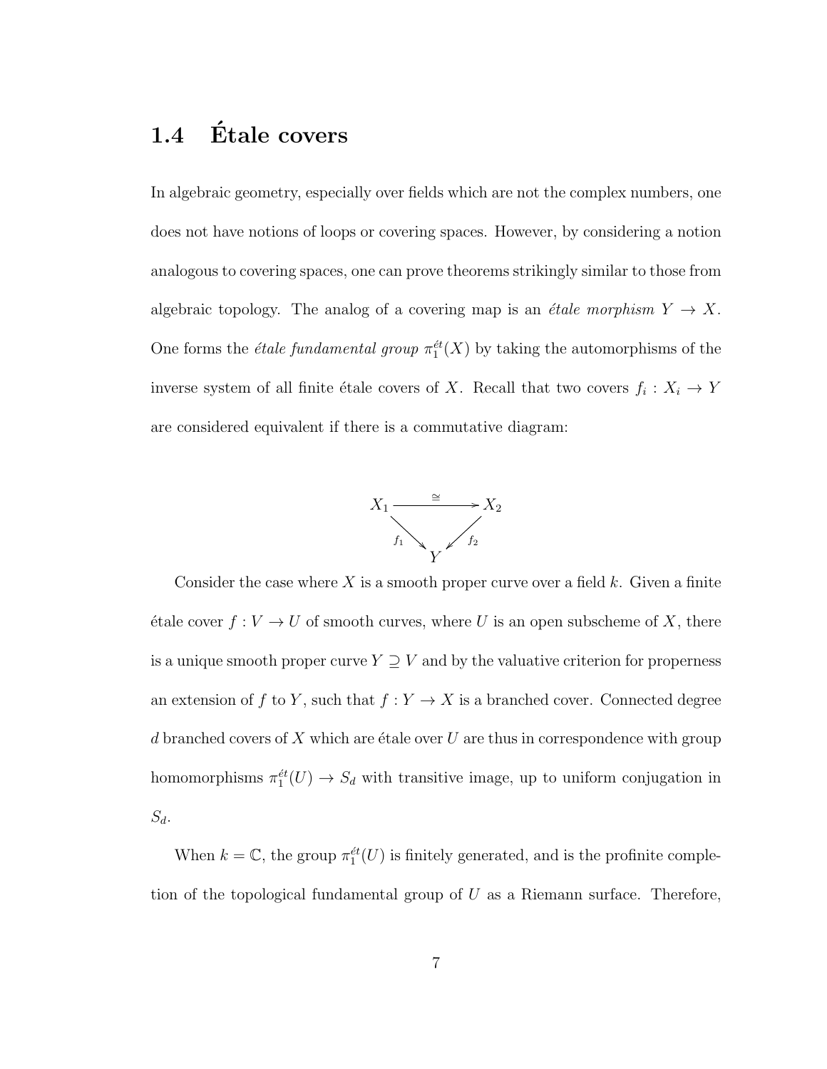## 1.4 Étale covers

In algebraic geometry, especially over fields which are not the complex numbers, one does not have notions of loops or covering spaces. However, by considering a notion analogous to covering spaces, one can prove theorems strikingly similar to those from algebraic topology. The analog of a covering map is an *étale morphism* $Y \to X$. One forms the *étale fundamental group* $\pi_1^{ét}(X)$ by taking the automorphisms of the inverse system of all finite étale covers of $X$. Recall that two covers $f_i : X_i \to Y$ are considered equivalent if there is a commutative diagram:

$$\begin{array}{ccc} X_1 & \xrightarrow{\cong} & X_2 \\ & {\scriptstyle f_1}\searrow \quad \swarrow{\scriptstyle f_2} & \\ & Y & \end{array}$$

Consider the case where $X$ is a smooth proper curve over a field $k$. Given a finite étale cover $f : V \to U$ of smooth curves, where $U$ is an open subscheme of $X$, there is a unique smooth proper curve $Y \supseteq V$ and by the valuative criterion for properness an extension of $f$ to $Y$, such that $f : Y \to X$ is a branched cover. Connected degree $d$ branched covers of $X$ which are étale over $U$ are thus in correspondence with group homomorphisms $\pi_1^{ét}(U) \to S_d$ with transitive image, up to uniform conjugation in $S_d$.

When $k = \mathbb{C}$, the group $\pi_1^{ét}(U)$ is finitely generated, and is the profinite completion of the topological fundamental group of $U$ as a Riemann surface. Therefore,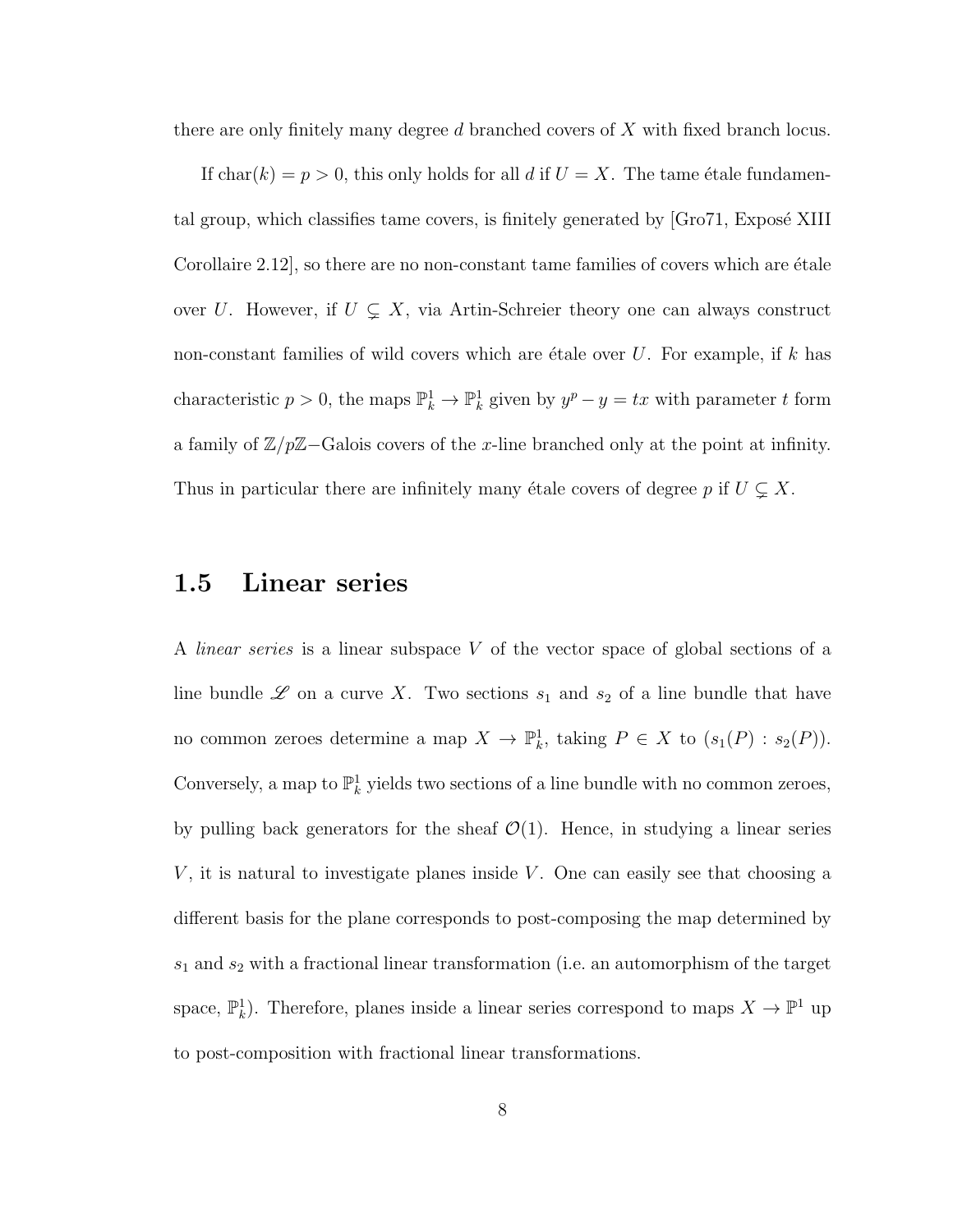there are only finitely many degree $d$ branched covers of $X$ with fixed branch locus.

If $\mathrm{char}(k) = p > 0$, this only holds for all $d$ if $U = X$. The tame étale fundamental group, which classifies tame covers, is finitely generated by [Gro71, Exposé XIII Corollaire 2.12], so there are no non-constant tame families of covers which are étale over $U$. However, if $U \subsetneq X$, via Artin-Schreier theory one can always construct non-constant families of wild covers which are étale over $U$. For example, if $k$ has characteristic $p > 0$, the maps $\mathbb{P}^1_k \to \mathbb{P}^1_k$ given by $y^p - y = tx$ with parameter $t$ form a family of $\mathbb{Z}/p\mathbb{Z}-$Galois covers of the $x$-line branched only at the point at infinity. Thus in particular there are infinitely many étale covers of degree $p$ if $U \subsetneq X$.

## 1.5 Linear series

A *linear series* is a linear subspace $V$ of the vector space of global sections of a line bundle $\mathscr{L}$ on a curve $X$. Two sections $s_1$ and $s_2$ of a line bundle that have no common zeroes determine a map $X \to \mathbb{P}^1_k$, taking $P \in X$ to $(s_1(P) : s_2(P))$. Conversely, a map to $\mathbb{P}^1_k$ yields two sections of a line bundle with no common zeroes, by pulling back generators for the sheaf $\mathcal{O}(1)$. Hence, in studying a linear series $V$, it is natural to investigate planes inside $V$. One can easily see that choosing a different basis for the plane corresponds to post-composing the map determined by $s_1$ and $s_2$ with a fractional linear transformation (i.e. an automorphism of the target space, $\mathbb{P}^1_k$). Therefore, planes inside a linear series correspond to maps $X \to \mathbb{P}^1$ up to post-composition with fractional linear transformations.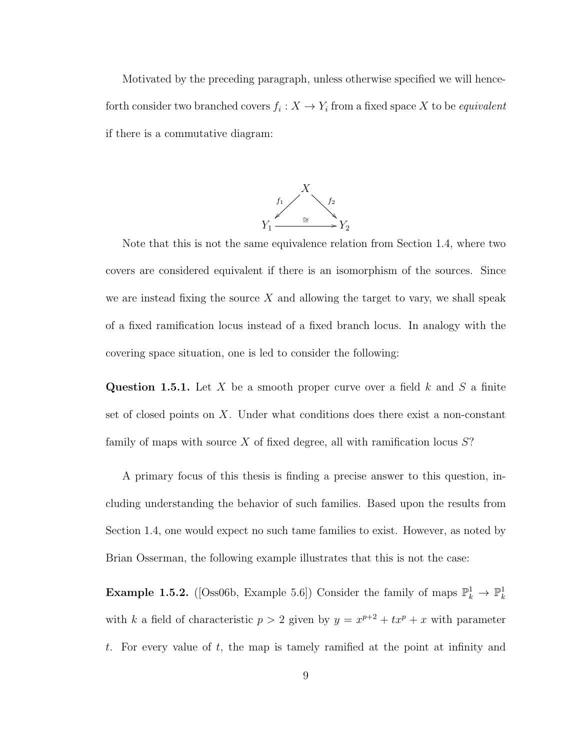Motivated by the preceding paragraph, unless otherwise specified we will henceforth consider two branched covers $f_i : X \to Y_i$ from a fixed space $X$ to be *equivalent* if there is a commutative diagram:

$$
\begin{array}{ccc}
 & X & \\
{\scriptstyle f_1} \swarrow & & \searrow {\scriptstyle f_2} \\
Y_1 & \xrightarrow{\cong} & Y_2
\end{array}
$$

Note that this is not the same equivalence relation from Section 1.4, where two covers are considered equivalent if there is an isomorphism of the sources. Since we are instead fixing the source $X$ and allowing the target to vary, we shall speak of a fixed ramification locus instead of a fixed branch locus. In analogy with the covering space situation, one is led to consider the following:

**Question 1.5.1.** Let $X$ be a smooth proper curve over a field $k$ and $S$ a finite set of closed points on $X$. Under what conditions does there exist a non-constant family of maps with source $X$ of fixed degree, all with ramification locus $S$?

A primary focus of this thesis is finding a precise answer to this question, including understanding the behavior of such families. Based upon the results from Section 1.4, one would expect no such tame families to exist. However, as noted by Brian Osserman, the following example illustrates that this is not the case:

**Example 1.5.2.** ([Oss06b, Example 5.6]) Consider the family of maps $\mathbb{P}^1_k \to \mathbb{P}^1_k$ with $k$ a field of characteristic $p > 2$ given by $y = x^{p+2} + tx^p + x$ with parameter $t$. For every value of $t$, the map is tamely ramified at the point at infinity and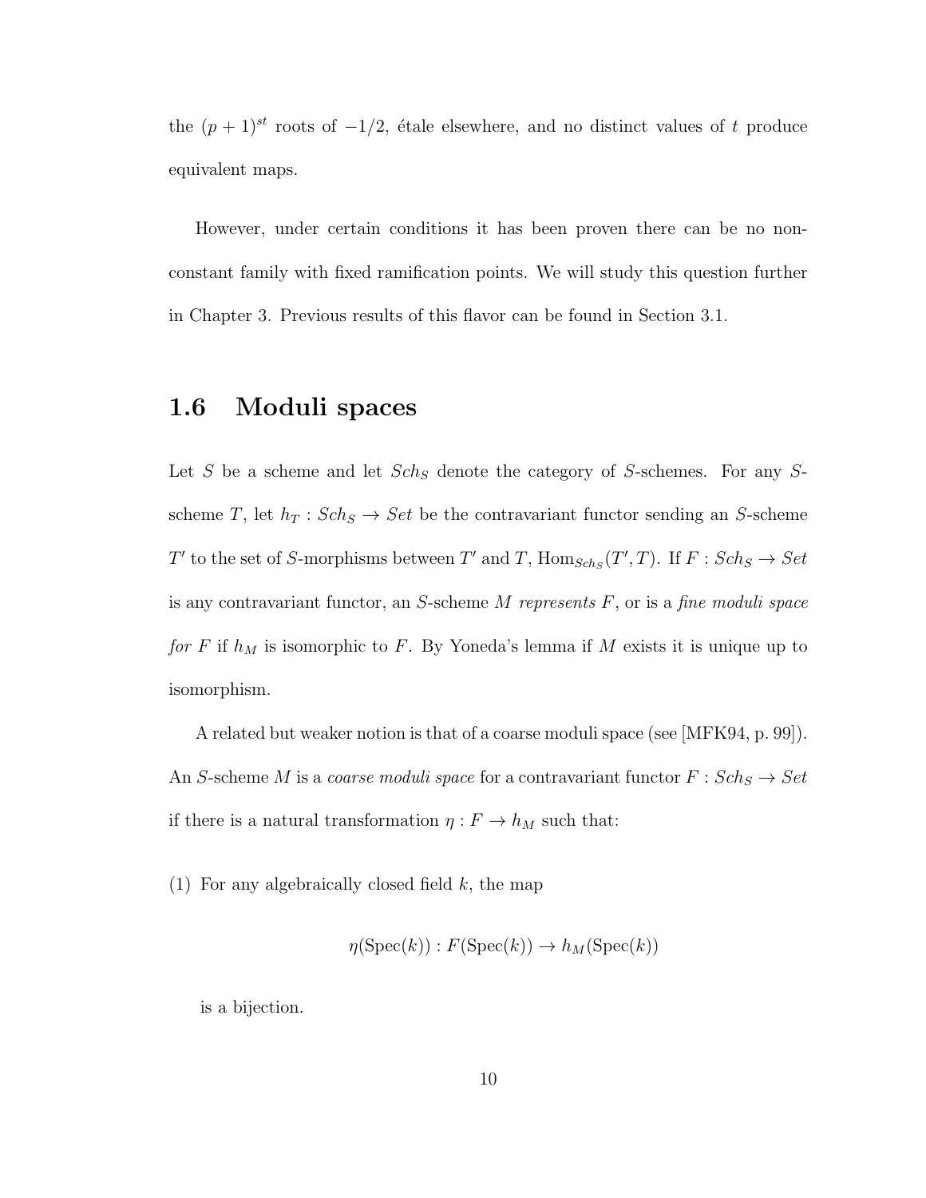the $(p+1)^{st}$ roots of $-1/2$, étale elsewhere, and no distinct values of $t$ produce equivalent maps.

However, under certain conditions it has been proven there can be no non-constant family with fixed ramification points. We will study this question further in Chapter 3. Previous results of this flavor can be found in Section 3.1.

## 1.6 Moduli spaces

Let $S$ be a scheme and let $Sch_S$ denote the category of $S$-schemes. For any $S$-scheme $T$, let $h_T : Sch_S \to Set$ be the contravariant functor sending an $S$-scheme $T'$ to the set of $S$-morphisms between $T'$ and $T$, $\mathrm{Hom}_{Sch_S}(T', T)$. If $F : Sch_S \to Set$ is any contravariant functor, an $S$-scheme $M$ *represents* $F$, or is a *fine moduli space for* $F$ if $h_M$ is isomorphic to $F$. By Yoneda's lemma if $M$ exists it is unique up to isomorphism.

A related but weaker notion is that of a coarse moduli space (see [MFK94, p. 99]). An $S$-scheme $M$ is a *coarse moduli space* for a contravariant functor $F : Sch_S \to Set$ if there is a natural transformation $\eta : F \to h_M$ such that:

(1) For any algebraically closed field $k$, the map

$$\eta(\mathrm{Spec}(k)) : F(\mathrm{Spec}(k)) \to h_M(\mathrm{Spec}(k))$$

is a bijection.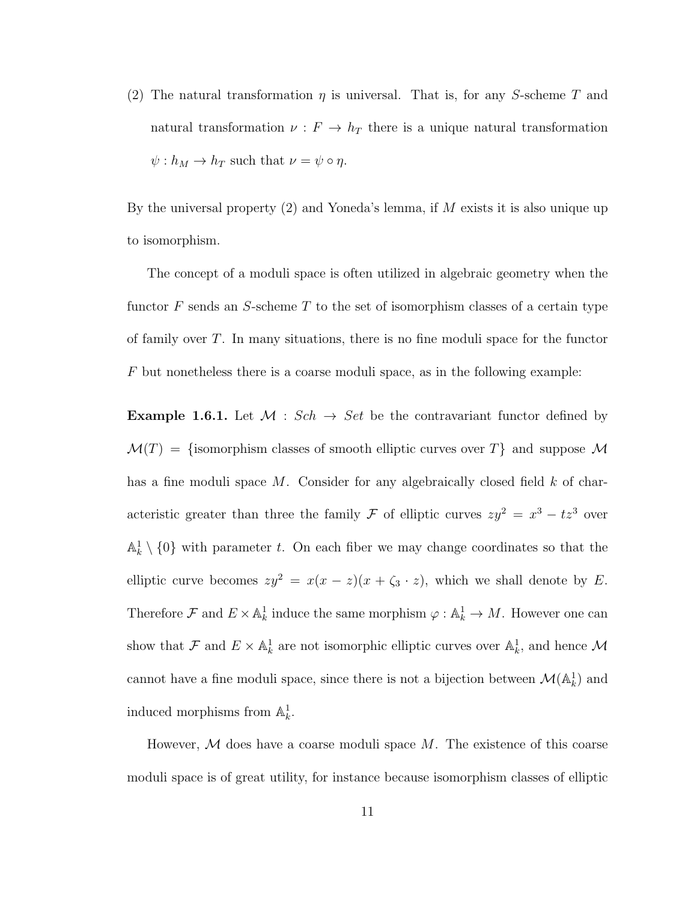(2) The natural transformation $\eta$ is universal. That is, for any $S$-scheme $T$ and natural transformation $\nu : F \to h_T$ there is a unique natural transformation $\psi : h_M \to h_T$ such that $\nu = \psi \circ \eta$.

By the universal property (2) and Yoneda's lemma, if $M$ exists it is also unique up to isomorphism.

The concept of a moduli space is often utilized in algebraic geometry when the functor $F$ sends an $S$-scheme $T$ to the set of isomorphism classes of a certain type of family over $T$. In many situations, there is no fine moduli space for the functor $F$ but nonetheless there is a coarse moduli space, as in the following example:

**Example 1.6.1.** Let $\mathcal{M} : Sch \to Set$ be the contravariant functor defined by $\mathcal{M}(T) = \{\text{isomorphism classes of smooth elliptic curves over } T\}$ and suppose $\mathcal{M}$ has a fine moduli space $M$. Consider for any algebraically closed field $k$ of characteristic greater than three the family $\mathcal{F}$ of elliptic curves $zy^2 = x^3 - tz^3$ over $\mathbb{A}^1_k \setminus \{0\}$ with parameter $t$. On each fiber we may change coordinates so that the elliptic curve becomes $zy^2 = x(x - z)(x + \zeta_3 \cdot z)$, which we shall denote by $E$. Therefore $\mathcal{F}$ and $E \times \mathbb{A}^1_k$ induce the same morphism $\varphi : \mathbb{A}^1_k \to M$. However one can show that $\mathcal{F}$ and $E \times \mathbb{A}^1_k$ are not isomorphic elliptic curves over $\mathbb{A}^1_k$, and hence $\mathcal{M}$ cannot have a fine moduli space, since there is not a bijection between $\mathcal{M}(\mathbb{A}^1_k)$ and induced morphisms from $\mathbb{A}^1_k$.

However, $\mathcal{M}$ does have a coarse moduli space $M$. The existence of this coarse moduli space is of great utility, for instance because isomorphism classes of elliptic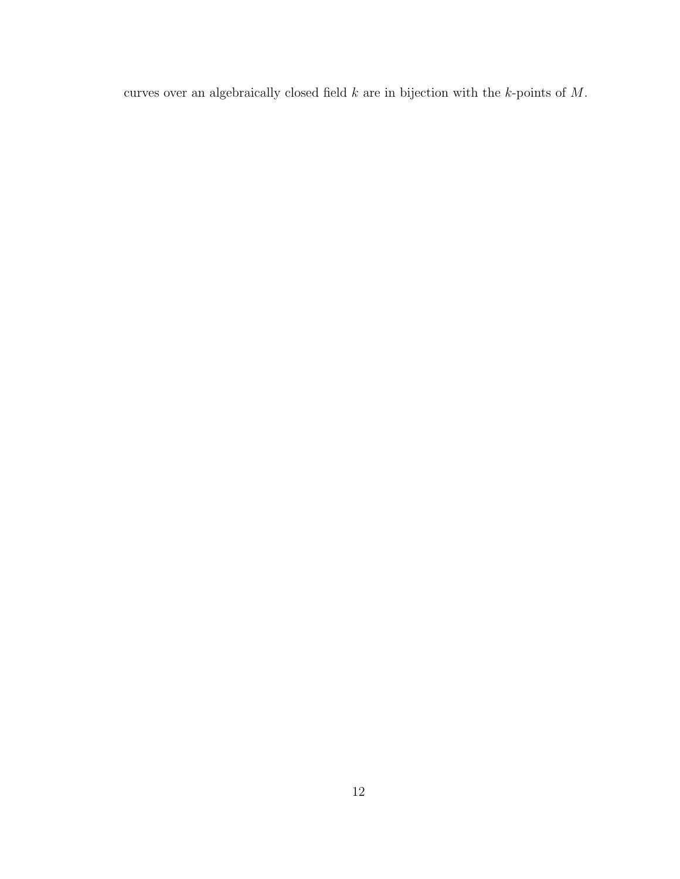curves over an algebraically closed field $k$ are in bijection with the $k$-points of $M$.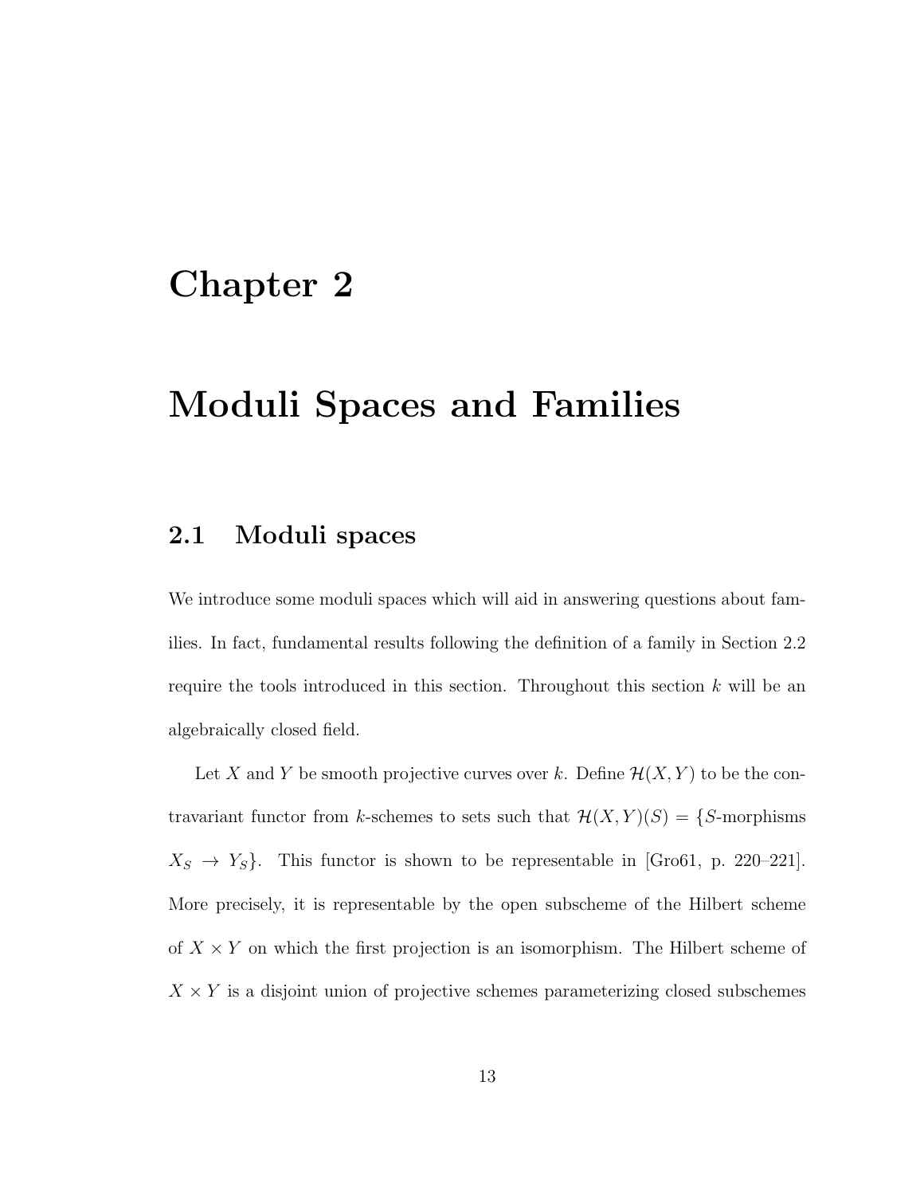# Chapter 2

# Moduli Spaces and Families

## 2.1 Moduli spaces

We introduce some moduli spaces which will aid in answering questions about families. In fact, fundamental results following the definition of a family in Section 2.2 require the tools introduced in this section. Throughout this section $k$ will be an algebraically closed field.

Let $X$ and $Y$ be smooth projective curves over $k$. Define $\mathcal{H}(X, Y)$ to be the contravariant functor from $k$-schemes to sets such that $\mathcal{H}(X, Y)(S) = \{S\text{-morphisms } X_S \to Y_S\}$. This functor is shown to be representable in [Gro61, p. 220–221]. More precisely, it is representable by the open subscheme of the Hilbert scheme of $X \times Y$ on which the first projection is an isomorphism. The Hilbert scheme of $X \times Y$ is a disjoint union of projective schemes parameterizing closed subschemes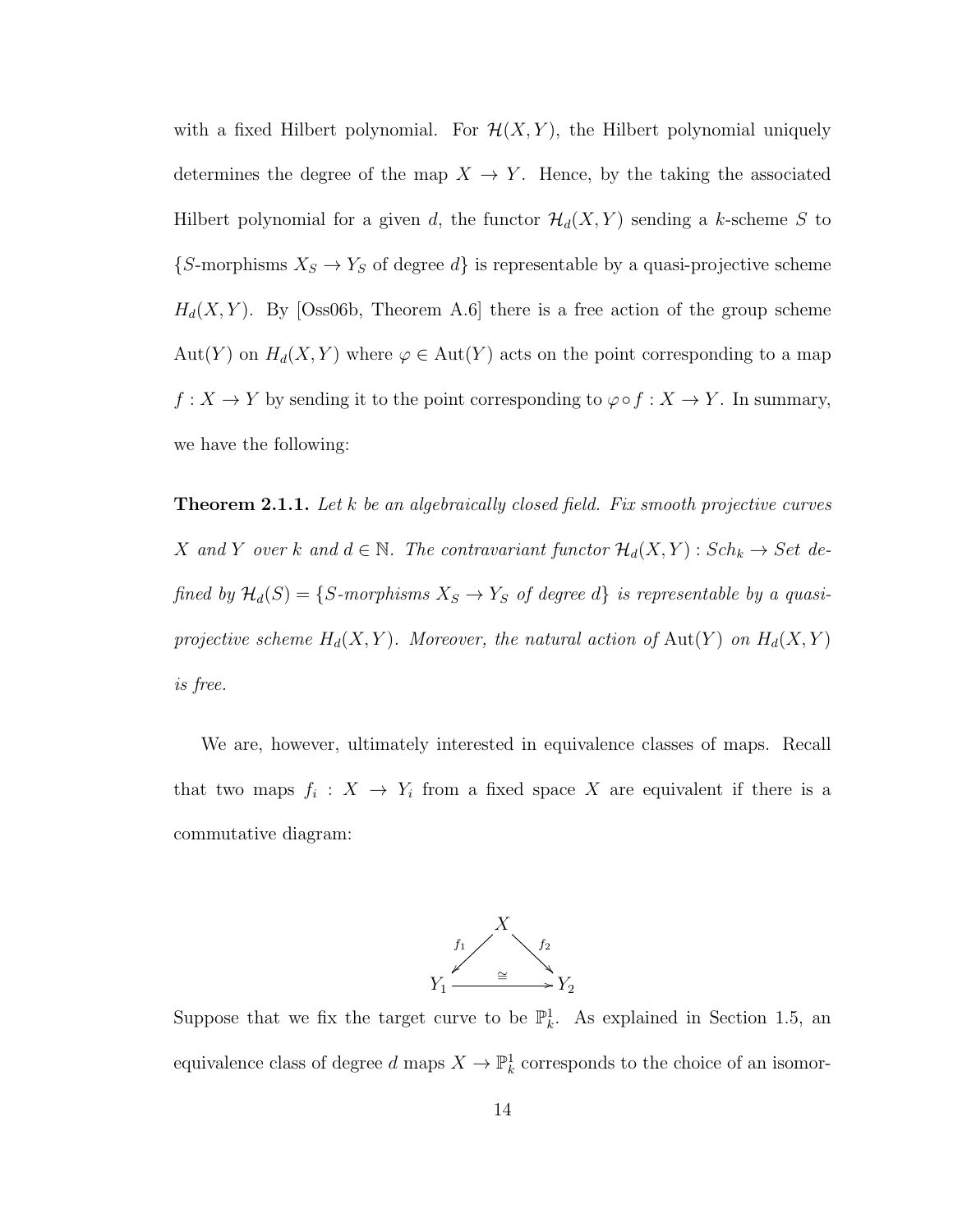with a fixed Hilbert polynomial. For $\mathcal{H}(X, Y)$, the Hilbert polynomial uniquely determines the degree of the map $X \to Y$. Hence, by the taking the associated Hilbert polynomial for a given $d$, the functor $\mathcal{H}_d(X, Y)$ sending a $k$-scheme $S$ to $\{S\text{-morphisms } X_S \to Y_S \text{ of degree } d\}$ is representable by a quasi-projective scheme $H_d(X, Y)$. By [Oss06b, Theorem A.6] there is a free action of the group scheme $\mathrm{Aut}(Y)$ on $H_d(X, Y)$ where $\varphi \in \mathrm{Aut}(Y)$ acts on the point corresponding to a map $f : X \to Y$ by sending it to the point corresponding to $\varphi \circ f : X \to Y$. In summary, we have the following:

**Theorem 2.1.1.** *Let $k$ be an algebraically closed field. Fix smooth projective curves $X$ and $Y$ over $k$ and $d \in \mathbb{N}$. The contravariant functor $\mathcal{H}_d(X, Y) : Sch_k \to Set$ defined by $\mathcal{H}_d(S) = \{S\text{-morphisms } X_S \to Y_S \text{ of degree } d\}$ is representable by a quasi-projective scheme $H_d(X, Y)$. Moreover, the natural action of $\mathrm{Aut}(Y)$ on $H_d(X, Y)$ is free.*

We are, however, ultimately interested in equivalence classes of maps. Recall that two maps $f_i : X \to Y_i$ from a fixed space $X$ are equivalent if there is a commutative diagram:

$$\begin{array}{ccc} & X & \\ {}^{f_1}\swarrow & & \searrow^{f_2} \\ Y_1 & \xrightarrow{\cong} & Y_2 \end{array}$$

Suppose that we fix the target curve to be $\mathbb{P}^1_k$. As explained in Section 1.5, an equivalence class of degree $d$ maps $X \to \mathbb{P}^1_k$ corresponds to the choice of an isomor-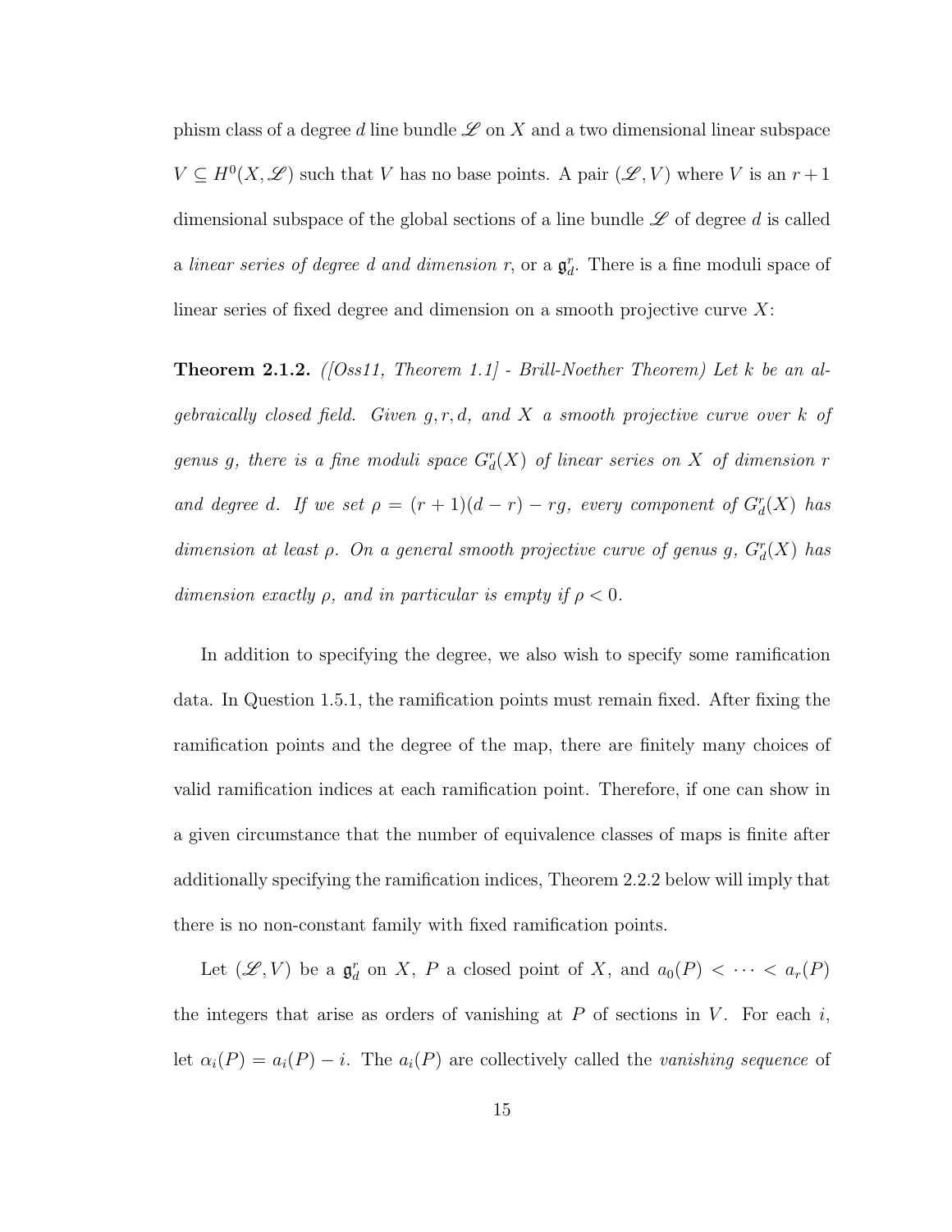phism class of a degree $d$ line bundle $\mathscr{L}$ on $X$ and a two dimensional linear subspace $V \subseteq H^0(X, \mathscr{L})$ such that $V$ has no base points. A pair $(\mathscr{L}, V)$ where $V$ is an $r+1$ dimensional subspace of the global sections of a line bundle $\mathscr{L}$ of degree $d$ is called a *linear series of degree d and dimension r*, or a $\mathfrak{g}^r_d$. There is a fine moduli space of linear series of fixed degree and dimension on a smooth projective curve $X$:

**Theorem 2.1.2.** *([Oss11, Theorem 1.1] - Brill-Noether Theorem) Let $k$ be an algebraically closed field. Given $g, r, d$, and $X$ a smooth projective curve over $k$ of genus $g$, there is a fine moduli space $G^r_d(X)$ of linear series on $X$ of dimension $r$ and degree $d$. If we set $\rho = (r+1)(d-r) - rg$, every component of $G^r_d(X)$ has dimension at least $\rho$. On a general smooth projective curve of genus $g$, $G^r_d(X)$ has dimension exactly $\rho$, and in particular is empty if $\rho < 0$.*

In addition to specifying the degree, we also wish to specify some ramification data. In Question 1.5.1, the ramification points must remain fixed. After fixing the ramification points and the degree of the map, there are finitely many choices of valid ramification indices at each ramification point. Therefore, if one can show in a given circumstance that the number of equivalence classes of maps is finite after additionally specifying the ramification indices, Theorem 2.2.2 below will imply that there is no non-constant family with fixed ramification points.

Let $(\mathscr{L}, V)$ be a $\mathfrak{g}^r_d$ on $X$, $P$ a closed point of $X$, and $a_0(P) < \cdots < a_r(P)$ the integers that arise as orders of vanishing at $P$ of sections in $V$. For each $i$, let $\alpha_i(P) = a_i(P) - i$. The $a_i(P)$ are collectively called the *vanishing sequence* of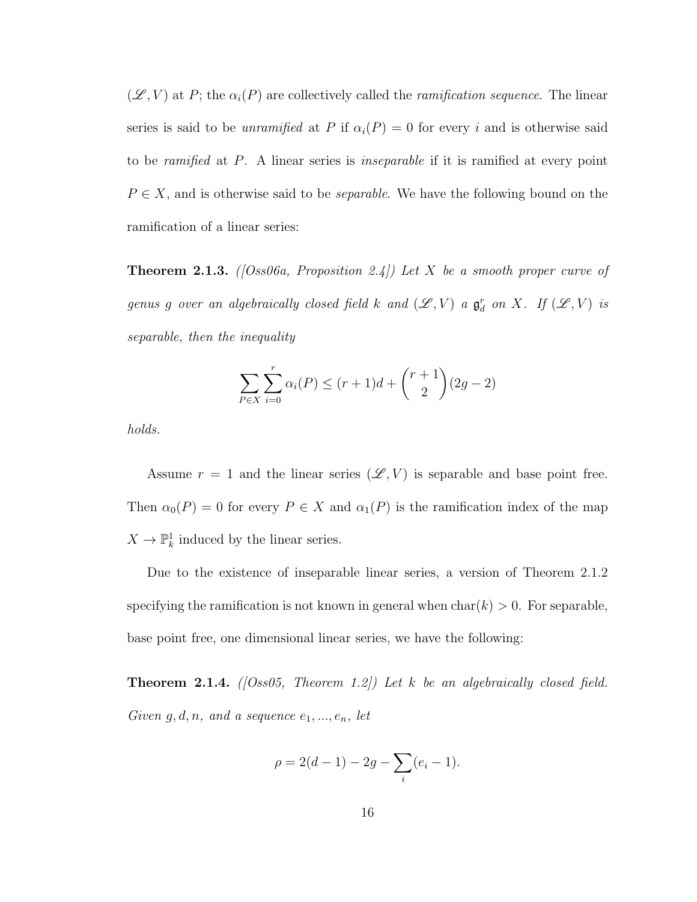$(\mathscr{L}, V)$ at $P$; the $\alpha_i(P)$ are collectively called the *ramification sequence*. The linear series is said to be *unramified* at $P$ if $\alpha_i(P) = 0$ for every $i$ and is otherwise said to be *ramified* at $P$. A linear series is *inseparable* if it is ramified at every point $P \in X$, and is otherwise said to be *separable*. We have the following bound on the ramification of a linear series:

**Theorem 2.1.3.** *([Oss06a, Proposition 2.4]) Let $X$ be a smooth proper curve of genus $g$ over an algebraically closed field $k$ and $(\mathscr{L}, V)$ a $\mathfrak{g}^r_d$ on $X$. If $(\mathscr{L}, V)$ is separable, then the inequality*

$$\sum_{P \in X} \sum_{i=0}^{r} \alpha_i(P) \leq (r+1)d + \binom{r+1}{2}(2g-2)$$

*holds.*

Assume $r = 1$ and the linear series $(\mathscr{L}, V)$ is separable and base point free. Then $\alpha_0(P) = 0$ for every $P \in X$ and $\alpha_1(P)$ is the ramification index of the map $X \to \mathbb{P}^1_k$ induced by the linear series.

Due to the existence of inseparable linear series, a version of Theorem 2.1.2 specifying the ramification is not known in general when $\mathrm{char}(k) > 0$. For separable, base point free, one dimensional linear series, we have the following:

**Theorem 2.1.4.** *([Oss05, Theorem 1.2]) Let $k$ be an algebraically closed field. Given $g, d, n$, and a sequence $e_1, ..., e_n$, let*

$$\rho = 2(d-1) - 2g - \sum_i (e_i - 1).$$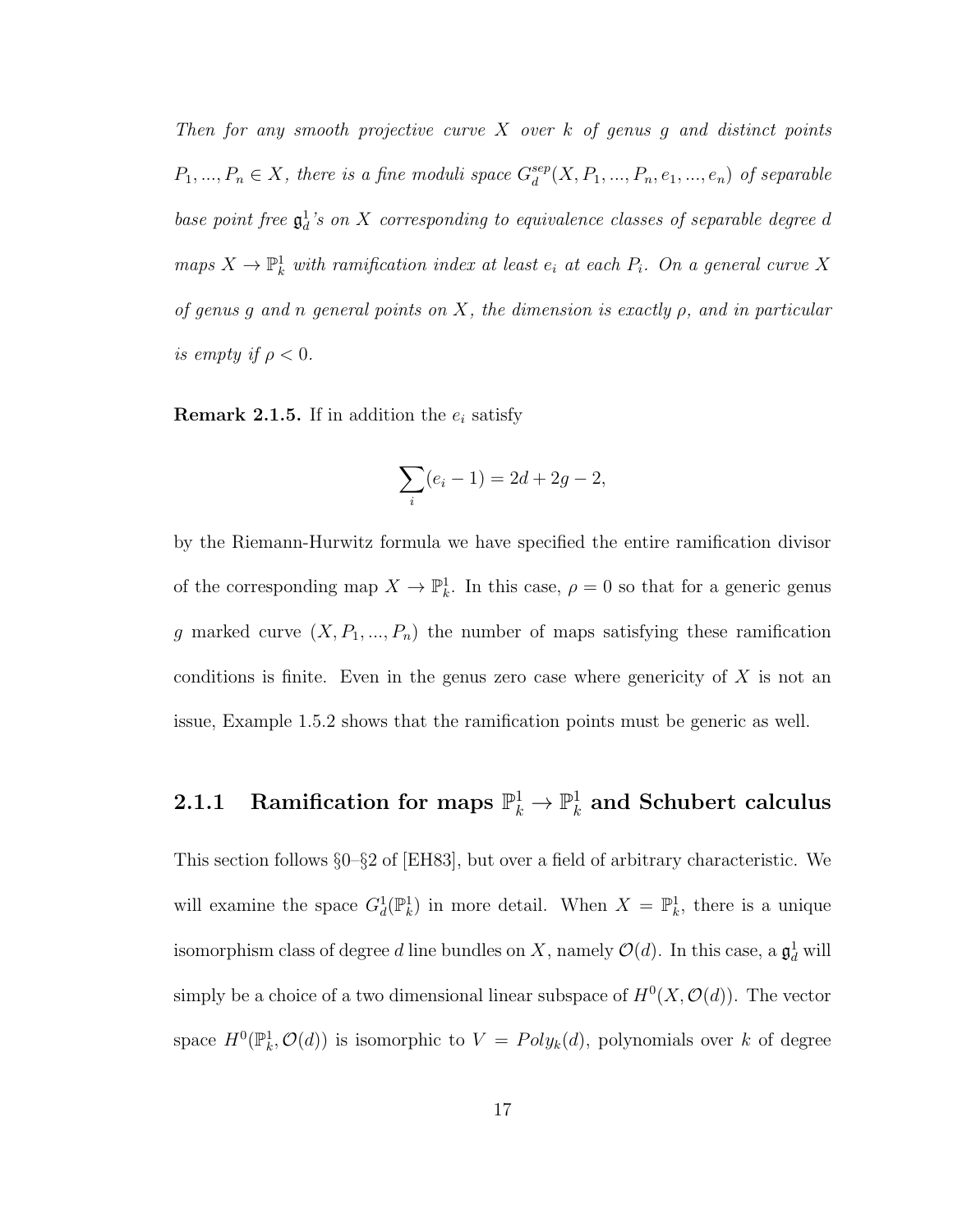*Then for any smooth projective curve $X$ over $k$ of genus $g$ and distinct points $P_1, ..., P_n \in X$, there is a fine moduli space $G_d^{sep}(X, P_1, ..., P_n, e_1, ..., e_n)$ of separable base point free $\mathfrak{g}_d^1$'s on $X$ corresponding to equivalence classes of separable degree $d$ maps $X \to \mathbb{P}_k^1$ with ramification index at least $e_i$ at each $P_i$. On a general curve $X$ of genus $g$ and $n$ general points on $X$, the dimension is exactly $\rho$, and in particular is empty if $\rho < 0$.*

**Remark 2.1.5.** If in addition the $e_i$ satisfy

$$\sum_i (e_i - 1) = 2d + 2g - 2,$$

by the Riemann-Hurwitz formula we have specified the entire ramification divisor of the corresponding map $X \to \mathbb{P}_k^1$. In this case, $\rho = 0$ so that for a generic genus $g$ marked curve $(X, P_1, ..., P_n)$ the number of maps satisfying these ramification conditions is finite. Even in the genus zero case where genericity of $X$ is not an issue, Example 1.5.2 shows that the ramification points must be generic as well.

### 2.1.1 Ramification for maps $\mathbb{P}_k^1 \to \mathbb{P}_k^1$ and Schubert calculus

This section follows §0–§2 of [EH83], but over a field of arbitrary characteristic. We will examine the space $G_d^1(\mathbb{P}_k^1)$ in more detail. When $X = \mathbb{P}_k^1$, there is a unique isomorphism class of degree $d$ line bundles on $X$, namely $\mathcal{O}(d)$. In this case, a $\mathfrak{g}_d^1$ will simply be a choice of a two dimensional linear subspace of $H^0(X, \mathcal{O}(d))$. The vector space $H^0(\mathbb{P}_k^1, \mathcal{O}(d))$ is isomorphic to $V = Poly_k(d)$, polynomials over $k$ of degree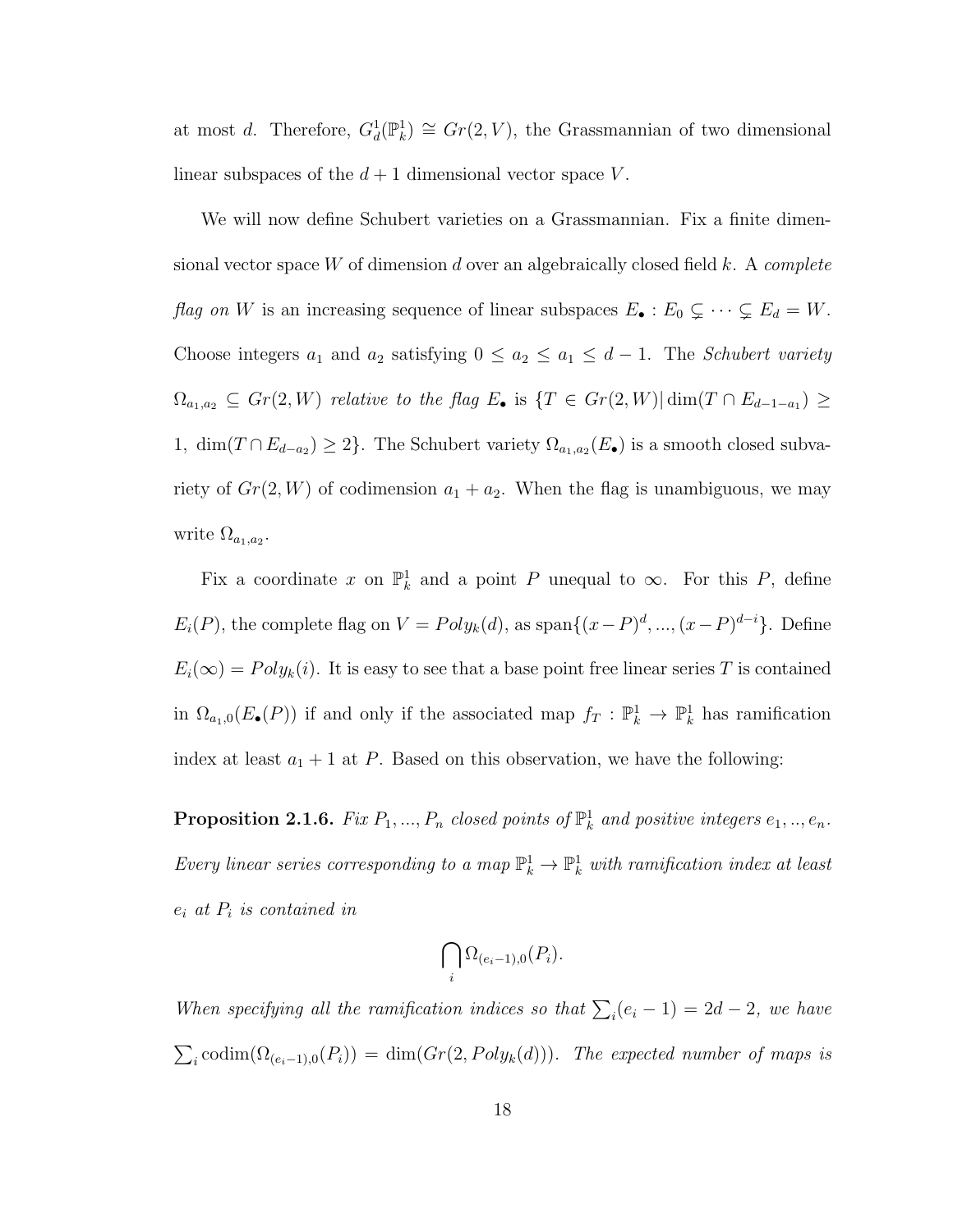at most $d$. Therefore, $G^1_d(\mathbb{P}^1_k) \cong Gr(2, V)$, the Grassmannian of two dimensional linear subspaces of the $d+1$ dimensional vector space $V$.

We will now define Schubert varieties on a Grassmannian. Fix a finite dimensional vector space $W$ of dimension $d$ over an algebraically closed field $k$. A *complete flag on* $W$ is an increasing sequence of linear subspaces $E_\bullet : E_0 \subsetneq \cdots \subsetneq E_d = W$. Choose integers $a_1$ and $a_2$ satisfying $0 \leq a_2 \leq a_1 \leq d-1$. The *Schubert variety* $\Omega_{a_1,a_2} \subseteq Gr(2, W)$ *relative to the flag* $E_\bullet$ is $\{T \in Gr(2, W) | \dim(T \cap E_{d-1-a_1}) \geq 1, \ \dim(T \cap E_{d-a_2}) \geq 2\}$. The Schubert variety $\Omega_{a_1,a_2}(E_\bullet)$ is a smooth closed subvariety of $Gr(2, W)$ of codimension $a_1 + a_2$. When the flag is unambiguous, we may write $\Omega_{a_1,a_2}$.

Fix a coordinate $x$ on $\mathbb{P}^1_k$ and a point $P$ unequal to $\infty$. For this $P$, define $E_i(P)$, the complete flag on $V = Poly_k(d)$, as $\text{span}\{(x-P)^d, ..., (x-P)^{d-i}\}$. Define $E_i(\infty) = Poly_k(i)$. It is easy to see that a base point free linear series $T$ is contained in $\Omega_{a_1,0}(E_\bullet(P))$ if and only if the associated map $f_T : \mathbb{P}^1_k \to \mathbb{P}^1_k$ has ramification index at least $a_1 + 1$ at $P$. Based on this observation, we have the following:

**Proposition 2.1.6.** *Fix $P_1, ..., P_n$ closed points of $\mathbb{P}^1_k$ and positive integers $e_1, .., e_n$. Every linear series corresponding to a map $\mathbb{P}^1_k \to \mathbb{P}^1_k$ with ramification index at least $e_i$ at $P_i$ is contained in*

$$\bigcap_i \Omega_{(e_i-1),0}(P_i).$$

*When specifying all the ramification indices so that $\sum_i (e_i - 1) = 2d - 2$, we have $\sum_i \text{codim}(\Omega_{(e_i-1),0}(P_i)) = \dim(Gr(2, Poly_k(d)))$. The expected number of maps is*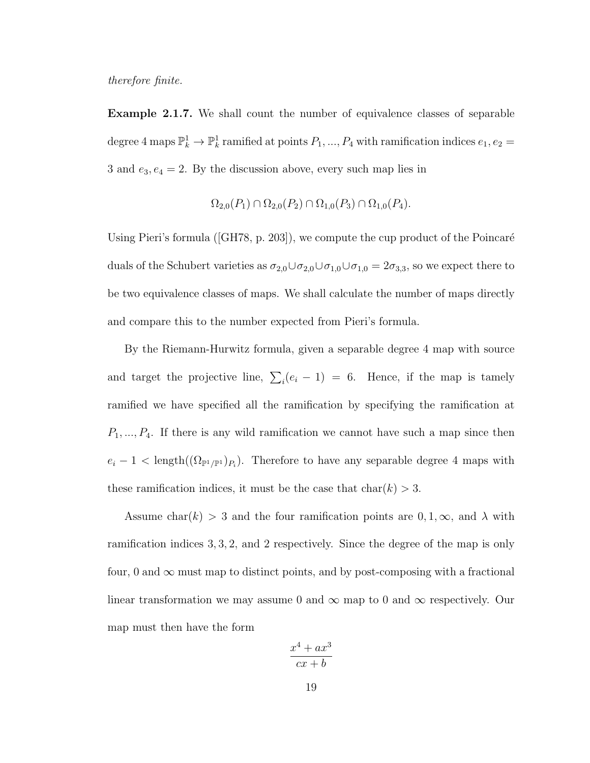*therefore finite.*

**Example 2.1.7.** We shall count the number of equivalence classes of separable degree 4 maps $\mathbb{P}^1_k \to \mathbb{P}^1_k$ ramified at points $P_1, ..., P_4$ with ramification indices $e_1, e_2 = 3$ and $e_3, e_4 = 2$. By the discussion above, every such map lies in

$$\Omega_{2,0}(P_1) \cap \Omega_{2,0}(P_2) \cap \Omega_{1,0}(P_3) \cap \Omega_{1,0}(P_4).$$

Using Pieri's formula ([GH78, p. 203]), we compute the cup product of the Poincaré duals of the Schubert varieties as $\sigma_{2,0} \cup \sigma_{2,0} \cup \sigma_{1,0} \cup \sigma_{1,0} = 2\sigma_{3,3}$, so we expect there to be two equivalence classes of maps. We shall calculate the number of maps directly and compare this to the number expected from Pieri's formula.

By the Riemann-Hurwitz formula, given a separable degree 4 map with source and target the projective line, $\sum_i (e_i - 1) = 6$. Hence, if the map is tamely ramified we have specified all the ramification by specifying the ramification at $P_1, ..., P_4$. If there is any wild ramification we cannot have such a map since then $e_i - 1 < \text{length}((\Omega_{\mathbb{P}^1/\mathbb{P}^1})_{P_i})$. Therefore to have any separable degree 4 maps with these ramification indices, it must be the case that $\text{char}(k) > 3$.

Assume $\text{char}(k) > 3$ and the four ramification points are $0, 1, \infty$, and $\lambda$ with ramification indices $3, 3, 2$, and $2$ respectively. Since the degree of the map is only four, $0$ and $\infty$ must map to distinct points, and by post-composing with a fractional linear transformation we may assume $0$ and $\infty$ map to $0$ and $\infty$ respectively. Our map must then have the form

$$\frac{x^4 + ax^3}{cx + b}$$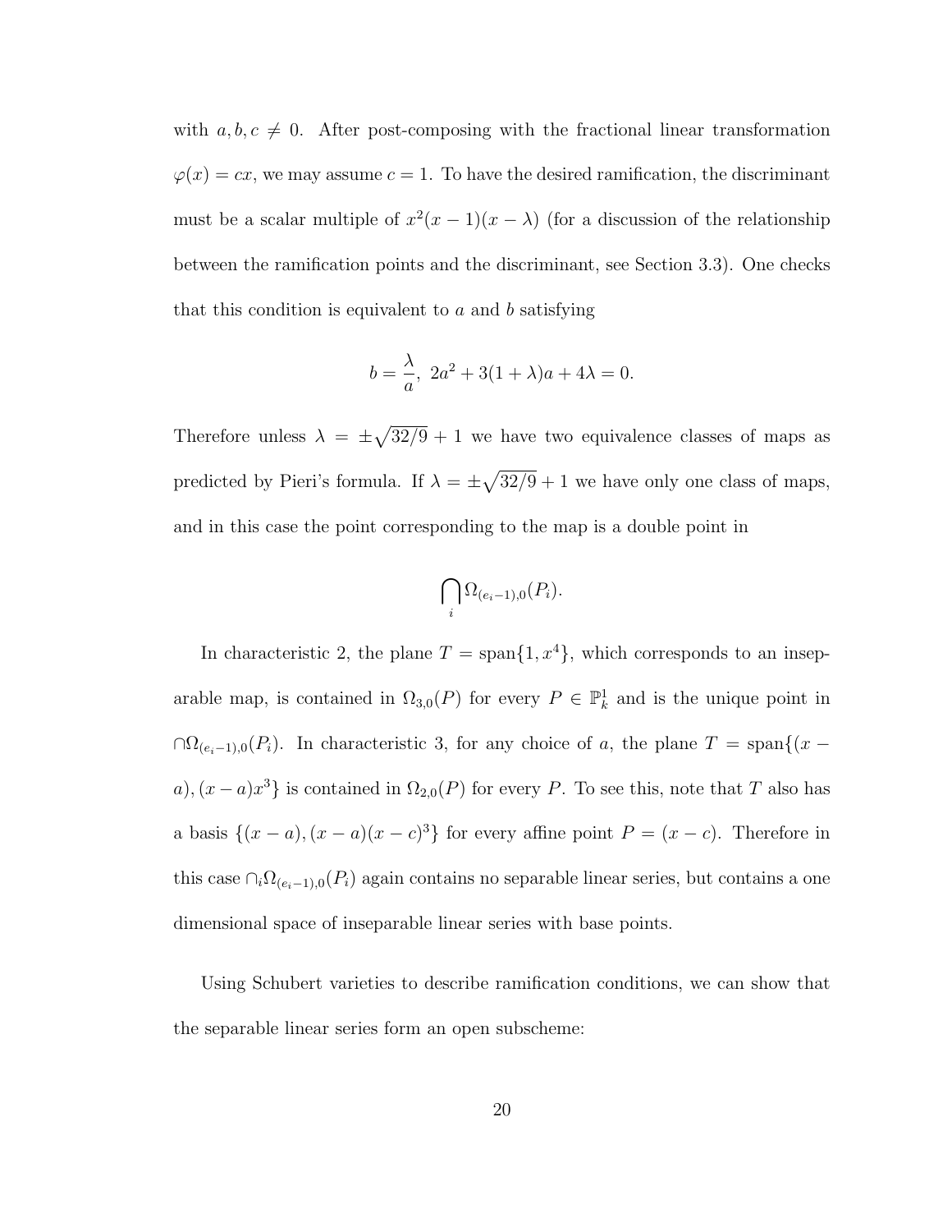with $a, b, c \neq 0$. After post-composing with the fractional linear transformation $\varphi(x) = cx$, we may assume $c = 1$. To have the desired ramification, the discriminant must be a scalar multiple of $x^2(x-1)(x-\lambda)$ (for a discussion of the relationship between the ramification points and the discriminant, see Section 3.3). One checks that this condition is equivalent to $a$ and $b$ satisfying

$$b = \frac{\lambda}{a},\ 2a^2 + 3(1+\lambda)a + 4\lambda = 0.$$

Therefore unless $\lambda = \pm\sqrt{32/9} + 1$ we have two equivalence classes of maps as predicted by Pieri's formula. If $\lambda = \pm\sqrt{32/9} + 1$ we have only one class of maps, and in this case the point corresponding to the map is a double point in

$$\bigcap_i \Omega_{(e_i-1),0}(P_i).$$

In characteristic 2, the plane $T = \text{span}\{1, x^4\}$, which corresponds to an inseparable map, is contained in $\Omega_{3,0}(P)$ for every $P \in \mathbb{P}^1_k$ and is the unique point in $\cap\Omega_{(e_i-1),0}(P_i)$. In characteristic 3, for any choice of $a$, the plane $T = \text{span}\{(x-a), (x-a)x^3\}$ is contained in $\Omega_{2,0}(P)$ for every $P$. To see this, note that $T$ also has a basis $\{(x-a), (x-a)(x-c)^3\}$ for every affine point $P = (x-c)$. Therefore in this case $\cap_i\Omega_{(e_i-1),0}(P_i)$ again contains no separable linear series, but contains a one dimensional space of inseparable linear series with base points.

Using Schubert varieties to describe ramification conditions, we can show that the separable linear series form an open subscheme: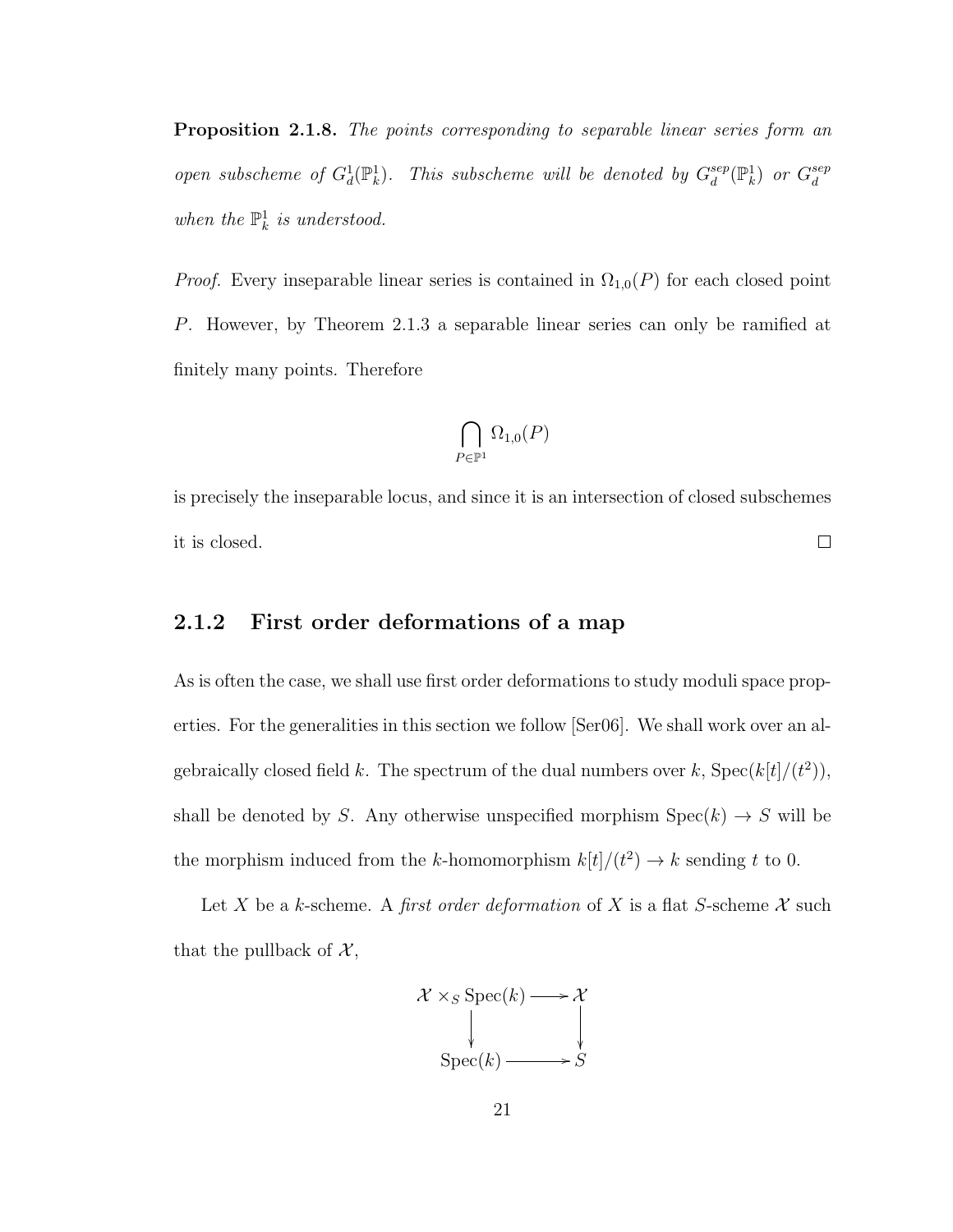**Proposition 2.1.8.** *The points corresponding to separable linear series form an open subscheme of $G^1_d(\mathbb{P}^1_k)$. This subscheme will be denoted by $G^{sep}_d(\mathbb{P}^1_k)$ or $G^{sep}_d$ when the $\mathbb{P}^1_k$ is understood.*

*Proof.* Every inseparable linear series is contained in $\Omega_{1,0}(P)$ for each closed point $P$. However, by Theorem 2.1.3 a separable linear series can only be ramified at finitely many points. Therefore

$$\bigcap_{P \in \mathbb{P}^1} \Omega_{1,0}(P)$$

is precisely the inseparable locus, and since it is an intersection of closed subschemes it is closed. $\square$

### 2.1.2 First order deformations of a map

As is often the case, we shall use first order deformations to study moduli space properties. For the generalities in this section we follow [Ser06]. We shall work over an algebraically closed field $k$. The spectrum of the dual numbers over $k$, $\mathrm{Spec}(k[t]/(t^2))$, shall be denoted by $S$. Any otherwise unspecified morphism $\mathrm{Spec}(k) \to S$ will be the morphism induced from the $k$-homomorphism $k[t]/(t^2) \to k$ sending $t$ to 0.

Let $X$ be a $k$-scheme. A *first order deformation* of $X$ is a flat $S$-scheme $\mathcal{X}$ such that the pullback of $\mathcal{X}$,

$$\begin{array}{ccc} \mathcal{X} \times_S \mathrm{Spec}(k) & \longrightarrow & \mathcal{X} \\ \downarrow & & \downarrow \\ \mathrm{Spec}(k) & \longrightarrow & S \end{array}$$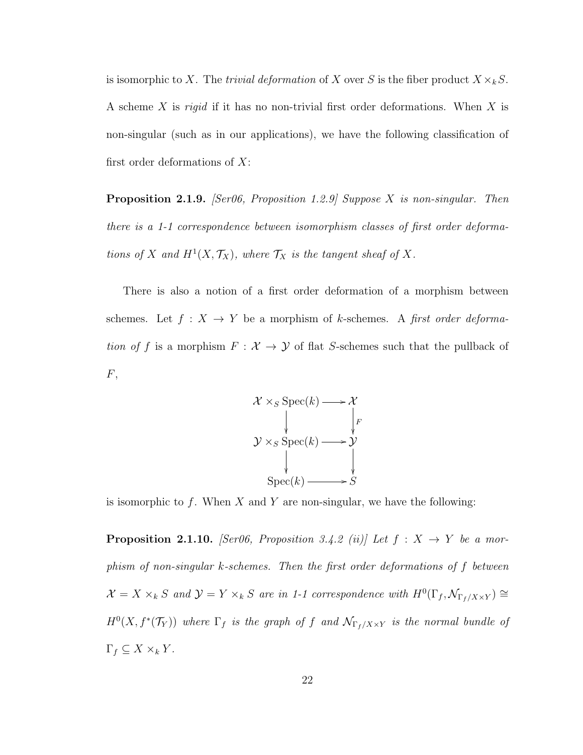is isomorphic to $X$. The *trivial deformation* of $X$ over $S$ is the fiber product $X \times_k S$. A scheme $X$ is *rigid* if it has no non-trivial first order deformations. When $X$ is non-singular (such as in our applications), we have the following classification of first order deformations of $X$:

**Proposition 2.1.9.** *[Ser06, Proposition 1.2.9] Suppose $X$ is non-singular. Then there is a 1-1 correspondence between isomorphism classes of first order deformations of $X$ and $H^1(X, \mathcal{T}_X)$, where $\mathcal{T}_X$ is the tangent sheaf of $X$.*

There is also a notion of a first order deformation of a morphism between schemes. Let $f : X \to Y$ be a morphism of $k$-schemes. A *first order deformation of $f$* is a morphism $F : \mathcal{X} \to \mathcal{Y}$ of flat $S$-schemes such that the pullback of $F$,

$$\begin{array}{ccc} \mathcal{X} \times_S \operatorname{Spec}(k) & \longrightarrow & \mathcal{X} \\ \downarrow & & \downarrow F \\ \mathcal{Y} \times_S \operatorname{Spec}(k) & \longrightarrow & \mathcal{Y} \\ \downarrow & & \downarrow \\ \operatorname{Spec}(k) & \longrightarrow & S \end{array}$$

is isomorphic to $f$. When $X$ and $Y$ are non-singular, we have the following:

**Proposition 2.1.10.** *[Ser06, Proposition 3.4.2 (ii)] Let $f : X \to Y$ be a morphism of non-singular $k$-schemes. Then the first order deformations of $f$ between $\mathcal{X} = X \times_k S$ and $\mathcal{Y} = Y \times_k S$ are in 1-1 correspondence with $H^0(\Gamma_f, \mathcal{N}_{\Gamma_f/X\times Y}) \cong H^0(X, f^*(\mathcal{T}_Y))$ where $\Gamma_f$ is the graph of $f$ and $\mathcal{N}_{\Gamma_f/X\times Y}$ is the normal bundle of $\Gamma_f \subseteq X \times_k Y$.*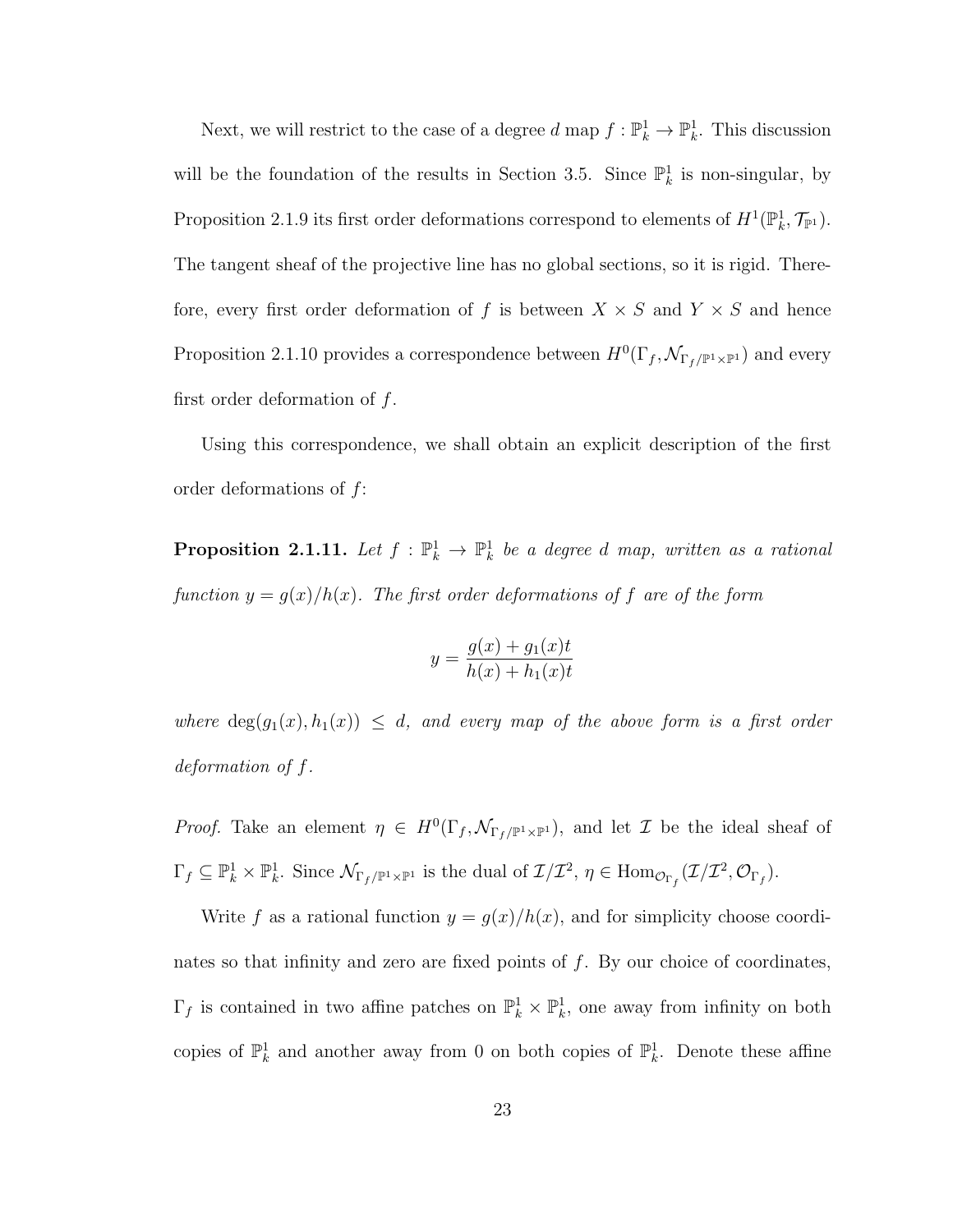Next, we will restrict to the case of a degree $d$ map $f : \mathbb{P}^1_k \to \mathbb{P}^1_k$. This discussion will be the foundation of the results in Section 3.5. Since $\mathbb{P}^1_k$ is non-singular, by Proposition 2.1.9 its first order deformations correspond to elements of $H^1(\mathbb{P}^1_k, \mathcal{T}_{\mathbb{P}^1})$. The tangent sheaf of the projective line has no global sections, so it is rigid. Therefore, every first order deformation of $f$ is between $X \times S$ and $Y \times S$ and hence Proposition 2.1.10 provides a correspondence between $H^0(\Gamma_f, \mathcal{N}_{\Gamma_f/\mathbb{P}^1\times\mathbb{P}^1})$ and every first order deformation of $f$.

Using this correspondence, we shall obtain an explicit description of the first order deformations of $f$:

**Proposition 2.1.11.** *Let $f : \mathbb{P}^1_k \to \mathbb{P}^1_k$ be a degree $d$ map, written as a rational function $y = g(x)/h(x)$. The first order deformations of $f$ are of the form*

$$y = \frac{g(x) + g_1(x)t}{h(x) + h_1(x)t}$$

*where $\deg(g_1(x), h_1(x)) \leq d$, and every map of the above form is a first order deformation of $f$.*

*Proof.* Take an element $\eta \in H^0(\Gamma_f, \mathcal{N}_{\Gamma_f/\mathbb{P}^1\times\mathbb{P}^1})$, and let $\mathcal{I}$ be the ideal sheaf of $\Gamma_f \subseteq \mathbb{P}^1_k \times \mathbb{P}^1_k$. Since $\mathcal{N}_{\Gamma_f/\mathbb{P}^1\times\mathbb{P}^1}$ is the dual of $\mathcal{I}/\mathcal{I}^2$, $\eta \in \mathrm{Hom}_{\mathcal{O}_{\Gamma_f}}(\mathcal{I}/\mathcal{I}^2, \mathcal{O}_{\Gamma_f})$.

Write $f$ as a rational function $y = g(x)/h(x)$, and for simplicity choose coordinates so that infinity and zero are fixed points of $f$. By our choice of coordinates, $\Gamma_f$ is contained in two affine patches on $\mathbb{P}^1_k \times \mathbb{P}^1_k$, one away from infinity on both copies of $\mathbb{P}^1_k$ and another away from 0 on both copies of $\mathbb{P}^1_k$. Denote these affine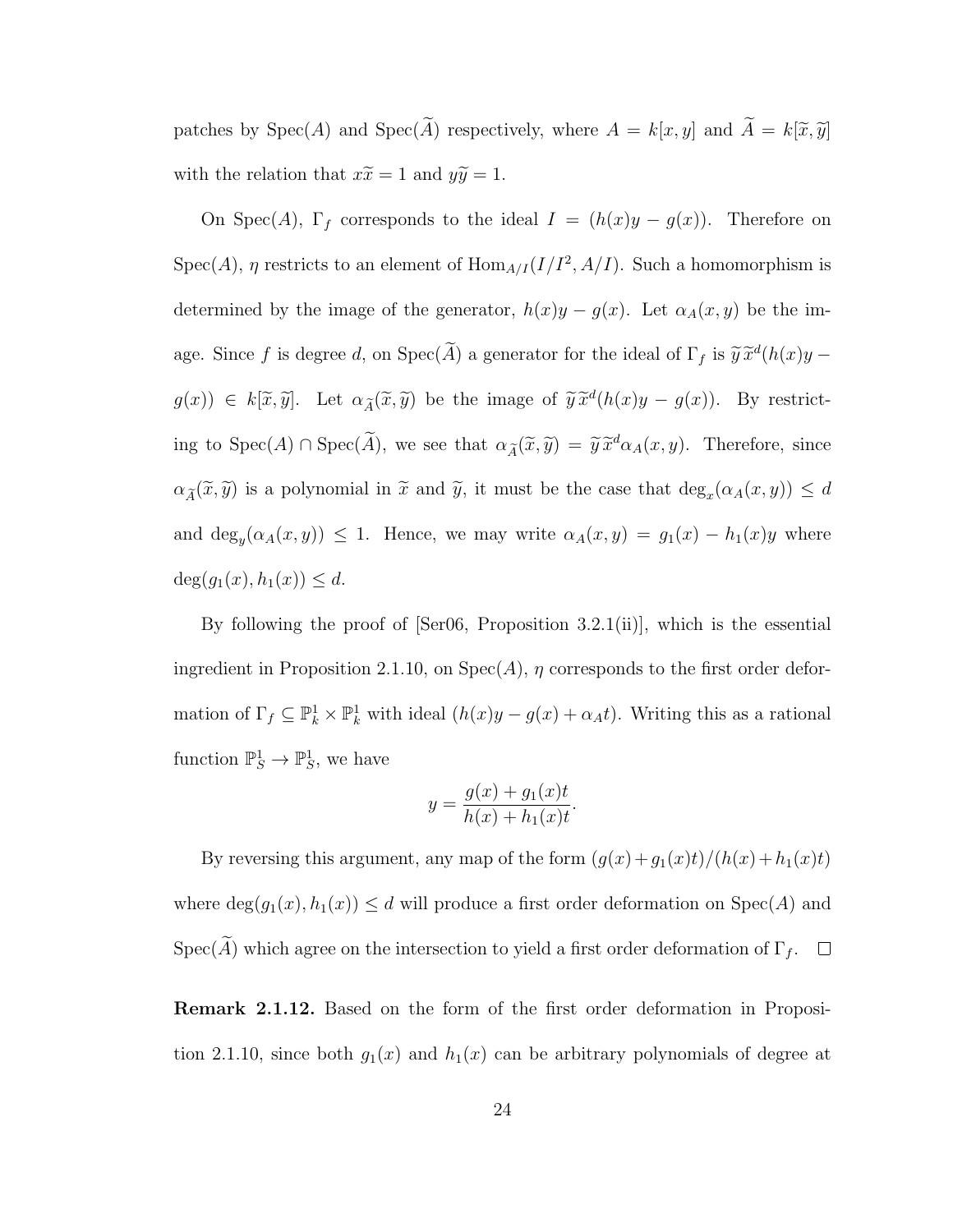patches by $\operatorname{Spec}(A)$ and $\operatorname{Spec}(\widetilde{A})$ respectively, where $A = k[x,y]$ and $\widetilde{A} = k[\widetilde{x},\widetilde{y}]$ with the relation that $x\widetilde{x} = 1$ and $y\widetilde{y} = 1$.

On $\operatorname{Spec}(A)$, $\Gamma_f$ corresponds to the ideal $I = (h(x)y - g(x))$. Therefore on $\operatorname{Spec}(A)$, $\eta$ restricts to an element of $\operatorname{Hom}_{A/I}(I/I^2, A/I)$. Such a homomorphism is determined by the image of the generator, $h(x)y - g(x)$. Let $\alpha_A(x,y)$ be the image. Since $f$ is degree $d$, on $\operatorname{Spec}(\widetilde{A})$ a generator for the ideal of $\Gamma_f$ is $\widetilde{y}\widetilde{x}^d(h(x)y - g(x)) \in k[\widetilde{x},\widetilde{y}]$. Let $\alpha_{\widetilde{A}}(\widetilde{x},\widetilde{y})$ be the image of $\widetilde{y}\widetilde{x}^d(h(x)y - g(x))$. By restricting to $\operatorname{Spec}(A) \cap \operatorname{Spec}(\widetilde{A})$, we see that $\alpha_{\widetilde{A}}(\widetilde{x},\widetilde{y}) = \widetilde{y}\widetilde{x}^d\alpha_A(x,y)$. Therefore, since $\alpha_{\widetilde{A}}(\widetilde{x},\widetilde{y})$ is a polynomial in $\widetilde{x}$ and $\widetilde{y}$, it must be the case that $\deg_x(\alpha_A(x,y)) \leq d$ and $\deg_y(\alpha_A(x,y)) \leq 1$. Hence, we may write $\alpha_A(x,y) = g_1(x) - h_1(x)y$ where $\deg(g_1(x), h_1(x)) \leq d$.

By following the proof of [Ser06, Proposition 3.2.1(ii)], which is the essential ingredient in Proposition 2.1.10, on $\operatorname{Spec}(A)$, $\eta$ corresponds to the first order deformation of $\Gamma_f \subseteq \mathbb{P}^1_k \times \mathbb{P}^1_k$ with ideal $(h(x)y - g(x) + \alpha_A t)$. Writing this as a rational function $\mathbb{P}^1_S \to \mathbb{P}^1_S$, we have

$$y = \frac{g(x) + g_1(x)t}{h(x) + h_1(x)t}.$$

By reversing this argument, any map of the form $(g(x) + g_1(x)t)/(h(x) + h_1(x)t)$ where $\deg(g_1(x), h_1(x)) \leq d$ will produce a first order deformation on $\operatorname{Spec}(A)$ and $\operatorname{Spec}(\widetilde{A})$ which agree on the intersection to yield a first order deformation of $\Gamma_f$. $\square$

**Remark 2.1.12.** Based on the form of the first order deformation in Proposition 2.1.10, since both $g_1(x)$ and $h_1(x)$ can be arbitrary polynomials of degree at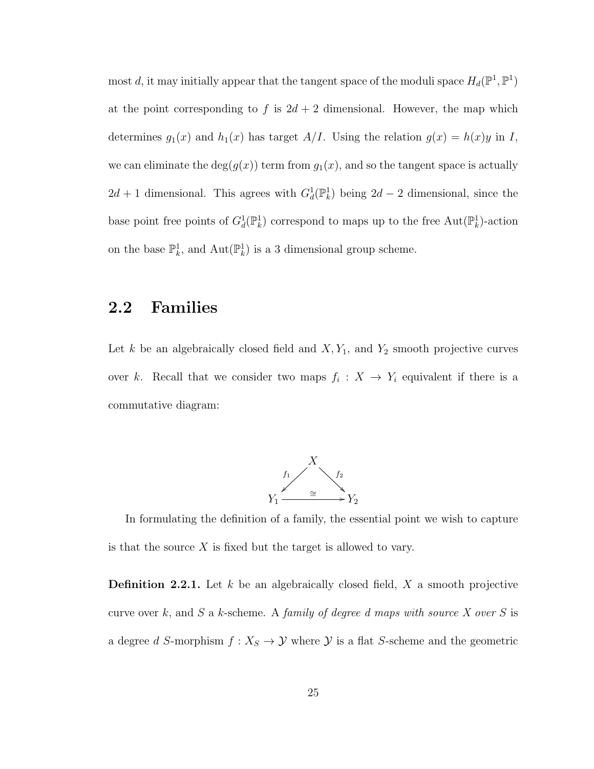most $d$, it may initially appear that the tangent space of the moduli space $H_d(\mathbb{P}^1, \mathbb{P}^1)$ at the point corresponding to $f$ is $2d+2$ dimensional. However, the map which determines $g_1(x)$ and $h_1(x)$ has target $A/I$. Using the relation $g(x) = h(x)y$ in $I$, we can eliminate the $\deg(g(x))$ term from $g_1(x)$, and so the tangent space is actually $2d+1$ dimensional. This agrees with $G^1_d(\mathbb{P}^1_k)$ being $2d-2$ dimensional, since the base point free points of $G^1_d(\mathbb{P}^1_k)$ correspond to maps up to the free $\mathrm{Aut}(\mathbb{P}^1_k)$-action on the base $\mathbb{P}^1_k$, and $\mathrm{Aut}(\mathbb{P}^1_k)$ is a 3 dimensional group scheme.

## 2.2 Families

Let $k$ be an algebraically closed field and $X, Y_1$, and $Y_2$ smooth projective curves over $k$. Recall that we consider two maps $f_i : X \to Y_i$ equivalent if there is a commutative diagram:

$$\begin{array}{ccc} & X & \\ {}^{f_1}\swarrow & & \searrow^{f_2} \\ Y_1 & \xrightarrow{\cong} & Y_2 \end{array}$$

In formulating the definition of a family, the essential point we wish to capture is that the source $X$ is fixed but the target is allowed to vary.

**Definition 2.2.1.** Let $k$ be an algebraically closed field, $X$ a smooth projective curve over $k$, and $S$ a $k$-scheme. A *family of degree $d$ maps with source $X$ over $S$* is a degree $d$ $S$-morphism $f : X_S \to \mathcal{Y}$ where $\mathcal{Y}$ is a flat $S$-scheme and the geometric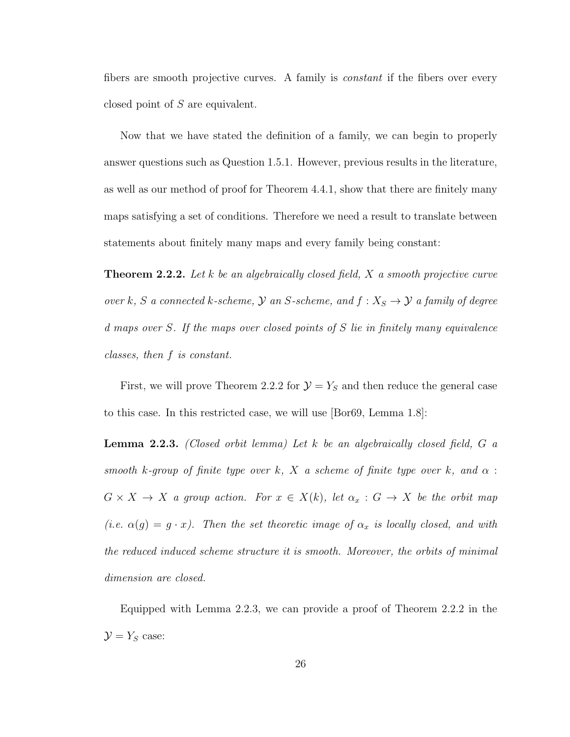fibers are smooth projective curves. A family is *constant* if the fibers over every closed point of $S$ are equivalent.

Now that we have stated the definition of a family, we can begin to properly answer questions such as Question 1.5.1. However, previous results in the literature, as well as our method of proof for Theorem 4.4.1, show that there are finitely many maps satisfying a set of conditions. Therefore we need a result to translate between statements about finitely many maps and every family being constant:

**Theorem 2.2.2.** *Let $k$ be an algebraically closed field, $X$ a smooth projective curve over $k$, $S$ a connected $k$-scheme, $\mathcal{Y}$ an $S$-scheme, and $f : X_S \to \mathcal{Y}$ a family of degree $d$ maps over $S$. If the maps over closed points of $S$ lie in finitely many equivalence classes, then $f$ is constant.*

First, we will prove Theorem 2.2.2 for $\mathcal{Y} = Y_S$ and then reduce the general case to this case. In this restricted case, we will use [Bor69, Lemma 1.8]:

**Lemma 2.2.3.** *(Closed orbit lemma) Let $k$ be an algebraically closed field, $G$ a smooth $k$-group of finite type over $k$, $X$ a scheme of finite type over $k$, and $\alpha : G \times X \to X$ a group action. For $x \in X(k)$, let $\alpha_x : G \to X$ be the orbit map (i.e. $\alpha(g) = g \cdot x$). Then the set theoretic image of $\alpha_x$ is locally closed, and with the reduced induced scheme structure it is smooth. Moreover, the orbits of minimal dimension are closed.*

Equipped with Lemma 2.2.3, we can provide a proof of Theorem 2.2.2 in the $\mathcal{Y} = Y_S$ case: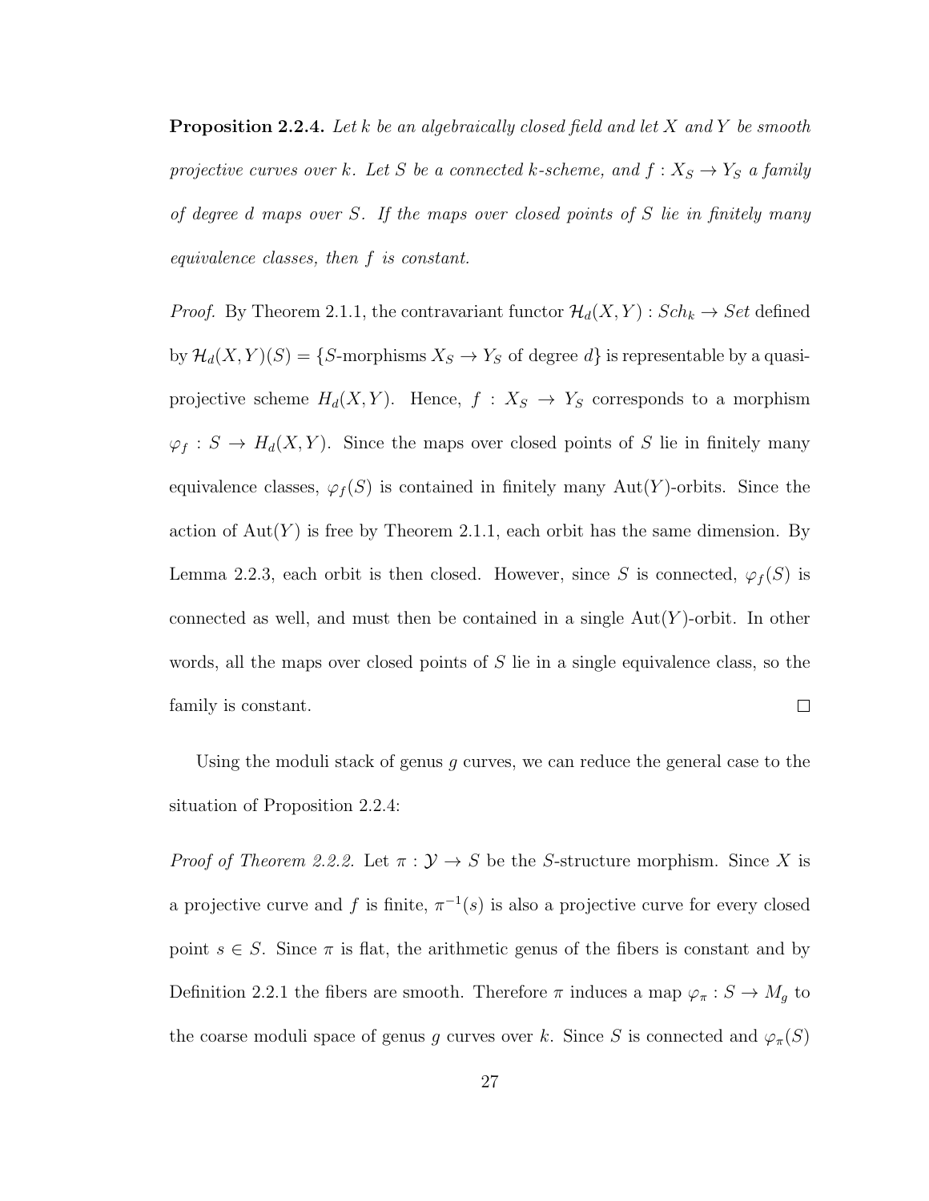**Proposition 2.2.4.** *Let $k$ be an algebraically closed field and let $X$ and $Y$ be smooth projective curves over $k$. Let $S$ be a connected $k$-scheme, and $f : X_S \to Y_S$ a family of degree $d$ maps over $S$. If the maps over closed points of $S$ lie in finitely many equivalence classes, then $f$ is constant.*

*Proof.* By Theorem 2.1.1, the contravariant functor $\mathcal{H}_d(X,Y) : Sch_k \to Set$ defined by $\mathcal{H}_d(X,Y)(S) = \{S\text{-morphisms } X_S \to Y_S \text{ of degree } d\}$ is representable by a quasi-projective scheme $H_d(X,Y)$. Hence, $f : X_S \to Y_S$ corresponds to a morphism $\varphi_f : S \to H_d(X,Y)$. Since the maps over closed points of $S$ lie in finitely many equivalence classes, $\varphi_f(S)$ is contained in finitely many $\mathrm{Aut}(Y)$-orbits. Since the action of $\mathrm{Aut}(Y)$ is free by Theorem 2.1.1, each orbit has the same dimension. By Lemma 2.2.3, each orbit is then closed. However, since $S$ is connected, $\varphi_f(S)$ is connected as well, and must then be contained in a single $\mathrm{Aut}(Y)$-orbit. In other words, all the maps over closed points of $S$ lie in a single equivalence class, so the family is constant. $\square$

Using the moduli stack of genus $g$ curves, we can reduce the general case to the situation of Proposition 2.2.4:

*Proof of Theorem 2.2.2.* Let $\pi : \mathcal{Y} \to S$ be the $S$-structure morphism. Since $X$ is a projective curve and $f$ is finite, $\pi^{-1}(s)$ is also a projective curve for every closed point $s \in S$. Since $\pi$ is flat, the arithmetic genus of the fibers is constant and by Definition 2.2.1 the fibers are smooth. Therefore $\pi$ induces a map $\varphi_\pi : S \to M_g$ to the coarse moduli space of genus $g$ curves over $k$. Since $S$ is connected and $\varphi_\pi(S)$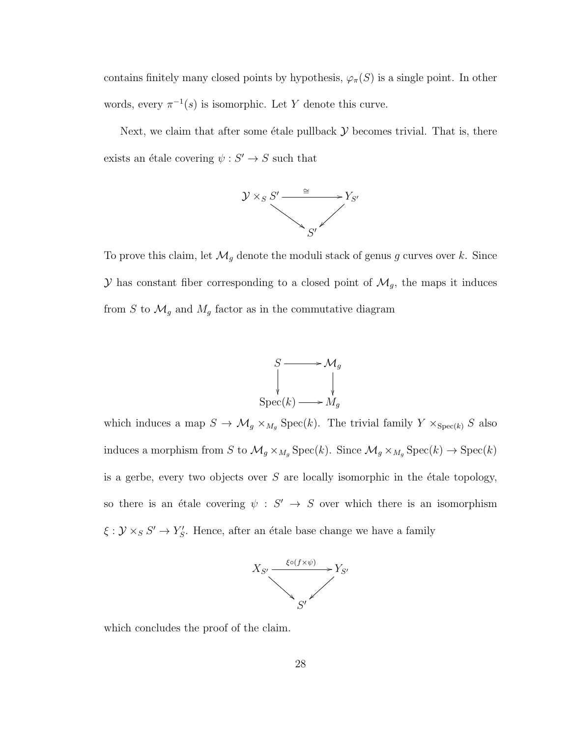contains finitely many closed points by hypothesis, $\varphi_\pi(S)$ is a single point. In other words, every $\pi^{-1}(s)$ is isomorphic. Let $Y$ denote this curve.

Next, we claim that after some étale pullback $\mathcal{Y}$ becomes trivial. That is, there exists an étale covering $\psi : S' \to S$ such that

$$\begin{array}{ccc} \mathcal{Y} \times_S S' & \xrightarrow{\cong} & Y_{S'} \\ & \searrow \quad \swarrow & \\ & S' & \end{array}$$

To prove this claim, let $\mathcal{M}_g$ denote the moduli stack of genus $g$ curves over $k$. Since $\mathcal{Y}$ has constant fiber corresponding to a closed point of $\mathcal{M}_g$, the maps it induces from $S$ to $\mathcal{M}_g$ and $M_g$ factor as in the commutative diagram

$$\begin{array}{ccc} S & \longrightarrow & \mathcal{M}_g \\ \downarrow & & \downarrow \\ \operatorname{Spec}(k) & \longrightarrow & M_g \end{array}$$

which induces a map $S \to \mathcal{M}_g \times_{M_g} \operatorname{Spec}(k)$. The trivial family $Y \times_{\operatorname{Spec}(k)} S$ also induces a morphism from $S$ to $\mathcal{M}_g \times_{M_g} \operatorname{Spec}(k)$. Since $\mathcal{M}_g \times_{M_g} \operatorname{Spec}(k) \to \operatorname{Spec}(k)$ is a gerbe, every two objects over $S$ are locally isomorphic in the étale topology, so there is an étale covering $\psi : S' \to S$ over which there is an isomorphism $\xi : \mathcal{Y} \times_S S' \to Y'_S$. Hence, after an étale base change we have a family

$$\begin{array}{ccc} X_{S'} & \xrightarrow{\xi \circ (f \times \psi)} & Y_{S'} \\ & \searrow \quad \swarrow & \\ & S' & \end{array}$$

which concludes the proof of the claim.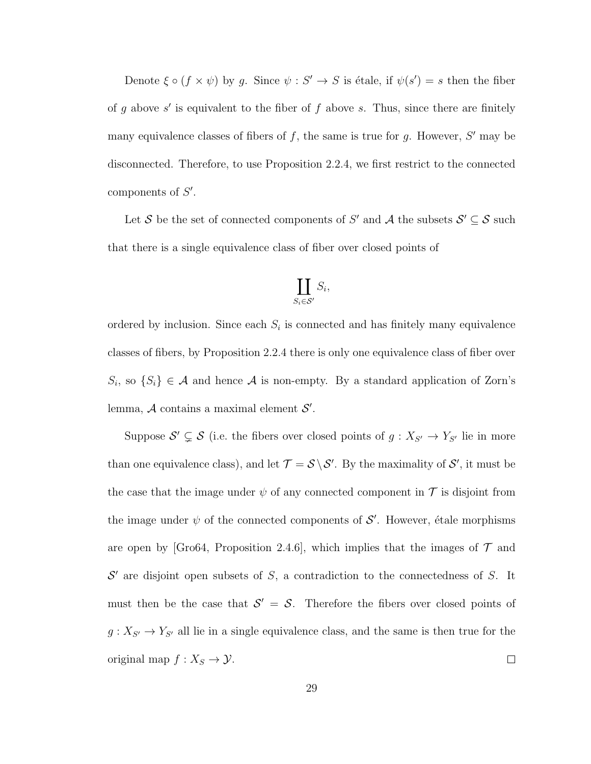Denote $\xi \circ (f \times \psi)$ by $g$. Since $\psi : S' \to S$ is étale, if $\psi(s') = s$ then the fiber of $g$ above $s'$ is equivalent to the fiber of $f$ above $s$. Thus, since there are finitely many equivalence classes of fibers of $f$, the same is true for $g$. However, $S'$ may be disconnected. Therefore, to use Proposition 2.2.4, we first restrict to the connected components of $S'$.

Let $\mathcal{S}$ be the set of connected components of $S'$ and $\mathcal{A}$ the subsets $\mathcal{S}' \subseteq \mathcal{S}$ such that there is a single equivalence class of fiber over closed points of

$$\coprod_{S_i \in \mathcal{S}'} S_i,$$

ordered by inclusion. Since each $S_i$ is connected and has finitely many equivalence classes of fibers, by Proposition 2.2.4 there is only one equivalence class of fiber over $S_i$, so $\{S_i\} \in \mathcal{A}$ and hence $\mathcal{A}$ is non-empty. By a standard application of Zorn's lemma, $\mathcal{A}$ contains a maximal element $\mathcal{S}'$.

Suppose $\mathcal{S}' \subsetneq \mathcal{S}$ (i.e. the fibers over closed points of $g : X_{\mathcal{S}'} \to Y_{\mathcal{S}'}$ lie in more than one equivalence class), and let $\mathcal{T} = \mathcal{S} \setminus \mathcal{S}'$. By the maximality of $\mathcal{S}'$, it must be the case that the image under $\psi$ of any connected component in $\mathcal{T}$ is disjoint from the image under $\psi$ of the connected components of $\mathcal{S}'$. However, étale morphisms are open by [Gro64, Proposition 2.4.6], which implies that the images of $\mathcal{T}$ and $\mathcal{S}'$ are disjoint open subsets of $S$, a contradiction to the connectedness of $S$. It must then be the case that $\mathcal{S}' = \mathcal{S}$. Therefore the fibers over closed points of $g : X_{\mathcal{S}'} \to Y_{\mathcal{S}'}$ all lie in a single equivalence class, and the same is then true for the original map $f : X_S \to \mathcal{Y}$. $\square$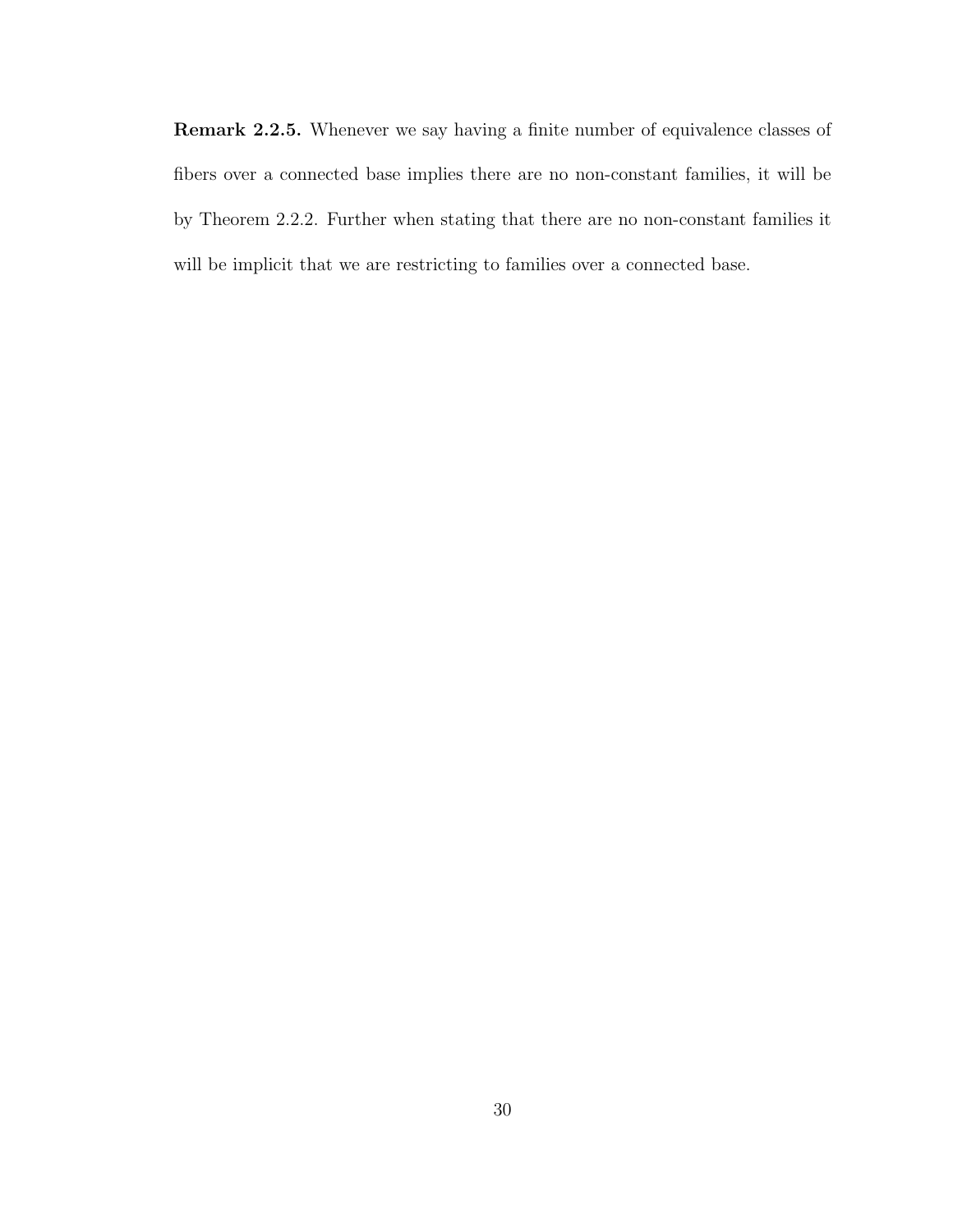**Remark 2.2.5.** Whenever we say having a finite number of equivalence classes of fibers over a connected base implies there are no non-constant families, it will be by Theorem 2.2.2. Further when stating that there are no non-constant families it will be implicit that we are restricting to families over a connected base.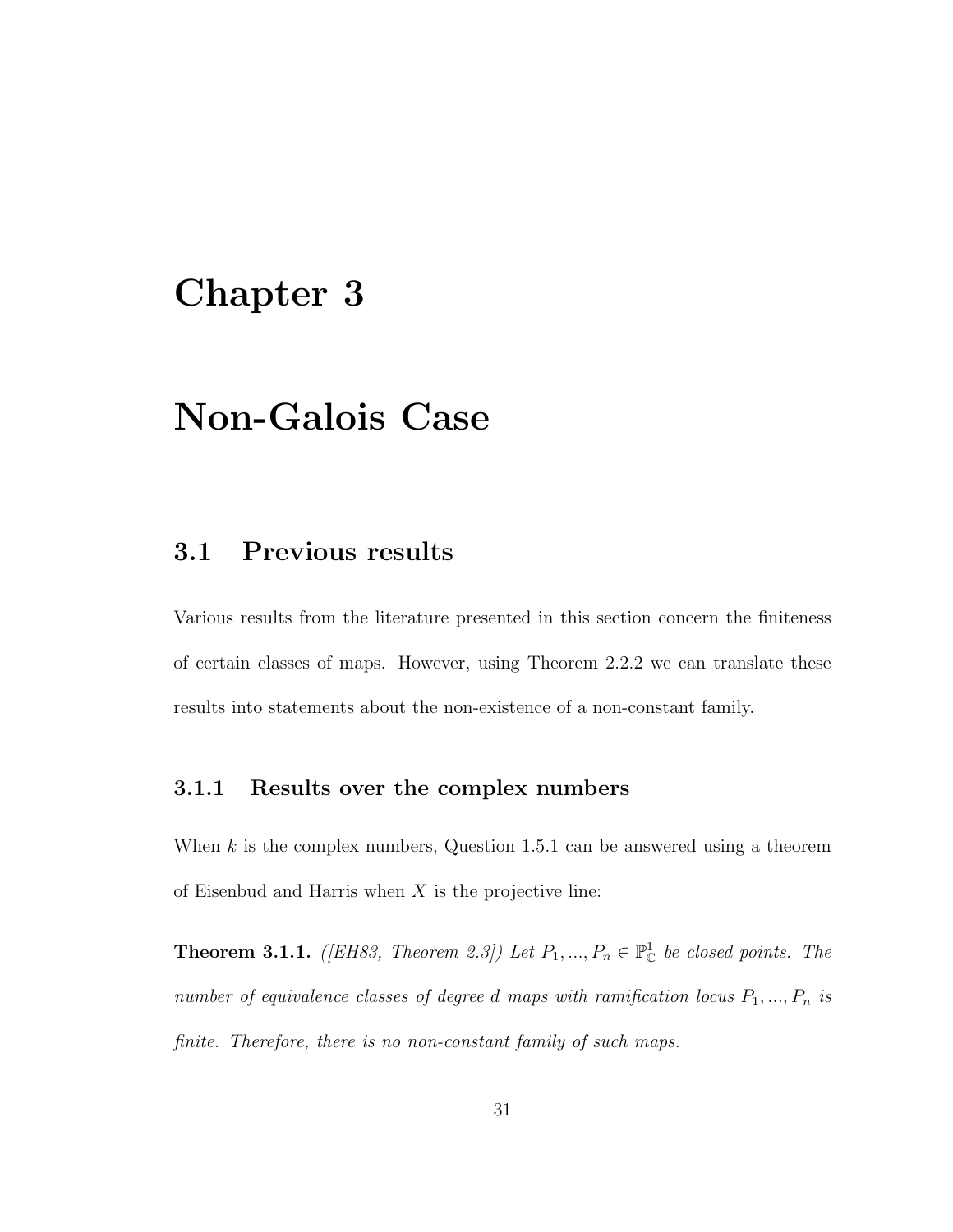# Chapter 3

# Non-Galois Case

## 3.1 Previous results

Various results from the literature presented in this section concern the finiteness of certain classes of maps. However, using Theorem 2.2.2 we can translate these results into statements about the non-existence of a non-constant family.

### 3.1.1 Results over the complex numbers

When $k$ is the complex numbers, Question 1.5.1 can be answered using a theorem of Eisenbud and Harris when $X$ is the projective line:

**Theorem 3.1.1.** *([EH83, Theorem 2.3]) Let $P_1, ..., P_n \in \mathbb{P}^1_{\mathbb{C}}$ be closed points. The number of equivalence classes of degree $d$ maps with ramification locus $P_1, ..., P_n$ is finite. Therefore, there is no non-constant family of such maps.*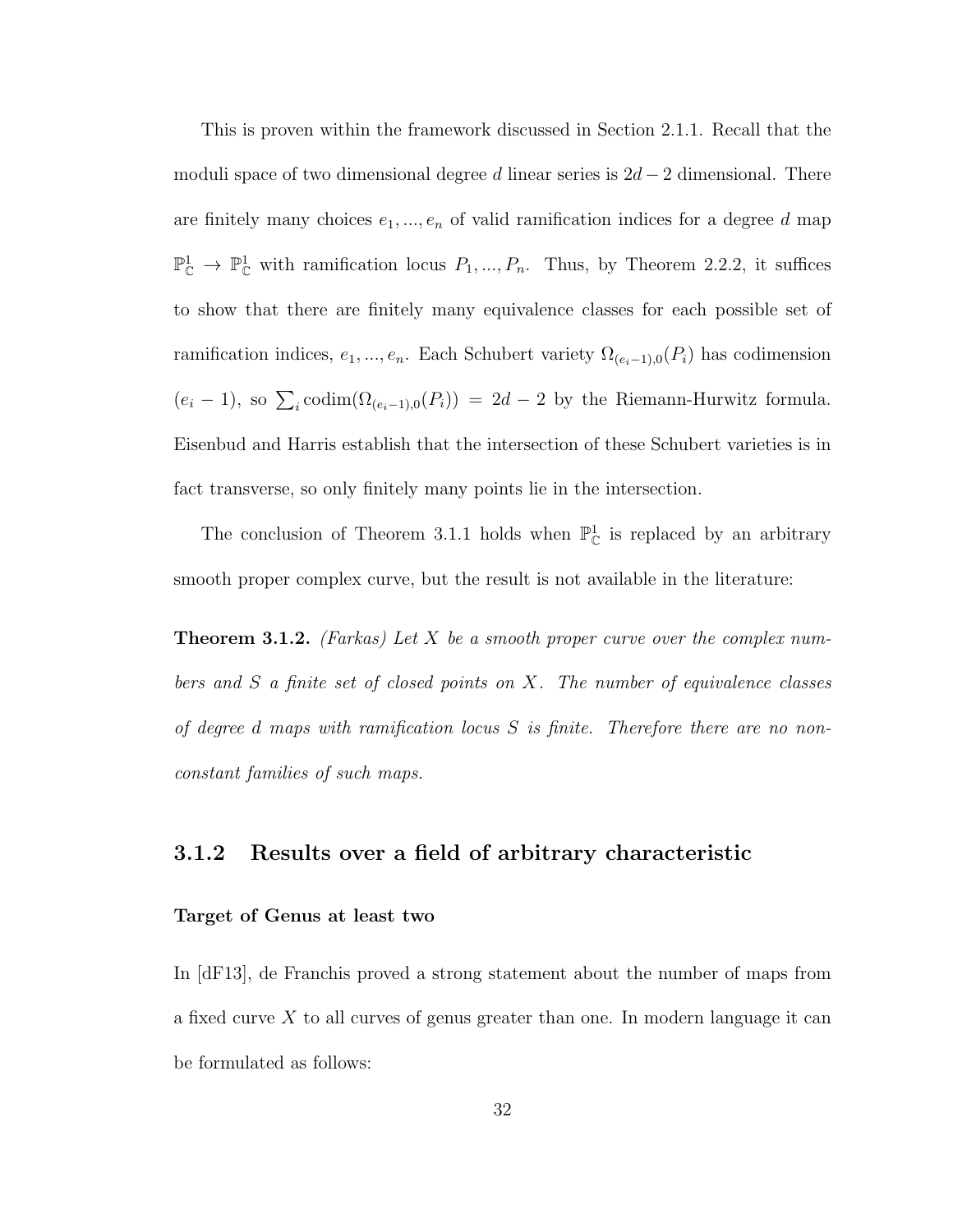This is proven within the framework discussed in Section 2.1.1. Recall that the moduli space of two dimensional degree $d$ linear series is $2d-2$ dimensional. There are finitely many choices $e_1, ..., e_n$ of valid ramification indices for a degree $d$ map $\mathbb{P}^1_{\mathbb{C}} \to \mathbb{P}^1_{\mathbb{C}}$ with ramification locus $P_1, ..., P_n$. Thus, by Theorem 2.2.2, it suffices to show that there are finitely many equivalence classes for each possible set of ramification indices, $e_1, ..., e_n$. Each Schubert variety $\Omega_{(e_i-1),0}(P_i)$ has codimension $(e_i - 1)$, so $\sum_i \operatorname{codim}(\Omega_{(e_i-1),0}(P_i)) = 2d-2$ by the Riemann-Hurwitz formula. Eisenbud and Harris establish that the intersection of these Schubert varieties is in fact transverse, so only finitely many points lie in the intersection.

The conclusion of Theorem 3.1.1 holds when $\mathbb{P}^1_{\mathbb{C}}$ is replaced by an arbitrary smooth proper complex curve, but the result is not available in the literature:

**Theorem 3.1.2.** *(Farkas) Let $X$ be a smooth proper curve over the complex numbers and $S$ a finite set of closed points on $X$. The number of equivalence classes of degree $d$ maps with ramification locus $S$ is finite. Therefore there are no non-constant families of such maps.*

### 3.1.2 Results over a field of arbitrary characteristic

#### Target of Genus at least two

In [dF13], de Franchis proved a strong statement about the number of maps from a fixed curve $X$ to all curves of genus greater than one. In modern language it can be formulated as follows: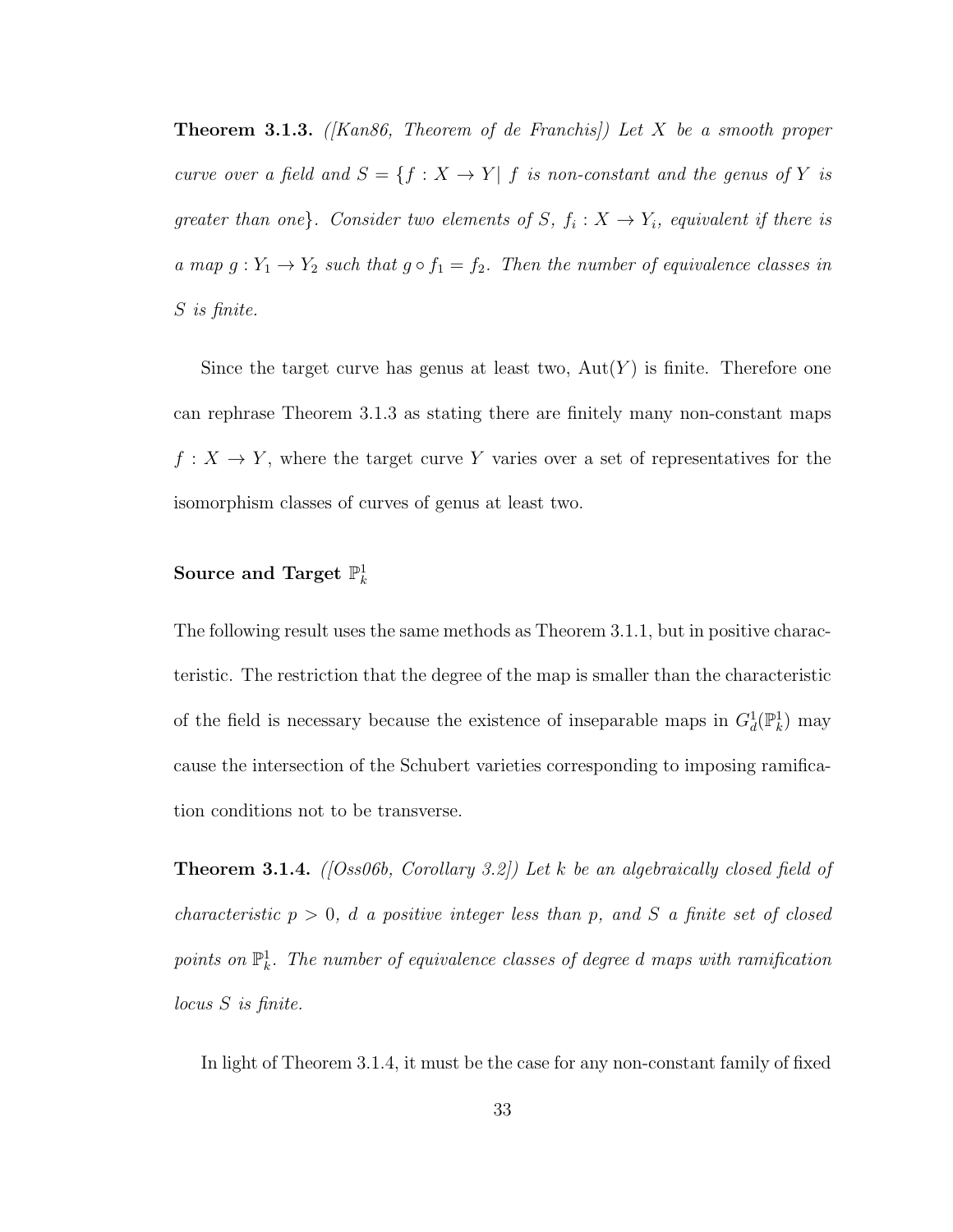**Theorem 3.1.3.** *([Kan86, Theorem of de Franchis]) Let $X$ be a smooth proper curve over a field and $S = \{f : X \to Y |\ f$ is non-constant and the genus of $Y$ is greater than one$\}$. Consider two elements of $S$, $f_i : X \to Y_i$, equivalent if there is a map $g : Y_1 \to Y_2$ such that $g \circ f_1 = f_2$. Then the number of equivalence classes in $S$ is finite.*

Since the target curve has genus at least two, $\mathrm{Aut}(Y)$ is finite. Therefore one can rephrase Theorem 3.1.3 as stating there are finitely many non-constant maps $f : X \to Y$, where the target curve $Y$ varies over a set of representatives for the isomorphism classes of curves of genus at least two.

### Source and Target $\mathbb{P}^1_k$

The following result uses the same methods as Theorem 3.1.1, but in positive characteristic. The restriction that the degree of the map is smaller than the characteristic of the field is necessary because the existence of inseparable maps in $G^1_d(\mathbb{P}^1_k)$ may cause the intersection of the Schubert varieties corresponding to imposing ramification conditions not to be transverse.

**Theorem 3.1.4.** *([Oss06b, Corollary 3.2]) Let $k$ be an algebraically closed field of characteristic $p > 0$, $d$ a positive integer less than $p$, and $S$ a finite set of closed points on $\mathbb{P}^1_k$. The number of equivalence classes of degree $d$ maps with ramification locus $S$ is finite.*

In light of Theorem 3.1.4, it must be the case for any non-constant family of fixed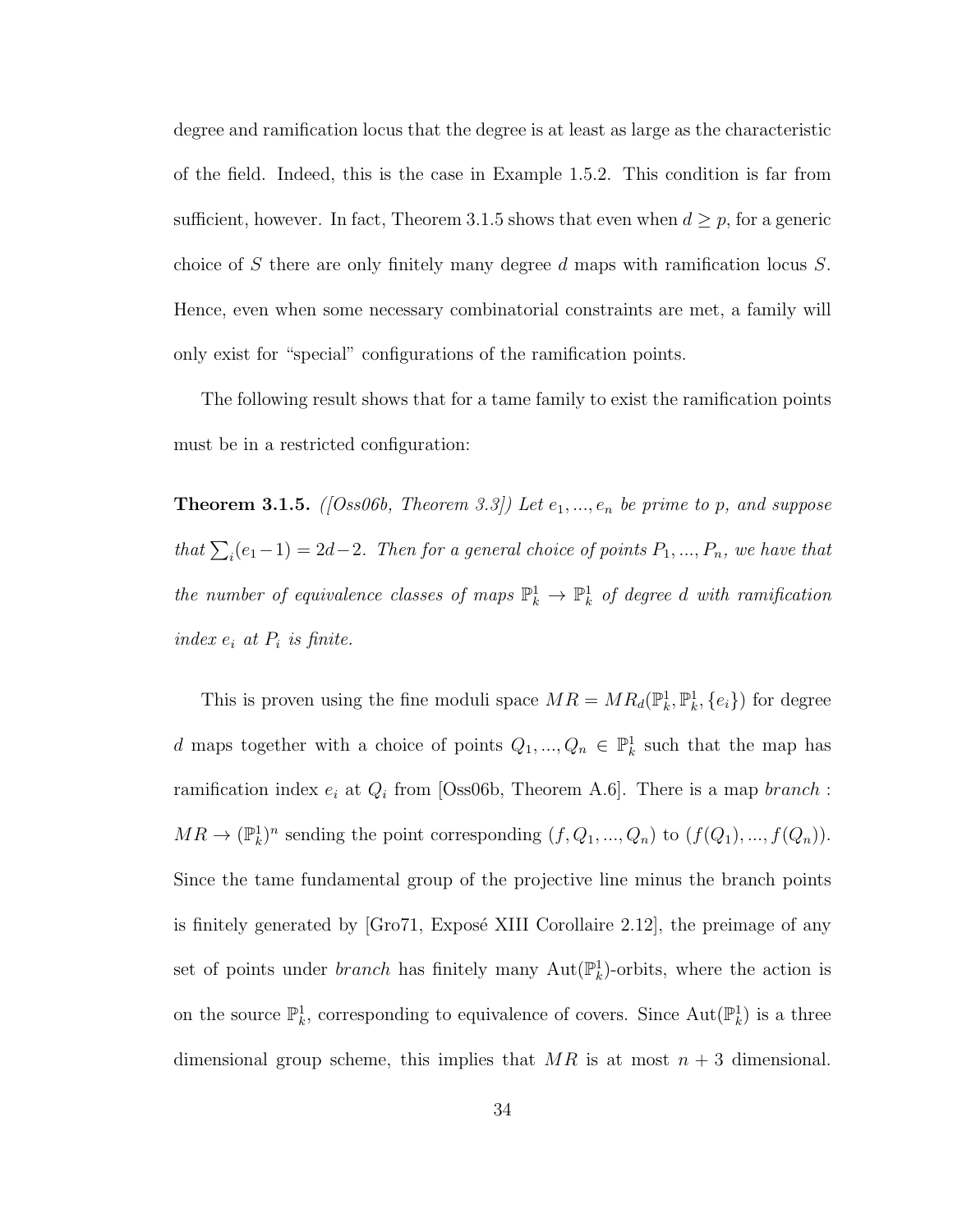degree and ramification locus that the degree is at least as large as the characteristic of the field. Indeed, this is the case in Example 1.5.2. This condition is far from sufficient, however. In fact, Theorem 3.1.5 shows that even when $d \geq p$, for a generic choice of $S$ there are only finitely many degree $d$ maps with ramification locus $S$. Hence, even when some necessary combinatorial constraints are met, a family will only exist for "special" configurations of the ramification points.

The following result shows that for a tame family to exist the ramification points must be in a restricted configuration:

**Theorem 3.1.5.** *([Oss06b, Theorem 3.3]) Let $e_1, ..., e_n$ be prime to $p$, and suppose that $\sum_i (e_1 - 1) = 2d - 2$. Then for a general choice of points $P_1, ..., P_n$, we have that the number of equivalence classes of maps $\mathbb{P}^1_k \to \mathbb{P}^1_k$ of degree $d$ with ramification index $e_i$ at $P_i$ is finite.*

This is proven using the fine moduli space $MR = MR_d(\mathbb{P}^1_k, \mathbb{P}^1_k, \{e_i\})$ for degree $d$ maps together with a choice of points $Q_1, ..., Q_n \in \mathbb{P}^1_k$ such that the map has ramification index $e_i$ at $Q_i$ from [Oss06b, Theorem A.6]. There is a map *branch* : $MR \to (\mathbb{P}^1_k)^n$ sending the point corresponding $(f, Q_1, ..., Q_n)$ to $(f(Q_1), ..., f(Q_n))$. Since the tame fundamental group of the projective line minus the branch points is finitely generated by [Gro71, Exposé XIII Corollaire 2.12], the preimage of any set of points under *branch* has finitely many $\mathrm{Aut}(\mathbb{P}^1_k)$-orbits, where the action is on the source $\mathbb{P}^1_k$, corresponding to equivalence of covers. Since $\mathrm{Aut}(\mathbb{P}^1_k)$ is a three dimensional group scheme, this implies that $MR$ is at most $n + 3$ dimensional.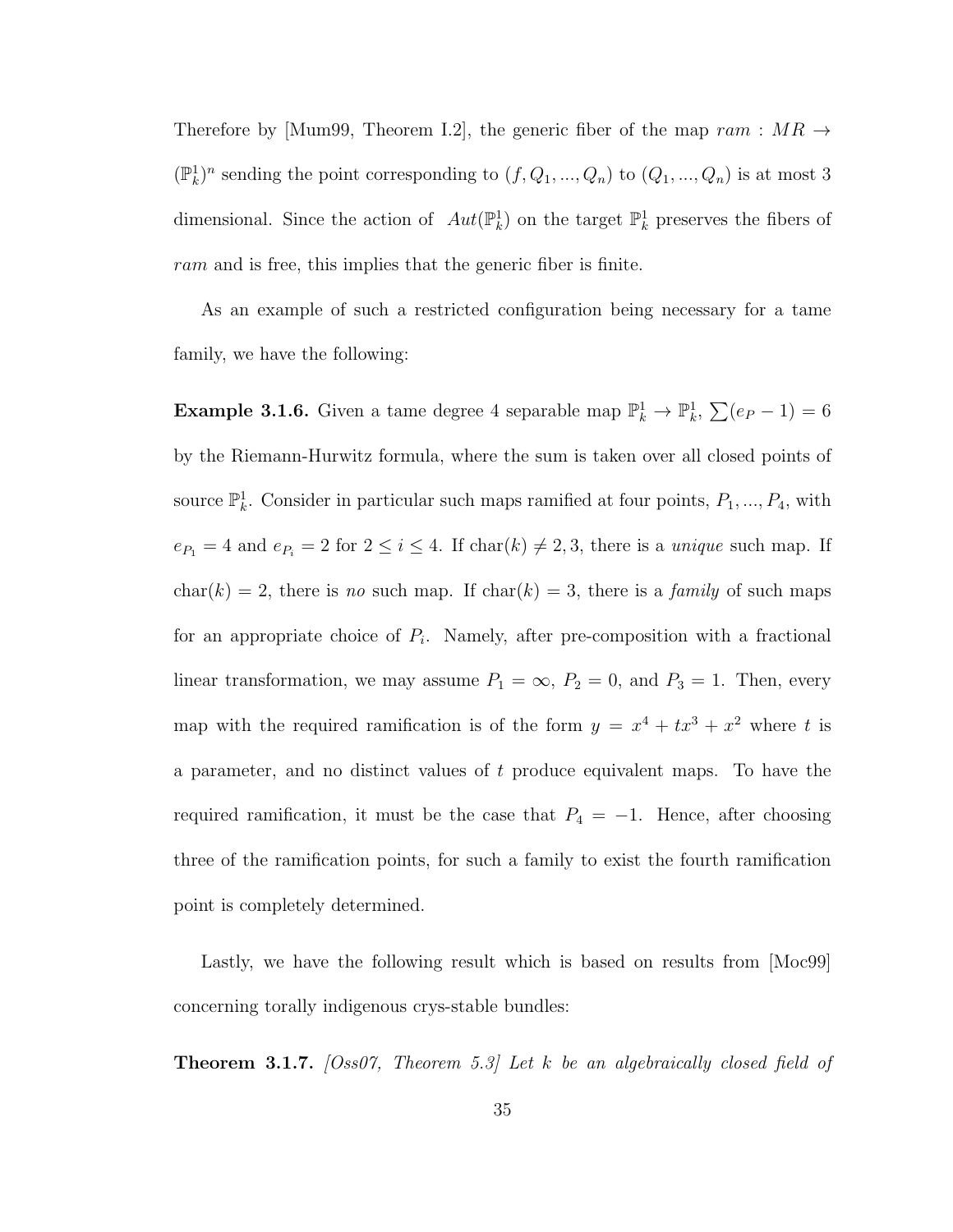Therefore by [Mum99, Theorem I.2], the generic fiber of the map $ram : MR \to (\mathbb{P}^1_k)^n$ sending the point corresponding to $(f, Q_1, ..., Q_n)$ to $(Q_1, ..., Q_n)$ is at most 3 dimensional. Since the action of $Aut(\mathbb{P}^1_k)$ on the target $\mathbb{P}^1_k$ preserves the fibers of $ram$ and is free, this implies that the generic fiber is finite.

As an example of such a restricted configuration being necessary for a tame family, we have the following:

**Example 3.1.6.** Given a tame degree 4 separable map $\mathbb{P}^1_k \to \mathbb{P}^1_k$, $\sum(e_P - 1) = 6$ by the Riemann-Hurwitz formula, where the sum is taken over all closed points of source $\mathbb{P}^1_k$. Consider in particular such maps ramified at four points, $P_1, ..., P_4$, with $e_{P_1} = 4$ and $e_{P_i} = 2$ for $2 \leq i \leq 4$. If $\mathrm{char}(k) \neq 2, 3$, there is a *unique* such map. If $\mathrm{char}(k) = 2$, there is *no* such map. If $\mathrm{char}(k) = 3$, there is a *family* of such maps for an appropriate choice of $P_i$. Namely, after pre-composition with a fractional linear transformation, we may assume $P_1 = \infty$, $P_2 = 0$, and $P_3 = 1$. Then, every map with the required ramification is of the form $y = x^4 + tx^3 + x^2$ where $t$ is a parameter, and no distinct values of $t$ produce equivalent maps. To have the required ramification, it must be the case that $P_4 = -1$. Hence, after choosing three of the ramification points, for such a family to exist the fourth ramification point is completely determined.

Lastly, we have the following result which is based on results from [Moc99] concerning torally indigenous crys-stable bundles:

**Theorem 3.1.7.** *[Oss07, Theorem 5.3] Let k be an algebraically closed field of*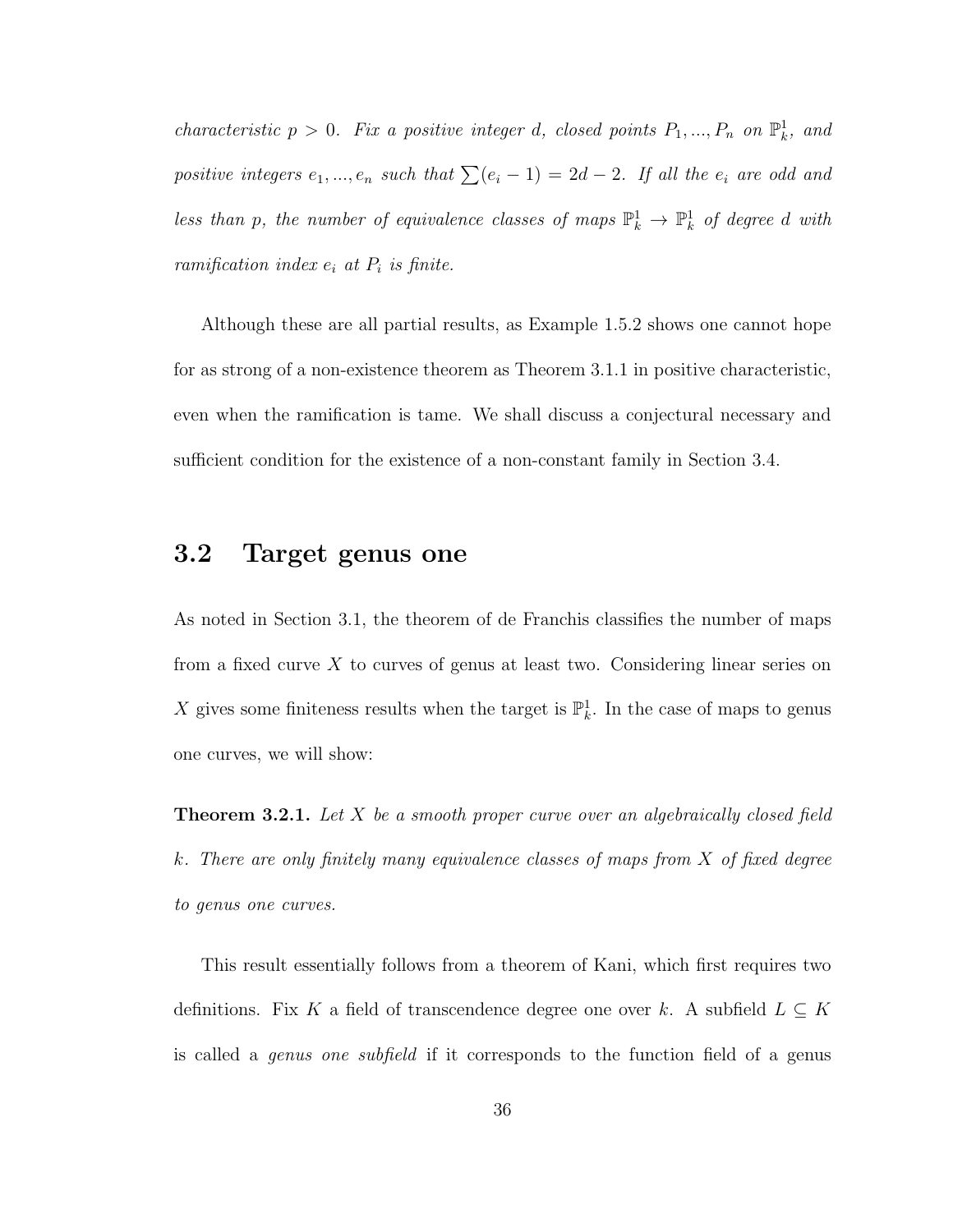*characteristic $p > 0$. Fix a positive integer $d$, closed points $P_1, ..., P_n$ on $\mathbb{P}^1_k$, and positive integers $e_1, ..., e_n$ such that $\sum(e_i - 1) = 2d - 2$. If all the $e_i$ are odd and less than $p$, the number of equivalence classes of maps $\mathbb{P}^1_k \to \mathbb{P}^1_k$ of degree $d$ with ramification index $e_i$ at $P_i$ is finite.*

Although these are all partial results, as Example 1.5.2 shows one cannot hope for as strong of a non-existence theorem as Theorem 3.1.1 in positive characteristic, even when the ramification is tame. We shall discuss a conjectural necessary and sufficient condition for the existence of a non-constant family in Section 3.4.

## 3.2 Target genus one

As noted in Section 3.1, the theorem of de Franchis classifies the number of maps from a fixed curve $X$ to curves of genus at least two. Considering linear series on $X$ gives some finiteness results when the target is $\mathbb{P}^1_k$. In the case of maps to genus one curves, we will show:

**Theorem 3.2.1.** *Let $X$ be a smooth proper curve over an algebraically closed field $k$. There are only finitely many equivalence classes of maps from $X$ of fixed degree to genus one curves.*

This result essentially follows from a theorem of Kani, which first requires two definitions. Fix $K$ a field of transcendence degree one over $k$. A subfield $L \subseteq K$ is called a *genus one subfield* if it corresponds to the function field of a genus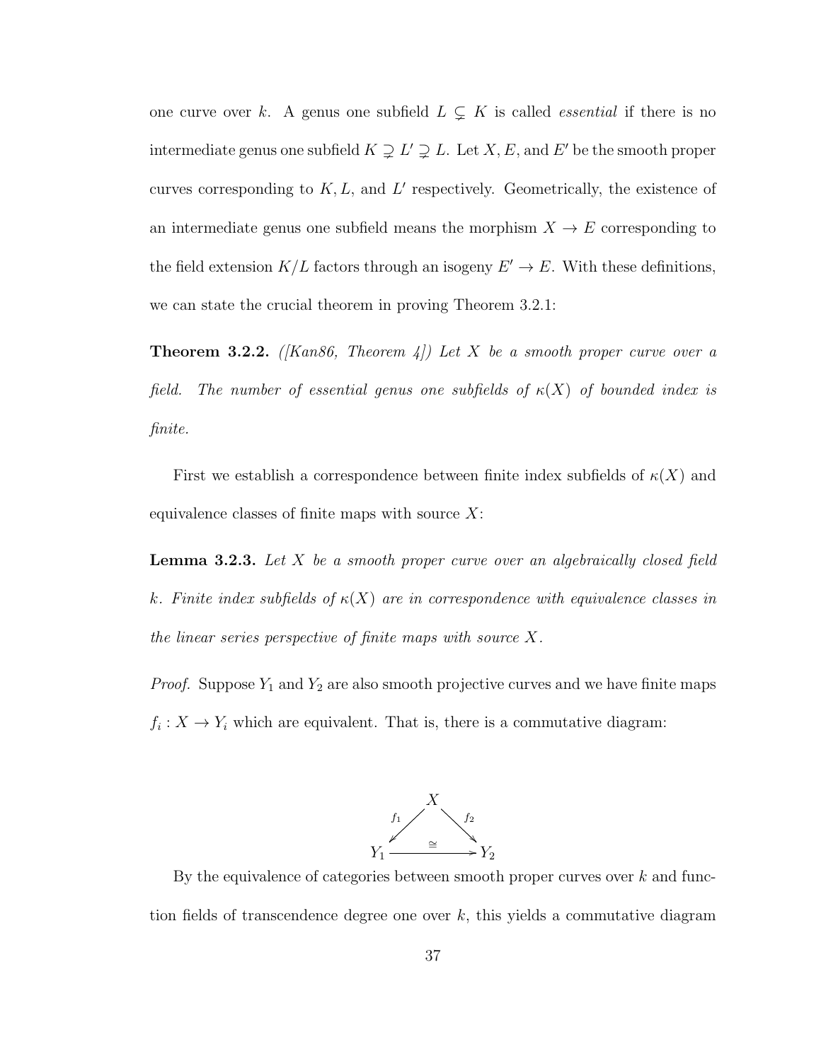one curve over $k$. A genus one subfield $L \subsetneq K$ is called *essential* if there is no intermediate genus one subfield $K \supsetneq L' \supsetneq L$. Let $X, E$, and $E'$ be the smooth proper curves corresponding to $K, L$, and $L'$ respectively. Geometrically, the existence of an intermediate genus one subfield means the morphism $X \to E$ corresponding to the field extension $K/L$ factors through an isogeny $E' \to E$. With these definitions, we can state the crucial theorem in proving Theorem 3.2.1:

**Theorem 3.2.2.** *([Kan86, Theorem 4]) Let $X$ be a smooth proper curve over a field. The number of essential genus one subfields of $\kappa(X)$ of bounded index is finite.*

First we establish a correspondence between finite index subfields of $\kappa(X)$ and equivalence classes of finite maps with source $X$:

**Lemma 3.2.3.** *Let $X$ be a smooth proper curve over an algebraically closed field $k$. Finite index subfields of $\kappa(X)$ are in correspondence with equivalence classes in the linear series perspective of finite maps with source $X$.*

*Proof.* Suppose $Y_1$ and $Y_2$ are also smooth projective curves and we have finite maps $f_i : X \to Y_i$ which are equivalent. That is, there is a commutative diagram:

$$\begin{array}{ccc} & X & \\ {}^{f_1}\swarrow & & \searrow^{f_2} \\ Y_1 & \xrightarrow{\cong} & Y_2 \end{array}$$

By the equivalence of categories between smooth proper curves over $k$ and function fields of transcendence degree one over $k$, this yields a commutative diagram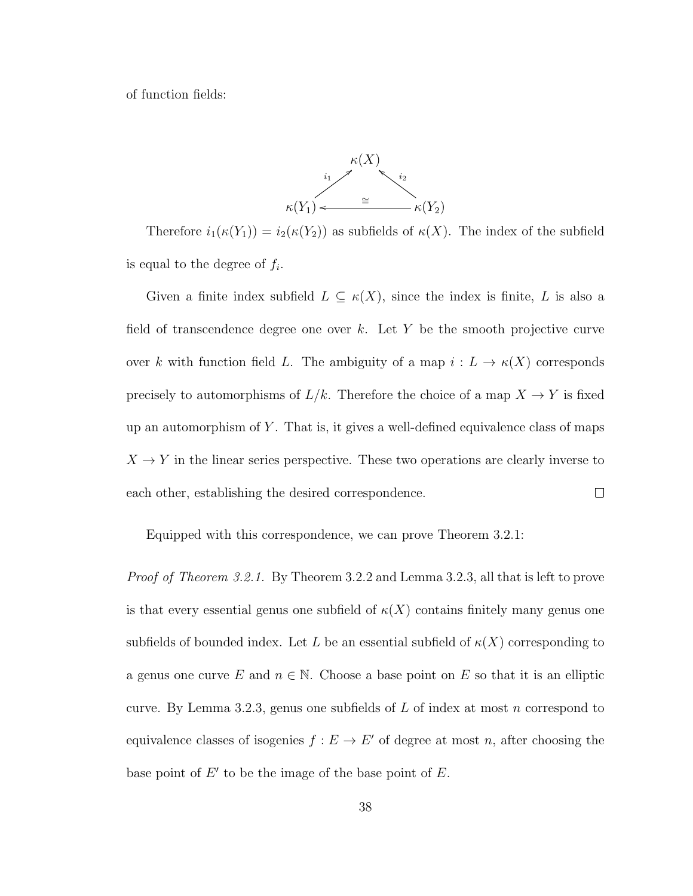of function fields:

$$
\begin{array}{ccc}
 & \kappa(X) & \\
{\scriptstyle i_1}\nearrow & & \nwarrow{\scriptstyle i_2} \\
\kappa(Y_1) & \xleftarrow{\cong} & \kappa(Y_2)
\end{array}
$$

Therefore $i_1(\kappa(Y_1)) = i_2(\kappa(Y_2))$ as subfields of $\kappa(X)$. The index of the subfield is equal to the degree of $f_i$.

Given a finite index subfield $L \subseteq \kappa(X)$, since the index is finite, $L$ is also a field of transcendence degree one over $k$. Let $Y$ be the smooth projective curve over $k$ with function field $L$. The ambiguity of a map $i : L \to \kappa(X)$ corresponds precisely to automorphisms of $L/k$. Therefore the choice of a map $X \to Y$ is fixed up an automorphism of $Y$. That is, it gives a well-defined equivalence class of maps $X \to Y$ in the linear series perspective. These two operations are clearly inverse to each other, establishing the desired correspondence. $\square$

Equipped with this correspondence, we can prove Theorem 3.2.1:

*Proof of Theorem 3.2.1.* By Theorem 3.2.2 and Lemma 3.2.3, all that is left to prove is that every essential genus one subfield of $\kappa(X)$ contains finitely many genus one subfields of bounded index. Let $L$ be an essential subfield of $\kappa(X)$ corresponding to a genus one curve $E$ and $n \in \mathbb{N}$. Choose a base point on $E$ so that it is an elliptic curve. By Lemma 3.2.3, genus one subfields of $L$ of index at most $n$ correspond to equivalence classes of isogenies $f : E \to E'$ of degree at most $n$, after choosing the base point of $E'$ to be the image of the base point of $E$.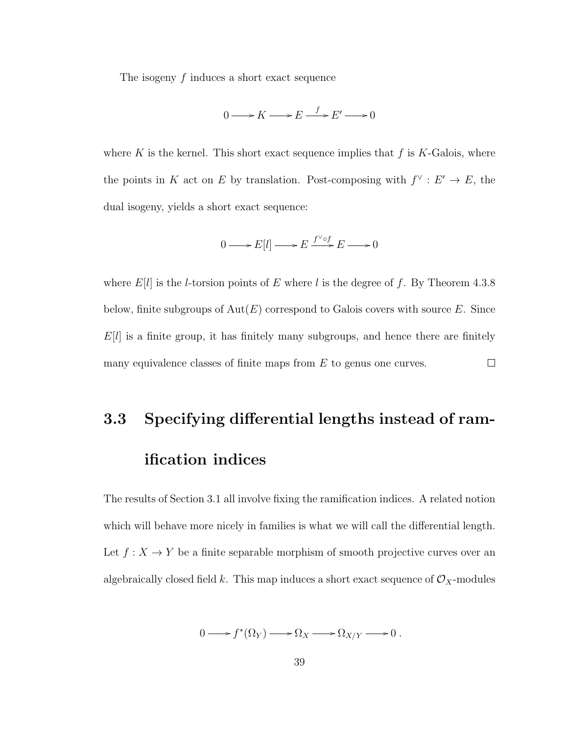The isogeny $f$ induces a short exact sequence

$$0 \longrightarrow K \longrightarrow E \xrightarrow{f} E' \longrightarrow 0$$

where $K$ is the kernel. This short exact sequence implies that $f$ is $K$-Galois, where the points in $K$ act on $E$ by translation. Post-composing with $f^\vee : E' \to E$, the dual isogeny, yields a short exact sequence:

$$0 \longrightarrow E[l] \longrightarrow E \xrightarrow{f^\vee \circ f} E \longrightarrow 0$$

where $E[l]$ is the $l$-torsion points of $E$ where $l$ is the degree of $f$. By Theorem 4.3.8 below, finite subgroups of $\mathrm{Aut}(E)$ correspond to Galois covers with source $E$. Since $E[l]$ is a finite group, it has finitely many subgroups, and hence there are finitely many equivalence classes of finite maps from $E$ to genus one curves. $\square$

## 3.3 Specifying differential lengths instead of ramification indices

The results of Section 3.1 all involve fixing the ramification indices. A related notion which will behave more nicely in families is what we will call the differential length. Let $f : X \to Y$ be a finite separable morphism of smooth projective curves over an algebraically closed field $k$. This map induces a short exact sequence of $\mathcal{O}_X$-modules

$$0 \longrightarrow f^*(\Omega_Y) \longrightarrow \Omega_X \longrightarrow \Omega_{X/Y} \longrightarrow 0 .$$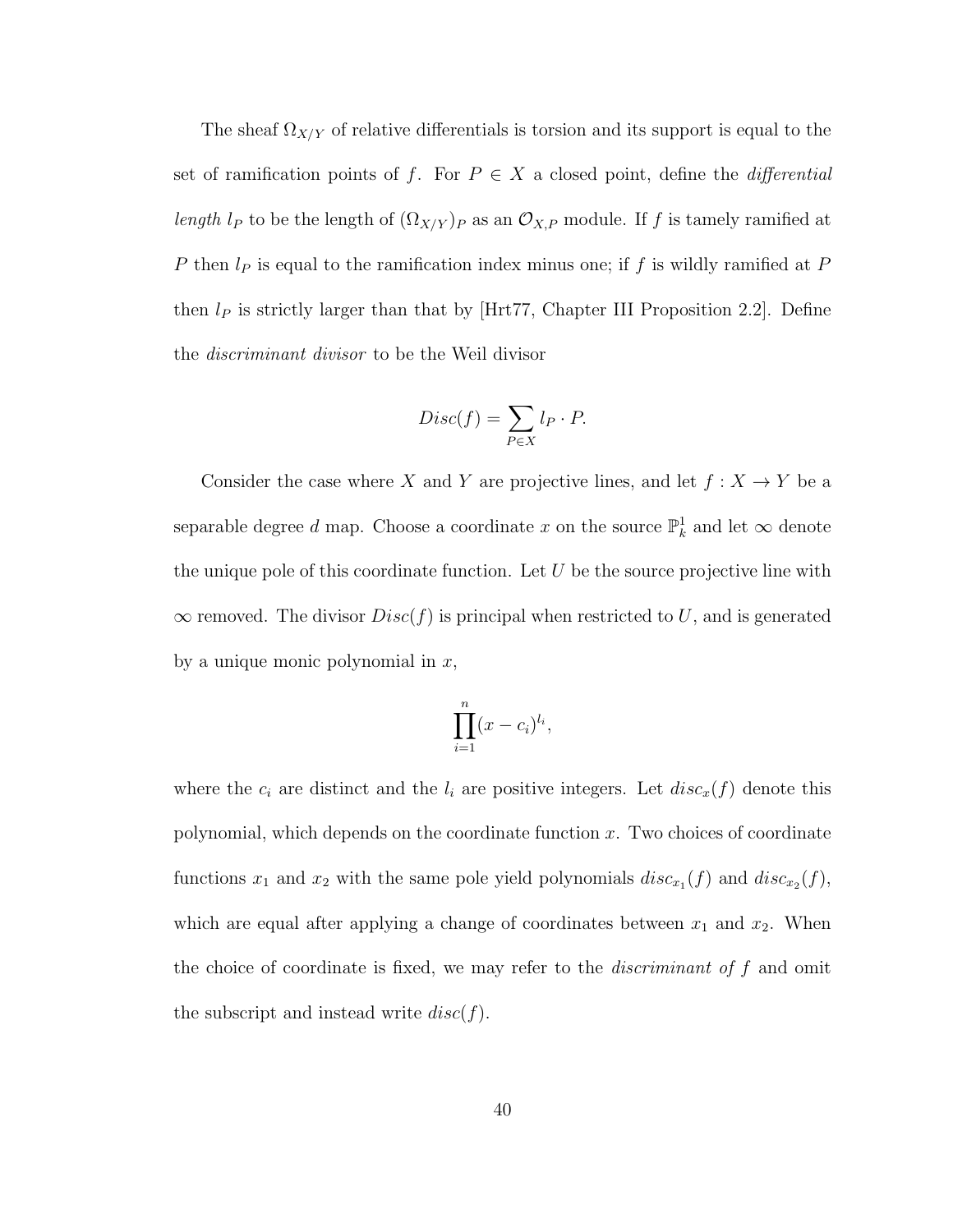The sheaf $\Omega_{X/Y}$ of relative differentials is torsion and its support is equal to the set of ramification points of $f$. For $P \in X$ a closed point, define the *differential length* $l_P$ to be the length of $(\Omega_{X/Y})_P$ as an $\mathcal{O}_{X,P}$ module. If $f$ is tamely ramified at $P$ then $l_P$ is equal to the ramification index minus one; if $f$ is wildly ramified at $P$ then $l_P$ is strictly larger than that by [Hrt77, Chapter III Proposition 2.2]. Define the *discriminant divisor* to be the Weil divisor

$$Disc(f) = \sum_{P \in X} l_P \cdot P.$$

Consider the case where $X$ and $Y$ are projective lines, and let $f : X \to Y$ be a separable degree $d$ map. Choose a coordinate $x$ on the source $\mathbb{P}^1_k$ and let $\infty$ denote the unique pole of this coordinate function. Let $U$ be the source projective line with $\infty$ removed. The divisor $Disc(f)$ is principal when restricted to $U$, and is generated by a unique monic polynomial in $x$,

$$\prod_{i=1}^{n} (x - c_i)^{l_i},$$

where the $c_i$ are distinct and the $l_i$ are positive integers. Let $disc_x(f)$ denote this polynomial, which depends on the coordinate function $x$. Two choices of coordinate functions $x_1$ and $x_2$ with the same pole yield polynomials $disc_{x_1}(f)$ and $disc_{x_2}(f)$, which are equal after applying a change of coordinates between $x_1$ and $x_2$. When the choice of coordinate is fixed, we may refer to the *discriminant of* $f$ and omit the subscript and instead write $disc(f)$.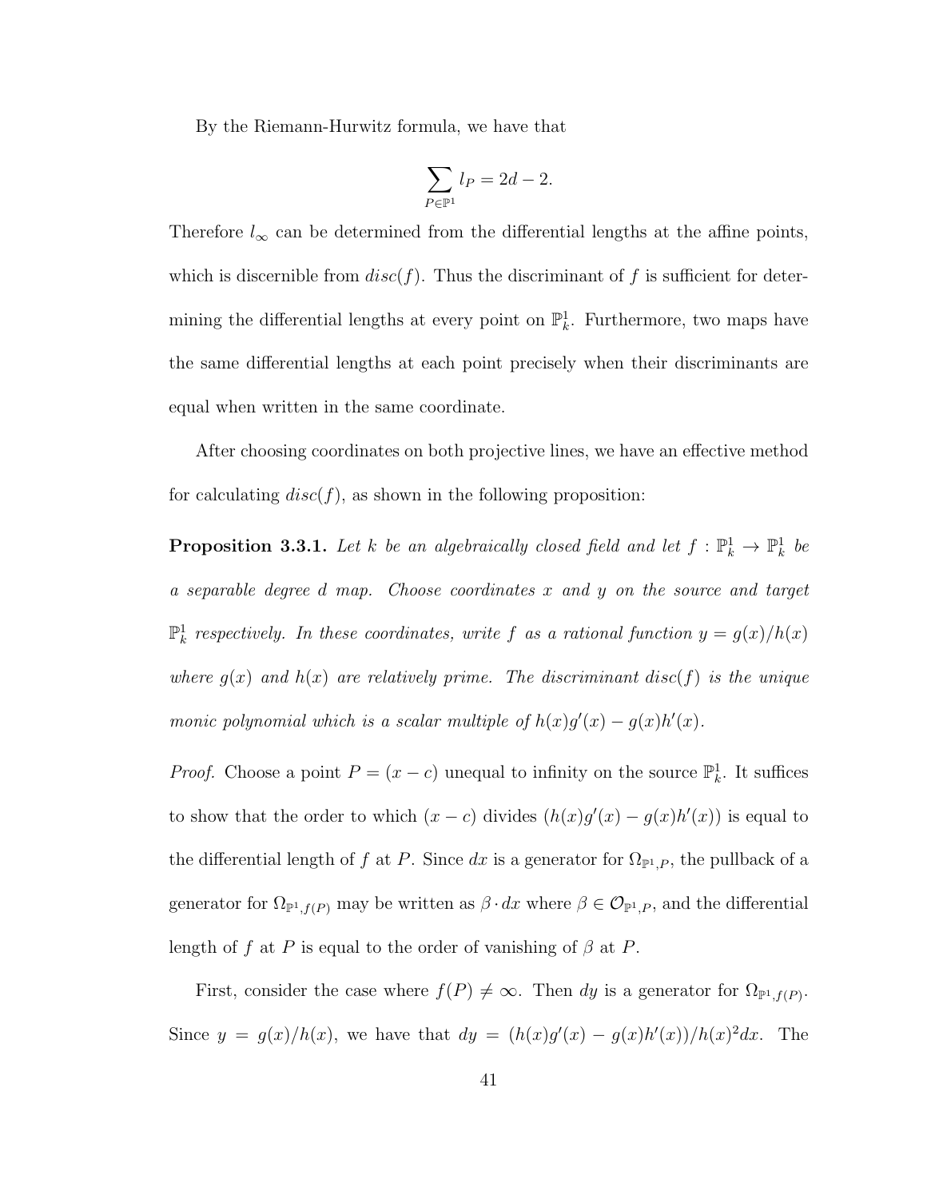By the Riemann-Hurwitz formula, we have that

$$\sum_{P \in \mathbb{P}^1} l_P = 2d - 2.$$

Therefore $l_\infty$ can be determined from the differential lengths at the affine points, which is discernible from $disc(f)$. Thus the discriminant of $f$ is sufficient for determining the differential lengths at every point on $\mathbb{P}^1_k$. Furthermore, two maps have the same differential lengths at each point precisely when their discriminants are equal when written in the same coordinate.

After choosing coordinates on both projective lines, we have an effective method for calculating $disc(f)$, as shown in the following proposition:

**Proposition 3.3.1.** *Let $k$ be an algebraically closed field and let $f : \mathbb{P}^1_k \to \mathbb{P}^1_k$ be a separable degree $d$ map. Choose coordinates $x$ and $y$ on the source and target $\mathbb{P}^1_k$ respectively. In these coordinates, write $f$ as a rational function $y = g(x)/h(x)$ where $g(x)$ and $h(x)$ are relatively prime. The discriminant $disc(f)$ is the unique monic polynomial which is a scalar multiple of $h(x)g'(x) - g(x)h'(x)$.*

*Proof.* Choose a point $P = (x - c)$ unequal to infinity on the source $\mathbb{P}^1_k$. It suffices to show that the order to which $(x - c)$ divides $(h(x)g'(x) - g(x)h'(x))$ is equal to the differential length of $f$ at $P$. Since $dx$ is a generator for $\Omega_{\mathbb{P}^1,P}$, the pullback of a generator for $\Omega_{\mathbb{P}^1,f(P)}$ may be written as $\beta \cdot dx$ where $\beta \in \mathcal{O}_{\mathbb{P}^1,P}$, and the differential length of $f$ at $P$ is equal to the order of vanishing of $\beta$ at $P$.

First, consider the case where $f(P) \neq \infty$. Then $dy$ is a generator for $\Omega_{\mathbb{P}^1,f(P)}$. Since $y = g(x)/h(x)$, we have that $dy = (h(x)g'(x) - g(x)h'(x))/h(x)^2 dx$. The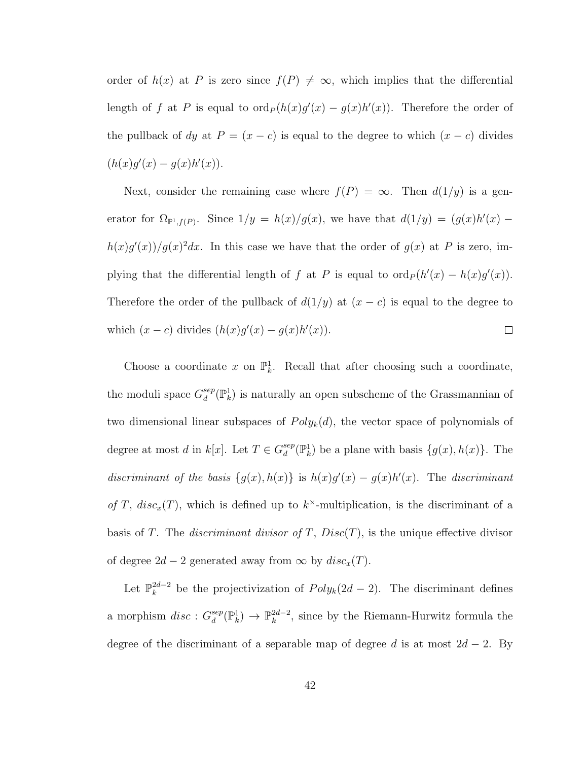order of $h(x)$ at $P$ is zero since $f(P) \neq \infty$, which implies that the differential length of $f$ at $P$ is equal to $\text{ord}_P(h(x)g'(x) - g(x)h'(x))$. Therefore the order of the pullback of $dy$ at $P = (x - c)$ is equal to the degree to which $(x - c)$ divides $(h(x)g'(x) - g(x)h'(x))$.

Next, consider the remaining case where $f(P) = \infty$. Then $d(1/y)$ is a generator for $\Omega_{\mathbb{P}^1, f(P)}$. Since $1/y = h(x)/g(x)$, we have that $d(1/y) = (g(x)h'(x) - h(x)g'(x))/g(x)^2 dx$. In this case we have that the order of $g(x)$ at $P$ is zero, implying that the differential length of $f$ at $P$ is equal to $\text{ord}_P(h'(x) - h(x)g'(x))$. Therefore the order of the pullback of $d(1/y)$ at $(x - c)$ is equal to the degree to which $(x - c)$ divides $(h(x)g'(x) - g(x)h'(x))$. $\square$

Choose a coordinate $x$ on $\mathbb{P}^1_k$. Recall that after choosing such a coordinate, the moduli space $G_d^{sep}(\mathbb{P}^1_k)$ is naturally an open subscheme of the Grassmannian of two dimensional linear subspaces of $Poly_k(d)$, the vector space of polynomials of degree at most $d$ in $k[x]$. Let $T \in G_d^{sep}(\mathbb{P}^1_k)$ be a plane with basis $\{g(x), h(x)\}$. The *discriminant of the basis* $\{g(x), h(x)\}$ is $h(x)g'(x) - g(x)h'(x)$. The *discriminant of* $T$, $disc_x(T)$, which is defined up to $k^\times$-multiplication, is the discriminant of a basis of $T$. The *discriminant divisor of* $T$, $Disc(T)$, is the unique effective divisor of degree $2d - 2$ generated away from $\infty$ by $disc_x(T)$.

Let $\mathbb{P}^{2d-2}_k$ be the projectivization of $Poly_k(2d - 2)$. The discriminant defines a morphism $disc : G_d^{sep}(\mathbb{P}^1_k) \to \mathbb{P}^{2d-2}_k$, since by the Riemann-Hurwitz formula the degree of the discriminant of a separable map of degree $d$ is at most $2d - 2$. By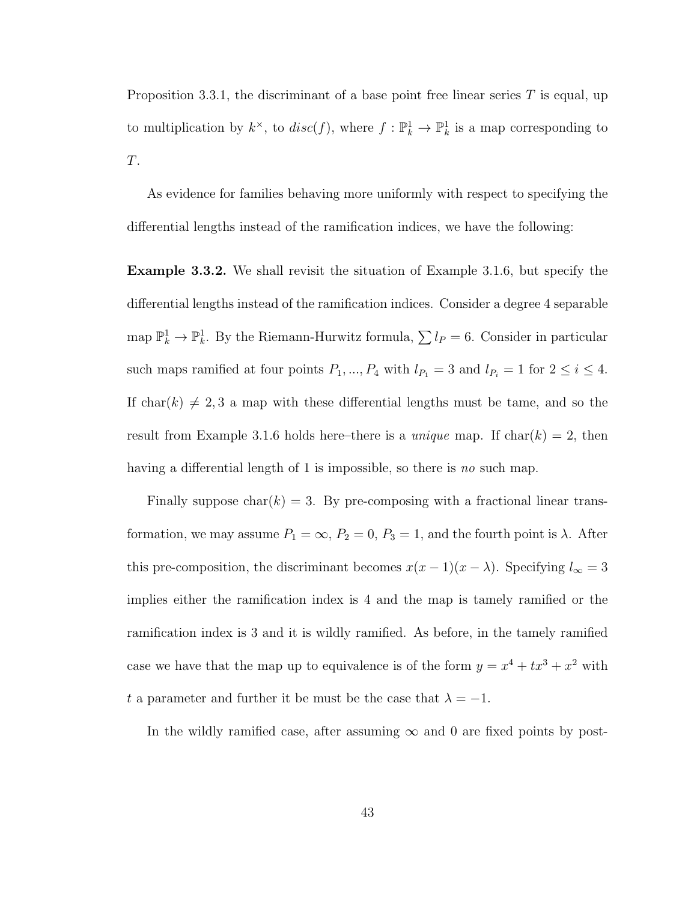Proposition 3.3.1, the discriminant of a base point free linear series $T$ is equal, up to multiplication by $k^\times$, to $disc(f)$, where $f : \mathbb{P}^1_k \to \mathbb{P}^1_k$ is a map corresponding to $T$.

As evidence for families behaving more uniformly with respect to specifying the differential lengths instead of the ramification indices, we have the following:

**Example 3.3.2.** We shall revisit the situation of Example 3.1.6, but specify the differential lengths instead of the ramification indices. Consider a degree 4 separable map $\mathbb{P}^1_k \to \mathbb{P}^1_k$. By the Riemann-Hurwitz formula, $\sum l_P = 6$. Consider in particular such maps ramified at four points $P_1, ..., P_4$ with $l_{P_1} = 3$ and $l_{P_i} = 1$ for $2 \leq i \leq 4$. If $\text{char}(k) \neq 2, 3$ a map with these differential lengths must be tame, and so the result from Example 3.1.6 holds here–there is a *unique* map. If $\text{char}(k) = 2$, then having a differential length of 1 is impossible, so there is *no* such map.

Finally suppose $\text{char}(k) = 3$. By pre-composing with a fractional linear transformation, we may assume $P_1 = \infty$, $P_2 = 0$, $P_3 = 1$, and the fourth point is $\lambda$. After this pre-composition, the discriminant becomes $x(x-1)(x-\lambda)$. Specifying $l_\infty = 3$ implies either the ramification index is 4 and the map is tamely ramified or the ramification index is 3 and it is wildly ramified. As before, in the tamely ramified case we have that the map up to equivalence is of the form $y = x^4 + tx^3 + x^2$ with $t$ a parameter and further it be must be the case that $\lambda = -1$.

In the wildly ramified case, after assuming $\infty$ and 0 are fixed points by post-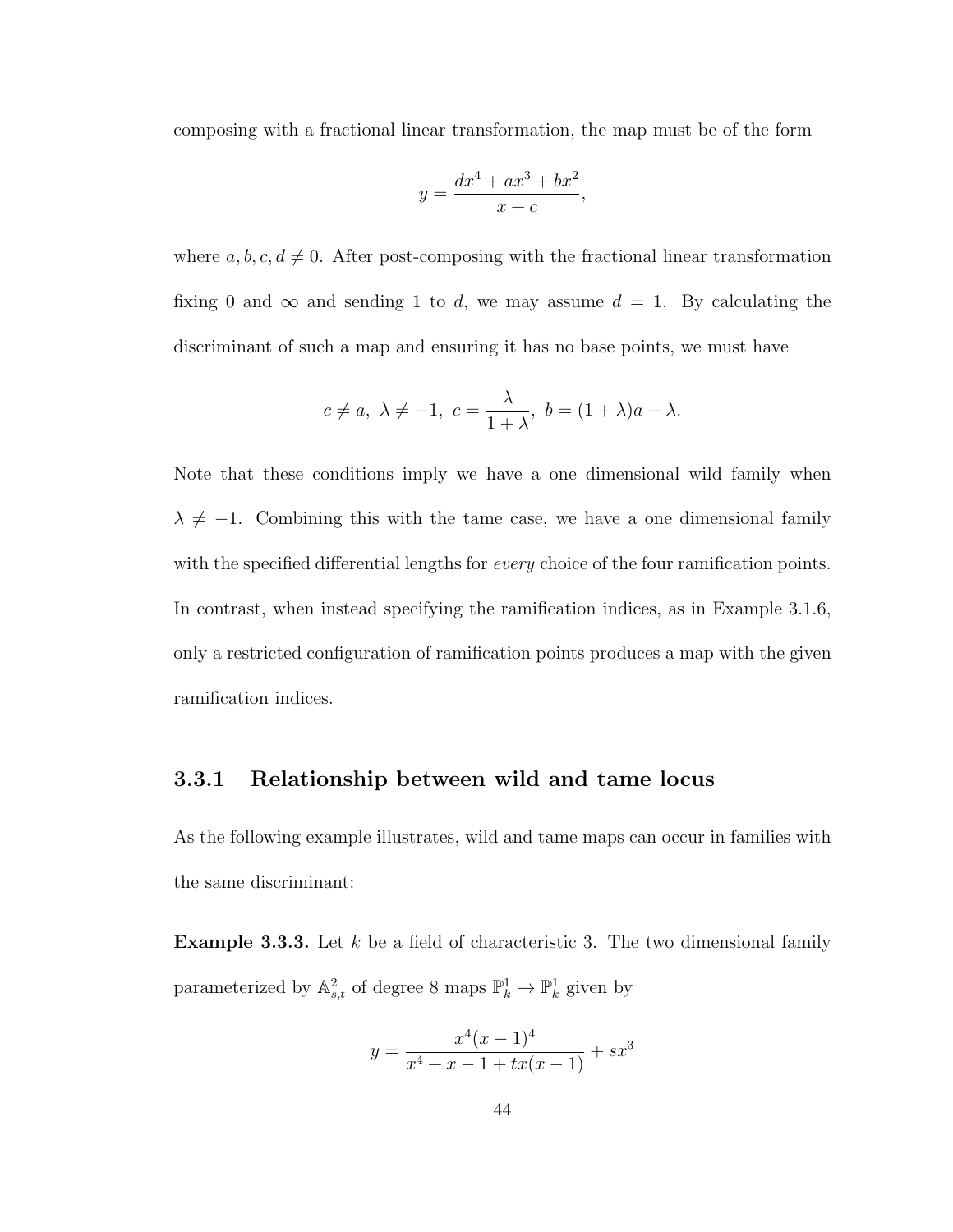composing with a fractional linear transformation, the map must be of the form

$$y = \frac{dx^4 + ax^3 + bx^2}{x + c},$$

where $a, b, c, d \neq 0$. After post-composing with the fractional linear transformation fixing 0 and $\infty$ and sending 1 to $d$, we may assume $d = 1$. By calculating the discriminant of such a map and ensuring it has no base points, we must have

$$c \neq a,\ \lambda \neq -1,\ c = \frac{\lambda}{1+\lambda},\ b = (1+\lambda)a - \lambda.$$

Note that these conditions imply we have a one dimensional wild family when $\lambda \neq -1$. Combining this with the tame case, we have a one dimensional family with the specified differential lengths for *every* choice of the four ramification points. In contrast, when instead specifying the ramification indices, as in Example 3.1.6, only a restricted configuration of ramification points produces a map with the given ramification indices.

### 3.3.1 Relationship between wild and tame locus

As the following example illustrates, wild and tame maps can occur in families with the same discriminant:

**Example 3.3.3.** Let $k$ be a field of characteristic 3. The two dimensional family parameterized by $\mathbb{A}^2_{s,t}$ of degree 8 maps $\mathbb{P}^1_k \to \mathbb{P}^1_k$ given by

$$y = \frac{x^4(x-1)^4}{x^4 + x - 1 + tx(x-1)} + sx^3$$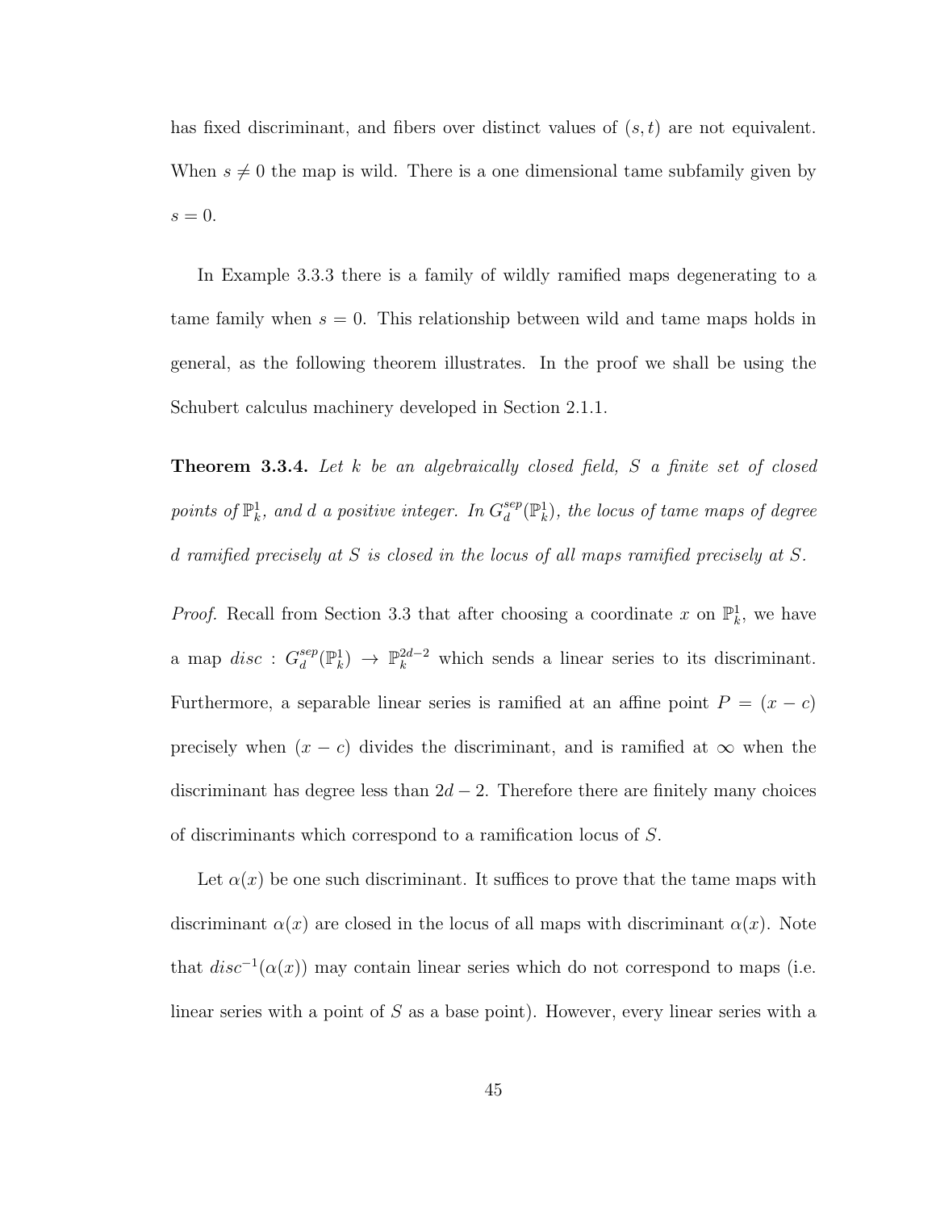has fixed discriminant, and fibers over distinct values of $(s, t)$ are not equivalent. When $s \neq 0$ the map is wild. There is a one dimensional tame subfamily given by $s = 0$.

In Example 3.3.3 there is a family of wildly ramified maps degenerating to a tame family when $s = 0$. This relationship between wild and tame maps holds in general, as the following theorem illustrates. In the proof we shall be using the Schubert calculus machinery developed in Section 2.1.1.

**Theorem 3.3.4.** *Let $k$ be an algebraically closed field, $S$ a finite set of closed points of $\mathbb{P}^1_k$, and $d$ a positive integer. In $G^{sep}_d(\mathbb{P}^1_k)$, the locus of tame maps of degree $d$ ramified precisely at $S$ is closed in the locus of all maps ramified precisely at $S$.*

*Proof.* Recall from Section 3.3 that after choosing a coordinate $x$ on $\mathbb{P}^1_k$, we have a map $disc : G^{sep}_d(\mathbb{P}^1_k) \to \mathbb{P}^{2d-2}_k$ which sends a linear series to its discriminant. Furthermore, a separable linear series is ramified at an affine point $P = (x - c)$ precisely when $(x - c)$ divides the discriminant, and is ramified at $\infty$ when the discriminant has degree less than $2d - 2$. Therefore there are finitely many choices of discriminants which correspond to a ramification locus of $S$.

Let $\alpha(x)$ be one such discriminant. It suffices to prove that the tame maps with discriminant $\alpha(x)$ are closed in the locus of all maps with discriminant $\alpha(x)$. Note that $disc^{-1}(\alpha(x))$ may contain linear series which do not correspond to maps (i.e. linear series with a point of $S$ as a base point). However, every linear series with a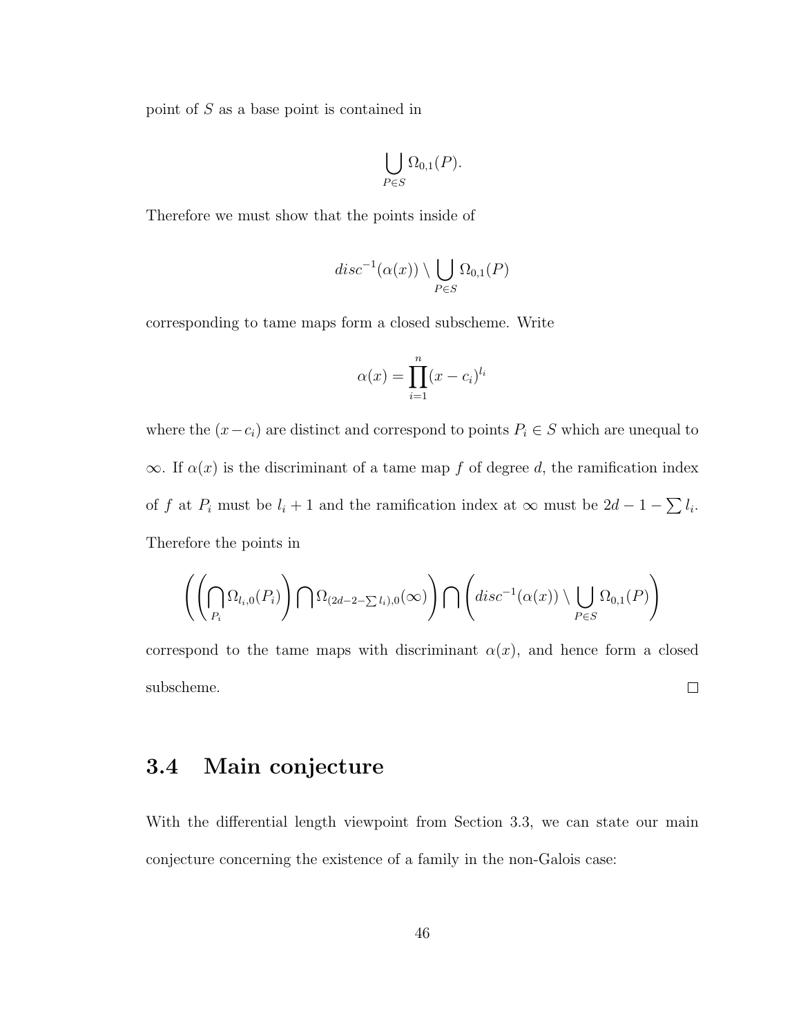point of $S$ as a base point is contained in

$$\bigcup_{P \in S} \Omega_{0,1}(P).$$

Therefore we must show that the points inside of

$$disc^{-1}(\alpha(x)) \setminus \bigcup_{P \in S} \Omega_{0,1}(P)$$

corresponding to tame maps form a closed subscheme. Write

$$\alpha(x) = \prod_{i=1}^{n} (x - c_i)^{l_i}$$

where the $(x - c_i)$ are distinct and correspond to points $P_i \in S$ which are unequal to $\infty$. If $\alpha(x)$ is the discriminant of a tame map $f$ of degree $d$, the ramification index of $f$ at $P_i$ must be $l_i + 1$ and the ramification index at $\infty$ must be $2d - 1 - \sum l_i$. Therefore the points in

$$\left( \left( \bigcap_{P_i} \Omega_{l_i,0}(P_i) \right) \bigcap \Omega_{(2d-2-\sum l_i),0}(\infty) \right) \bigcap \left( disc^{-1}(\alpha(x)) \setminus \bigcup_{P \in S} \Omega_{0,1}(P) \right)$$

correspond to the tame maps with discriminant $\alpha(x)$, and hence form a closed subscheme. $\square$

## 3.4 Main conjecture

With the differential length viewpoint from Section 3.3, we can state our main conjecture concerning the existence of a family in the non-Galois case: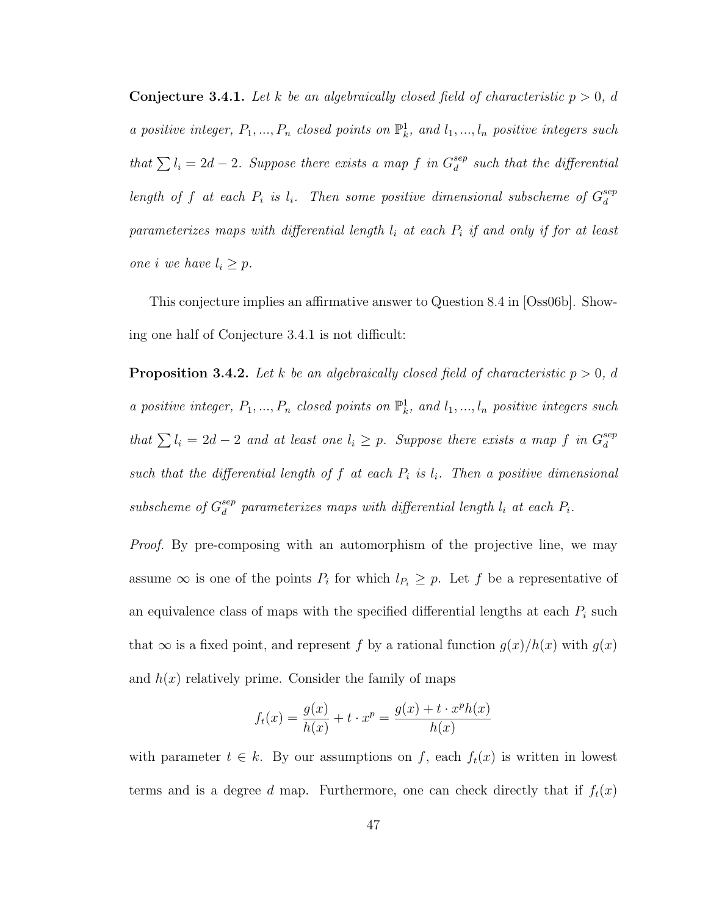**Conjecture 3.4.1.** *Let $k$ be an algebraically closed field of characteristic $p > 0$, $d$ a positive integer, $P_1, ..., P_n$ closed points on $\mathbb{P}^1_k$, and $l_1, ..., l_n$ positive integers such that $\sum l_i = 2d - 2$. Suppose there exists a map $f$ in $G_d^{sep}$ such that the differential length of $f$ at each $P_i$ is $l_i$. Then some positive dimensional subscheme of $G_d^{sep}$ parameterizes maps with differential length $l_i$ at each $P_i$ if and only if for at least one $i$ we have $l_i \geq p$.*

This conjecture implies an affirmative answer to Question 8.4 in [Oss06b]. Showing one half of Conjecture 3.4.1 is not difficult:

**Proposition 3.4.2.** *Let $k$ be an algebraically closed field of characteristic $p > 0$, $d$ a positive integer, $P_1, ..., P_n$ closed points on $\mathbb{P}^1_k$, and $l_1, ..., l_n$ positive integers such that $\sum l_i = 2d - 2$ and at least one $l_i \geq p$. Suppose there exists a map $f$ in $G_d^{sep}$ such that the differential length of $f$ at each $P_i$ is $l_i$. Then a positive dimensional subscheme of $G_d^{sep}$ parameterizes maps with differential length $l_i$ at each $P_i$.*

*Proof.* By pre-composing with an automorphism of the projective line, we may assume $\infty$ is one of the points $P_i$ for which $l_{P_i} \geq p$. Let $f$ be a representative of an equivalence class of maps with the specified differential lengths at each $P_i$ such that $\infty$ is a fixed point, and represent $f$ by a rational function $g(x)/h(x)$ with $g(x)$ and $h(x)$ relatively prime. Consider the family of maps

$$f_t(x) = \frac{g(x)}{h(x)} + t \cdot x^p = \frac{g(x) + t \cdot x^p h(x)}{h(x)}$$

with parameter $t \in k$. By our assumptions on $f$, each $f_t(x)$ is written in lowest terms and is a degree $d$ map. Furthermore, one can check directly that if $f_t(x)$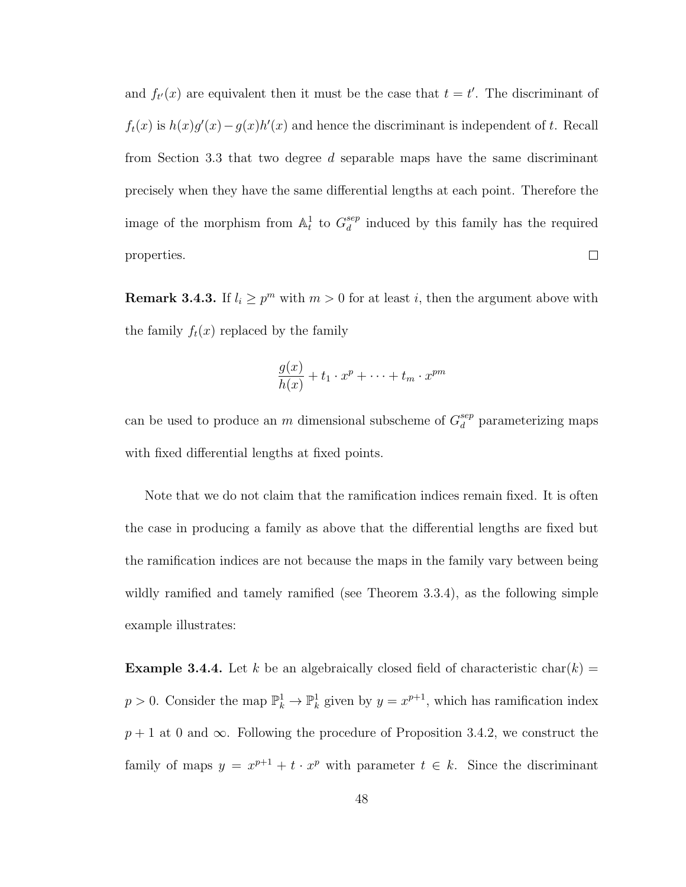and $f_{t'}(x)$ are equivalent then it must be the case that $t = t'$. The discriminant of $f_t(x)$ is $h(x)g'(x) - g(x)h'(x)$ and hence the discriminant is independent of $t$. Recall from Section 3.3 that two degree $d$ separable maps have the same discriminant precisely when they have the same differential lengths at each point. Therefore the image of the morphism from $\mathbb{A}^1_t$ to $G_d^{sep}$ induced by this family has the required properties. $\square$

**Remark 3.4.3.** If $l_i \geq p^m$ with $m > 0$ for at least $i$, then the argument above with the family $f_t(x)$ replaced by the family

$$\frac{g(x)}{h(x)} + t_1 \cdot x^p + \cdots + t_m \cdot x^{pm}$$

can be used to produce an $m$ dimensional subscheme of $G_d^{sep}$ parameterizing maps with fixed differential lengths at fixed points.

Note that we do not claim that the ramification indices remain fixed. It is often the case in producing a family as above that the differential lengths are fixed but the ramification indices are not because the maps in the family vary between being wildly ramified and tamely ramified (see Theorem 3.3.4), as the following simple example illustrates:

**Example 3.4.4.** Let $k$ be an algebraically closed field of characteristic $\text{char}(k) = p > 0$. Consider the map $\mathbb{P}^1_k \to \mathbb{P}^1_k$ given by $y = x^{p+1}$, which has ramification index $p+1$ at 0 and $\infty$. Following the procedure of Proposition 3.4.2, we construct the family of maps $y = x^{p+1} + t \cdot x^p$ with parameter $t \in k$. Since the discriminant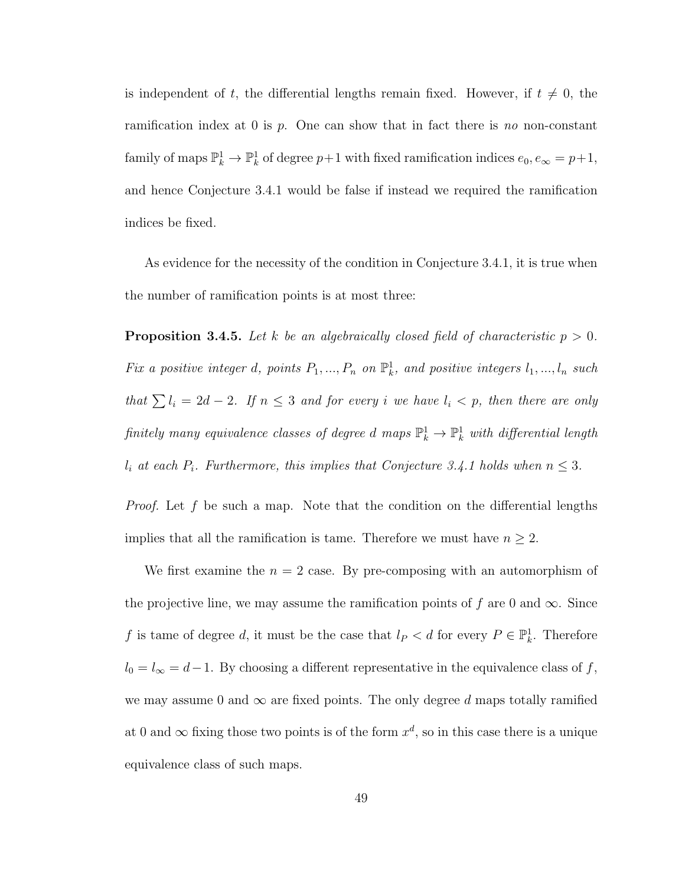is independent of $t$, the differential lengths remain fixed. However, if $t \neq 0$, the ramification index at 0 is $p$. One can show that in fact there is *no* non-constant family of maps $\mathbb{P}^1_k \to \mathbb{P}^1_k$ of degree $p+1$ with fixed ramification indices $e_0, e_\infty = p+1$, and hence Conjecture 3.4.1 would be false if instead we required the ramification indices be fixed.

As evidence for the necessity of the condition in Conjecture 3.4.1, it is true when the number of ramification points is at most three:

**Proposition 3.4.5.** *Let $k$ be an algebraically closed field of characteristic $p > 0$. Fix a positive integer $d$, points $P_1, ..., P_n$ on $\mathbb{P}^1_k$, and positive integers $l_1, ..., l_n$ such that $\sum l_i = 2d - 2$. If $n \leq 3$ and for every $i$ we have $l_i < p$, then there are only finitely many equivalence classes of degree $d$ maps $\mathbb{P}^1_k \to \mathbb{P}^1_k$ with differential length $l_i$ at each $P_i$. Furthermore, this implies that Conjecture 3.4.1 holds when $n \leq 3$.*

*Proof.* Let $f$ be such a map. Note that the condition on the differential lengths implies that all the ramification is tame. Therefore we must have $n \geq 2$.

We first examine the $n = 2$ case. By pre-composing with an automorphism of the projective line, we may assume the ramification points of $f$ are 0 and $\infty$. Since $f$ is tame of degree $d$, it must be the case that $l_P < d$ for every $P \in \mathbb{P}^1_k$. Therefore $l_0 = l_\infty = d-1$. By choosing a different representative in the equivalence class of $f$, we may assume 0 and $\infty$ are fixed points. The only degree $d$ maps totally ramified at 0 and $\infty$ fixing those two points is of the form $x^d$, so in this case there is a unique equivalence class of such maps.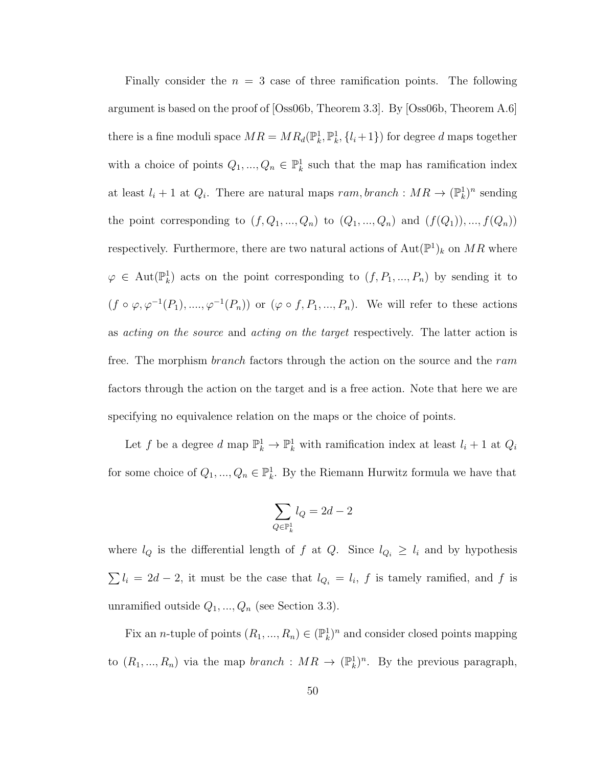Finally consider the $n = 3$ case of three ramification points. The following argument is based on the proof of [Oss06b, Theorem 3.3]. By [Oss06b, Theorem A.6] there is a fine moduli space $MR = MR_d(\mathbb{P}^1_k, \mathbb{P}^1_k, \{l_i+1\})$ for degree $d$ maps together with a choice of points $Q_1, ..., Q_n \in \mathbb{P}^1_k$ such that the map has ramification index at least $l_i + 1$ at $Q_i$. There are natural maps $ram, branch : MR \to (\mathbb{P}^1_k)^n$ sending the point corresponding to $(f, Q_1, ..., Q_n)$ to $(Q_1, ..., Q_n)$ and $(f(Q_1)), ..., f(Q_n))$ respectively. Furthermore, there are two natural actions of $\mathrm{Aut}(\mathbb{P}^1)_k$ on $MR$ where $\varphi \in \mathrm{Aut}(\mathbb{P}^1_k)$ acts on the point corresponding to $(f, P_1, ..., P_n)$ by sending it to $(f \circ \varphi, \varphi^{-1}(P_1), ...., \varphi^{-1}(P_n))$ or $(\varphi \circ f, P_1, ..., P_n)$. We will refer to these actions as *acting on the source* and *acting on the target* respectively. The latter action is free. The morphism *branch* factors through the action on the source and the *ram* factors through the action on the target and is a free action. Note that here we are specifying no equivalence relation on the maps or the choice of points.

Let $f$ be a degree $d$ map $\mathbb{P}^1_k \to \mathbb{P}^1_k$ with ramification index at least $l_i + 1$ at $Q_i$ for some choice of $Q_1, ..., Q_n \in \mathbb{P}^1_k$. By the Riemann Hurwitz formula we have that

$$\sum_{Q \in \mathbb{P}^1_k} l_Q = 2d - 2$$

where $l_Q$ is the differential length of $f$ at $Q$. Since $l_{Q_i} \geq l_i$ and by hypothesis $\sum l_i = 2d - 2$, it must be the case that $l_{Q_i} = l_i$, $f$ is tamely ramified, and $f$ is unramified outside $Q_1, ..., Q_n$ (see Section 3.3).

Fix an $n$-tuple of points $(R_1, ..., R_n) \in (\mathbb{P}^1_k)^n$ and consider closed points mapping to $(R_1, ..., R_n)$ via the map $branch : MR \to (\mathbb{P}^1_k)^n$. By the previous paragraph,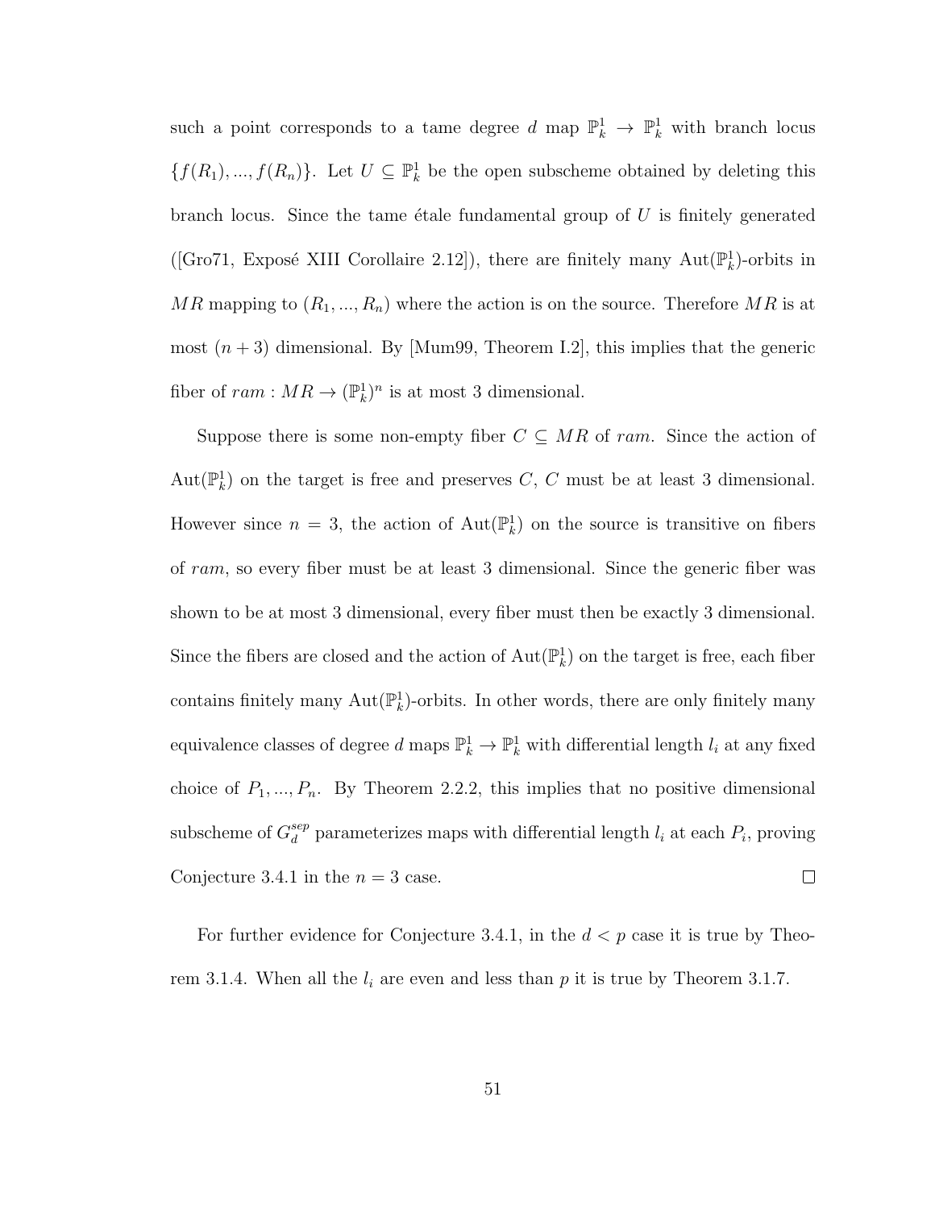such a point corresponds to a tame degree $d$ map $\mathbb{P}^1_k \to \mathbb{P}^1_k$ with branch locus $\{f(R_1), ..., f(R_n)\}$. Let $U \subseteq \mathbb{P}^1_k$ be the open subscheme obtained by deleting this branch locus. Since the tame étale fundamental group of $U$ is finitely generated ([Gro71, Exposé XIII Corollaire 2.12]), there are finitely many $\mathrm{Aut}(\mathbb{P}^1_k)$-orbits in $MR$ mapping to $(R_1, ..., R_n)$ where the action is on the source. Therefore $MR$ is at most $(n+3)$ dimensional. By [Mum99, Theorem I.2], this implies that the generic fiber of $ram : MR \to (\mathbb{P}^1_k)^n$ is at most 3 dimensional.

Suppose there is some non-empty fiber $C \subseteq MR$ of $ram$. Since the action of $\mathrm{Aut}(\mathbb{P}^1_k)$ on the target is free and preserves $C$, $C$ must be at least 3 dimensional. However since $n = 3$, the action of $\mathrm{Aut}(\mathbb{P}^1_k)$ on the source is transitive on fibers of $ram$, so every fiber must be at least 3 dimensional. Since the generic fiber was shown to be at most 3 dimensional, every fiber must then be exactly 3 dimensional. Since the fibers are closed and the action of $\mathrm{Aut}(\mathbb{P}^1_k)$ on the target is free, each fiber contains finitely many $\mathrm{Aut}(\mathbb{P}^1_k)$-orbits. In other words, there are only finitely many equivalence classes of degree $d$ maps $\mathbb{P}^1_k \to \mathbb{P}^1_k$ with differential length $l_i$ at any fixed choice of $P_1, ..., P_n$. By Theorem 2.2.2, this implies that no positive dimensional subscheme of $G_d^{sep}$ parameterizes maps with differential length $l_i$ at each $P_i$, proving Conjecture 3.4.1 in the $n = 3$ case. □

For further evidence for Conjecture 3.4.1, in the $d < p$ case it is true by Theorem 3.1.4. When all the $l_i$ are even and less than $p$ it is true by Theorem 3.1.7.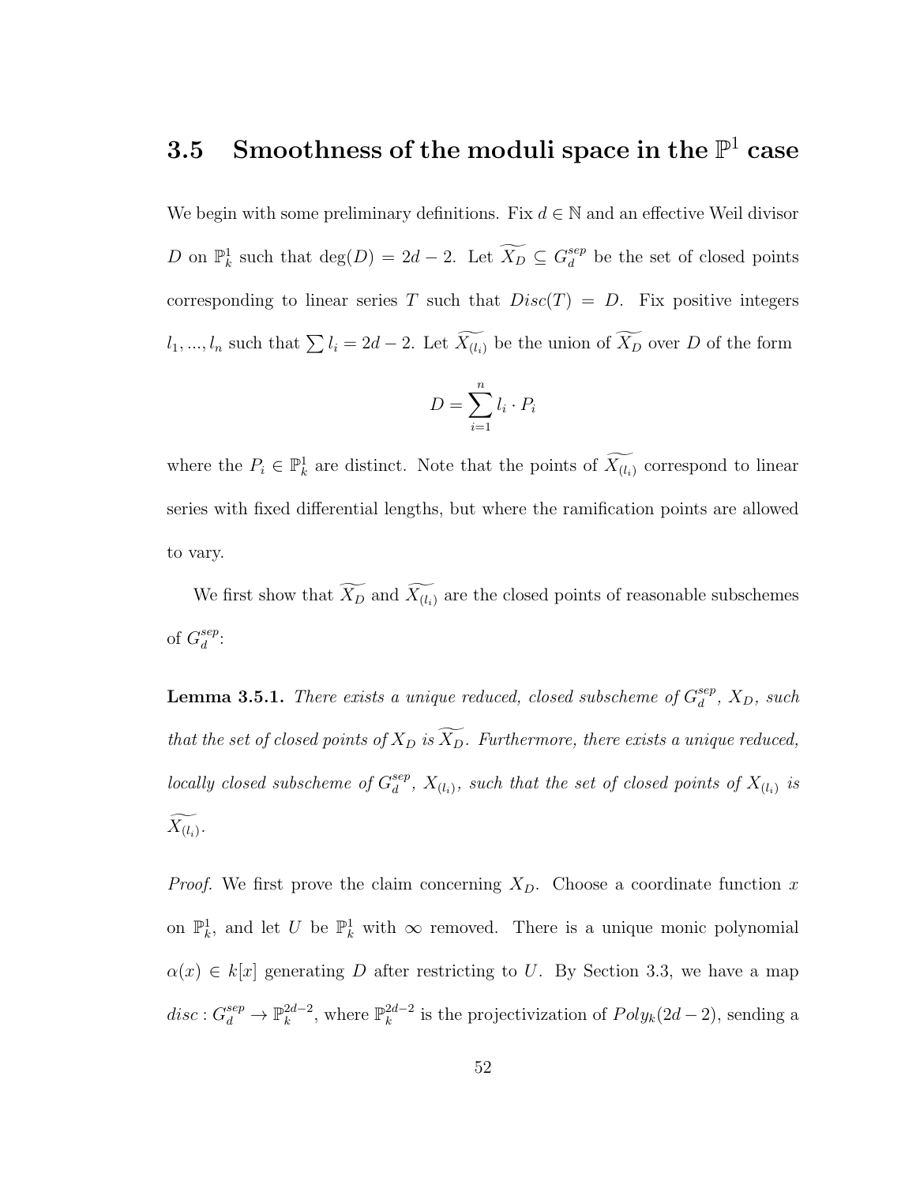## 3.5 Smoothness of the moduli space in the $\mathbb{P}^1$ case

We begin with some preliminary definitions. Fix $d \in \mathbb{N}$ and an effective Weil divisor $D$ on $\mathbb{P}^1_k$ such that $\deg(D) = 2d - 2$. Let $\widetilde{X_D} \subseteq G_d^{sep}$ be the set of closed points corresponding to linear series $T$ such that $Disc(T) = D$. Fix positive integers $l_1, ..., l_n$ such that $\sum l_i = 2d - 2$. Let $\widetilde{X_{(l_i)}}$ be the union of $\widetilde{X_D}$ over $D$ of the form

$$D = \sum_{i=1}^{n} l_i \cdot P_i$$

where the $P_i \in \mathbb{P}^1_k$ are distinct. Note that the points of $\widetilde{X_{(l_i)}}$ correspond to linear series with fixed differential lengths, but where the ramification points are allowed to vary.

We first show that $\widetilde{X_D}$ and $\widetilde{X_{(l_i)}}$ are the closed points of reasonable subschemes of $G_d^{sep}$:

**Lemma 3.5.1.** *There exists a unique reduced, closed subscheme of $G_d^{sep}$, $X_D$, such that the set of closed points of $X_D$ is $\widetilde{X_D}$. Furthermore, there exists a unique reduced, locally closed subscheme of $G_d^{sep}$, $X_{(l_i)}$, such that the set of closed points of $X_{(l_i)}$ is $\widetilde{X_{(l_i)}}$.*

*Proof.* We first prove the claim concerning $X_D$. Choose a coordinate function $x$ on $\mathbb{P}^1_k$, and let $U$ be $\mathbb{P}^1_k$ with $\infty$ removed. There is a unique monic polynomial $\alpha(x) \in k[x]$ generating $D$ after restricting to $U$. By Section 3.3, we have a map $disc : G_d^{sep} \to \mathbb{P}^{2d-2}_k$, where $\mathbb{P}^{2d-2}_k$ is the projectivization of $Poly_k(2d-2)$, sending a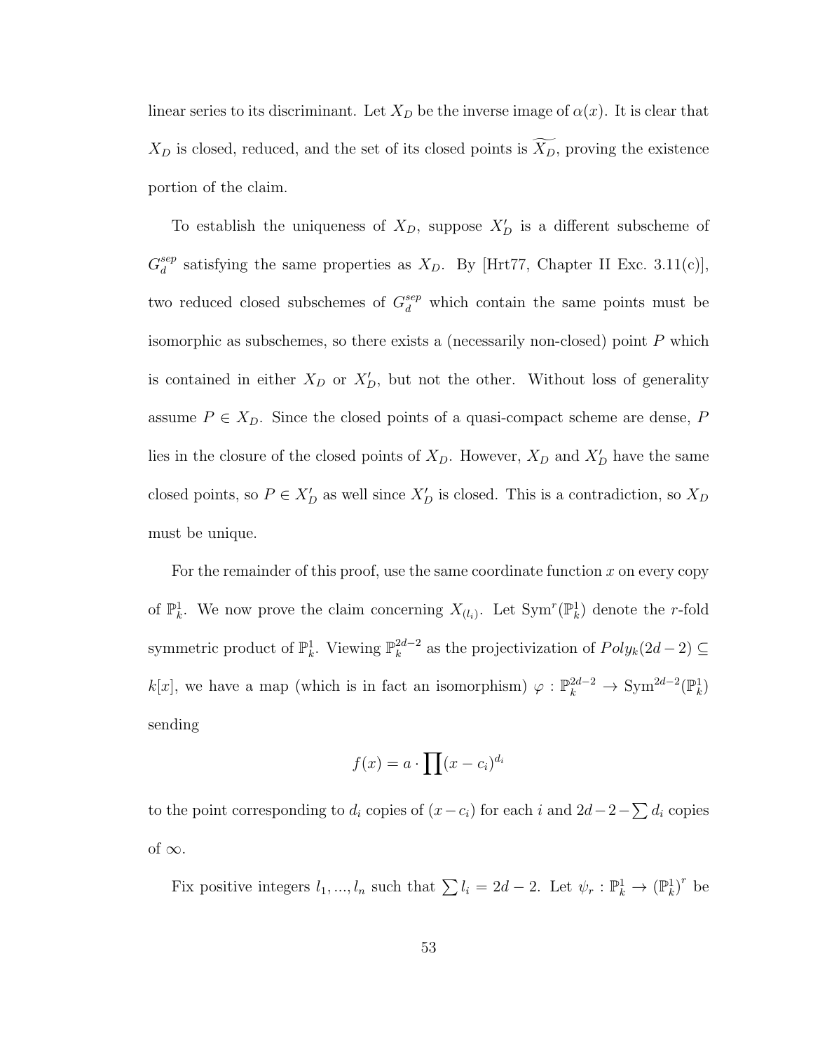linear series to its discriminant. Let $X_D$ be the inverse image of $\alpha(x)$. It is clear that $X_D$ is closed, reduced, and the set of its closed points is $\widetilde{X_D}$, proving the existence portion of the claim.

To establish the uniqueness of $X_D$, suppose $X'_D$ is a different subscheme of $G_d^{sep}$ satisfying the same properties as $X_D$. By [Hrt77, Chapter II Exc. 3.11(c)], two reduced closed subschemes of $G_d^{sep}$ which contain the same points must be isomorphic as subschemes, so there exists a (necessarily non-closed) point $P$ which is contained in either $X_D$ or $X'_D$, but not the other. Without loss of generality assume $P \in X_D$. Since the closed points of a quasi-compact scheme are dense, $P$ lies in the closure of the closed points of $X_D$. However, $X_D$ and $X'_D$ have the same closed points, so $P \in X'_D$ as well since $X'_D$ is closed. This is a contradiction, so $X_D$ must be unique.

For the remainder of this proof, use the same coordinate function $x$ on every copy of $\mathbb{P}^1_k$. We now prove the claim concerning $X_{(l_i)}$. Let $\mathrm{Sym}^r(\mathbb{P}^1_k)$ denote the $r$-fold symmetric product of $\mathbb{P}^1_k$. Viewing $\mathbb{P}^{2d-2}_k$ as the projectivization of $Poly_k(2d-2) \subseteq k[x]$, we have a map (which is in fact an isomorphism) $\varphi : \mathbb{P}^{2d-2}_k \to \mathrm{Sym}^{2d-2}(\mathbb{P}^1_k)$ sending

$$f(x) = a \cdot \prod (x - c_i)^{d_i}$$

to the point corresponding to $d_i$ copies of $(x - c_i)$ for each $i$ and $2d-2-\sum d_i$ copies of $\infty$.

Fix positive integers $l_1, ..., l_n$ such that $\sum l_i = 2d - 2$. Let $\psi_r : \mathbb{P}^1_k \to (\mathbb{P}^1_k)^r$ be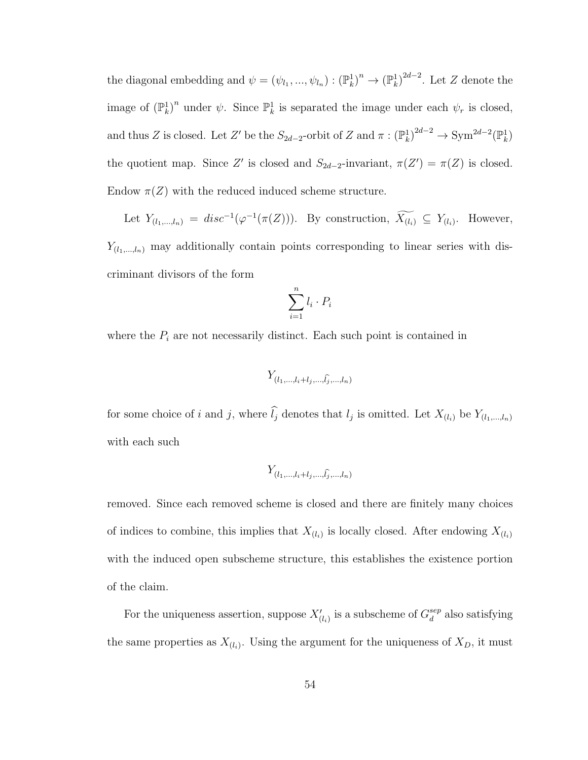the diagonal embedding and $\psi = (\psi_{l_1}, ..., \psi_{l_n}) : (\mathbb{P}^1_k)^n \to (\mathbb{P}^1_k)^{2d-2}$. Let $Z$ denote the image of $(\mathbb{P}^1_k)^n$ under $\psi$. Since $\mathbb{P}^1_k$ is separated the image under each $\psi_r$ is closed, and thus $Z$ is closed. Let $Z'$ be the $S_{2d-2}$-orbit of $Z$ and $\pi : (\mathbb{P}^1_k)^{2d-2} \to \mathrm{Sym}^{2d-2}(\mathbb{P}^1_k)$ the quotient map. Since $Z'$ is closed and $S_{2d-2}$-invariant, $\pi(Z') = \pi(Z)$ is closed. Endow $\pi(Z)$ with the reduced induced scheme structure.

Let $Y_{(l_1,...,l_n)} = disc^{-1}(\varphi^{-1}(\pi(Z)))$. By construction, $\widetilde{X_{(l_i)}} \subseteq Y_{(l_i)}$. However, $Y_{(l_1,...,l_n)}$ may additionally contain points corresponding to linear series with discriminant divisors of the form

$$\sum_{i=1}^{n} l_i \cdot P_i$$

where the $P_i$ are not necessarily distinct. Each such point is contained in

$$Y_{(l_1,...,l_i+l_j,...,\widehat{l_j},...,l_n)}$$

for some choice of $i$ and $j$, where $\widehat{l_j}$ denotes that $l_j$ is omitted. Let $X_{(l_i)}$ be $Y_{(l_1,...,l_n)}$ with each such

$$Y_{(l_1,...,l_i+l_j,...,\widehat{l_j},...,l_n)}$$

removed. Since each removed scheme is closed and there are finitely many choices of indices to combine, this implies that $X_{(l_i)}$ is locally closed. After endowing $X_{(l_i)}$ with the induced open subscheme structure, this establishes the existence portion of the claim.

For the uniqueness assertion, suppose $X'_{(l_i)}$ is a subscheme of $G^{sep}_d$ also satisfying the same properties as $X_{(l_i)}$. Using the argument for the uniqueness of $X_D$, it must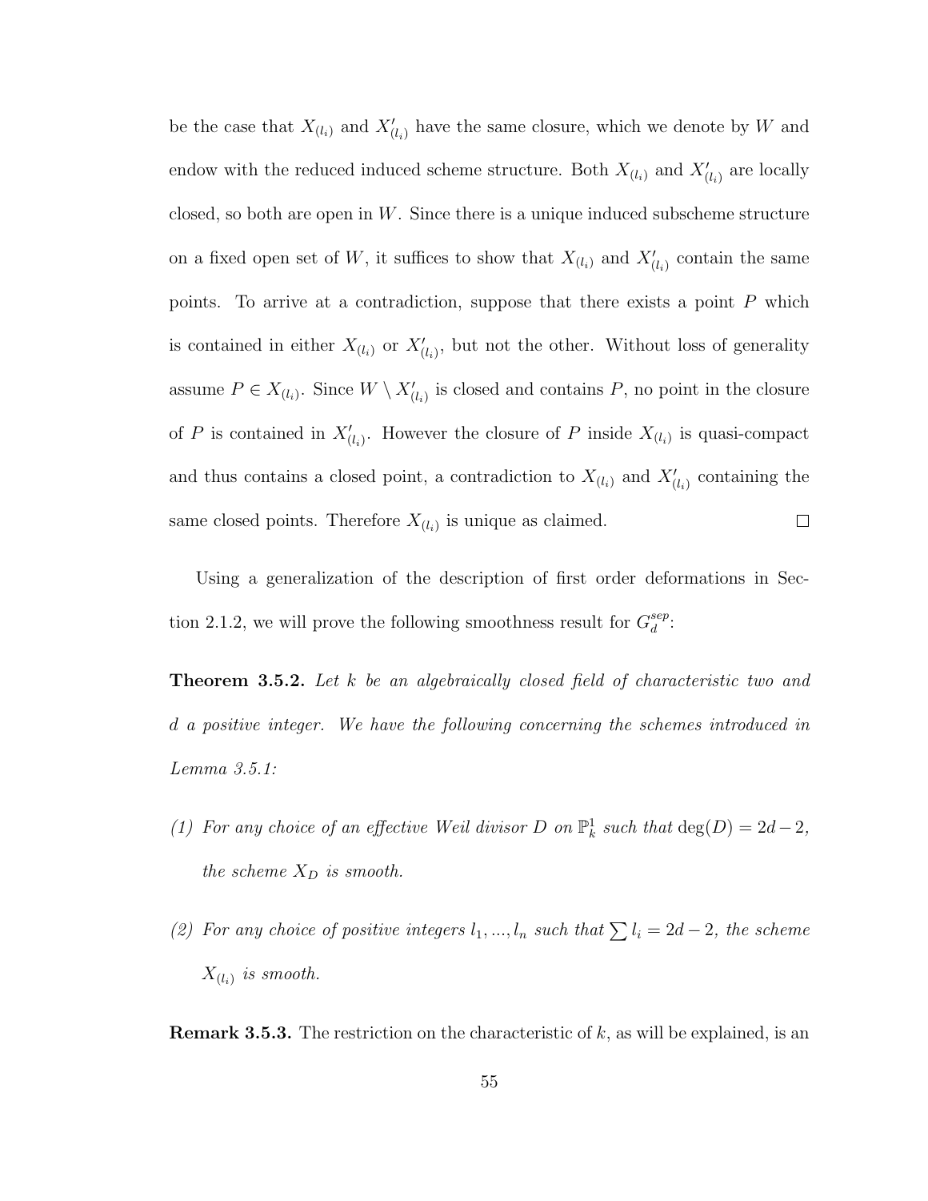be the case that $X_{(l_i)}$ and $X'_{(l_i)}$ have the same closure, which we denote by $W$ and endow with the reduced induced scheme structure. Both $X_{(l_i)}$ and $X'_{(l_i)}$ are locally closed, so both are open in $W$. Since there is a unique induced subscheme structure on a fixed open set of $W$, it suffices to show that $X_{(l_i)}$ and $X'_{(l_i)}$ contain the same points. To arrive at a contradiction, suppose that there exists a point $P$ which is contained in either $X_{(l_i)}$ or $X'_{(l_i)}$, but not the other. Without loss of generality assume $P \in X_{(l_i)}$. Since $W \setminus X'_{(l_i)}$ is closed and contains $P$, no point in the closure of $P$ is contained in $X'_{(l_i)}$. However the closure of $P$ inside $X_{(l_i)}$ is quasi-compact and thus contains a closed point, a contradiction to $X_{(l_i)}$ and $X'_{(l_i)}$ containing the same closed points. Therefore $X_{(l_i)}$ is unique as claimed. ☐

Using a generalization of the description of first order deformations in Section 2.1.2, we will prove the following smoothness result for $G_d^{sep}$:

**Theorem 3.5.2.** *Let $k$ be an algebraically closed field of characteristic two and $d$ a positive integer. We have the following concerning the schemes introduced in Lemma 3.5.1:*

*(1) For any choice of an effective Weil divisor $D$ on $\mathbb{P}^1_k$ such that $\deg(D) = 2d-2$, the scheme $X_D$ is smooth.*

*(2) For any choice of positive integers $l_1, ..., l_n$ such that $\sum l_i = 2d-2$, the scheme $X_{(l_i)}$ is smooth.*

**Remark 3.5.3.** The restriction on the characteristic of $k$, as will be explained, is an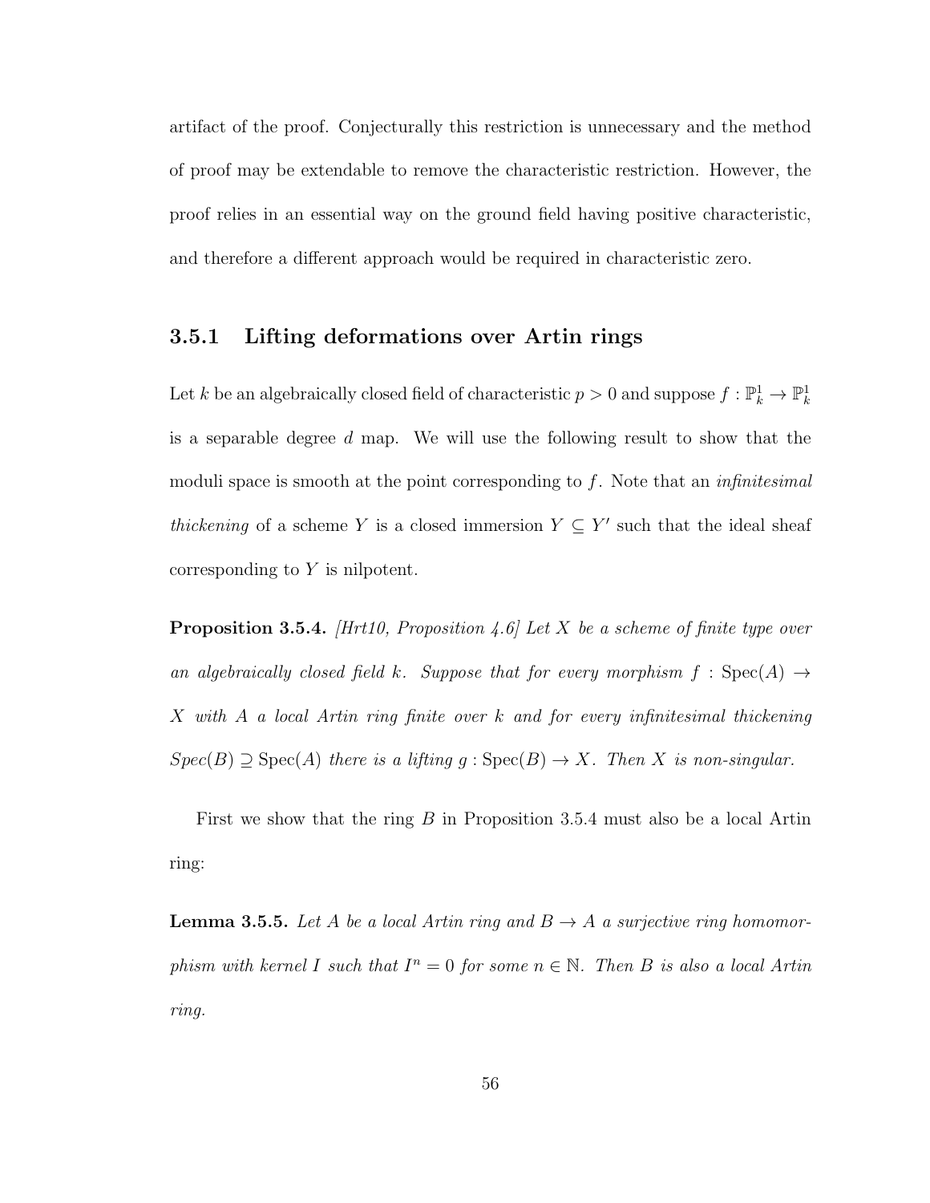artifact of the proof. Conjecturally this restriction is unnecessary and the method of proof may be extendable to remove the characteristic restriction. However, the proof relies in an essential way on the ground field having positive characteristic, and therefore a different approach would be required in characteristic zero.

### 3.5.1 Lifting deformations over Artin rings

Let $k$ be an algebraically closed field of characteristic $p > 0$ and suppose $f : \mathbb{P}^1_k \to \mathbb{P}^1_k$ is a separable degree $d$ map. We will use the following result to show that the moduli space is smooth at the point corresponding to $f$. Note that an *infinitesimal thickening* of a scheme $Y$ is a closed immersion $Y \subseteq Y'$ such that the ideal sheaf corresponding to $Y$ is nilpotent.

**Proposition 3.5.4.** *[Hrt10, Proposition 4.6] Let $X$ be a scheme of finite type over an algebraically closed field $k$. Suppose that for every morphism $f : \operatorname{Spec}(A) \to X$ with $A$ a local Artin ring finite over $k$ and for every infinitesimal thickening $Spec(B) \supseteq \operatorname{Spec}(A)$ there is a lifting $g : \operatorname{Spec}(B) \to X$. Then $X$ is non-singular.*

First we show that the ring $B$ in Proposition 3.5.4 must also be a local Artin ring:

**Lemma 3.5.5.** *Let $A$ be a local Artin ring and $B \to A$ a surjective ring homomorphism with kernel $I$ such that $I^n = 0$ for some $n \in \mathbb{N}$. Then $B$ is also a local Artin ring.*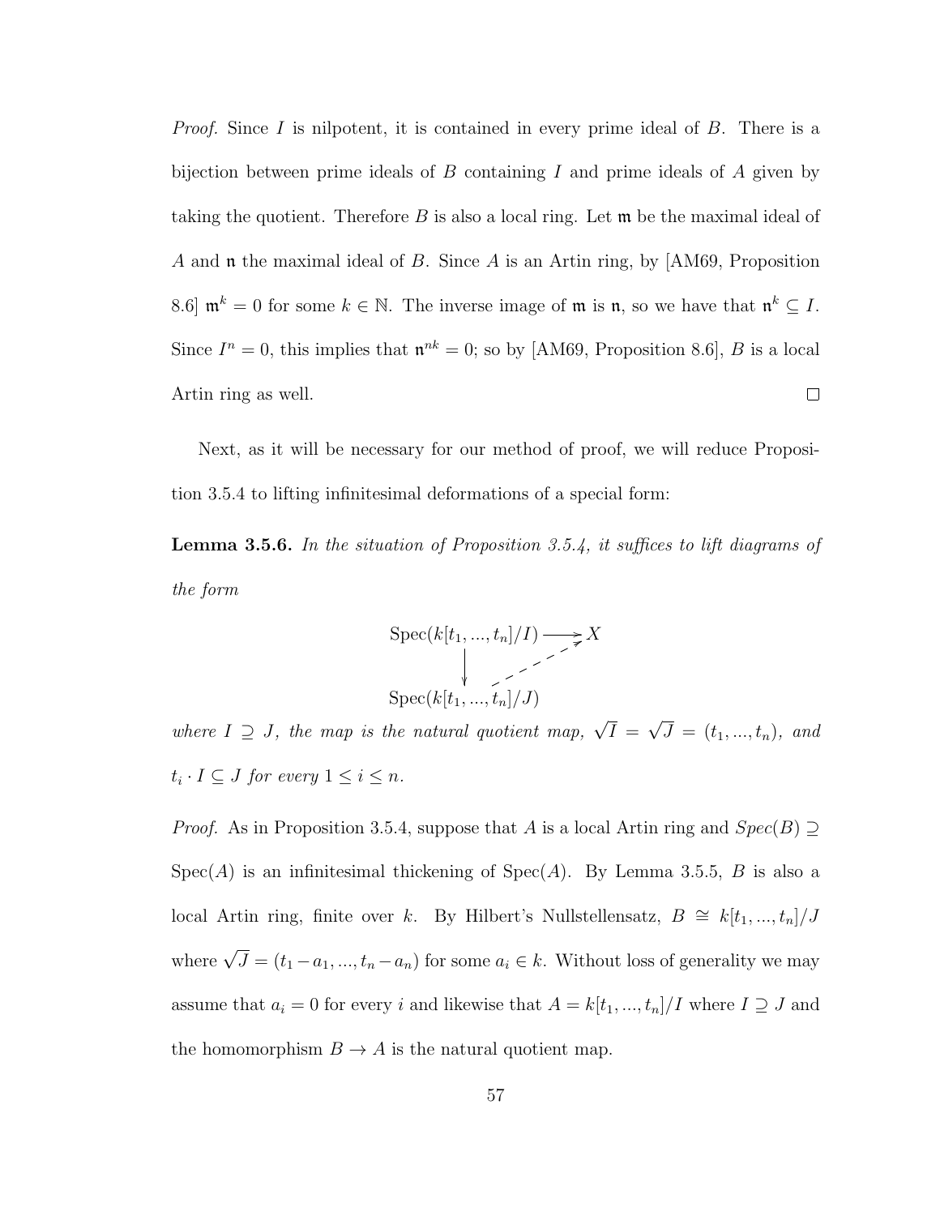*Proof.* Since $I$ is nilpotent, it is contained in every prime ideal of $B$. There is a bijection between prime ideals of $B$ containing $I$ and prime ideals of $A$ given by taking the quotient. Therefore $B$ is also a local ring. Let $\mathfrak{m}$ be the maximal ideal of $A$ and $\mathfrak{n}$ the maximal ideal of $B$. Since $A$ is an Artin ring, by [AM69, Proposition 8.6] $\mathfrak{m}^k = 0$ for some $k \in \mathbb{N}$. The inverse image of $\mathfrak{m}$ is $\mathfrak{n}$, so we have that $\mathfrak{n}^k \subseteq I$. Since $I^n = 0$, this implies that $\mathfrak{n}^{nk} = 0$; so by [AM69, Proposition 8.6], $B$ is a local Artin ring as well. $\square$

Next, as it will be necessary for our method of proof, we will reduce Proposition 3.5.4 to lifting infinitesimal deformations of a special form:

**Lemma 3.5.6.** *In the situation of Proposition 3.5.4, it suffices to lift diagrams of the form*

$$\begin{array}{ccc} \mathrm{Spec}(k[t_1, ..., t_n]/I) & \longrightarrow & X \\ \downarrow & \nearrow & \\ \mathrm{Spec}(k[t_1, ..., t_n]/J) & & \end{array}$$

*where $I \supseteq J$, the map is the natural quotient map, $\sqrt{I} = \sqrt{J} = (t_1, ..., t_n)$, and $t_i \cdot I \subseteq J$ for every $1 \leq i \leq n$.*

*Proof.* As in Proposition 3.5.4, suppose that $A$ is a local Artin ring and $Spec(B) \supseteq \mathrm{Spec}(A)$ is an infinitesimal thickening of $\mathrm{Spec}(A)$. By Lemma 3.5.5, $B$ is also a local Artin ring, finite over $k$. By Hilbert's Nullstellensatz, $B \cong k[t_1, ..., t_n]/J$ where $\sqrt{J} = (t_1 - a_1, ..., t_n - a_n)$ for some $a_i \in k$. Without loss of generality we may assume that $a_i = 0$ for every $i$ and likewise that $A = k[t_1, ..., t_n]/I$ where $I \supseteq J$ and the homomorphism $B \to A$ is the natural quotient map.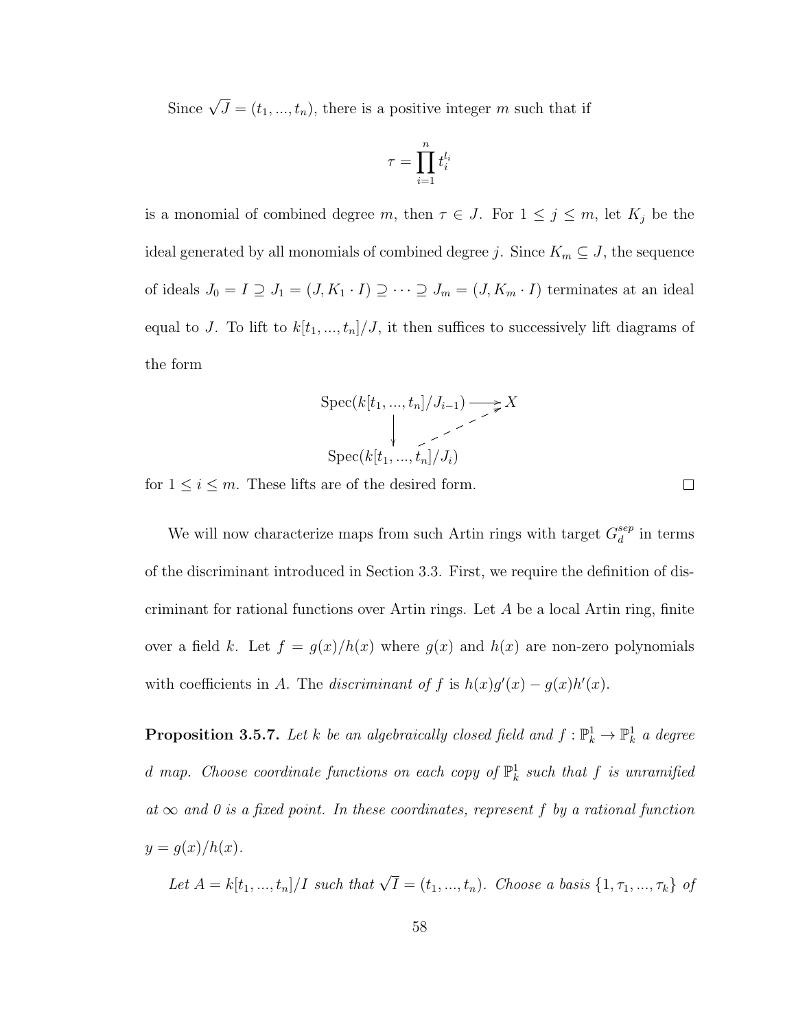Since $\sqrt{J} = (t_1, ..., t_n)$, there is a positive integer $m$ such that if

$$\tau = \prod_{i=1}^{n} t_i^{l_i}$$

is a monomial of combined degree $m$, then $\tau \in J$. For $1 \leq j \leq m$, let $K_j$ be the ideal generated by all monomials of combined degree $j$. Since $K_m \subseteq J$, the sequence of ideals $J_0 = I \supseteq J_1 = (J, K_1 \cdot I) \supseteq \cdots \supseteq J_m = (J, K_m \cdot I)$ terminates at an ideal equal to $J$. To lift to $k[t_1, ..., t_n]/J$, it then suffices to successively lift diagrams of the form

$$\begin{array}{ccc} \operatorname{Spec}(k[t_1, ..., t_n]/J_{i-1}) & \longrightarrow & X \\ \downarrow & \nearrow & \\ \operatorname{Spec}(k[t_1, ..., t_n]/J_i) & & \end{array}$$

for $1 \leq i \leq m$. These lifts are of the desired form. $\square$

We will now characterize maps from such Artin rings with target $G_d^{sep}$ in terms of the discriminant introduced in Section 3.3. First, we require the definition of discriminant for rational functions over Artin rings. Let $A$ be a local Artin ring, finite over a field $k$. Let $f = g(x)/h(x)$ where $g(x)$ and $h(x)$ are non-zero polynomials with coefficients in $A$. The *discriminant of* $f$ is $h(x)g'(x) - g(x)h'(x)$.

**Proposition 3.5.7.** *Let $k$ be an algebraically closed field and $f : \mathbb{P}_k^1 \to \mathbb{P}_k^1$ a degree $d$ map. Choose coordinate functions on each copy of $\mathbb{P}_k^1$ such that $f$ is unramified at $\infty$ and 0 is a fixed point. In these coordinates, represent $f$ by a rational function $y = g(x)/h(x)$.*

*Let $A = k[t_1, ..., t_n]/I$ such that $\sqrt{I} = (t_1, ..., t_n)$. Choose a basis $\{1, \tau_1, ..., \tau_k\}$ of*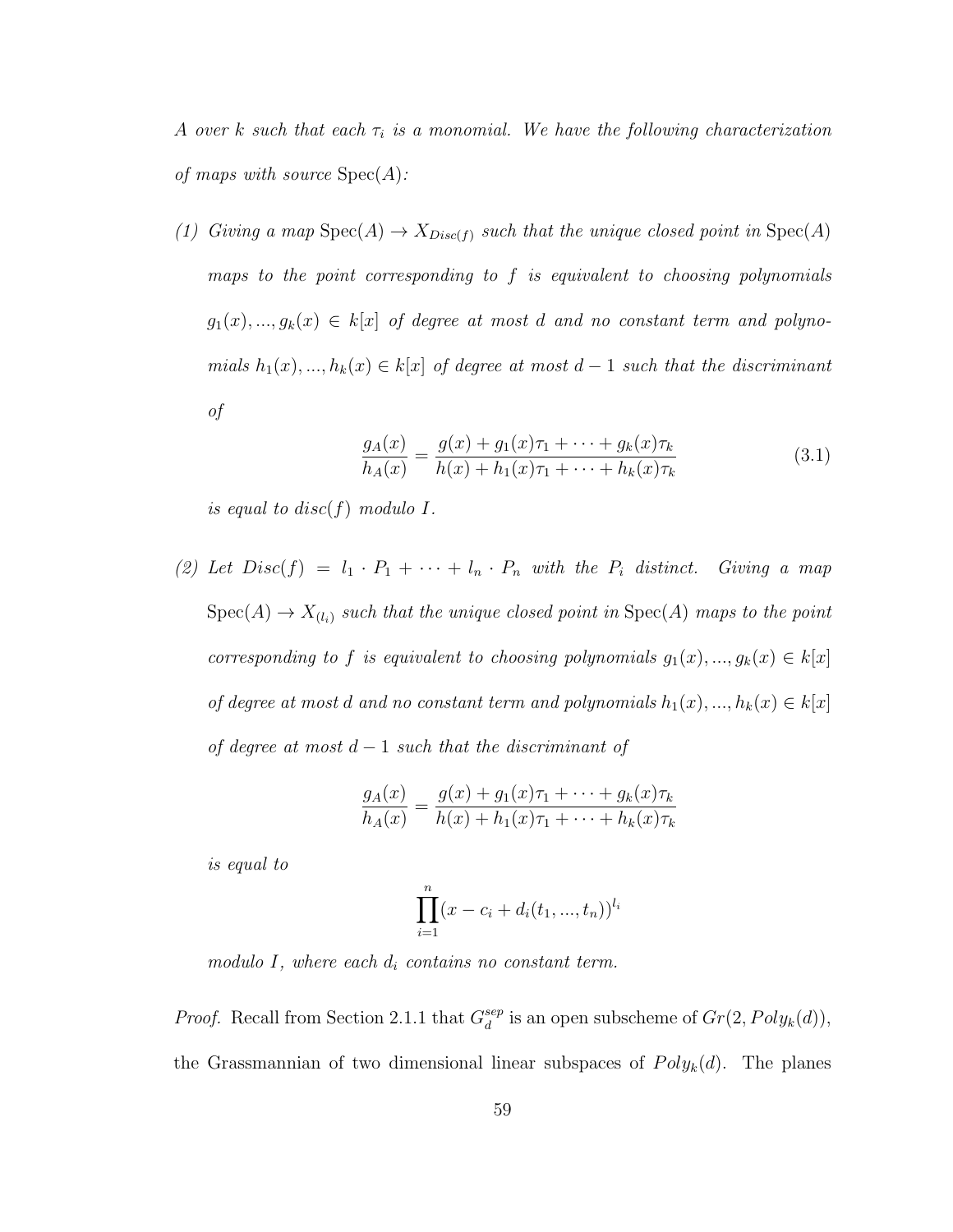*$A$ over $k$ such that each $\tau_i$ is a monomial. We have the following characterization of maps with source $\mathrm{Spec}(A)$:*

*(1) Giving a map $\mathrm{Spec}(A) \to X_{Disc(f)}$ such that the unique closed point in $\mathrm{Spec}(A)$ maps to the point corresponding to $f$ is equivalent to choosing polynomials $g_1(x), ..., g_k(x) \in k[x]$ of degree at most $d$ and no constant term and polynomials $h_1(x), ..., h_k(x) \in k[x]$ of degree at most $d-1$ such that the discriminant of*

$$\frac{g_A(x)}{h_A(x)} = \frac{g(x) + g_1(x)\tau_1 + \cdots + g_k(x)\tau_k}{h(x) + h_1(x)\tau_1 + \cdots + h_k(x)\tau_k} \tag{3.1}$$

*is equal to $disc(f)$ modulo $I$.*

*(2) Let $Disc(f) = l_1 \cdot P_1 + \cdots + l_n \cdot P_n$ with the $P_i$ distinct. Giving a map $\mathrm{Spec}(A) \to X_{(l_i)}$ such that the unique closed point in $\mathrm{Spec}(A)$ maps to the point corresponding to $f$ is equivalent to choosing polynomials $g_1(x), ..., g_k(x) \in k[x]$ of degree at most $d$ and no constant term and polynomials $h_1(x), ..., h_k(x) \in k[x]$ of degree at most $d-1$ such that the discriminant of*

$$\frac{g_A(x)}{h_A(x)} = \frac{g(x) + g_1(x)\tau_1 + \cdots + g_k(x)\tau_k}{h(x) + h_1(x)\tau_1 + \cdots + h_k(x)\tau_k}$$

*is equal to*

$$\prod_{i=1}^{n} (x - c_i + d_i(t_1, ..., t_n))^{l_i}$$

*modulo $I$, where each $d_i$ contains no constant term.*

*Proof.* Recall from Section 2.1.1 that $G_d^{sep}$ is an open subscheme of $Gr(2, Poly_k(d))$, the Grassmannian of two dimensional linear subspaces of $Poly_k(d)$. The planes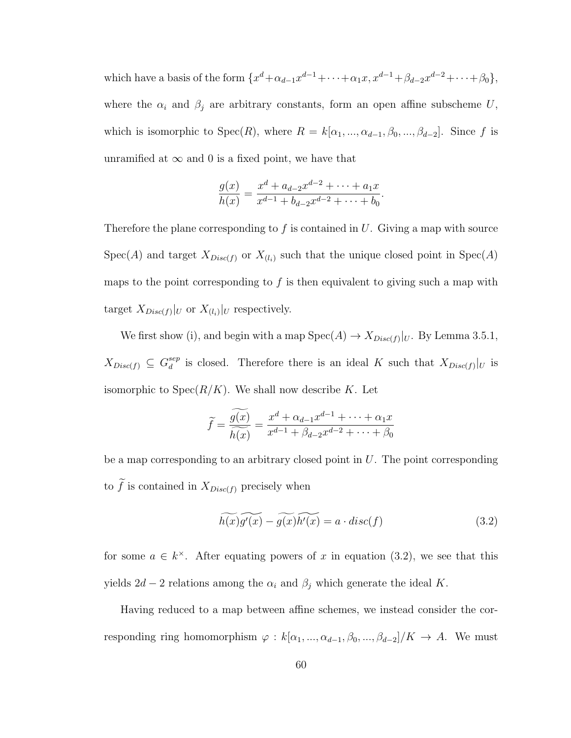which have a basis of the form $\{x^d + \alpha_{d-1}x^{d-1} + \cdots + \alpha_1 x, x^{d-1} + \beta_{d-2}x^{d-2} + \cdots + \beta_0\}$, where the $\alpha_i$ and $\beta_j$ are arbitrary constants, form an open affine subscheme $U$, which is isomorphic to $\text{Spec}(R)$, where $R = k[\alpha_1, ..., \alpha_{d-1}, \beta_0, ..., \beta_{d-2}]$. Since $f$ is unramified at $\infty$ and 0 is a fixed point, we have that

$$\frac{g(x)}{h(x)} = \frac{x^d + a_{d-2}x^{d-2} + \cdots + a_1 x}{x^{d-1} + b_{d-2}x^{d-2} + \cdots + b_0}.$$

Therefore the plane corresponding to $f$ is contained in $U$. Giving a map with source $\text{Spec}(A)$ and target $X_{Disc(f)}$ or $X_{(l_i)}$ such that the unique closed point in $\text{Spec}(A)$ maps to the point corresponding to $f$ is then equivalent to giving such a map with target $X_{Disc(f)}|_U$ or $X_{(l_i)}|_U$ respectively.

We first show (i), and begin with a map $\text{Spec}(A) \to X_{Disc(f)}|_U$. By Lemma 3.5.1, $X_{Disc(f)} \subseteq G_d^{sep}$ is closed. Therefore there is an ideal $K$ such that $X_{Disc(f)}|_U$ is isomorphic to $\text{Spec}(R/K)$. We shall now describe $K$. Let

$$\widetilde{f} = \frac{\widetilde{g(x)}}{\widetilde{h(x)}} = \frac{x^d + \alpha_{d-1}x^{d-1} + \cdots + \alpha_1 x}{x^{d-1} + \beta_{d-2}x^{d-2} + \cdots + \beta_0}$$

be a map corresponding to an arbitrary closed point in $U$. The point corresponding to $\widetilde{f}$ is contained in $X_{Disc(f)}$ precisely when

$$\widetilde{h(x)}\widetilde{g'(x)} - \widetilde{g(x)}\widetilde{h'(x)} = a \cdot disc(f) \tag{3.2}$$

for some $a \in k^\times$. After equating powers of $x$ in equation (3.2), we see that this yields $2d-2$ relations among the $\alpha_i$ and $\beta_j$ which generate the ideal $K$.

Having reduced to a map between affine schemes, we instead consider the corresponding ring homomorphism $\varphi : k[\alpha_1, ..., \alpha_{d-1}, \beta_0, ..., \beta_{d-2}]/K \to A$. We must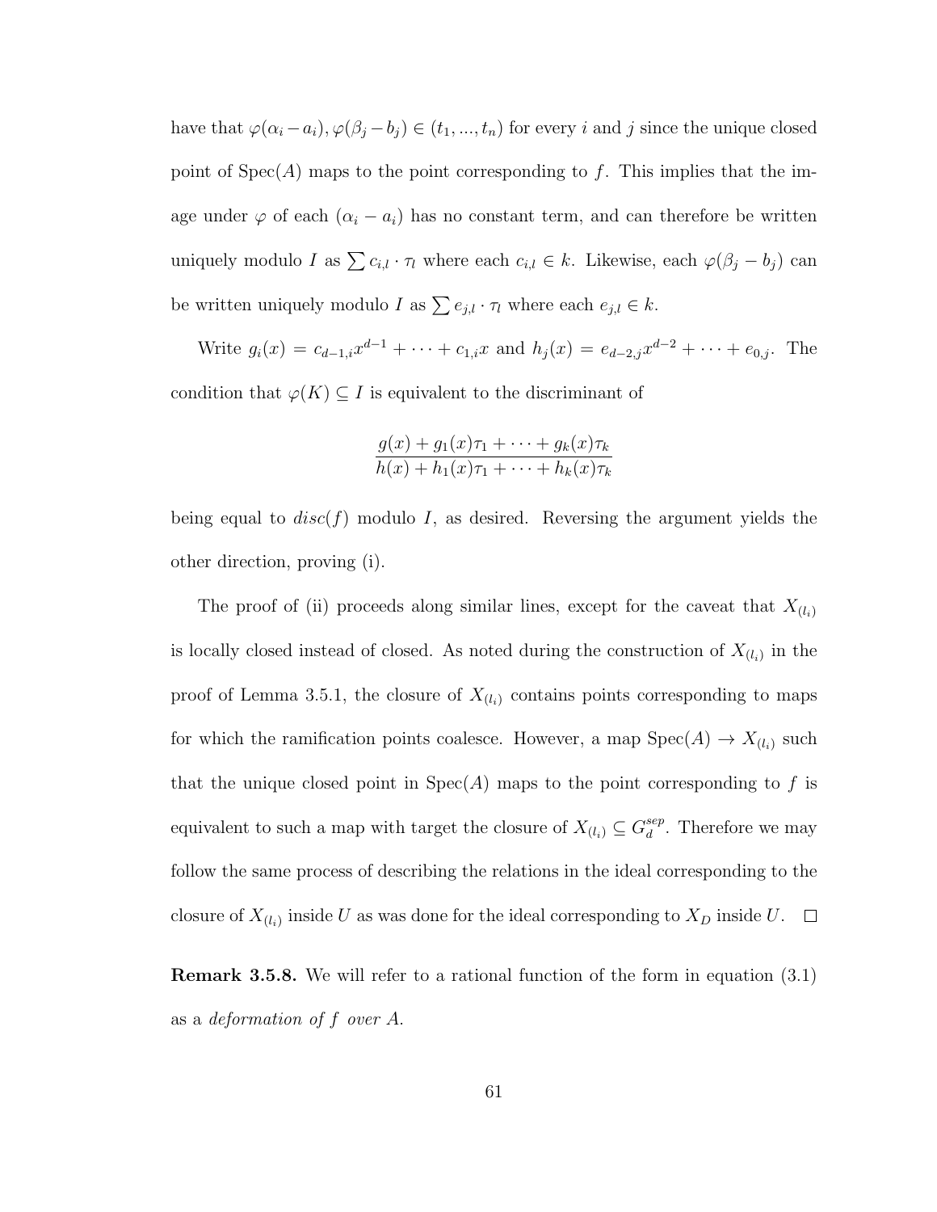have that $\varphi(\alpha_i - a_i), \varphi(\beta_j - b_j) \in (t_1, ..., t_n)$ for every $i$ and $j$ since the unique closed point of $\text{Spec}(A)$ maps to the point corresponding to $f$. This implies that the image under $\varphi$ of each $(\alpha_i - a_i)$ has no constant term, and can therefore be written uniquely modulo $I$ as $\sum c_{i,l} \cdot \tau_l$ where each $c_{i,l} \in k$. Likewise, each $\varphi(\beta_j - b_j)$ can be written uniquely modulo $I$ as $\sum e_{j,l} \cdot \tau_l$ where each $e_{j,l} \in k$.

Write $g_i(x) = c_{d-1,i}x^{d-1} + \cdots + c_{1,i}x$ and $h_j(x) = e_{d-2,j}x^{d-2} + \cdots + e_{0,j}$. The condition that $\varphi(K) \subseteq I$ is equivalent to the discriminant of

$$\frac{g(x) + g_1(x)\tau_1 + \cdots + g_k(x)\tau_k}{h(x) + h_1(x)\tau_1 + \cdots + h_k(x)\tau_k}$$

being equal to $disc(f)$ modulo $I$, as desired. Reversing the argument yields the other direction, proving (i).

The proof of (ii) proceeds along similar lines, except for the caveat that $X_{(l_i)}$ is locally closed instead of closed. As noted during the construction of $X_{(l_i)}$ in the proof of Lemma 3.5.1, the closure of $X_{(l_i)}$ contains points corresponding to maps for which the ramification points coalesce. However, a map $\text{Spec}(A) \to X_{(l_i)}$ such that the unique closed point in $\text{Spec}(A)$ maps to the point corresponding to $f$ is equivalent to such a map with target the closure of $X_{(l_i)} \subseteq G_d^{sep}$. Therefore we may follow the same process of describing the relations in the ideal corresponding to the closure of $X_{(l_i)}$ inside $U$ as was done for the ideal corresponding to $X_D$ inside $U$. $\square$

**Remark 3.5.8.** We will refer to a rational function of the form in equation (3.1) as a *deformation of $f$ over $A$.*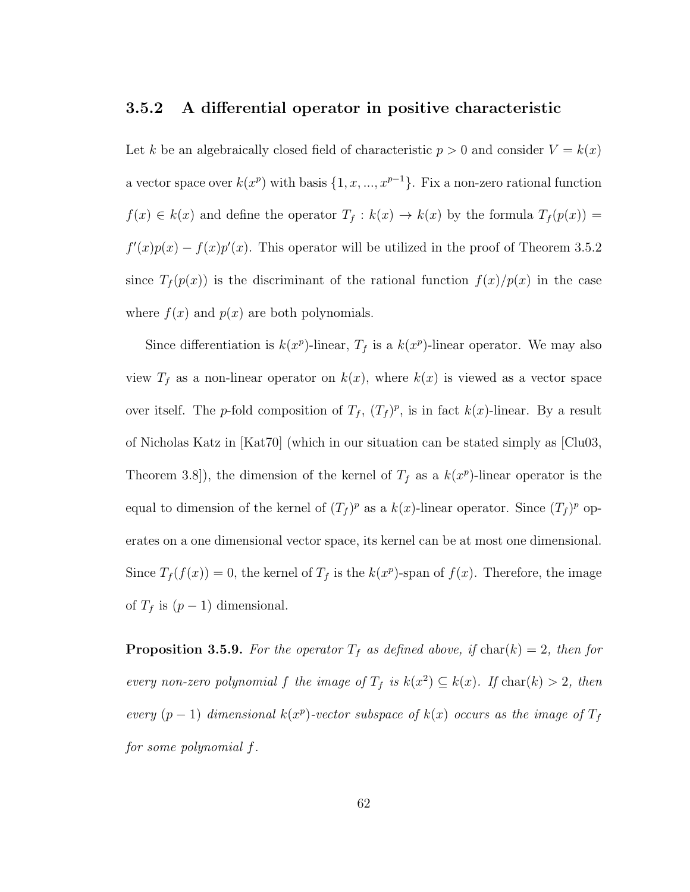### 3.5.2 A differential operator in positive characteristic

Let $k$ be an algebraically closed field of characteristic $p > 0$ and consider $V = k(x)$ a vector space over $k(x^p)$ with basis $\{1, x, ..., x^{p-1}\}$. Fix a non-zero rational function $f(x) \in k(x)$ and define the operator $T_f : k(x) \to k(x)$ by the formula $T_f(p(x)) = f'(x)p(x) - f(x)p'(x)$. This operator will be utilized in the proof of Theorem 3.5.2 since $T_f(p(x))$ is the discriminant of the rational function $f(x)/p(x)$ in the case where $f(x)$ and $p(x)$ are both polynomials.

Since differentiation is $k(x^p)$-linear, $T_f$ is a $k(x^p)$-linear operator. We may also view $T_f$ as a non-linear operator on $k(x)$, where $k(x)$ is viewed as a vector space over itself. The $p$-fold composition of $T_f$, $(T_f)^p$, is in fact $k(x)$-linear. By a result of Nicholas Katz in [Kat70] (which in our situation can be stated simply as [Clu03, Theorem 3.8]), the dimension of the kernel of $T_f$ as a $k(x^p)$-linear operator is the equal to dimension of the kernel of $(T_f)^p$ as a $k(x)$-linear operator. Since $(T_f)^p$ operates on a one dimensional vector space, its kernel can be at most one dimensional. Since $T_f(f(x)) = 0$, the kernel of $T_f$ is the $k(x^p)$-span of $f(x)$. Therefore, the image of $T_f$ is $(p-1)$ dimensional.

**Proposition 3.5.9.** *For the operator $T_f$ as defined above, if $\mathrm{char}(k) = 2$, then for every non-zero polynomial $f$ the image of $T_f$ is $k(x^2) \subseteq k(x)$. If $\mathrm{char}(k) > 2$, then every $(p-1)$ dimensional $k(x^p)$-vector subspace of $k(x)$ occurs as the image of $T_f$ for some polynomial $f$.*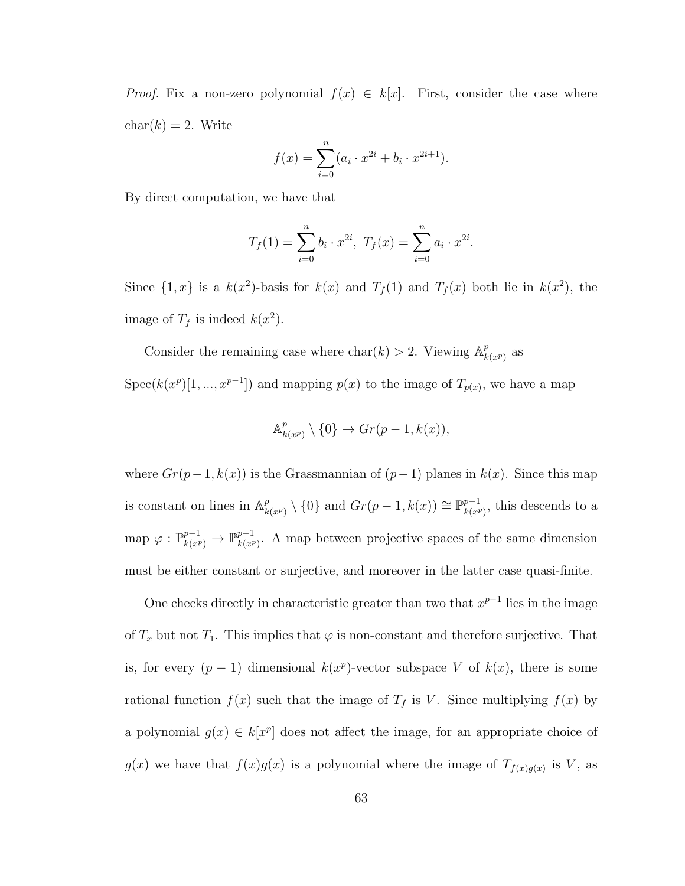*Proof.* Fix a non-zero polynomial $f(x) \in k[x]$. First, consider the case where $\text{char}(k) = 2$. Write

$$f(x) = \sum_{i=0}^{n} (a_i \cdot x^{2i} + b_i \cdot x^{2i+1}).$$

By direct computation, we have that

$$T_f(1) = \sum_{i=0}^{n} b_i \cdot x^{2i}, \; T_f(x) = \sum_{i=0}^{n} a_i \cdot x^{2i}.$$

Since $\{1, x\}$ is a $k(x^2)$-basis for $k(x)$ and $T_f(1)$ and $T_f(x)$ both lie in $k(x^2)$, the image of $T_f$ is indeed $k(x^2)$.

Consider the remaining case where $\text{char}(k) > 2$. Viewing $\mathbb{A}^p_{k(x^p)}$ as $\text{Spec}(k(x^p)[1, ..., x^{p-1}])$ and mapping $p(x)$ to the image of $T_{p(x)}$, we have a map

$$\mathbb{A}^p_{k(x^p)} \setminus \{0\} \to Gr(p-1, k(x)),$$

where $Gr(p-1, k(x))$ is the Grassmannian of $(p-1)$ planes in $k(x)$. Since this map is constant on lines in $\mathbb{A}^p_{k(x^p)} \setminus \{0\}$ and $Gr(p-1, k(x)) \cong \mathbb{P}^{p-1}_{k(x^p)}$, this descends to a map $\varphi : \mathbb{P}^{p-1}_{k(x^p)} \to \mathbb{P}^{p-1}_{k(x^p)}$. A map between projective spaces of the same dimension must be either constant or surjective, and moreover in the latter case quasi-finite.

One checks directly in characteristic greater than two that $x^{p-1}$ lies in the image of $T_x$ but not $T_1$. This implies that $\varphi$ is non-constant and therefore surjective. That is, for every $(p-1)$ dimensional $k(x^p)$-vector subspace $V$ of $k(x)$, there is some rational function $f(x)$ such that the image of $T_f$ is $V$. Since multiplying $f(x)$ by a polynomial $g(x) \in k[x^p]$ does not affect the image, for an appropriate choice of $g(x)$ we have that $f(x)g(x)$ is a polynomial where the image of $T_{f(x)g(x)}$ is $V$, as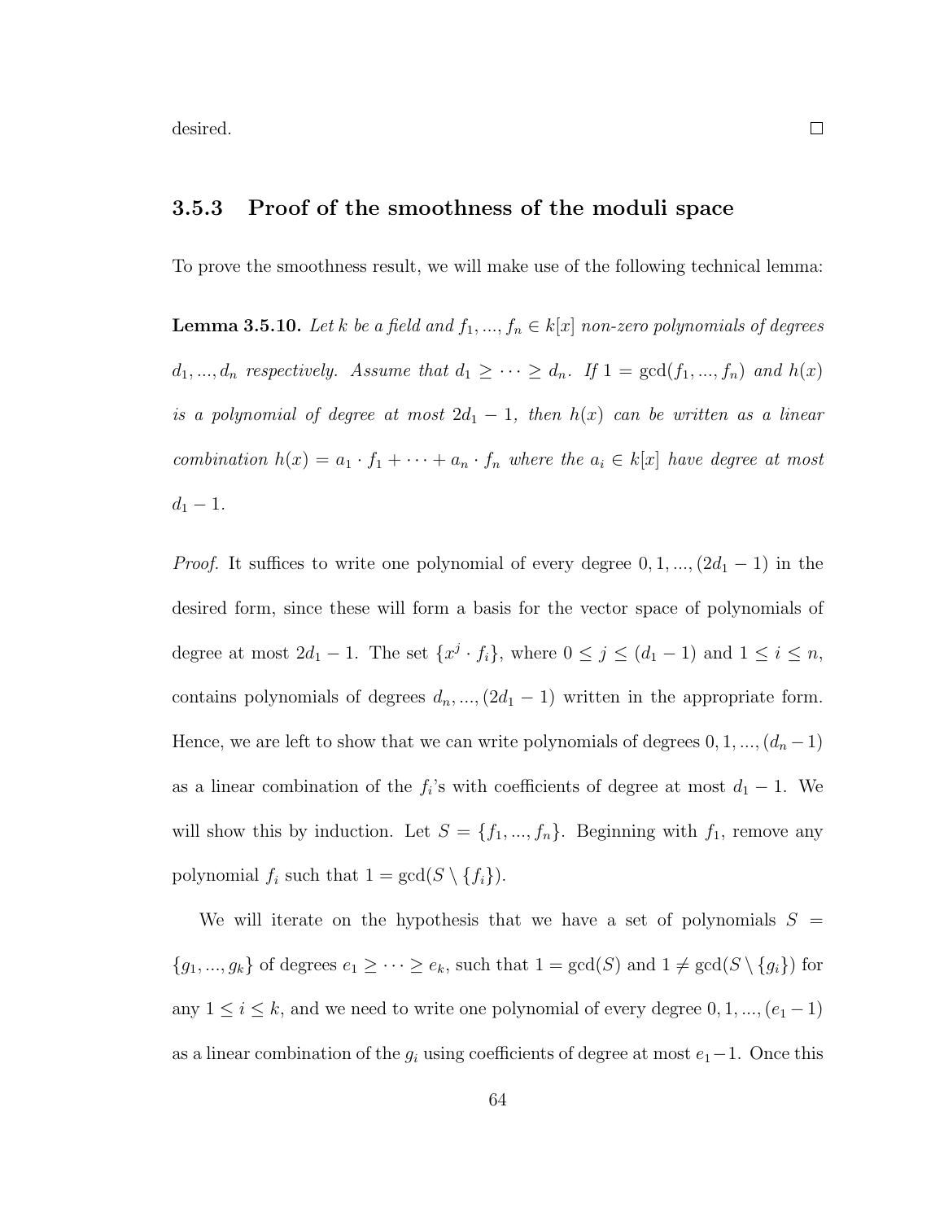desired. □

### 3.5.3 Proof of the smoothness of the moduli space

To prove the smoothness result, we will make use of the following technical lemma:

**Lemma 3.5.10.** *Let $k$ be a field and $f_1, ..., f_n \in k[x]$ non-zero polynomials of degrees $d_1, ..., d_n$ respectively. Assume that $d_1 \geq \cdots \geq d_n$. If $1 = \gcd(f_1, ..., f_n)$ and $h(x)$ is a polynomial of degree at most $2d_1 - 1$, then $h(x)$ can be written as a linear combination $h(x) = a_1 \cdot f_1 + \cdots + a_n \cdot f_n$ where the $a_i \in k[x]$ have degree at most $d_1 - 1$.*

*Proof.* It suffices to write one polynomial of every degree $0, 1, ..., (2d_1 - 1)$ in the desired form, since these will form a basis for the vector space of polynomials of degree at most $2d_1 - 1$. The set $\{x^j \cdot f_i\}$, where $0 \leq j \leq (d_1 - 1)$ and $1 \leq i \leq n$, contains polynomials of degrees $d_n, ..., (2d_1 - 1)$ written in the appropriate form. Hence, we are left to show that we can write polynomials of degrees $0, 1, ..., (d_n - 1)$ as a linear combination of the $f_i$'s with coefficients of degree at most $d_1 - 1$. We will show this by induction. Let $S = \{f_1, ..., f_n\}$. Beginning with $f_1$, remove any polynomial $f_i$ such that $1 = \gcd(S \setminus \{f_i\})$.

We will iterate on the hypothesis that we have a set of polynomials $S = \{g_1, ..., g_k\}$ of degrees $e_1 \geq \cdots \geq e_k$, such that $1 = \gcd(S)$ and $1 \neq \gcd(S \setminus \{g_i\})$ for any $1 \leq i \leq k$, and we need to write one polynomial of every degree $0, 1, ..., (e_1 - 1)$ as a linear combination of the $g_i$ using coefficients of degree at most $e_1 - 1$. Once this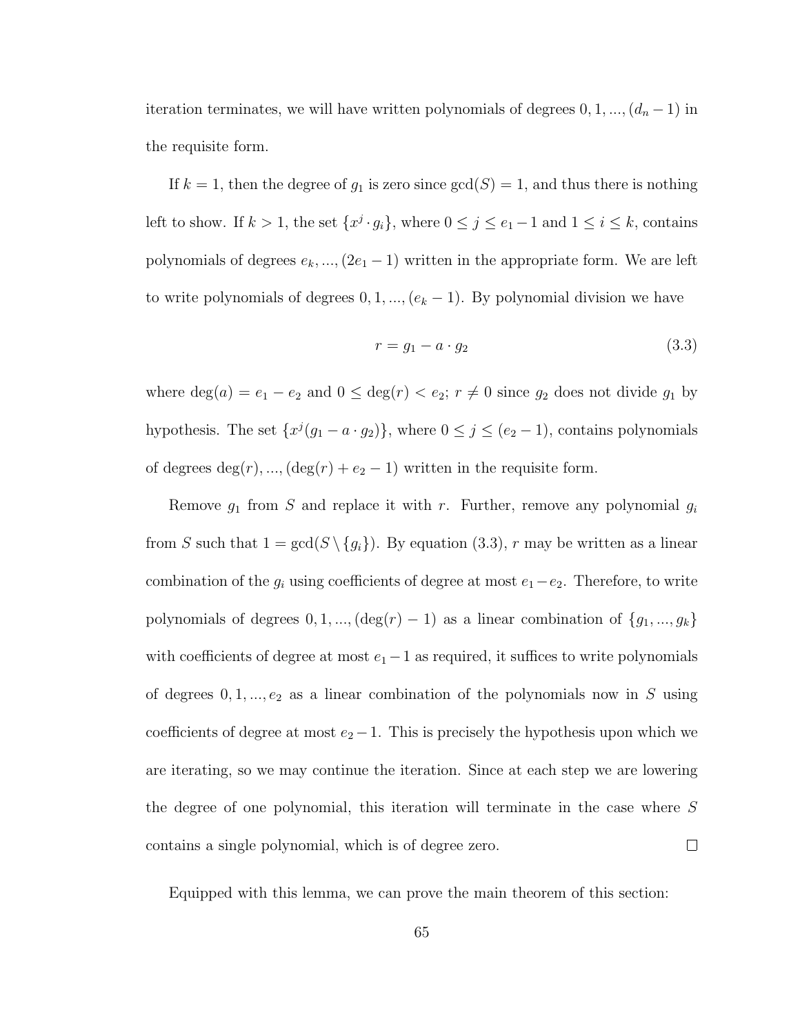iteration terminates, we will have written polynomials of degrees $0, 1, ..., (d_n - 1)$ in the requisite form.

If $k = 1$, then the degree of $g_1$ is zero since $\gcd(S) = 1$, and thus there is nothing left to show. If $k > 1$, the set $\{x^j \cdot g_i\}$, where $0 \leq j \leq e_1 - 1$ and $1 \leq i \leq k$, contains polynomials of degrees $e_k, ..., (2e_1 - 1)$ written in the appropriate form. We are left to write polynomials of degrees $0, 1, ..., (e_k - 1)$. By polynomial division we have

$$r = g_1 - a \cdot g_2 \tag{3.3}$$

where $\deg(a) = e_1 - e_2$ and $0 \leq \deg(r) < e_2$; $r \neq 0$ since $g_2$ does not divide $g_1$ by hypothesis. The set $\{x^j(g_1 - a \cdot g_2)\}$, where $0 \leq j \leq (e_2 - 1)$, contains polynomials of degrees $\deg(r), ..., (\deg(r) + e_2 - 1)$ written in the requisite form.

Remove $g_1$ from $S$ and replace it with $r$. Further, remove any polynomial $g_i$ from $S$ such that $1 = \gcd(S \setminus \{g_i\})$. By equation (3.3), $r$ may be written as a linear combination of the $g_i$ using coefficients of degree at most $e_1 - e_2$. Therefore, to write polynomials of degrees $0, 1, ..., (\deg(r) - 1)$ as a linear combination of $\{g_1, ..., g_k\}$ with coefficients of degree at most $e_1 - 1$ as required, it suffices to write polynomials of degrees $0, 1, ..., e_2$ as a linear combination of the polynomials now in $S$ using coefficients of degree at most $e_2 - 1$. This is precisely the hypothesis upon which we are iterating, so we may continue the iteration. Since at each step we are lowering the degree of one polynomial, this iteration will terminate in the case where $S$ contains a single polynomial, which is of degree zero. $\square$

Equipped with this lemma, we can prove the main theorem of this section: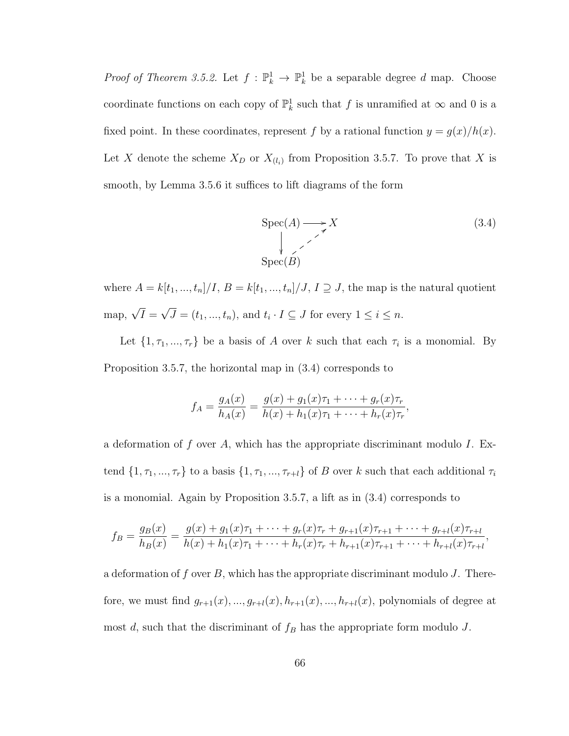*Proof of Theorem 3.5.2.* Let $f : \mathbb{P}^1_k \to \mathbb{P}^1_k$ be a separable degree $d$ map. Choose coordinate functions on each copy of $\mathbb{P}^1_k$ such that $f$ is unramified at $\infty$ and 0 is a fixed point. In these coordinates, represent $f$ by a rational function $y = g(x)/h(x)$. Let $X$ denote the scheme $X_D$ or $X_{(l_i)}$ from Proposition 3.5.7. To prove that $X$ is smooth, by Lemma 3.5.6 it suffices to lift diagrams of the form

$$\begin{array}{ccc} \mathrm{Spec}(A) & \longrightarrow & X \\ \downarrow & \nearrow & \\ \mathrm{Spec}(B) & & \end{array} \tag{3.4}$$

where $A = k[t_1, ..., t_n]/I$, $B = k[t_1, ..., t_n]/J$, $I \supseteq J$, the map is the natural quotient map, $\sqrt{I} = \sqrt{J} = (t_1, ..., t_n)$, and $t_i \cdot I \subseteq J$ for every $1 \leq i \leq n$.

Let $\{1, \tau_1, ..., \tau_r\}$ be a basis of $A$ over $k$ such that each $\tau_i$ is a monomial. By Proposition 3.5.7, the horizontal map in (3.4) corresponds to

$$f_A = \frac{g_A(x)}{h_A(x)} = \frac{g(x) + g_1(x)\tau_1 + \cdots + g_r(x)\tau_r}{h(x) + h_1(x)\tau_1 + \cdots + h_r(x)\tau_r},$$

a deformation of $f$ over $A$, which has the appropriate discriminant modulo $I$. Extend $\{1, \tau_1, ..., \tau_r\}$ to a basis $\{1, \tau_1, ..., \tau_{r+l}\}$ of $B$ over $k$ such that each additional $\tau_i$ is a monomial. Again by Proposition 3.5.7, a lift as in (3.4) corresponds to

$$f_B = \frac{g_B(x)}{h_B(x)} = \frac{g(x) + g_1(x)\tau_1 + \cdots + g_r(x)\tau_r + g_{r+1}(x)\tau_{r+1} + \cdots + g_{r+l}(x)\tau_{r+l}}{h(x) + h_1(x)\tau_1 + \cdots + h_r(x)\tau_r + h_{r+1}(x)\tau_{r+1} + \cdots + h_{r+l}(x)\tau_{r+l}},$$

a deformation of $f$ over $B$, which has the appropriate discriminant modulo $J$. Therefore, we must find $g_{r+1}(x), ..., g_{r+l}(x), h_{r+1}(x), ..., h_{r+l}(x)$, polynomials of degree at most $d$, such that the discriminant of $f_B$ has the appropriate form modulo $J$.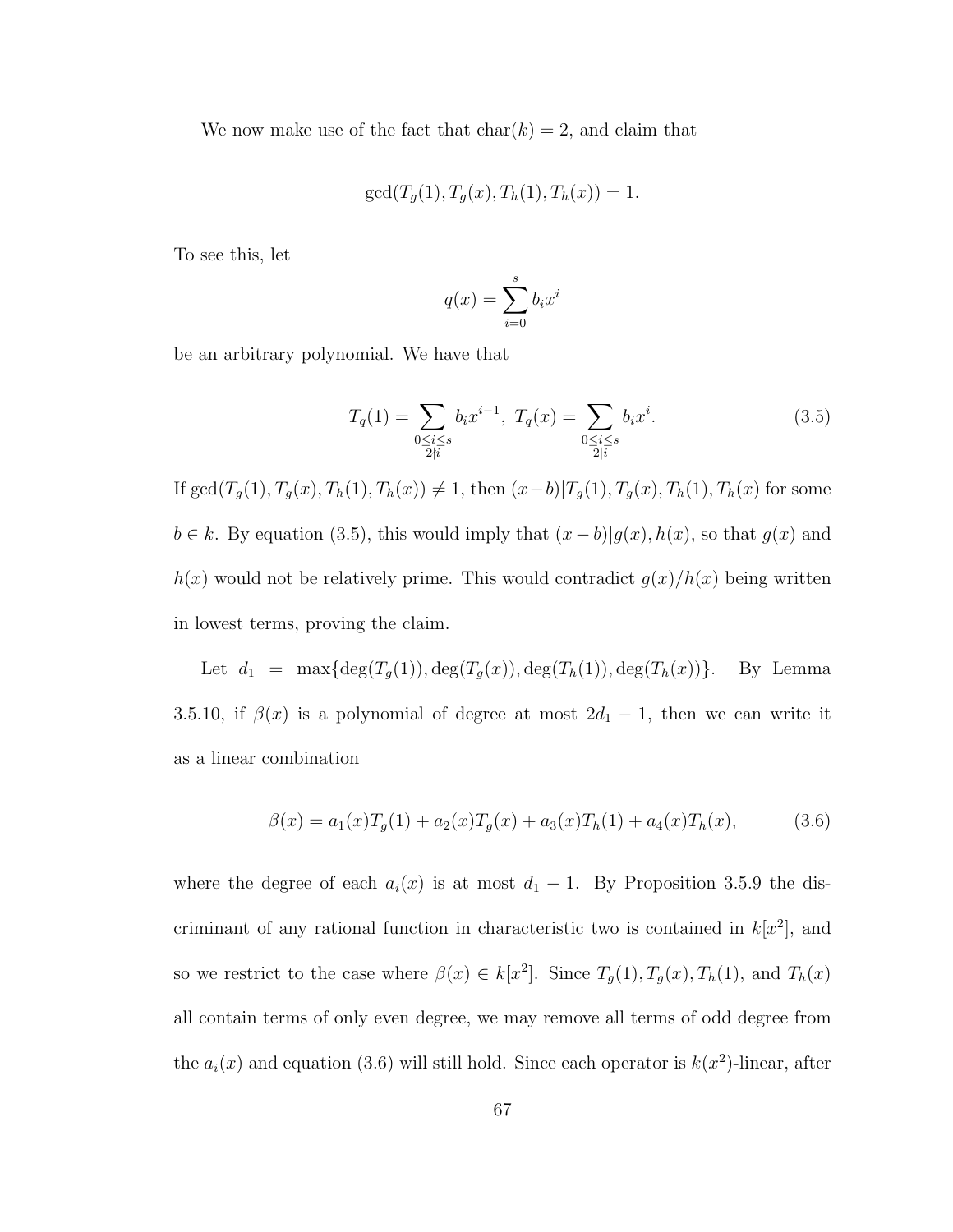We now make use of the fact that $\mathrm{char}(k) = 2$, and claim that

$$\gcd(T_g(1), T_g(x), T_h(1), T_h(x)) = 1.$$

To see this, let

$$q(x) = \sum_{i=0}^{s} b_i x^i$$

be an arbitrary polynomial. We have that

$$T_q(1) = \sum_{\substack{0 \le i \le s \\ 2 \nmid i}} b_i x^{i-1}, \; T_q(x) = \sum_{\substack{0 \le i \le s \\ 2 | i}} b_i x^i. \tag{3.5}$$

If $\gcd(T_g(1), T_g(x), T_h(1), T_h(x)) \neq 1$, then $(x-b) | T_g(1), T_g(x), T_h(1), T_h(x)$ for some $b \in k$. By equation (3.5), this would imply that $(x-b)|g(x), h(x)$, so that $g(x)$ and $h(x)$ would not be relatively prime. This would contradict $g(x)/h(x)$ being written in lowest terms, proving the claim.

Let $d_1 = \max\{\deg(T_g(1)), \deg(T_g(x)), \deg(T_h(1)), \deg(T_h(x))\}$. By Lemma 3.5.10, if $\beta(x)$ is a polynomial of degree at most $2d_1 - 1$, then we can write it as a linear combination

$$\beta(x) = a_1(x)T_g(1) + a_2(x)T_g(x) + a_3(x)T_h(1) + a_4(x)T_h(x), \tag{3.6}$$

where the degree of each $a_i(x)$ is at most $d_1 - 1$. By Proposition 3.5.9 the discriminant of any rational function in characteristic two is contained in $k[x^2]$, and so we restrict to the case where $\beta(x) \in k[x^2]$. Since $T_g(1), T_g(x), T_h(1)$, and $T_h(x)$ all contain terms of only even degree, we may remove all terms of odd degree from the $a_i(x)$ and equation (3.6) will still hold. Since each operator is $k(x^2)$-linear, after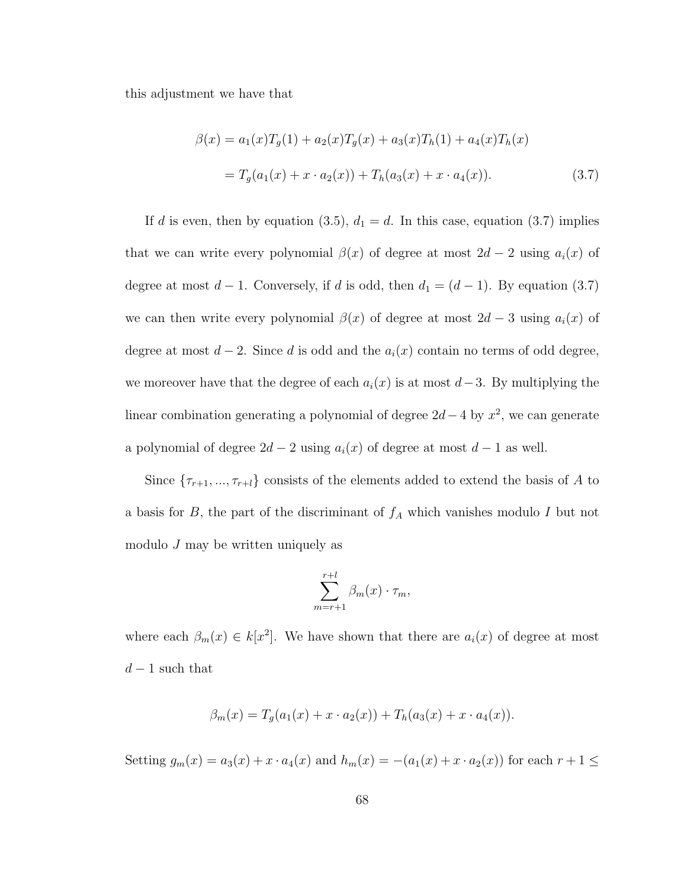this adjustment we have that

$$
\begin{aligned}
\beta(x) &= a_1(x)T_g(1) + a_2(x)T_g(x) + a_3(x)T_h(1) + a_4(x)T_h(x) \\
&= T_g(a_1(x) + x \cdot a_2(x)) + T_h(a_3(x) + x \cdot a_4(x)). \qquad (3.7)
\end{aligned}
$$

If $d$ is even, then by equation (3.5), $d_1 = d$. In this case, equation (3.7) implies that we can write every polynomial $\beta(x)$ of degree at most $2d-2$ using $a_i(x)$ of degree at most $d-1$. Conversely, if $d$ is odd, then $d_1 = (d-1)$. By equation (3.7) we can then write every polynomial $\beta(x)$ of degree at most $2d-3$ using $a_i(x)$ of degree at most $d-2$. Since $d$ is odd and the $a_i(x)$ contain no terms of odd degree, we moreover have that the degree of each $a_i(x)$ is at most $d-3$. By multiplying the linear combination generating a polynomial of degree $2d-4$ by $x^2$, we can generate a polynomial of degree $2d-2$ using $a_i(x)$ of degree at most $d-1$ as well.

Since $\{\tau_{r+1}, ..., \tau_{r+l}\}$ consists of the elements added to extend the basis of $A$ to a basis for $B$, the part of the discriminant of $f_A$ which vanishes modulo $I$ but not modulo $J$ may be written uniquely as

$$
\sum_{m=r+1}^{r+l} \beta_m(x) \cdot \tau_m,
$$

where each $\beta_m(x) \in k[x^2]$. We have shown that there are $a_i(x)$ of degree at most $d-1$ such that

$$
\beta_m(x) = T_g(a_1(x) + x \cdot a_2(x)) + T_h(a_3(x) + x \cdot a_4(x)).
$$

Setting $g_m(x) = a_3(x) + x \cdot a_4(x)$ and $h_m(x) = -(a_1(x) + x \cdot a_2(x))$ for each $r+1 \leq$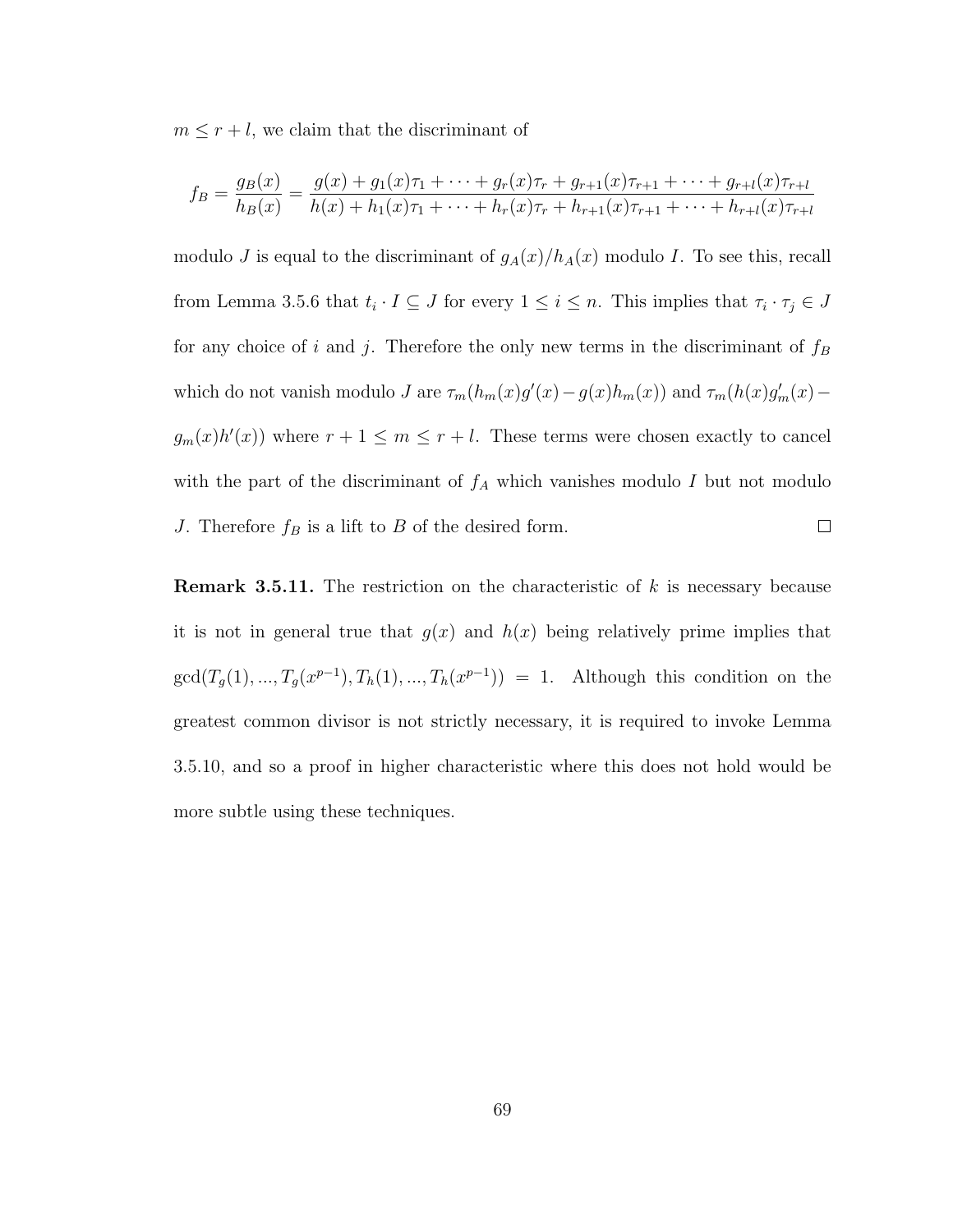$m \leq r + l$, we claim that the discriminant of

$$f_B = \frac{g_B(x)}{h_B(x)} = \frac{g(x) + g_1(x)\tau_1 + \cdots + g_r(x)\tau_r + g_{r+1}(x)\tau_{r+1} + \cdots + g_{r+l}(x)\tau_{r+l}}{h(x) + h_1(x)\tau_1 + \cdots + h_r(x)\tau_r + h_{r+1}(x)\tau_{r+1} + \cdots + h_{r+l}(x)\tau_{r+l}}$$

modulo $J$ is equal to the discriminant of $g_A(x)/h_A(x)$ modulo $I$. To see this, recall from Lemma 3.5.6 that $t_i \cdot I \subseteq J$ for every $1 \leq i \leq n$. This implies that $\tau_i \cdot \tau_j \in J$ for any choice of $i$ and $j$. Therefore the only new terms in the discriminant of $f_B$ which do not vanish modulo $J$ are $\tau_m(h_m(x)g'(x) - g(x)h_m(x))$ and $\tau_m(h(x)g'_m(x) - g_m(x)h'(x))$ where $r + 1 \leq m \leq r + l$. These terms were chosen exactly to cancel with the part of the discriminant of $f_A$ which vanishes modulo $I$ but not modulo $J$. Therefore $f_B$ is a lift to $B$ of the desired form. □

**Remark 3.5.11.** The restriction on the characteristic of $k$ is necessary because it is not in general true that $g(x)$ and $h(x)$ being relatively prime implies that $\gcd(T_g(1), ..., T_g(x^{p-1}), T_h(1), ..., T_h(x^{p-1})) = 1$. Although this condition on the greatest common divisor is not strictly necessary, it is required to invoke Lemma 3.5.10, and so a proof in higher characteristic where this does not hold would be more subtle using these techniques.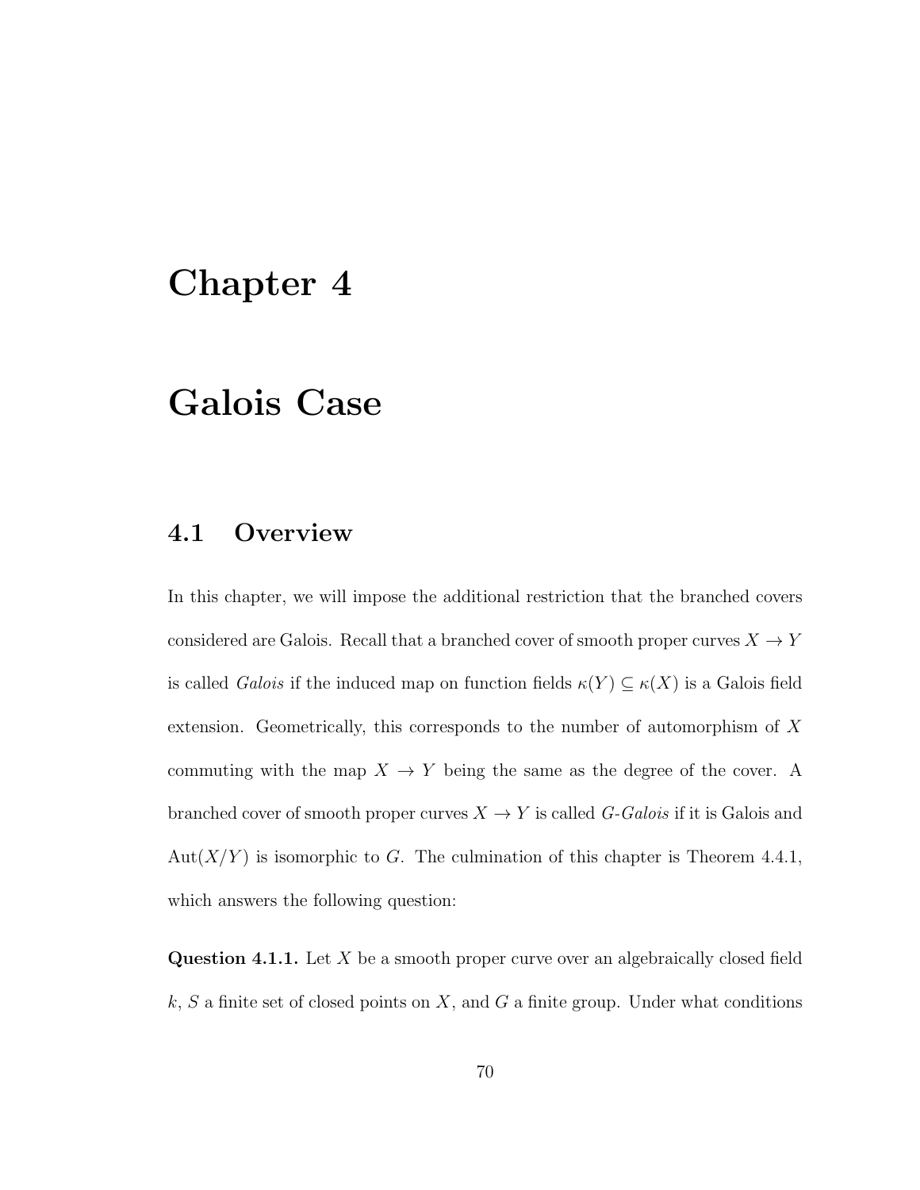# Chapter 4

# Galois Case

## 4.1 Overview

In this chapter, we will impose the additional restriction that the branched covers considered are Galois. Recall that a branched cover of smooth proper curves $X \to Y$ is called *Galois* if the induced map on function fields $\kappa(Y) \subseteq \kappa(X)$ is a Galois field extension. Geometrically, this corresponds to the number of automorphism of $X$ commuting with the map $X \to Y$ being the same as the degree of the cover. A branched cover of smooth proper curves $X \to Y$ is called *$G$-Galois* if it is Galois and $\mathrm{Aut}(X/Y)$ is isomorphic to $G$. The culmination of this chapter is Theorem 4.4.1, which answers the following question:

**Question 4.1.1.** Let $X$ be a smooth proper curve over an algebraically closed field $k$, $S$ a finite set of closed points on $X$, and $G$ a finite group. Under what conditions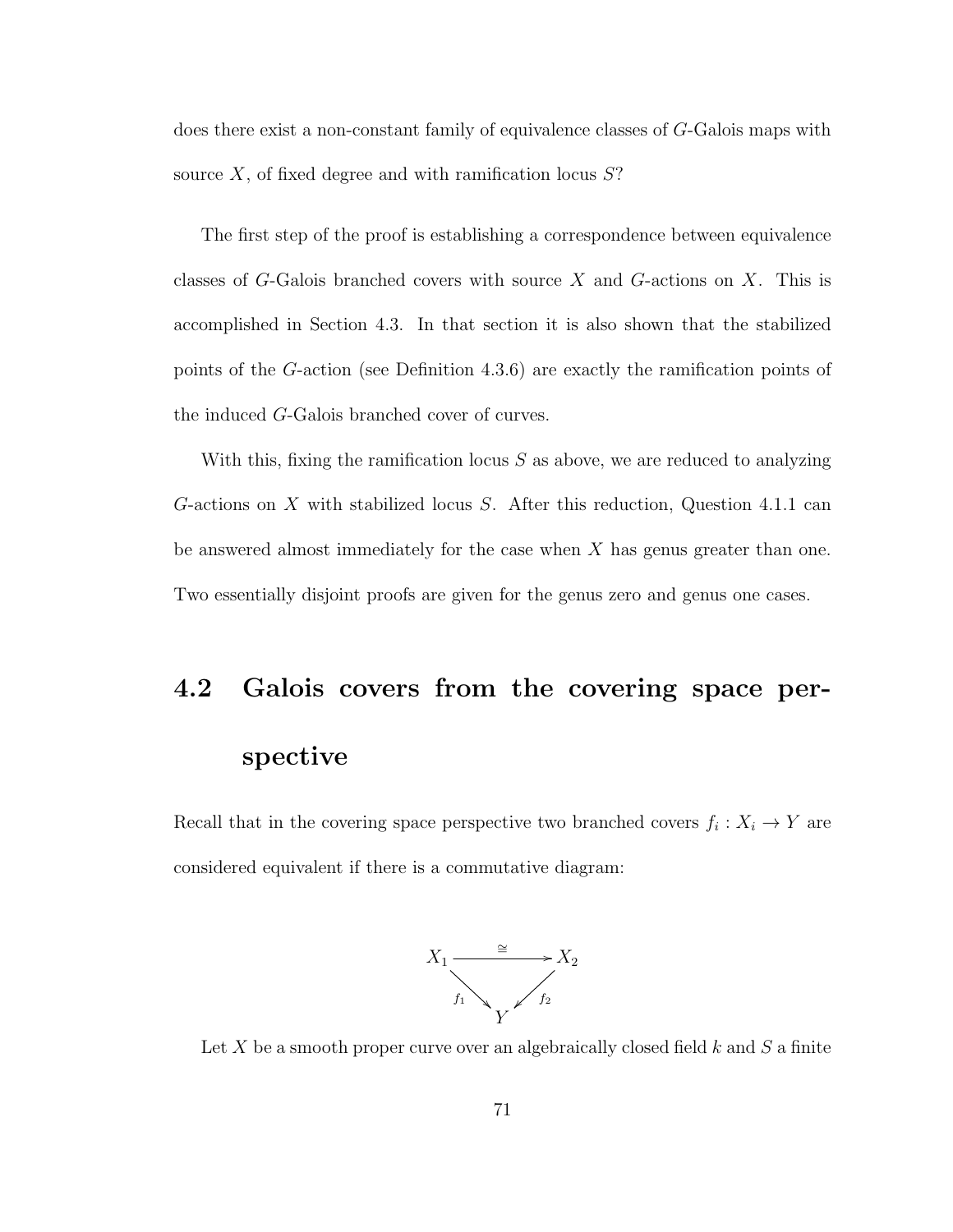does there exist a non-constant family of equivalence classes of $G$-Galois maps with source $X$, of fixed degree and with ramification locus $S$?

The first step of the proof is establishing a correspondence between equivalence classes of $G$-Galois branched covers with source $X$ and $G$-actions on $X$. This is accomplished in Section 4.3. In that section it is also shown that the stabilized points of the $G$-action (see Definition 4.3.6) are exactly the ramification points of the induced $G$-Galois branched cover of curves.

With this, fixing the ramification locus $S$ as above, we are reduced to analyzing $G$-actions on $X$ with stabilized locus $S$. After this reduction, Question 4.1.1 can be answered almost immediately for the case when $X$ has genus greater than one. Two essentially disjoint proofs are given for the genus zero and genus one cases.

## 4.2 Galois covers from the covering space perspective

Recall that in the covering space perspective two branched covers $f_i : X_i \to Y$ are considered equivalent if there is a commutative diagram:

$$\begin{array}{ccc} X_1 & \xrightarrow{\cong} & X_2 \\ & {\scriptstyle f_1} \searrow \quad \swarrow {\scriptstyle f_2} & \\ & Y & \end{array}$$

Let $X$ be a smooth proper curve over an algebraically closed field $k$ and $S$ a finite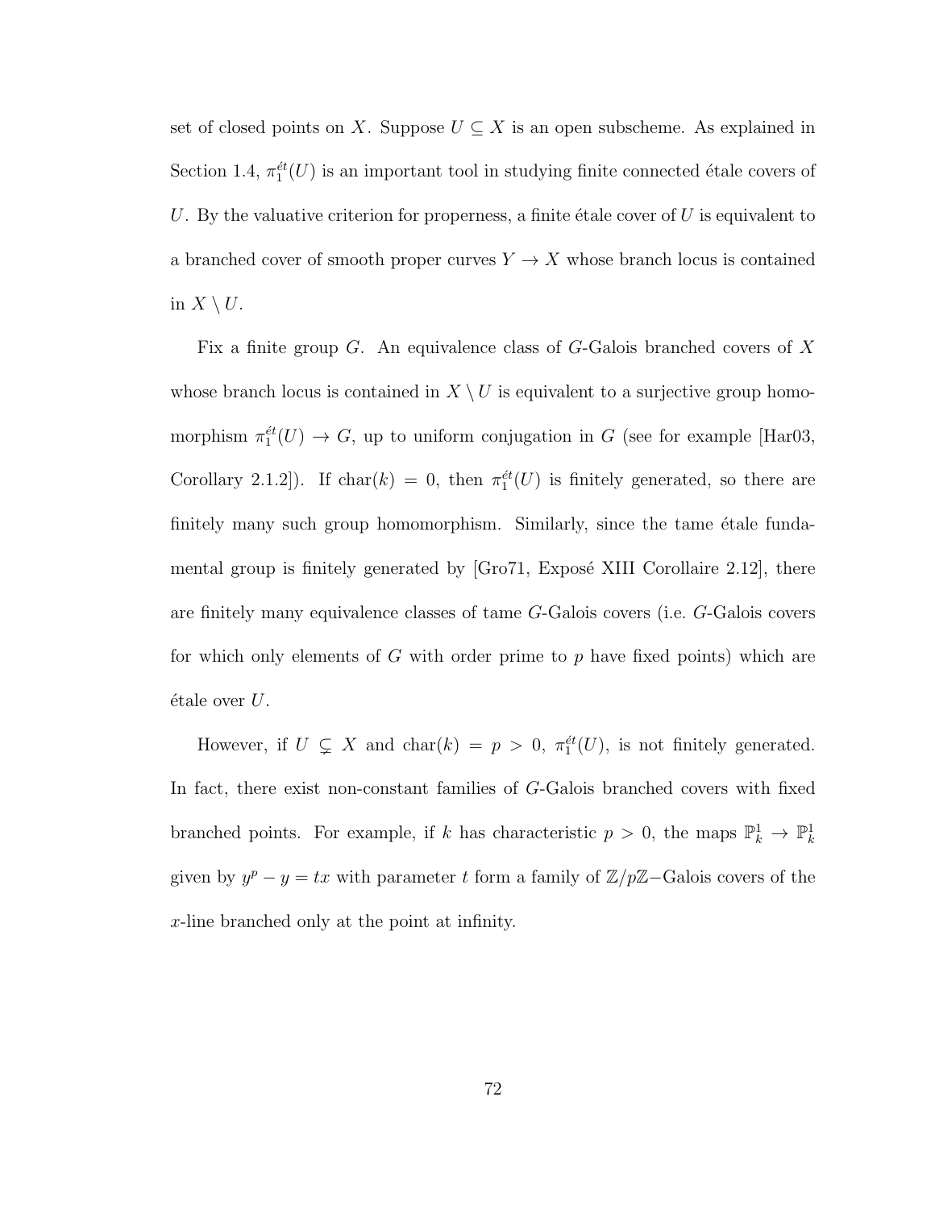set of closed points on $X$. Suppose $U \subseteq X$ is an open subscheme. As explained in Section 1.4, $\pi_1^{ét}(U)$ is an important tool in studying finite connected étale covers of $U$. By the valuative criterion for properness, a finite étale cover of $U$ is equivalent to a branched cover of smooth proper curves $Y \to X$ whose branch locus is contained in $X \setminus U$.

Fix a finite group $G$. An equivalence class of $G$-Galois branched covers of $X$ whose branch locus is contained in $X \setminus U$ is equivalent to a surjective group homomorphism $\pi_1^{ét}(U) \to G$, up to uniform conjugation in $G$ (see for example [Har03, Corollary 2.1.2]). If $\text{char}(k) = 0$, then $\pi_1^{ét}(U)$ is finitely generated, so there are finitely many such group homomorphism. Similarly, since the tame étale fundamental group is finitely generated by [Gro71, Exposé XIII Corollaire 2.12], there are finitely many equivalence classes of tame $G$-Galois covers (i.e. $G$-Galois covers for which only elements of $G$ with order prime to $p$ have fixed points) which are étale over $U$.

However, if $U \subsetneq X$ and $\text{char}(k) = p > 0$, $\pi_1^{ét}(U)$, is not finitely generated. In fact, there exist non-constant families of $G$-Galois branched covers with fixed branched points. For example, if $k$ has characteristic $p > 0$, the maps $\mathbb{P}_k^1 \to \mathbb{P}_k^1$ given by $y^p - y = tx$ with parameter $t$ form a family of $\mathbb{Z}/p\mathbb{Z}-$Galois covers of the $x$-line branched only at the point at infinity.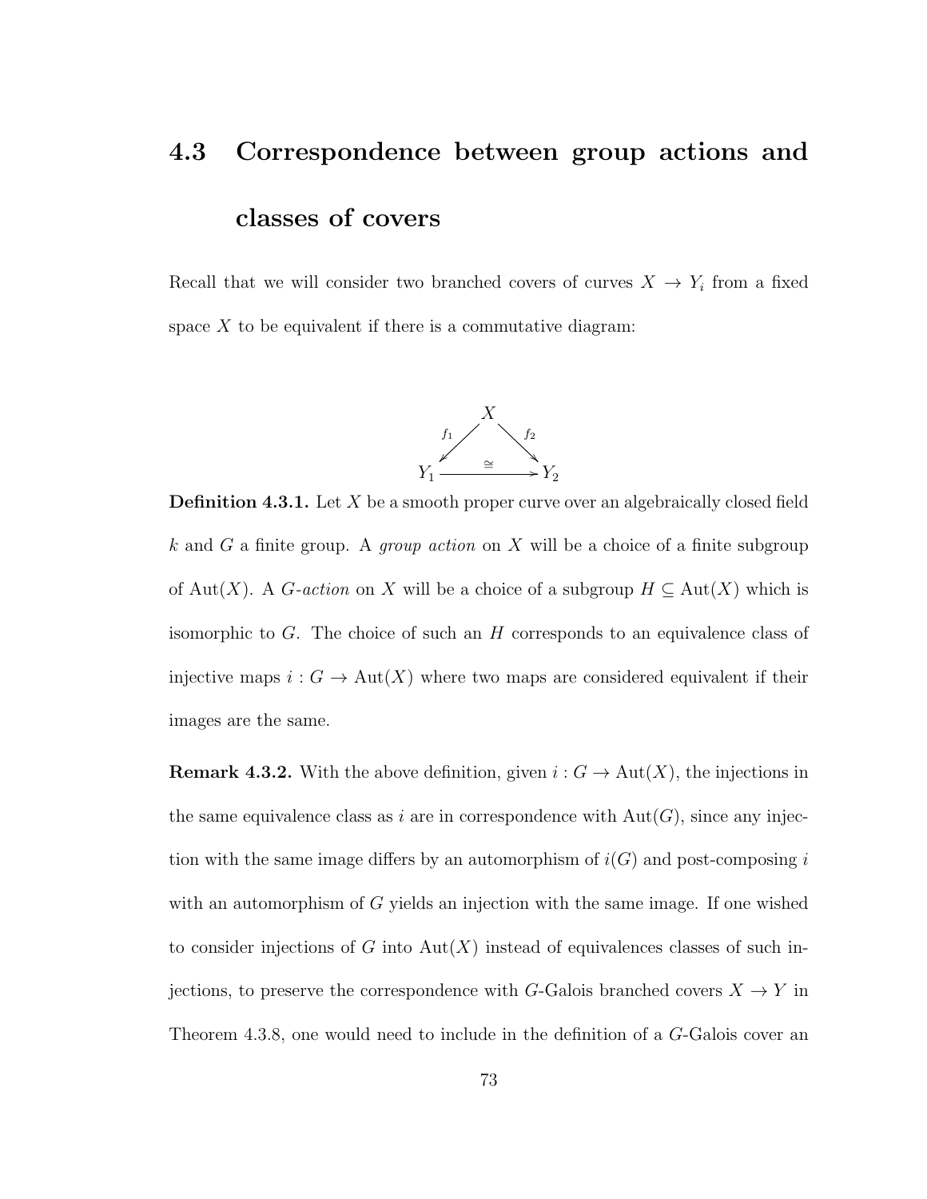## 4.3 Correspondence between group actions and classes of covers

Recall that we will consider two branched covers of curves $X \to Y_i$ from a fixed space $X$ to be equivalent if there is a commutative diagram:

$$\begin{array}{ccc} & X & \\ {}^{f_1}\swarrow & & \searrow^{f_2} \\ Y_1 & \xrightarrow{\cong} & Y_2 \end{array}$$

**Definition 4.3.1.** Let $X$ be a smooth proper curve over an algebraically closed field $k$ and $G$ a finite group. A *group action* on $X$ will be a choice of a finite subgroup of $\mathrm{Aut}(X)$. A *$G$-action* on $X$ will be a choice of a subgroup $H \subseteq \mathrm{Aut}(X)$ which is isomorphic to $G$. The choice of such an $H$ corresponds to an equivalence class of injective maps $i : G \to \mathrm{Aut}(X)$ where two maps are considered equivalent if their images are the same.

**Remark 4.3.2.** With the above definition, given $i : G \to \mathrm{Aut}(X)$, the injections in the same equivalence class as $i$ are in correspondence with $\mathrm{Aut}(G)$, since any injection with the same image differs by an automorphism of $i(G)$ and post-composing $i$ with an automorphism of $G$ yields an injection with the same image. If one wished to consider injections of $G$ into $\mathrm{Aut}(X)$ instead of equivalences classes of such injections, to preserve the correspondence with $G$-Galois branched covers $X \to Y$ in Theorem 4.3.8, one would need to include in the definition of a $G$-Galois cover an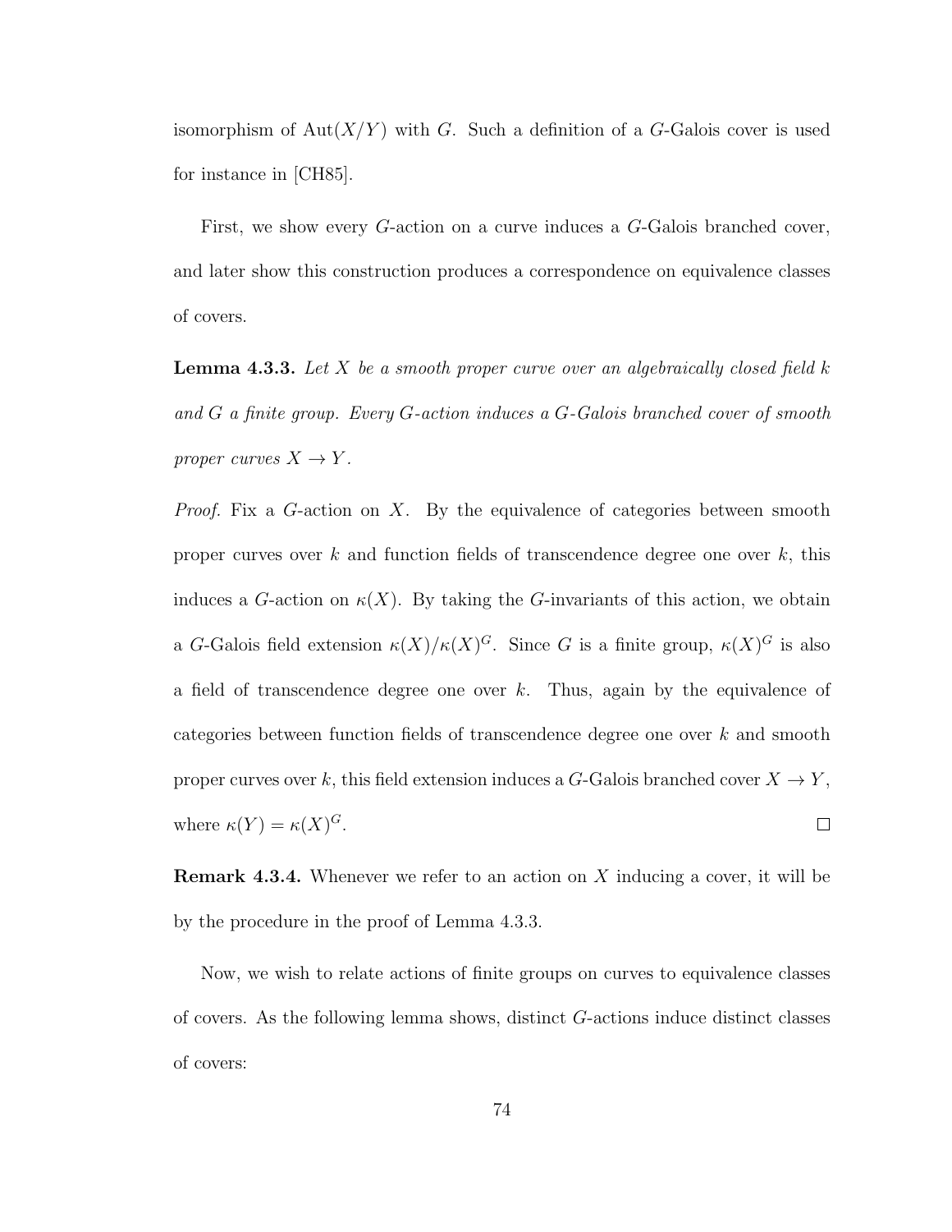isomorphism of $\mathrm{Aut}(X/Y)$ with $G$. Such a definition of a $G$-Galois cover is used for instance in [CH85].

First, we show every $G$-action on a curve induces a $G$-Galois branched cover, and later show this construction produces a correspondence on equivalence classes of covers.

**Lemma 4.3.3.** *Let $X$ be a smooth proper curve over an algebraically closed field $k$ and $G$ a finite group. Every $G$-action induces a $G$-Galois branched cover of smooth proper curves $X \to Y$.*

*Proof.* Fix a $G$-action on $X$. By the equivalence of categories between smooth proper curves over $k$ and function fields of transcendence degree one over $k$, this induces a $G$-action on $\kappa(X)$. By taking the $G$-invariants of this action, we obtain a $G$-Galois field extension $\kappa(X)/\kappa(X)^G$. Since $G$ is a finite group, $\kappa(X)^G$ is also a field of transcendence degree one over $k$. Thus, again by the equivalence of categories between function fields of transcendence degree one over $k$ and smooth proper curves over $k$, this field extension induces a $G$-Galois branched cover $X \to Y$, where $\kappa(Y) = \kappa(X)^G$. $\square$

**Remark 4.3.4.** Whenever we refer to an action on $X$ inducing a cover, it will be by the procedure in the proof of Lemma 4.3.3.

Now, we wish to relate actions of finite groups on curves to equivalence classes of covers. As the following lemma shows, distinct $G$-actions induce distinct classes of covers: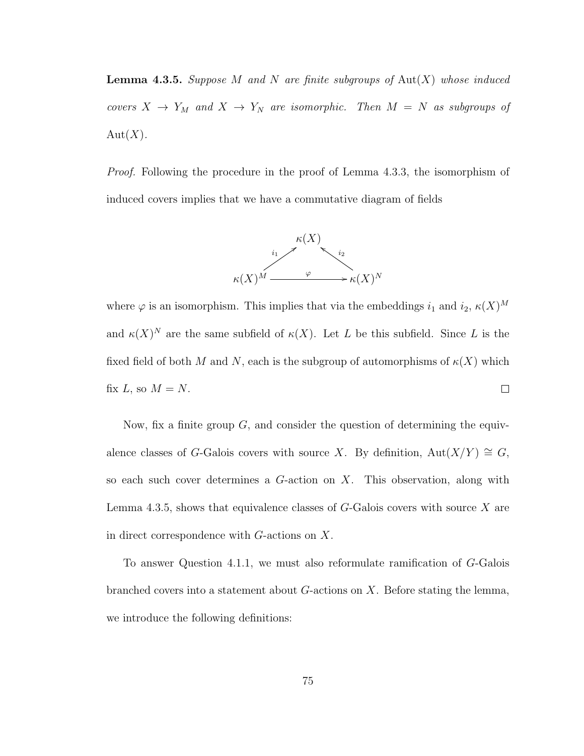**Lemma 4.3.5.** *Suppose $M$ and $N$ are finite subgroups of $\text{Aut}(X)$ whose induced covers $X \to Y_M$ and $X \to Y_N$ are isomorphic. Then $M = N$ as subgroups of $\text{Aut}(X)$.*

*Proof.* Following the procedure in the proof of Lemma 4.3.3, the isomorphism of induced covers implies that we have a commutative diagram of fields

$$\begin{array}{ccc} & \kappa(X) & \\ {}^{i_1}\nearrow & & \nwarrow^{i_2} \\ \kappa(X)^M & \xrightarrow{\ \varphi\ } & \kappa(X)^N \end{array}$$

where $\varphi$ is an isomorphism. This implies that via the embeddings $i_1$ and $i_2$, $\kappa(X)^M$ and $\kappa(X)^N$ are the same subfield of $\kappa(X)$. Let $L$ be this subfield. Since $L$ is the fixed field of both $M$ and $N$, each is the subgroup of automorphisms of $\kappa(X)$ which fix $L$, so $M = N$. $\square$

Now, fix a finite group $G$, and consider the question of determining the equivalence classes of $G$-Galois covers with source $X$. By definition, $\text{Aut}(X/Y) \cong G$, so each such cover determines a $G$-action on $X$. This observation, along with Lemma 4.3.5, shows that equivalence classes of $G$-Galois covers with source $X$ are in direct correspondence with $G$-actions on $X$.

To answer Question 4.1.1, we must also reformulate ramification of $G$-Galois branched covers into a statement about $G$-actions on $X$. Before stating the lemma, we introduce the following definitions: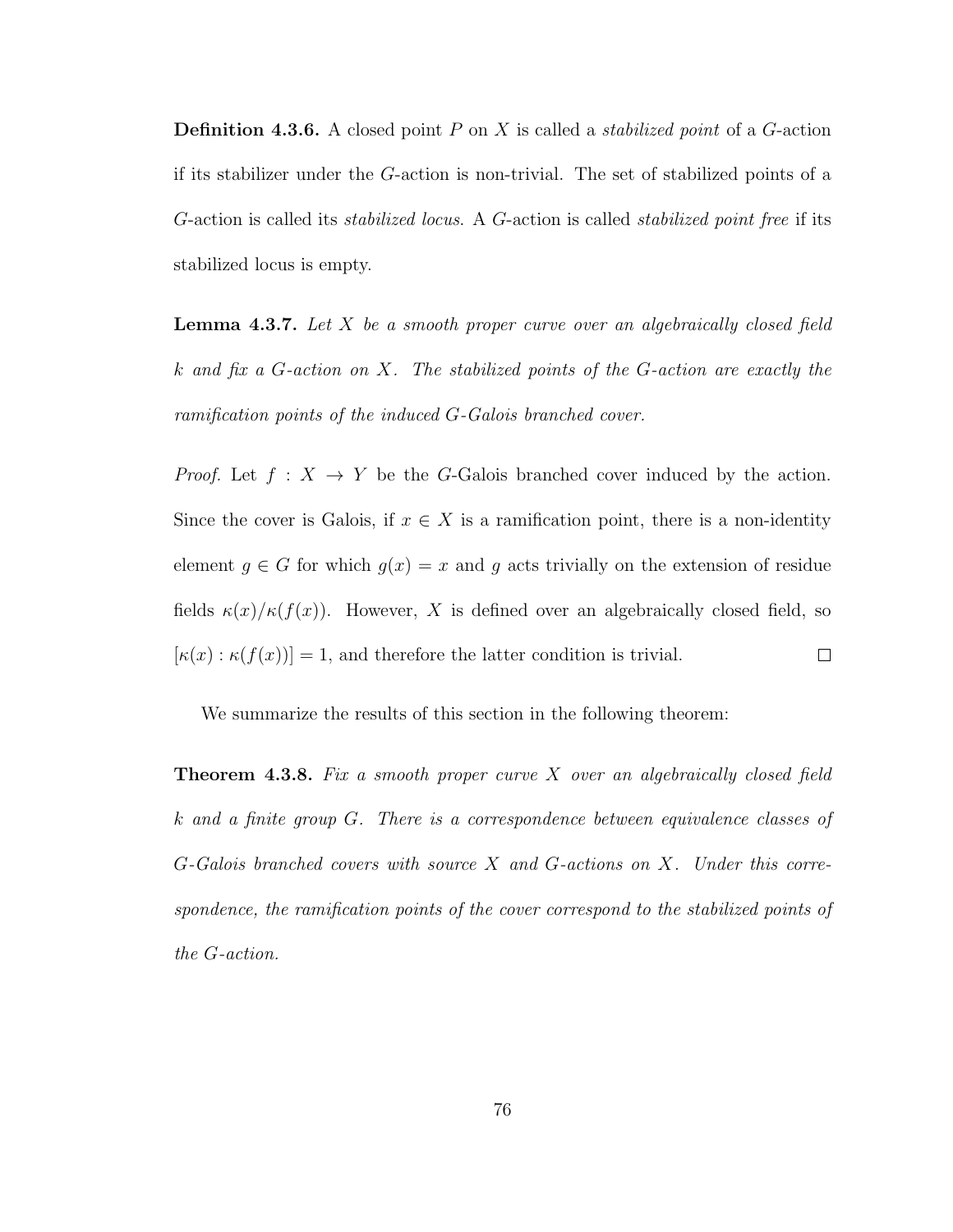**Definition 4.3.6.** A closed point $P$ on $X$ is called a *stabilized point* of a $G$-action if its stabilizer under the $G$-action is non-trivial. The set of stabilized points of a $G$-action is called its *stabilized locus*. A $G$-action is called *stabilized point free* if its stabilized locus is empty.

**Lemma 4.3.7.** *Let $X$ be a smooth proper curve over an algebraically closed field $k$ and fix a $G$-action on $X$. The stabilized points of the $G$-action are exactly the ramification points of the induced $G$-Galois branched cover.*

*Proof.* Let $f : X \to Y$ be the $G$-Galois branched cover induced by the action. Since the cover is Galois, if $x \in X$ is a ramification point, there is a non-identity element $g \in G$ for which $g(x) = x$ and $g$ acts trivially on the extension of residue fields $\kappa(x)/\kappa(f(x))$. However, $X$ is defined over an algebraically closed field, so $[\kappa(x) : \kappa(f(x))] = 1$, and therefore the latter condition is trivial. $\square$

We summarize the results of this section in the following theorem:

**Theorem 4.3.8.** *Fix a smooth proper curve $X$ over an algebraically closed field $k$ and a finite group $G$. There is a correspondence between equivalence classes of $G$-Galois branched covers with source $X$ and $G$-actions on $X$. Under this correspondence, the ramification points of the cover correspond to the stabilized points of the $G$-action.*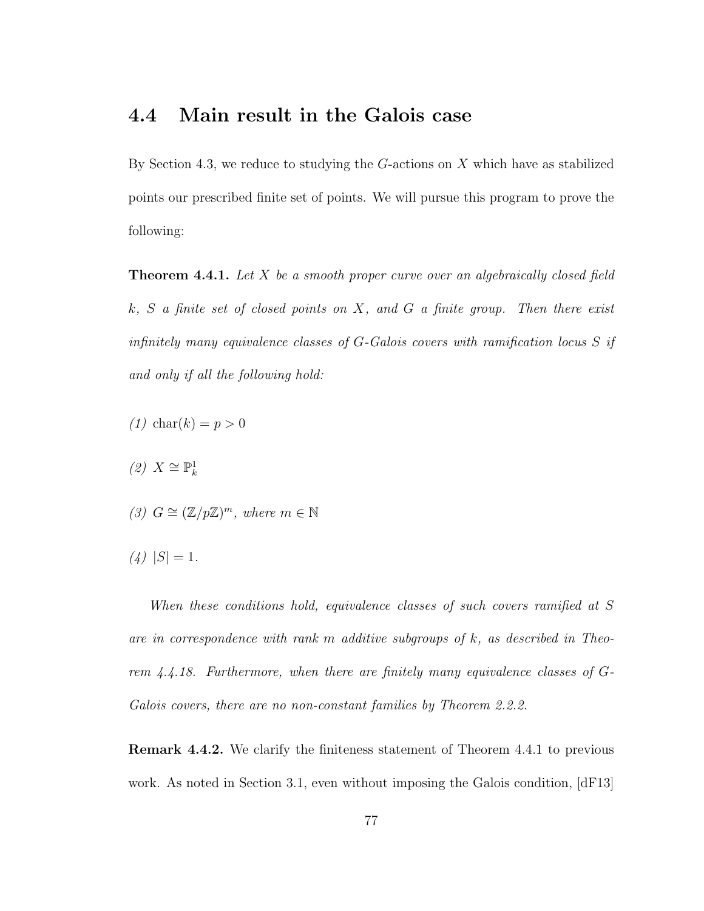## 4.4 Main result in the Galois case

By Section 4.3, we reduce to studying the $G$-actions on $X$ which have as stabilized points our prescribed finite set of points. We will pursue this program to prove the following:

**Theorem 4.4.1.** *Let $X$ be a smooth proper curve over an algebraically closed field $k$, $S$ a finite set of closed points on $X$, and $G$ a finite group. Then there exist infinitely many equivalence classes of $G$-Galois covers with ramification locus $S$ if and only if all the following hold:*

*(1)* $\mathrm{char}(k) = p > 0$

*(2)* $X \cong \mathbb{P}^1_k$

*(3)* $G \cong (\mathbb{Z}/p\mathbb{Z})^m$*, where* $m \in \mathbb{N}$

*(4)* $|S| = 1$.

*When these conditions hold, equivalence classes of such covers ramified at $S$ are in correspondence with rank $m$ additive subgroups of $k$, as described in Theorem 4.4.18. Furthermore, when there are finitely many equivalence classes of $G$-Galois covers, there are no non-constant families by Theorem 2.2.2.*

**Remark 4.4.2.** We clarify the finiteness statement of Theorem 4.4.1 to previous work. As noted in Section 3.1, even without imposing the Galois condition, [dF13]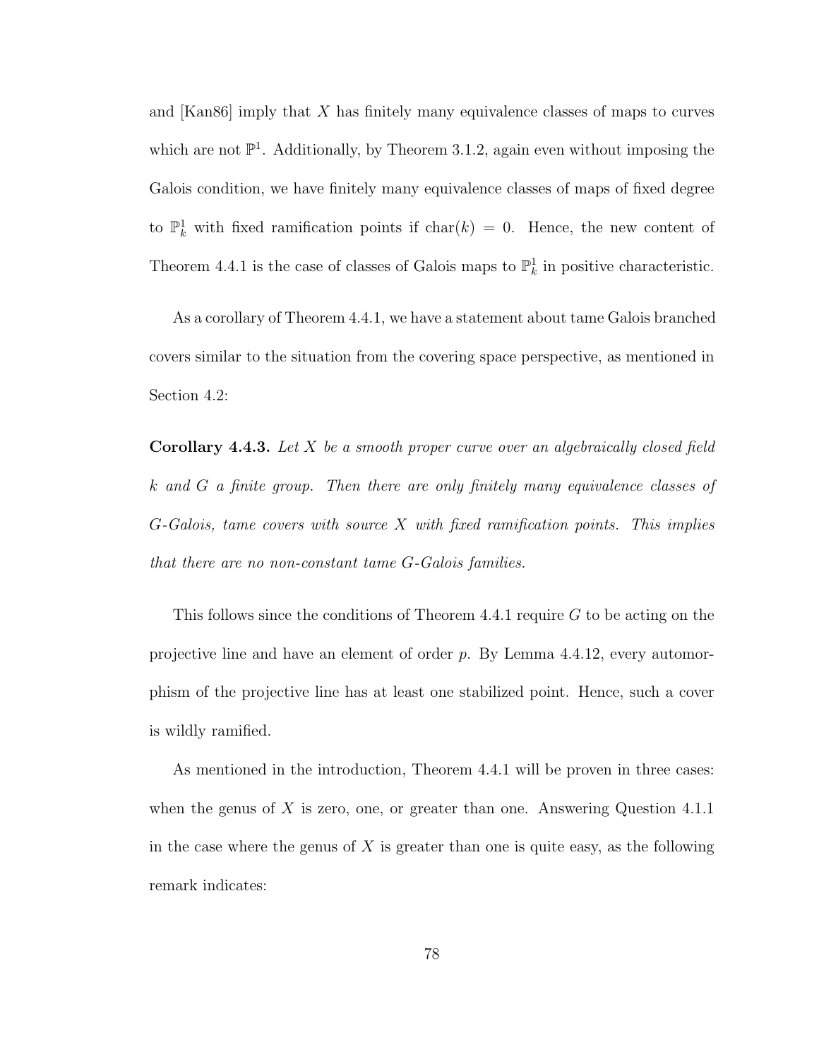and [Kan86] imply that $X$ has finitely many equivalence classes of maps to curves which are not $\mathbb{P}^1$. Additionally, by Theorem 3.1.2, again even without imposing the Galois condition, we have finitely many equivalence classes of maps of fixed degree to $\mathbb{P}^1_k$ with fixed ramification points if $\mathrm{char}(k) = 0$. Hence, the new content of Theorem 4.4.1 is the case of classes of Galois maps to $\mathbb{P}^1_k$ in positive characteristic.

As a corollary of Theorem 4.4.1, we have a statement about tame Galois branched covers similar to the situation from the covering space perspective, as mentioned in Section 4.2:

**Corollary 4.4.3.** *Let $X$ be a smooth proper curve over an algebraically closed field $k$ and $G$ a finite group. Then there are only finitely many equivalence classes of $G$-Galois, tame covers with source $X$ with fixed ramification points. This implies that there are no non-constant tame $G$-Galois families.*

This follows since the conditions of Theorem 4.4.1 require $G$ to be acting on the projective line and have an element of order $p$. By Lemma 4.4.12, every automorphism of the projective line has at least one stabilized point. Hence, such a cover is wildly ramified.

As mentioned in the introduction, Theorem 4.4.1 will be proven in three cases: when the genus of $X$ is zero, one, or greater than one. Answering Question 4.1.1 in the case where the genus of $X$ is greater than one is quite easy, as the following remark indicates: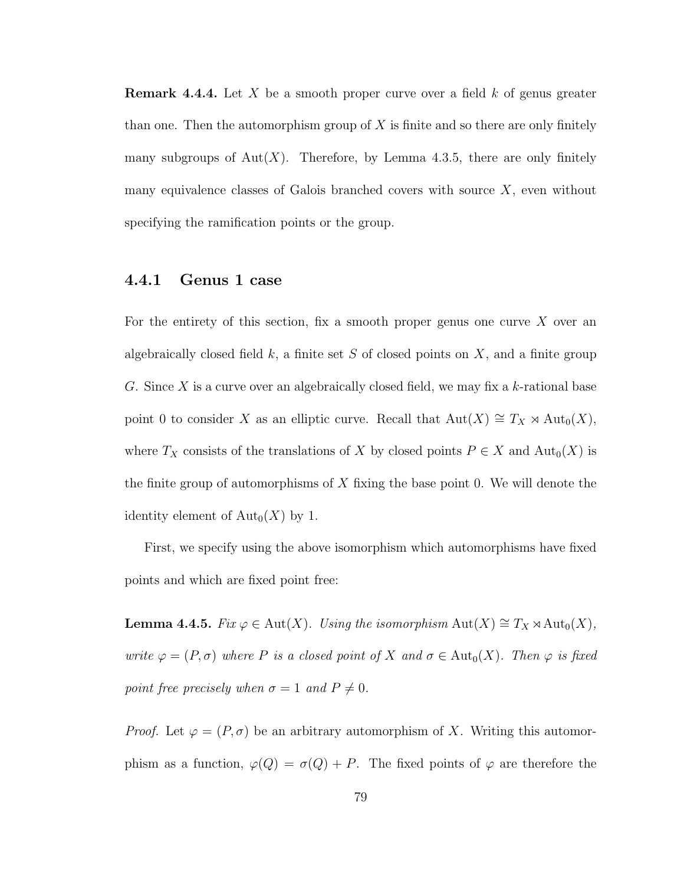**Remark 4.4.4.** Let $X$ be a smooth proper curve over a field $k$ of genus greater than one. Then the automorphism group of $X$ is finite and so there are only finitely many subgroups of $\mathrm{Aut}(X)$. Therefore, by Lemma 4.3.5, there are only finitely many equivalence classes of Galois branched covers with source $X$, even without specifying the ramification points or the group.

### 4.4.1 Genus 1 case

For the entirety of this section, fix a smooth proper genus one curve $X$ over an algebraically closed field $k$, a finite set $S$ of closed points on $X$, and a finite group $G$. Since $X$ is a curve over an algebraically closed field, we may fix a $k$-rational base point 0 to consider $X$ as an elliptic curve. Recall that $\mathrm{Aut}(X) \cong T_X \rtimes \mathrm{Aut}_0(X)$, where $T_X$ consists of the translations of $X$ by closed points $P \in X$ and $\mathrm{Aut}_0(X)$ is the finite group of automorphisms of $X$ fixing the base point 0. We will denote the identity element of $\mathrm{Aut}_0(X)$ by 1.

First, we specify using the above isomorphism which automorphisms have fixed points and which are fixed point free:

**Lemma 4.4.5.** *Fix $\varphi \in \mathrm{Aut}(X)$. Using the isomorphism $\mathrm{Aut}(X) \cong T_X \rtimes \mathrm{Aut}_0(X)$, write $\varphi = (P, \sigma)$ where $P$ is a closed point of $X$ and $\sigma \in \mathrm{Aut}_0(X)$. Then $\varphi$ is fixed point free precisely when $\sigma = 1$ and $P \neq 0$.*

*Proof.* Let $\varphi = (P, \sigma)$ be an arbitrary automorphism of $X$. Writing this automorphism as a function, $\varphi(Q) = \sigma(Q) + P$. The fixed points of $\varphi$ are therefore the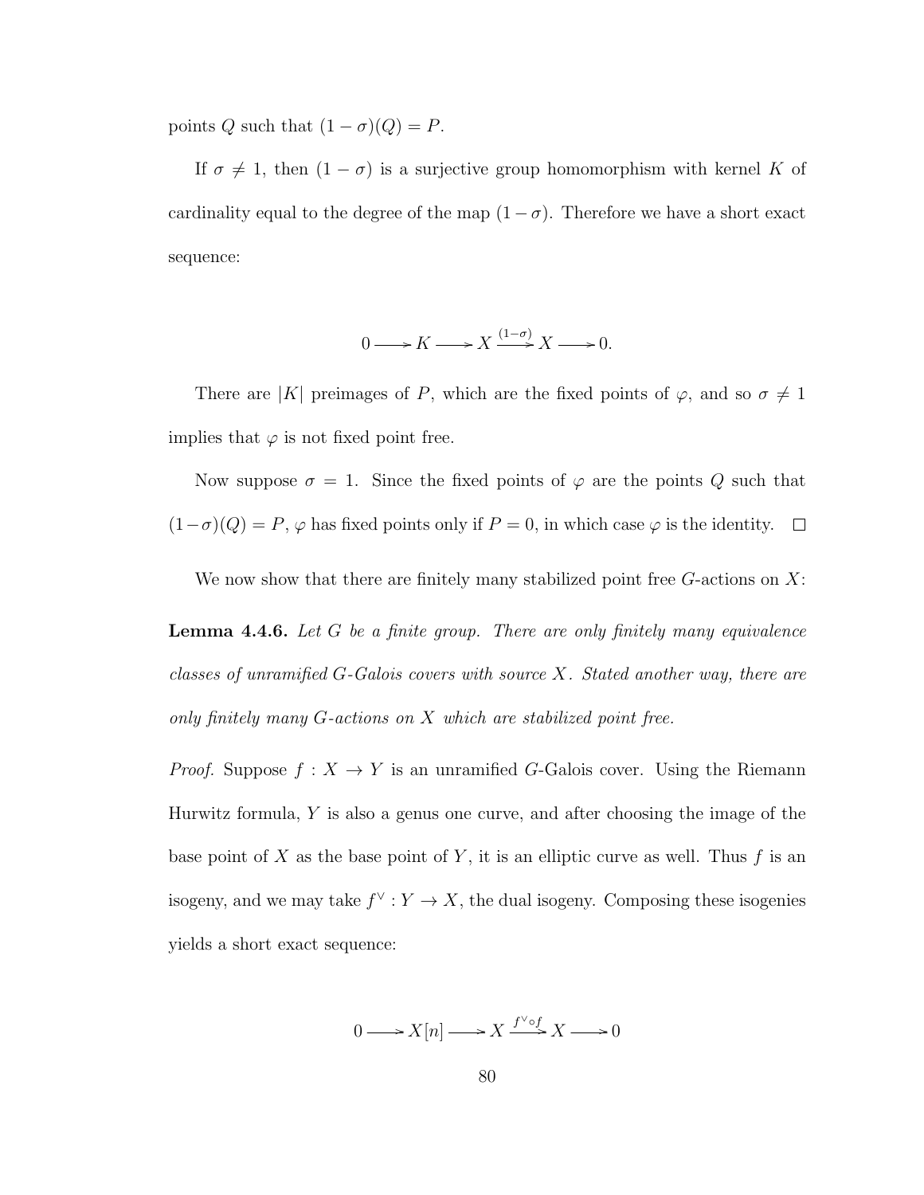points $Q$ such that $(1 - \sigma)(Q) = P$.

If $\sigma \neq 1$, then $(1 - \sigma)$ is a surjective group homomorphism with kernel $K$ of cardinality equal to the degree of the map $(1 - \sigma)$. Therefore we have a short exact sequence:

$$0 \longrightarrow K \longrightarrow X \xrightarrow{(1-\sigma)} X \longrightarrow 0.$$

There are $|K|$ preimages of $P$, which are the fixed points of $\varphi$, and so $\sigma \neq 1$ implies that $\varphi$ is not fixed point free.

Now suppose $\sigma = 1$. Since the fixed points of $\varphi$ are the points $Q$ such that $(1-\sigma)(Q) = P$, $\varphi$ has fixed points only if $P = 0$, in which case $\varphi$ is the identity. $\square$

We now show that there are finitely many stabilized point free $G$-actions on $X$:

**Lemma 4.4.6.** *Let $G$ be a finite group. There are only finitely many equivalence classes of unramified $G$-Galois covers with source $X$. Stated another way, there are only finitely many $G$-actions on $X$ which are stabilized point free.*

*Proof.* Suppose $f : X \to Y$ is an unramified $G$-Galois cover. Using the Riemann Hurwitz formula, $Y$ is also a genus one curve, and after choosing the image of the base point of $X$ as the base point of $Y$, it is an elliptic curve as well. Thus $f$ is an isogeny, and we may take $f^\vee : Y \to X$, the dual isogeny. Composing these isogenies yields a short exact sequence:

$$0 \longrightarrow X[n] \longrightarrow X \xrightarrow{f^\vee \circ f} X \longrightarrow 0$$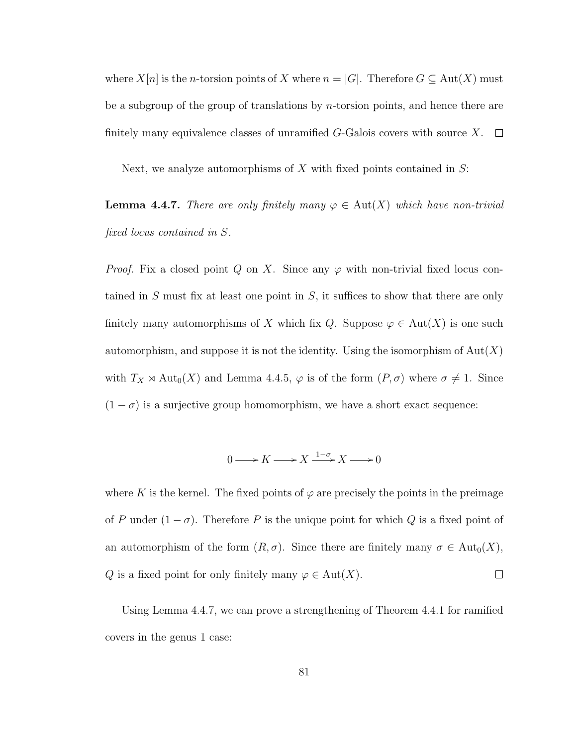where $X[n]$ is the $n$-torsion points of $X$ where $n = |G|$. Therefore $G \subseteq \mathrm{Aut}(X)$ must be a subgroup of the group of translations by $n$-torsion points, and hence there are finitely many equivalence classes of unramified $G$-Galois covers with source $X$. $\square$

Next, we analyze automorphisms of $X$ with fixed points contained in $S$:

**Lemma 4.4.7.** *There are only finitely many $\varphi \in \mathrm{Aut}(X)$ which have non-trivial fixed locus contained in $S$.*

*Proof.* Fix a closed point $Q$ on $X$. Since any $\varphi$ with non-trivial fixed locus contained in $S$ must fix at least one point in $S$, it suffices to show that there are only finitely many automorphisms of $X$ which fix $Q$. Suppose $\varphi \in \mathrm{Aut}(X)$ is one such automorphism, and suppose it is not the identity. Using the isomorphism of $\mathrm{Aut}(X)$ with $T_X \rtimes \mathrm{Aut}_0(X)$ and Lemma 4.4.5, $\varphi$ is of the form $(P, \sigma)$ where $\sigma \neq 1$. Since $(1 - \sigma)$ is a surjective group homomorphism, we have a short exact sequence:

$$0 \longrightarrow K \longrightarrow X \xrightarrow{1-\sigma} X \longrightarrow 0$$

where $K$ is the kernel. The fixed points of $\varphi$ are precisely the points in the preimage of $P$ under $(1 - \sigma)$. Therefore $P$ is the unique point for which $Q$ is a fixed point of an automorphism of the form $(R, \sigma)$. Since there are finitely many $\sigma \in \mathrm{Aut}_0(X)$, $Q$ is a fixed point for only finitely many $\varphi \in \mathrm{Aut}(X)$. $\square$

Using Lemma 4.4.7, we can prove a strengthening of Theorem 4.4.1 for ramified covers in the genus 1 case: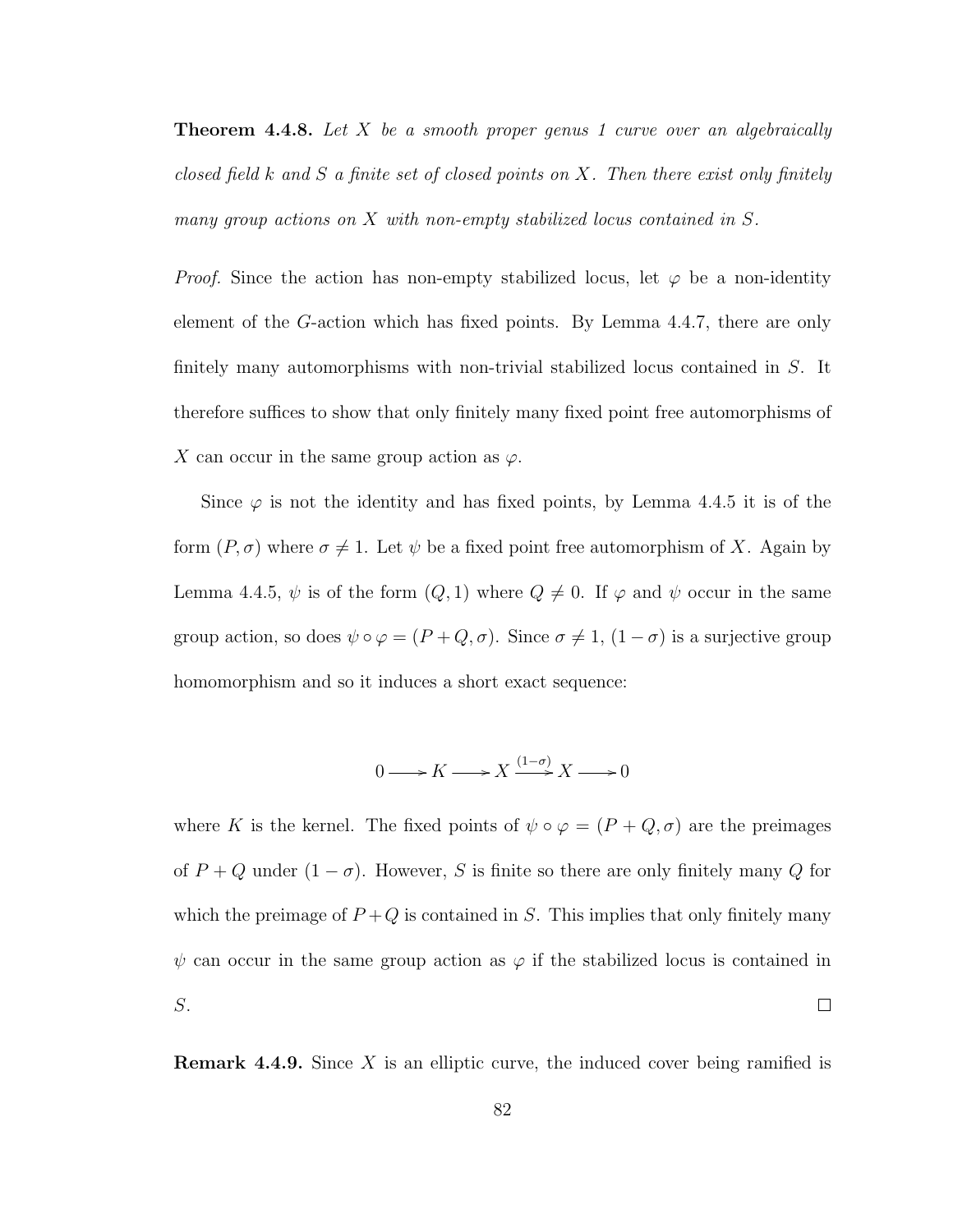**Theorem 4.4.8.** *Let $X$ be a smooth proper genus 1 curve over an algebraically closed field $k$ and $S$ a finite set of closed points on $X$. Then there exist only finitely many group actions on $X$ with non-empty stabilized locus contained in $S$.*

*Proof.* Since the action has non-empty stabilized locus, let $\varphi$ be a non-identity element of the $G$-action which has fixed points. By Lemma 4.4.7, there are only finitely many automorphisms with non-trivial stabilized locus contained in $S$. It therefore suffices to show that only finitely many fixed point free automorphisms of $X$ can occur in the same group action as $\varphi$.

Since $\varphi$ is not the identity and has fixed points, by Lemma 4.4.5 it is of the form $(P, \sigma)$ where $\sigma \neq 1$. Let $\psi$ be a fixed point free automorphism of $X$. Again by Lemma 4.4.5, $\psi$ is of the form $(Q, 1)$ where $Q \neq 0$. If $\varphi$ and $\psi$ occur in the same group action, so does $\psi \circ \varphi = (P + Q, \sigma)$. Since $\sigma \neq 1$, $(1 - \sigma)$ is a surjective group homomorphism and so it induces a short exact sequence:

$$0 \longrightarrow K \longrightarrow X \xrightarrow{(1-\sigma)} X \longrightarrow 0$$

where $K$ is the kernel. The fixed points of $\psi \circ \varphi = (P + Q, \sigma)$ are the preimages of $P + Q$ under $(1 - \sigma)$. However, $S$ is finite so there are only finitely many $Q$ for which the preimage of $P + Q$ is contained in $S$. This implies that only finitely many $\psi$ can occur in the same group action as $\varphi$ if the stabilized locus is contained in $S$. $\square$

**Remark 4.4.9.** Since $X$ is an elliptic curve, the induced cover being ramified is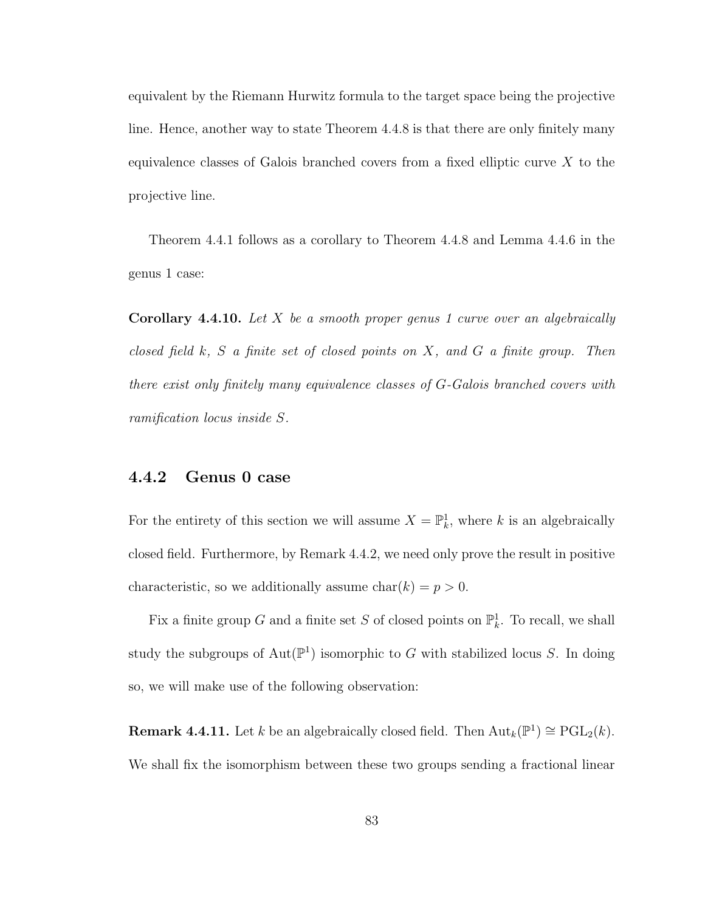equivalent by the Riemann Hurwitz formula to the target space being the projective line. Hence, another way to state Theorem 4.4.8 is that there are only finitely many equivalence classes of Galois branched covers from a fixed elliptic curve $X$ to the projective line.

Theorem 4.4.1 follows as a corollary to Theorem 4.4.8 and Lemma 4.4.6 in the genus 1 case:

**Corollary 4.4.10.** *Let $X$ be a smooth proper genus 1 curve over an algebraically closed field $k$, $S$ a finite set of closed points on $X$, and $G$ a finite group. Then there exist only finitely many equivalence classes of $G$-Galois branched covers with ramification locus inside $S$.*

### 4.4.2 Genus 0 case

For the entirety of this section we will assume $X = \mathbb{P}^1_k$, where $k$ is an algebraically closed field. Furthermore, by Remark 4.4.2, we need only prove the result in positive characteristic, so we additionally assume $\text{char}(k) = p > 0$.

Fix a finite group $G$ and a finite set $S$ of closed points on $\mathbb{P}^1_k$. To recall, we shall study the subgroups of $\text{Aut}(\mathbb{P}^1)$ isomorphic to $G$ with stabilized locus $S$. In doing so, we will make use of the following observation:

**Remark 4.4.11.** Let $k$ be an algebraically closed field. Then $\text{Aut}_k(\mathbb{P}^1) \cong \text{PGL}_2(k)$. We shall fix the isomorphism between these two groups sending a fractional linear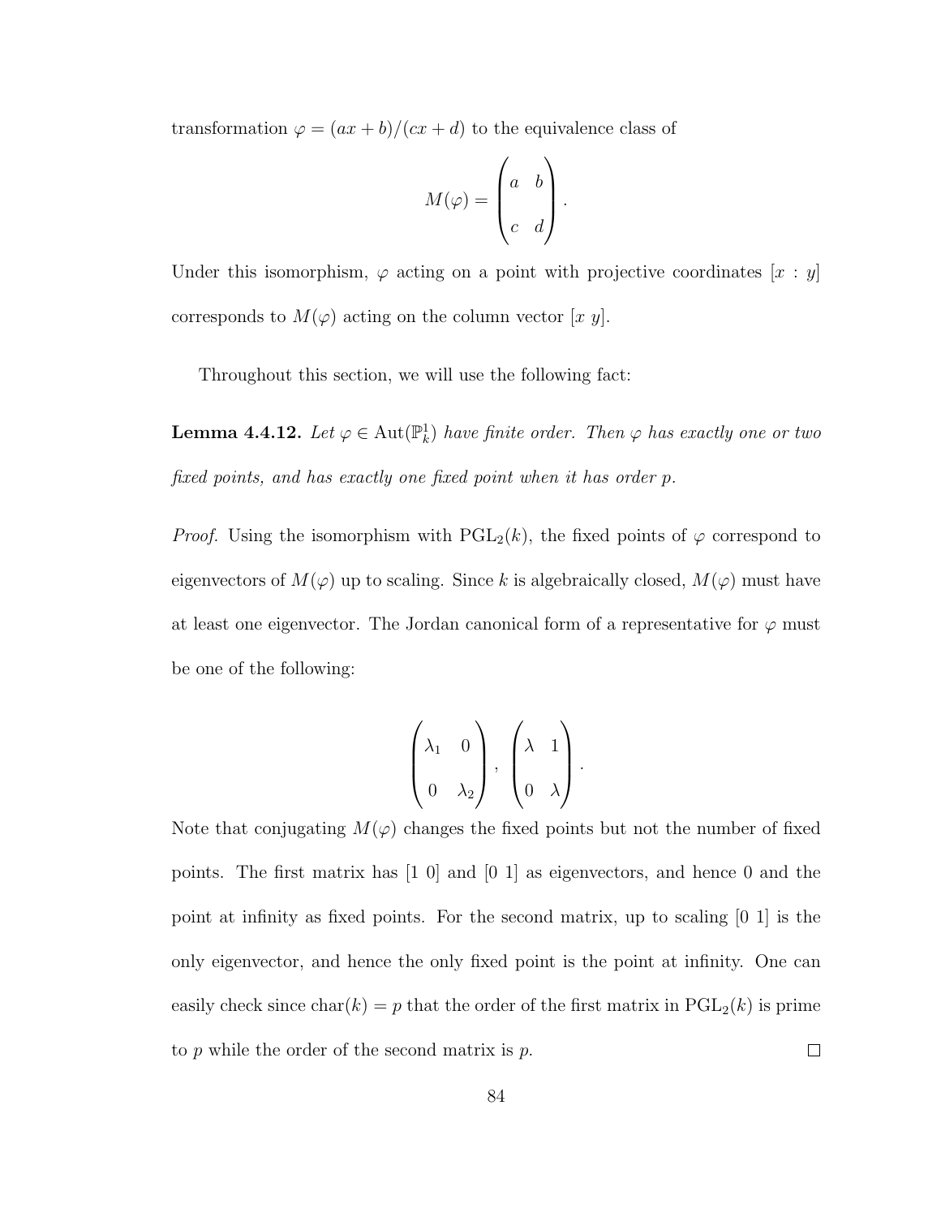transformation $\varphi = (ax + b)/(cx + d)$ to the equivalence class of

$$M(\varphi) = \begin{pmatrix} a & b \\ c & d \end{pmatrix}.$$

Under this isomorphism, $\varphi$ acting on a point with projective coordinates $[x : y]$ corresponds to $M(\varphi)$ acting on the column vector $[x\ y]$.

Throughout this section, we will use the following fact:

**Lemma 4.4.12.** *Let $\varphi \in \mathrm{Aut}(\mathbb{P}^1_k)$ have finite order. Then $\varphi$ has exactly one or two fixed points, and has exactly one fixed point when it has order $p$.*

*Proof.* Using the isomorphism with $\mathrm{PGL}_2(k)$, the fixed points of $\varphi$ correspond to eigenvectors of $M(\varphi)$ up to scaling. Since $k$ is algebraically closed, $M(\varphi)$ must have at least one eigenvector. The Jordan canonical form of a representative for $\varphi$ must be one of the following:

$$\begin{pmatrix} \lambda_1 & 0 \\ 0 & \lambda_2 \end{pmatrix}, \begin{pmatrix} \lambda & 1 \\ 0 & \lambda \end{pmatrix}.$$

Note that conjugating $M(\varphi)$ changes the fixed points but not the number of fixed points. The first matrix has $[1\ 0]$ and $[0\ 1]$ as eigenvectors, and hence 0 and the point at infinity as fixed points. For the second matrix, up to scaling $[0\ 1]$ is the only eigenvector, and hence the only fixed point is the point at infinity. One can easily check since $\mathrm{char}(k) = p$ that the order of the first matrix in $\mathrm{PGL}_2(k)$ is prime to $p$ while the order of the second matrix is $p$. $\square$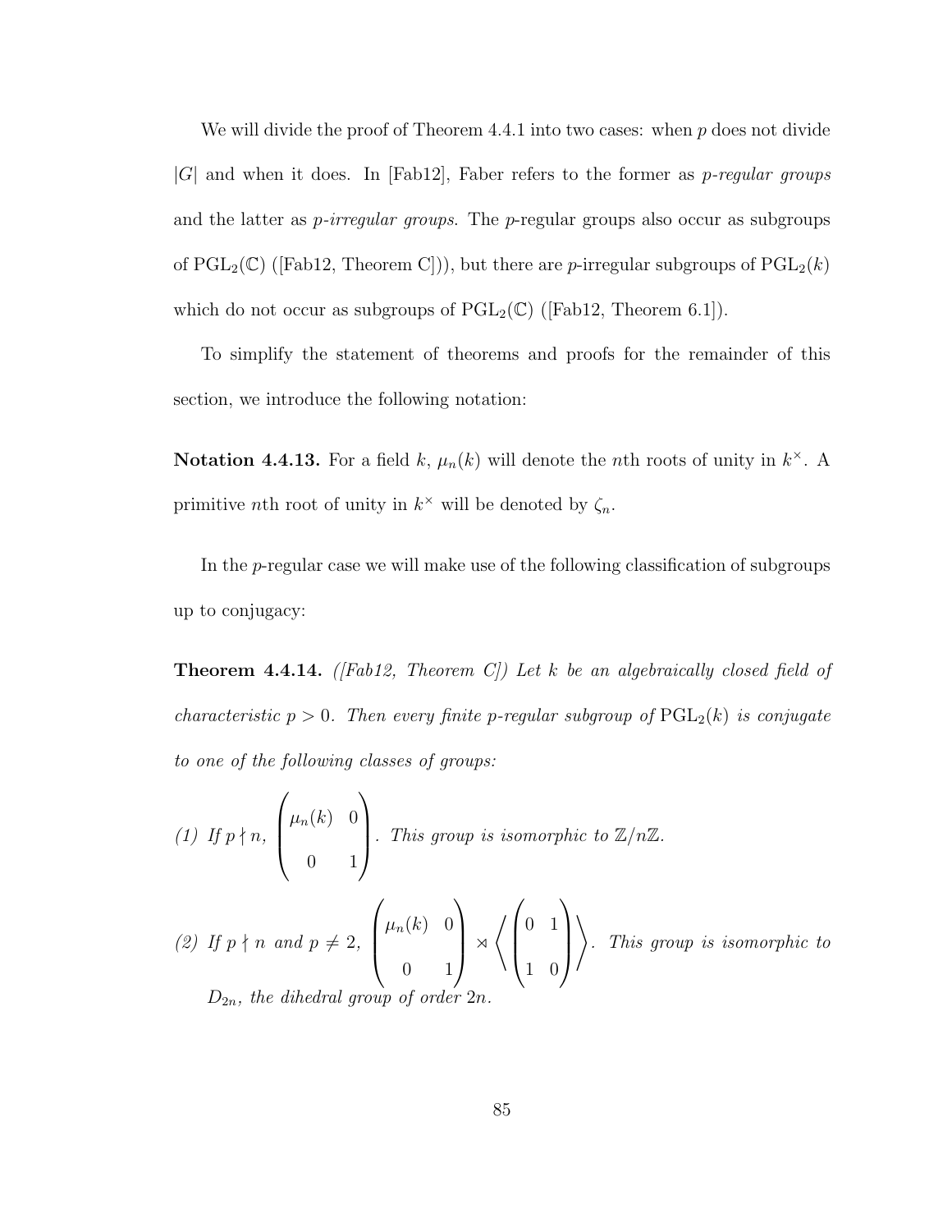We will divide the proof of Theorem 4.4.1 into two cases: when $p$ does not divide $|G|$ and when it does. In [Fab12], Faber refers to the former as *p-regular groups* and the latter as *p-irregular groups*. The $p$-regular groups also occur as subgroups of $\mathrm{PGL}_2(\mathbb{C})$ ([Fab12, Theorem C])), but there are $p$-irregular subgroups of $\mathrm{PGL}_2(k)$ which do not occur as subgroups of $\mathrm{PGL}_2(\mathbb{C})$ ([Fab12, Theorem 6.1]).

To simplify the statement of theorems and proofs for the remainder of this section, we introduce the following notation:

**Notation 4.4.13.** For a field $k$, $\mu_n(k)$ will denote the $n$th roots of unity in $k^\times$. A primitive $n$th root of unity in $k^\times$ will be denoted by $\zeta_n$.

In the $p$-regular case we will make use of the following classification of subgroups up to conjugacy:

**Theorem 4.4.14.** *([Fab12, Theorem C]) Let $k$ be an algebraically closed field of characteristic $p > 0$. Then every finite $p$-regular subgroup of $\mathrm{PGL}_2(k)$ is conjugate to one of the following classes of groups:*

*(1) If $p \nmid n$, $\begin{pmatrix} \mu_n(k) & 0 \\ 0 & 1 \end{pmatrix}$. This group is isomorphic to $\mathbb{Z}/n\mathbb{Z}$.*

*(2) If $p \nmid n$ and $p \neq 2$, $\begin{pmatrix} \mu_n(k) & 0 \\ 0 & 1 \end{pmatrix} \rtimes \left\langle \begin{pmatrix} 0 & 1 \\ 1 & 0 \end{pmatrix} \right\rangle$. This group is isomorphic to $D_{2n}$, the dihedral group of order $2n$.*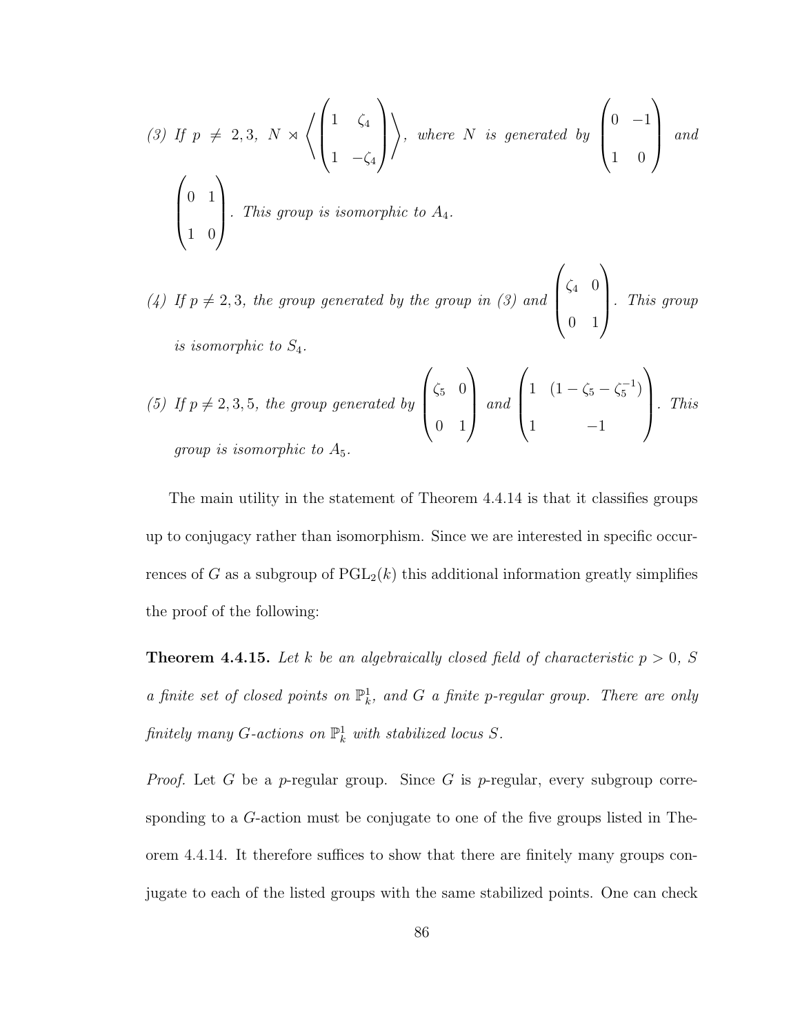(3) *If* $p \neq 2, 3$, $N \rtimes \left\langle \begin{pmatrix} 1 & \zeta_4 \\ 1 & -\zeta_4 \end{pmatrix} \right\rangle$, *where* $N$ *is generated by* $\begin{pmatrix} 0 & -1 \\ 1 & 0 \end{pmatrix}$ *and* $\begin{pmatrix} 0 & 1 \\ 1 & 0 \end{pmatrix}$. *This group is isomorphic to* $A_4$.

(4) *If* $p \neq 2, 3$, *the group generated by the group in (3) and* $\begin{pmatrix} \zeta_4 & 0 \\ 0 & 1 \end{pmatrix}$. *This group is isomorphic to* $S_4$.

(5) *If* $p \neq 2, 3, 5$, *the group generated by* $\begin{pmatrix} \zeta_5 & 0 \\ 0 & 1 \end{pmatrix}$ *and* $\begin{pmatrix} 1 & (1 - \zeta_5 - \zeta_5^{-1}) \\ 1 & -1 \end{pmatrix}$. *This group is isomorphic to* $A_5$.

The main utility in the statement of Theorem 4.4.14 is that it classifies groups up to conjugacy rather than isomorphism. Since we are interested in specific occurrences of $G$ as a subgroup of $\mathrm{PGL}_2(k)$ this additional information greatly simplifies the proof of the following:

**Theorem 4.4.15.** *Let* $k$ *be an algebraically closed field of characteristic* $p > 0$, $S$ *a finite set of closed points on* $\mathbb{P}^1_k$, *and* $G$ *a finite* $p$*-regular group. There are only finitely many* $G$*-actions on* $\mathbb{P}^1_k$ *with stabilized locus* $S$.

*Proof.* Let $G$ be a $p$-regular group. Since $G$ is $p$-regular, every subgroup corresponding to a $G$-action must be conjugate to one of the five groups listed in Theorem 4.4.14. It therefore suffices to show that there are finitely many groups conjugate to each of the listed groups with the same stabilized points. One can check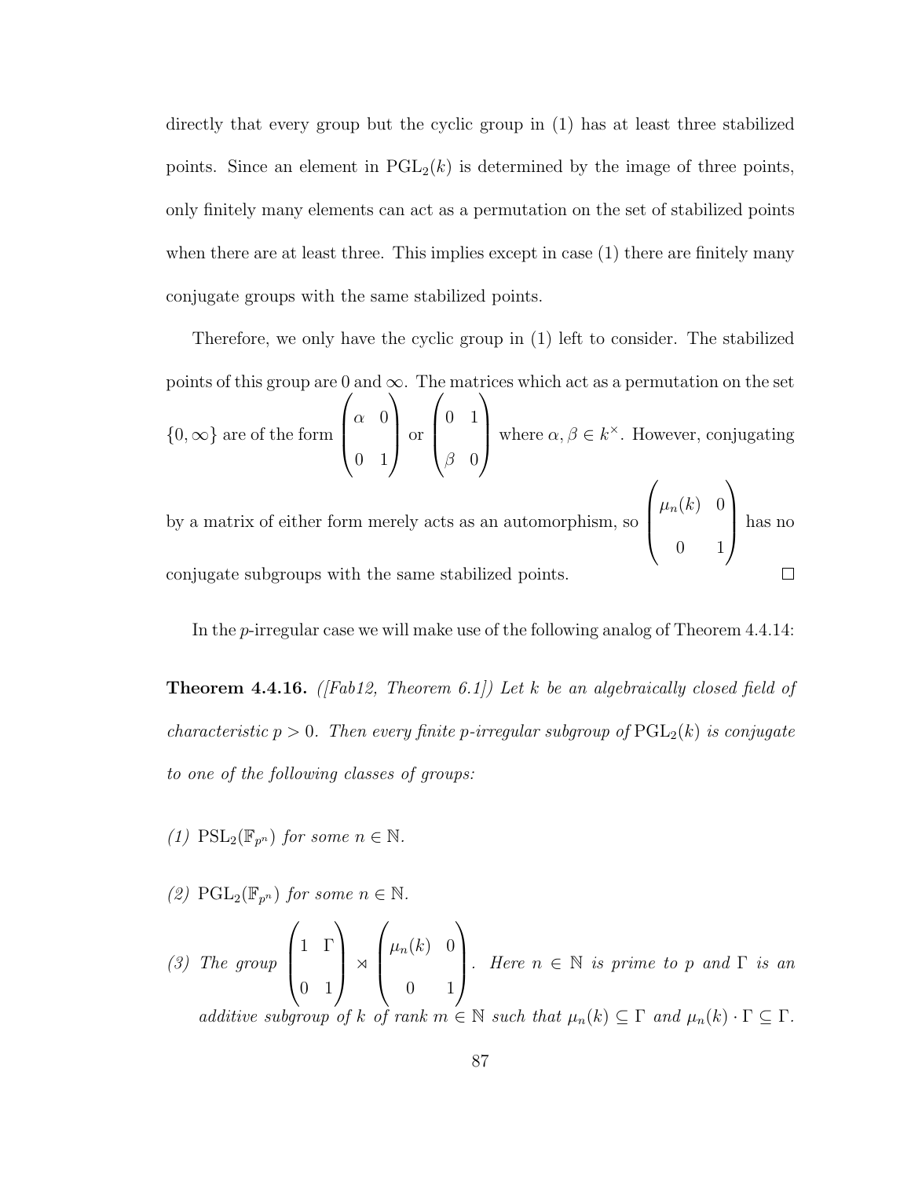directly that every group but the cyclic group in (1) has at least three stabilized points. Since an element in $\mathrm{PGL}_2(k)$ is determined by the image of three points, only finitely many elements can act as a permutation on the set of stabilized points when there are at least three. This implies except in case (1) there are finitely many conjugate groups with the same stabilized points.

Therefore, we only have the cyclic group in (1) left to consider. The stabilized points of this group are 0 and $\infty$. The matrices which act as a permutation on the set $\{0, \infty\}$ are of the form $\begin{pmatrix} \alpha & 0 \\ 0 & 1 \end{pmatrix}$ or $\begin{pmatrix} 0 & 1 \\ \beta & 0 \end{pmatrix}$ where $\alpha, \beta \in k^{\times}$. However, conjugating by a matrix of either form merely acts as an automorphism, so $\begin{pmatrix} \mu_n(k) & 0 \\ 0 & 1 \end{pmatrix}$ has no conjugate subgroups with the same stabilized points. $\square$

In the $p$-irregular case we will make use of the following analog of Theorem 4.4.14:

**Theorem 4.4.16.** *([Fab12, Theorem 6.1]) Let $k$ be an algebraically closed field of characteristic $p > 0$. Then every finite $p$-irregular subgroup of $\mathrm{PGL}_2(k)$ is conjugate to one of the following classes of groups:*

*(1) $\mathrm{PSL}_2(\mathbb{F}_{p^n})$ for some $n \in \mathbb{N}$.*

*(2) $\mathrm{PGL}_2(\mathbb{F}_{p^n})$ for some $n \in \mathbb{N}$.*

*(3) The group $\begin{pmatrix} 1 & \Gamma \\ 0 & 1 \end{pmatrix} \rtimes \begin{pmatrix} \mu_n(k) & 0 \\ 0 & 1 \end{pmatrix}$. Here $n \in \mathbb{N}$ is prime to $p$ and $\Gamma$ is an additive subgroup of $k$ of rank $m \in \mathbb{N}$ such that $\mu_n(k) \subseteq \Gamma$ and $\mu_n(k) \cdot \Gamma \subseteq \Gamma$.*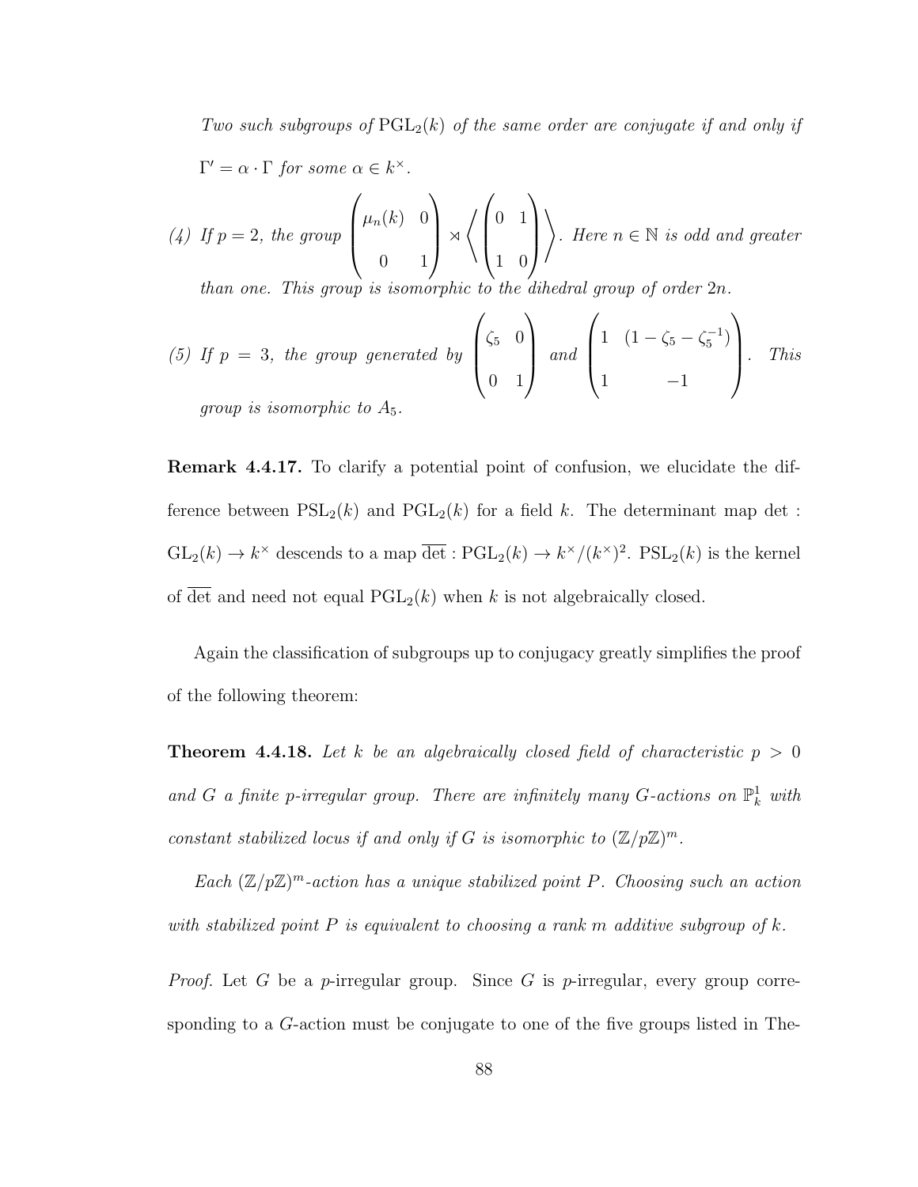*Two such subgroups of $\mathrm{PGL}_2(k)$ of the same order are conjugate if and only if $\Gamma' = \alpha \cdot \Gamma$ for some $\alpha \in k^\times$.*

*(4) If $p = 2$, the group $\begin{pmatrix} \mu_n(k) & 0 \\ 0 & 1 \end{pmatrix} \rtimes \left\langle \begin{pmatrix} 0 & 1 \\ 1 & 0 \end{pmatrix} \right\rangle$. Here $n \in \mathbb{N}$ is odd and greater than one. This group is isomorphic to the dihedral group of order $2n$.*

*(5) If $p = 3$, the group generated by $\begin{pmatrix} \zeta_5 & 0 \\ 0 & 1 \end{pmatrix}$ and $\begin{pmatrix} 1 & (1 - \zeta_5 - \zeta_5^{-1}) \\ 1 & -1 \end{pmatrix}$. This group is isomorphic to $A_5$.*

**Remark 4.4.17.** To clarify a potential point of confusion, we elucidate the difference between $\mathrm{PSL}_2(k)$ and $\mathrm{PGL}_2(k)$ for a field $k$. The determinant map $\det : \mathrm{GL}_2(k) \to k^\times$ descends to a map $\overline{\det} : \mathrm{PGL}_2(k) \to k^\times/(k^\times)^2$. $\mathrm{PSL}_2(k)$ is the kernel of $\overline{\det}$ and need not equal $\mathrm{PGL}_2(k)$ when $k$ is not algebraically closed.

Again the classification of subgroups up to conjugacy greatly simplifies the proof of the following theorem:

**Theorem 4.4.18.** *Let $k$ be an algebraically closed field of characteristic $p > 0$ and $G$ a finite $p$-irregular group. There are infinitely many $G$-actions on $\mathbb{P}^1_k$ with constant stabilized locus if and only if $G$ is isomorphic to $(\mathbb{Z}/p\mathbb{Z})^m$.*

*Each $(\mathbb{Z}/p\mathbb{Z})^m$-action has a unique stabilized point $P$. Choosing such an action with stabilized point $P$ is equivalent to choosing a rank $m$ additive subgroup of $k$.*

*Proof.* Let $G$ be a $p$-irregular group. Since $G$ is $p$-irregular, every group corresponding to a $G$-action must be conjugate to one of the five groups listed in The-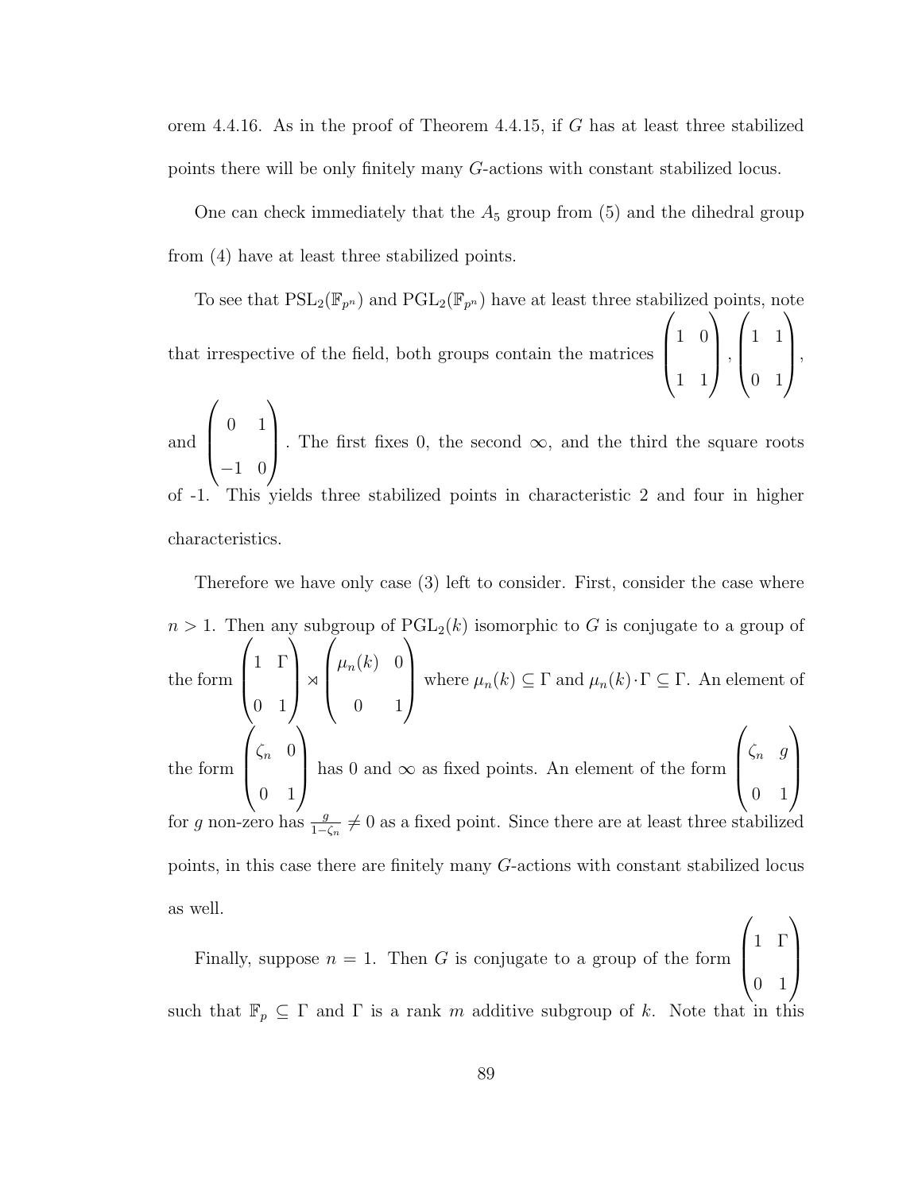orem 4.4.16. As in the proof of Theorem 4.4.15, if $G$ has at least three stabilized points there will be only finitely many $G$-actions with constant stabilized locus.

One can check immediately that the $A_5$ group from (5) and the dihedral group from (4) have at least three stabilized points.

To see that $\mathrm{PSL}_2(\mathbb{F}_{p^n})$ and $\mathrm{PGL}_2(\mathbb{F}_{p^n})$ have at least three stabilized points, note that irrespective of the field, both groups contain the matrices $\begin{pmatrix} 1 & 0 \\ 1 & 1 \end{pmatrix}$, $\begin{pmatrix} 1 & 1 \\ 0 & 1 \end{pmatrix}$, and $\begin{pmatrix} 0 & 1 \\ -1 & 0 \end{pmatrix}$. The first fixes 0, the second $\infty$, and the third the square roots of -1. This yields three stabilized points in characteristic 2 and four in higher characteristics.

Therefore we have only case (3) left to consider. First, consider the case where $n > 1$. Then any subgroup of $\mathrm{PGL}_2(k)$ isomorphic to $G$ is conjugate to a group of the form $\begin{pmatrix} 1 & \Gamma \\ 0 & 1 \end{pmatrix} \rtimes \begin{pmatrix} \mu_n(k) & 0 \\ 0 & 1 \end{pmatrix}$ where $\mu_n(k) \subseteq \Gamma$ and $\mu_n(k) \cdot \Gamma \subseteq \Gamma$. An element of the form $\begin{pmatrix} \zeta_n & 0 \\ 0 & 1 \end{pmatrix}$ has 0 and $\infty$ as fixed points. An element of the form $\begin{pmatrix} \zeta_n & g \\ 0 & 1 \end{pmatrix}$ for $g$ non-zero has $\frac{g}{1-\zeta_n} \neq 0$ as a fixed point. Since there are at least three stabilized points, in this case there are finitely many $G$-actions with constant stabilized locus as well.

Finally, suppose $n = 1$. Then $G$ is conjugate to a group of the form $\begin{pmatrix} 1 & \Gamma \\ 0 & 1 \end{pmatrix}$ such that $\mathbb{F}_p \subseteq \Gamma$ and $\Gamma$ is a rank $m$ additive subgroup of $k$. Note that in this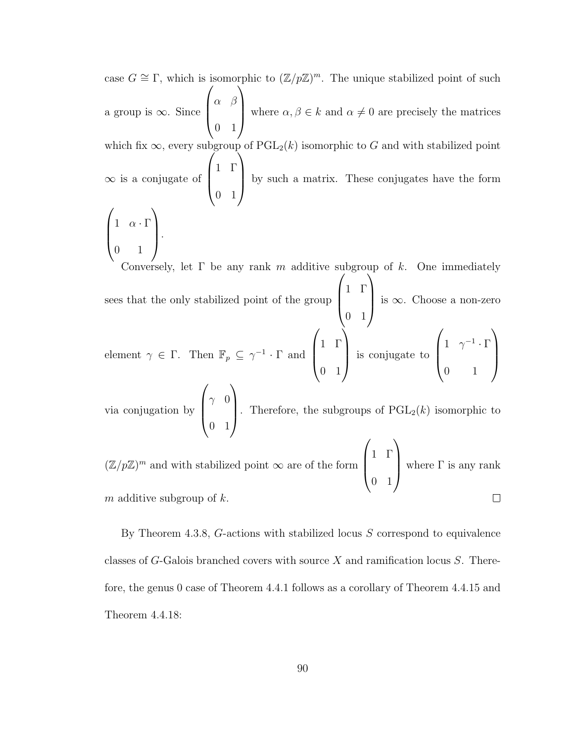case $G \cong \Gamma$, which is isomorphic to $(\mathbb{Z}/p\mathbb{Z})^m$. The unique stabilized point of such a group is $\infty$. Since $\begin{pmatrix} \alpha & \beta \\ 0 & 1 \end{pmatrix}$ where $\alpha, \beta \in k$ and $\alpha \neq 0$ are precisely the matrices which fix $\infty$, every subgroup of $\mathrm{PGL}_2(k)$ isomorphic to $G$ and with stabilized point $\infty$ is a conjugate of $\begin{pmatrix} 1 & \Gamma \\ 0 & 1 \end{pmatrix}$ by such a matrix. These conjugates have the form $\begin{pmatrix} 1 & \alpha \cdot \Gamma \\ 0 & 1 \end{pmatrix}$.

Conversely, let $\Gamma$ be any rank $m$ additive subgroup of $k$. One immediately sees that the only stabilized point of the group $\begin{pmatrix} 1 & \Gamma \\ 0 & 1 \end{pmatrix}$ is $\infty$. Choose a non-zero element $\gamma \in \Gamma$. Then $\mathbb{F}_p \subseteq \gamma^{-1} \cdot \Gamma$ and $\begin{pmatrix} 1 & \Gamma \\ 0 & 1 \end{pmatrix}$ is conjugate to $\begin{pmatrix} 1 & \gamma^{-1} \cdot \Gamma \\ 0 & 1 \end{pmatrix}$ via conjugation by $\begin{pmatrix} \gamma & 0 \\ 0 & 1 \end{pmatrix}$. Therefore, the subgroups of $\mathrm{PGL}_2(k)$ isomorphic to $(\mathbb{Z}/p\mathbb{Z})^m$ and with stabilized point $\infty$ are of the form $\begin{pmatrix} 1 & \Gamma \\ 0 & 1 \end{pmatrix}$ where $\Gamma$ is any rank $m$ additive subgroup of $k$. $\square$

By Theorem 4.3.8, $G$-actions with stabilized locus $S$ correspond to equivalence classes of $G$-Galois branched covers with source $X$ and ramification locus $S$. Therefore, the genus 0 case of Theorem 4.4.1 follows as a corollary of Theorem 4.4.15 and Theorem 4.4.18: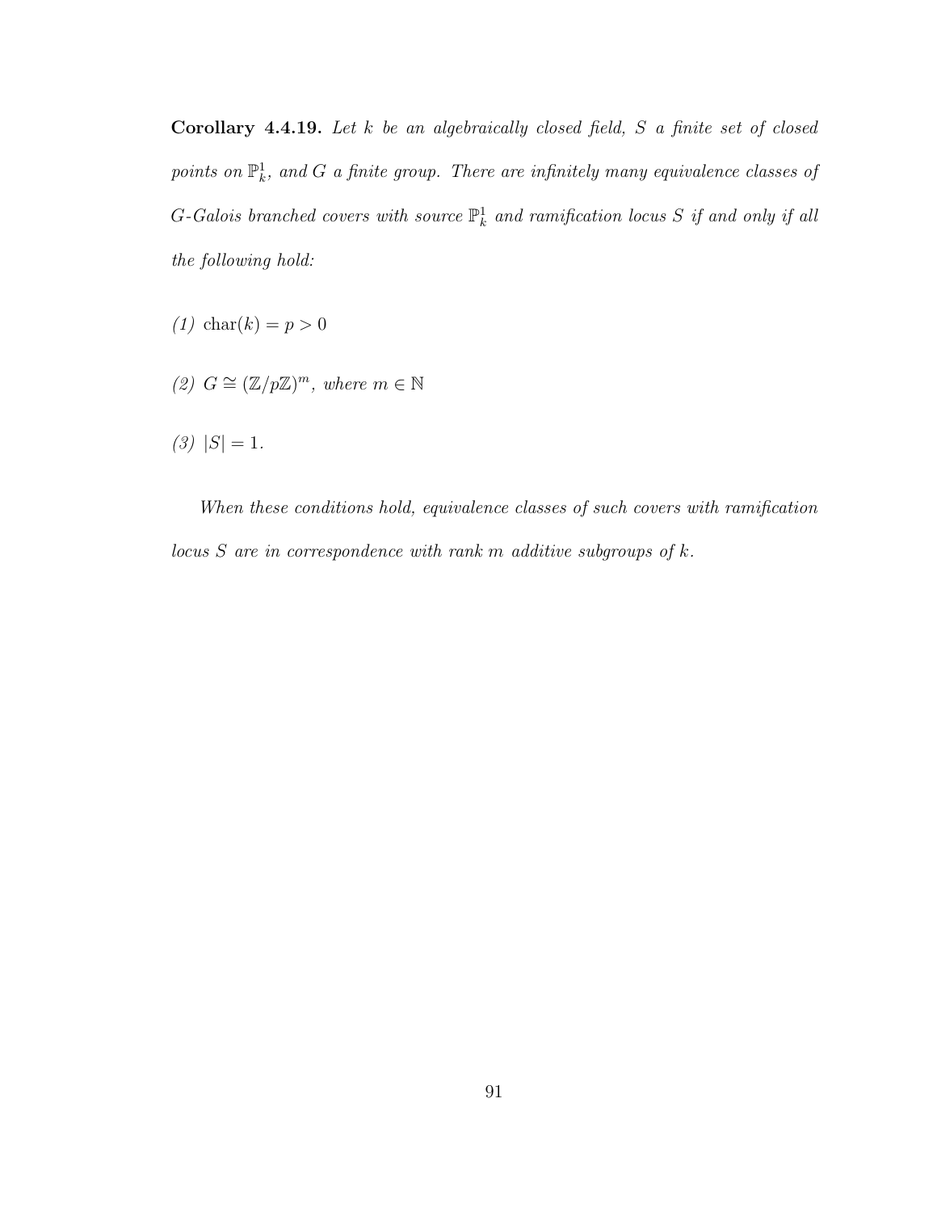**Corollary 4.4.19.** *Let $k$ be an algebraically closed field, $S$ a finite set of closed points on $\mathbb{P}^1_k$, and $G$ a finite group. There are infinitely many equivalence classes of $G$-Galois branched covers with source $\mathbb{P}^1_k$ and ramification locus $S$ if and only if all the following hold:*

*(1)* $\operatorname{char}(k) = p > 0$

*(2)* $G \cong (\mathbb{Z}/p\mathbb{Z})^m$*, where* $m \in \mathbb{N}$

*(3)* $|S| = 1$.

*When these conditions hold, equivalence classes of such covers with ramification locus $S$ are in correspondence with rank $m$ additive subgroups of $k$.*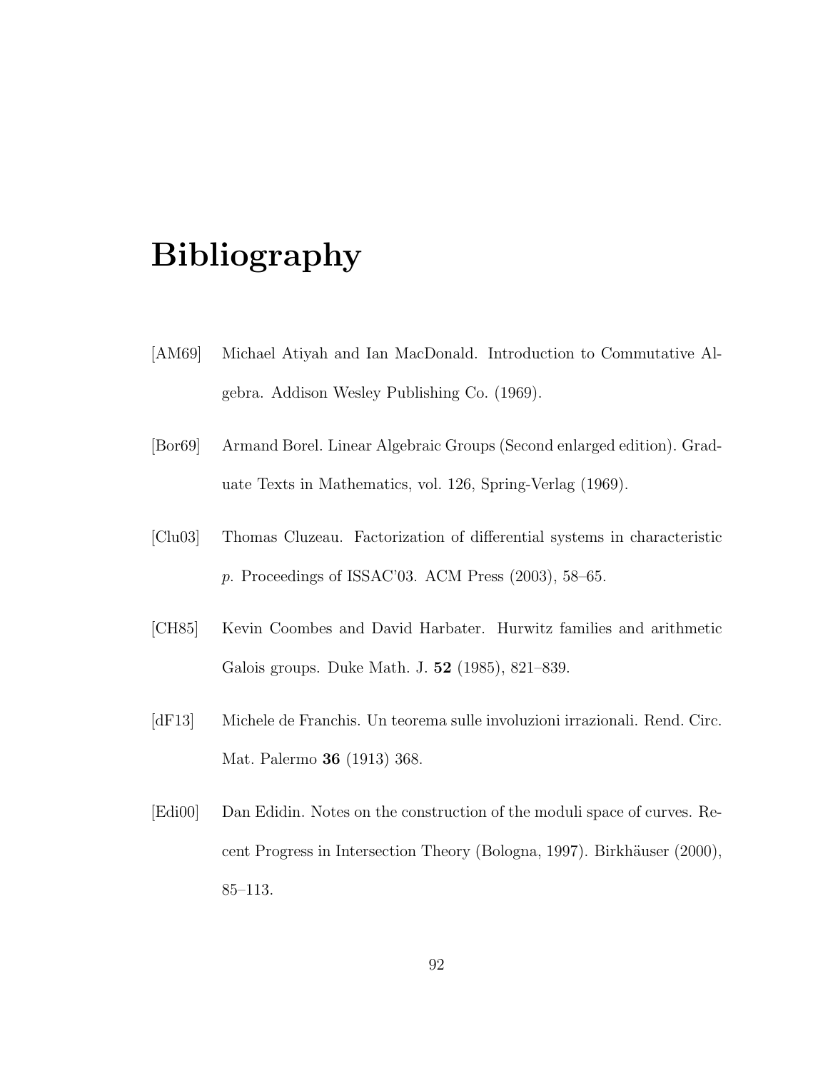# Bibliography

[AM69] Michael Atiyah and Ian MacDonald. Introduction to Commutative Algebra. Addison Wesley Publishing Co. (1969).

[Bor69] Armand Borel. Linear Algebraic Groups (Second enlarged edition). Graduate Texts in Mathematics, vol. 126, Spring-Verlag (1969).

[Clu03] Thomas Cluzeau. Factorization of differential systems in characteristic *p*. Proceedings of ISSAC'03. ACM Press (2003), 58–65.

[CH85] Kevin Coombes and David Harbater. Hurwitz families and arithmetic Galois groups. Duke Math. J. **52** (1985), 821–839.

[dF13] Michele de Franchis. Un teorema sulle involuzioni irrazionali. Rend. Circ. Mat. Palermo **36** (1913) 368.

[Edi00] Dan Edidin. Notes on the construction of the moduli space of curves. Recent Progress in Intersection Theory (Bologna, 1997). Birkhäuser (2000), 85–113.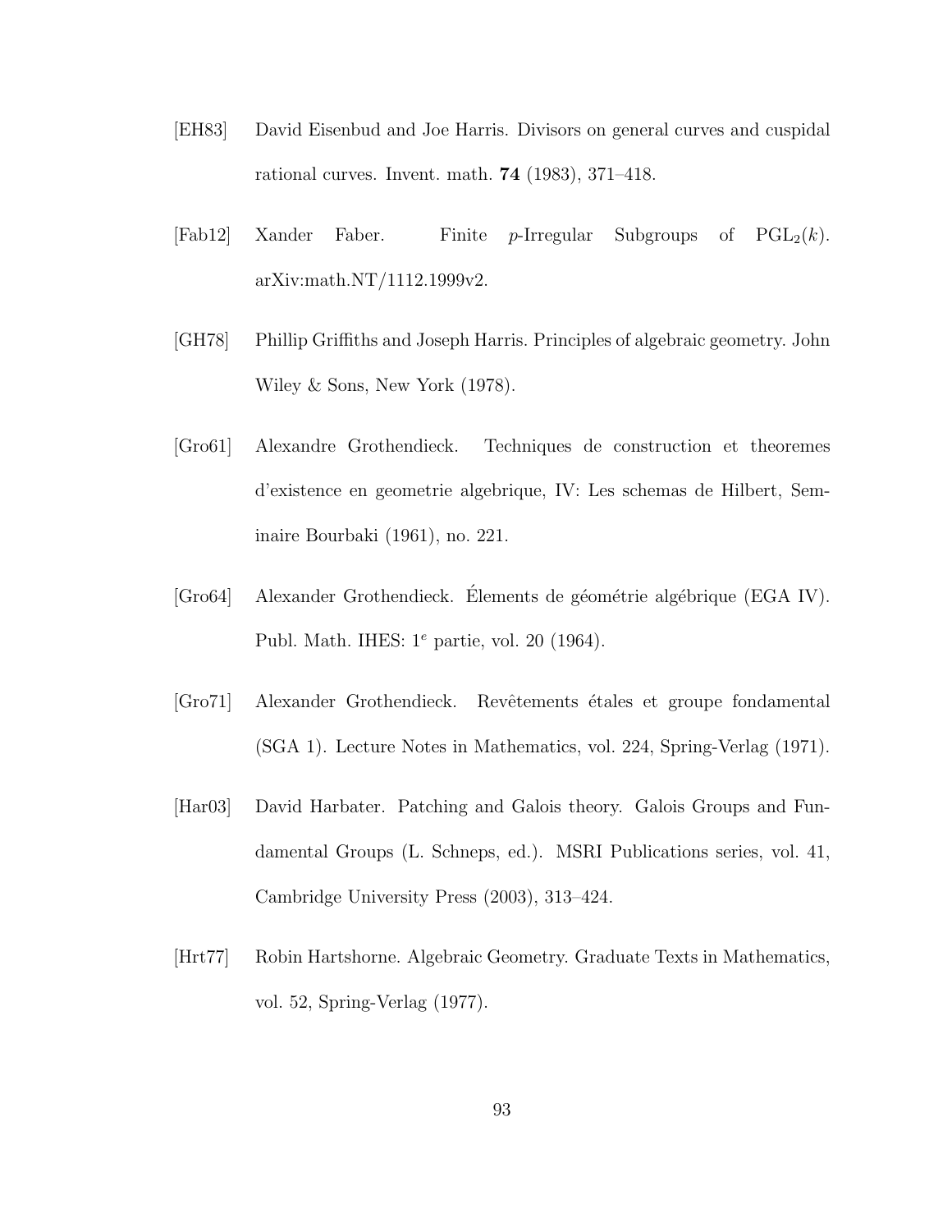[EH83] David Eisenbud and Joe Harris. Divisors on general curves and cuspidal rational curves. Invent. math. **74** (1983), 371–418.

[Fab12] Xander Faber. Finite $p$-Irregular Subgroups of $\mathrm{PGL}_2(k)$. arXiv:math.NT/1112.1999v2.

[GH78] Phillip Griffiths and Joseph Harris. Principles of algebraic geometry. John Wiley & Sons, New York (1978).

[Gro61] Alexandre Grothendieck. Techniques de construction et theoremes d'existence en geometrie algebrique, IV: Les schemas de Hilbert, Seminaire Bourbaki (1961), no. 221.

[Gro64] Alexander Grothendieck. Élements de géométrie algébrique (EGA IV). Publ. Math. IHES: $1^e$ partie, vol. 20 (1964).

[Gro71] Alexander Grothendieck. Revêtements étales et groupe fondamental (SGA 1). Lecture Notes in Mathematics, vol. 224, Spring-Verlag (1971).

[Har03] David Harbater. Patching and Galois theory. Galois Groups and Fundamental Groups (L. Schneps, ed.). MSRI Publications series, vol. 41, Cambridge University Press (2003), 313–424.

[Hrt77] Robin Hartshorne. Algebraic Geometry. Graduate Texts in Mathematics, vol. 52, Spring-Verlag (1977).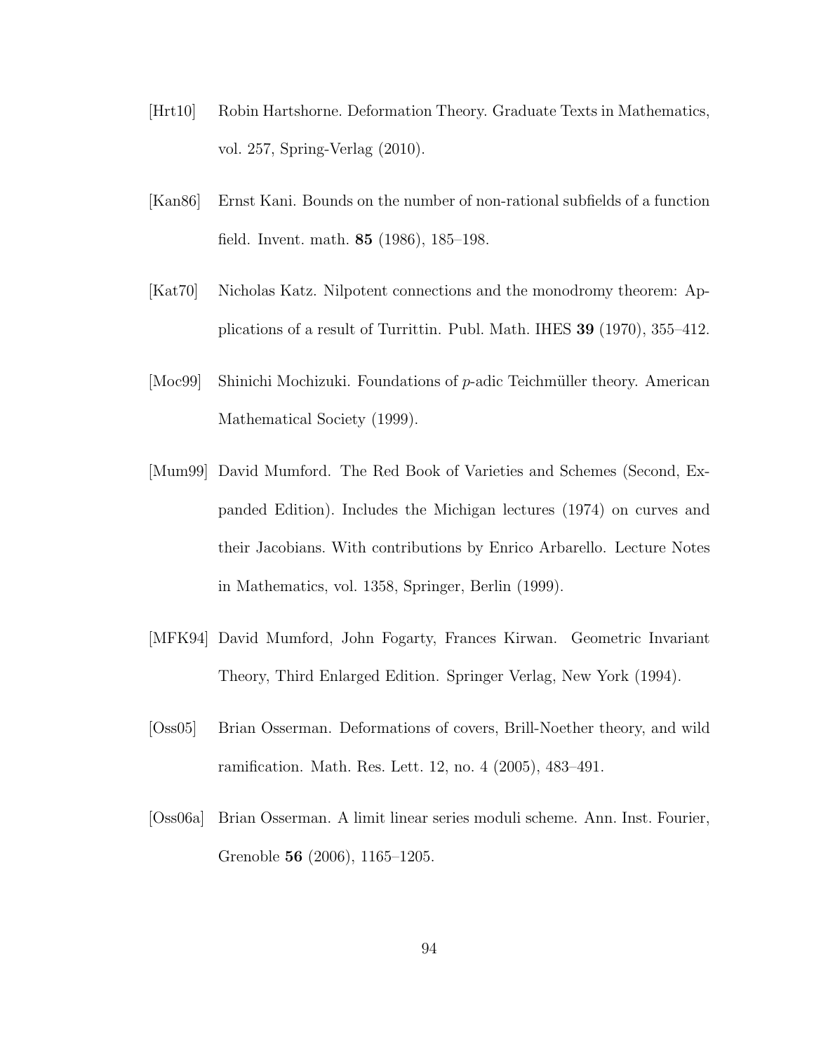[Hrt10] Robin Hartshorne. Deformation Theory. Graduate Texts in Mathematics, vol. 257, Spring-Verlag (2010).

[Kan86] Ernst Kani. Bounds on the number of non-rational subfields of a function field. Invent. math. **85** (1986), 185–198.

[Kat70] Nicholas Katz. Nilpotent connections and the monodromy theorem: Applications of a result of Turrittin. Publ. Math. IHES **39** (1970), 355–412.

[Moc99] Shinichi Mochizuki. Foundations of $p$-adic Teichmüller theory. American Mathematical Society (1999).

[Mum99] David Mumford. The Red Book of Varieties and Schemes (Second, Expanded Edition). Includes the Michigan lectures (1974) on curves and their Jacobians. With contributions by Enrico Arbarello. Lecture Notes in Mathematics, vol. 1358, Springer, Berlin (1999).

[MFK94] David Mumford, John Fogarty, Frances Kirwan. Geometric Invariant Theory, Third Enlarged Edition. Springer Verlag, New York (1994).

[Oss05] Brian Osserman. Deformations of covers, Brill-Noether theory, and wild ramification. Math. Res. Lett. 12, no. 4 (2005), 483–491.

[Oss06a] Brian Osserman. A limit linear series moduli scheme. Ann. Inst. Fourier, Grenoble **56** (2006), 1165–1205.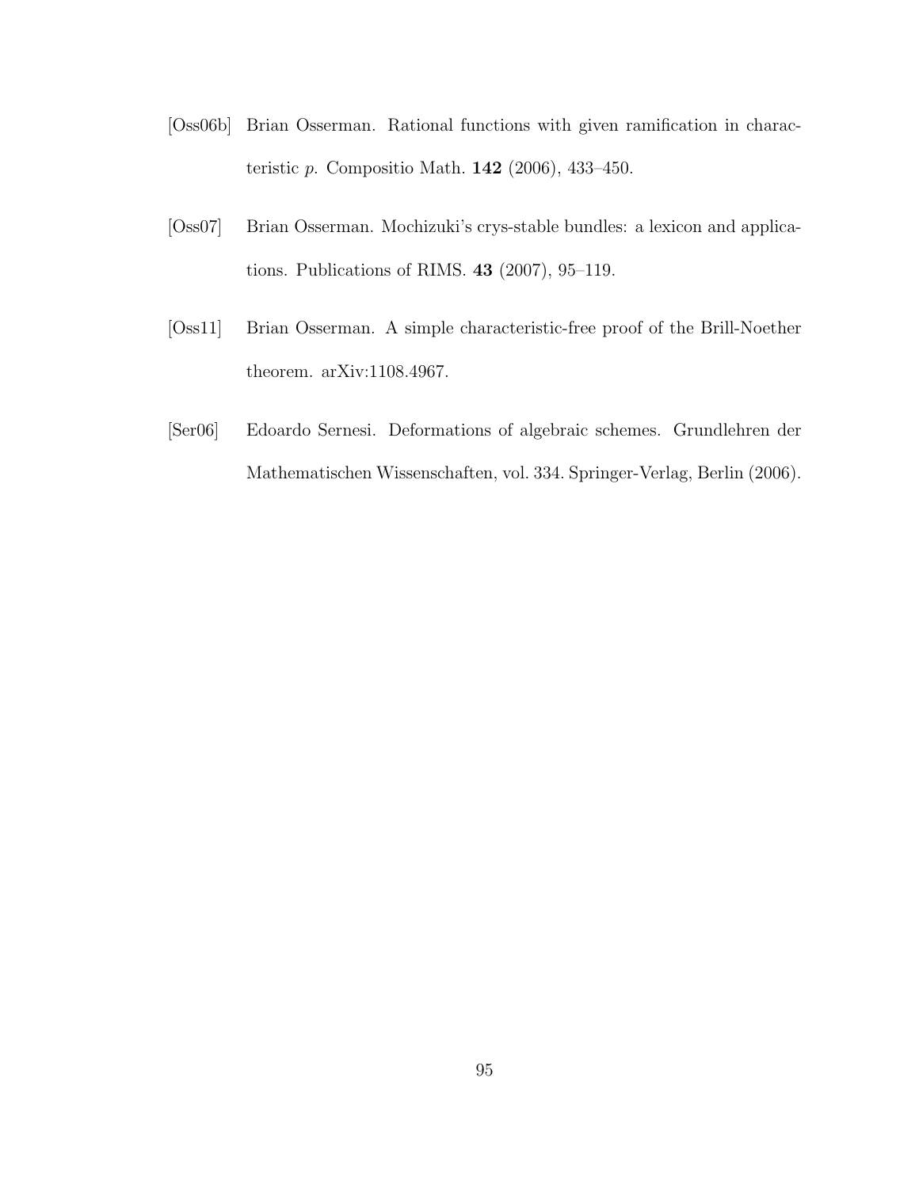[Oss06b] Brian Osserman. Rational functions with given ramification in characteristic $p$. Compositio Math. **142** (2006), 433–450.

[Oss07] Brian Osserman. Mochizuki's crys-stable bundles: a lexicon and applications. Publications of RIMS. **43** (2007), 95–119.

[Oss11] Brian Osserman. A simple characteristic-free proof of the Brill-Noether theorem. arXiv:1108.4967.

[Ser06] Edoardo Sernesi. Deformations of algebraic schemes. Grundlehren der Mathematischen Wissenschaften, vol. 334. Springer-Verlag, Berlin (2006).